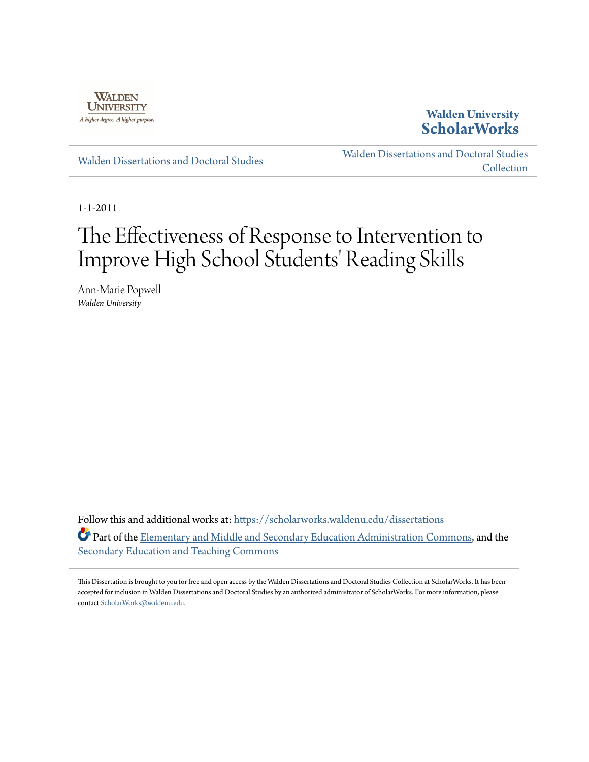Walden University ScholarWorks

Walden Dissertations and Doctoral Studies

Walden Dissertations and Doctoral Studies Collection

1-1-2011

# The Effectiveness of Response to Intervention to Improve High School Students' Reading Skills

Ann-Marie Popwell
*Walden University*

Follow this and additional works at: https://scholarworks.waldenu.edu/dissertations

Part of the Elementary and Middle and Secondary Education Administration Commons, and the Secondary Education and Teaching Commons

This Dissertation is brought to you for free and open access by the Walden Dissertations and Doctoral Studies Collection at ScholarWorks. It has been accepted for inclusion in Walden Dissertations and Doctoral Studies by an authorized administrator of ScholarWorks. For more information, please contact ScholarWorks@waldenu.edu.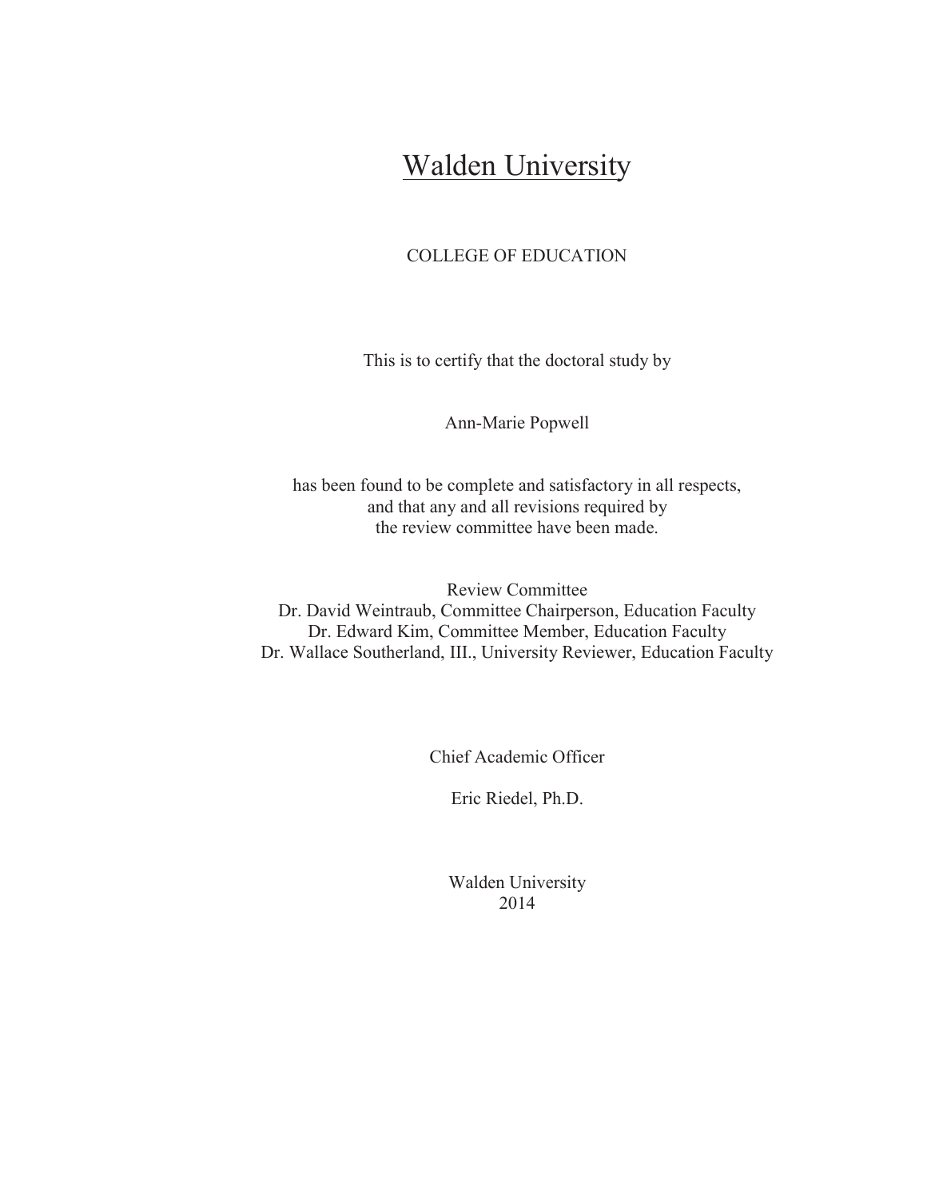# Walden University

COLLEGE OF EDUCATION

This is to certify that the doctoral study by

Ann-Marie Popwell

has been found to be complete and satisfactory in all respects,
and that any and all revisions required by
the review committee have been made.

Review Committee
Dr. David Weintraub, Committee Chairperson, Education Faculty
Dr. Edward Kim, Committee Member, Education Faculty
Dr. Wallace Southerland, III., University Reviewer, Education Faculty

Chief Academic Officer

Eric Riedel, Ph.D.

Walden University
2014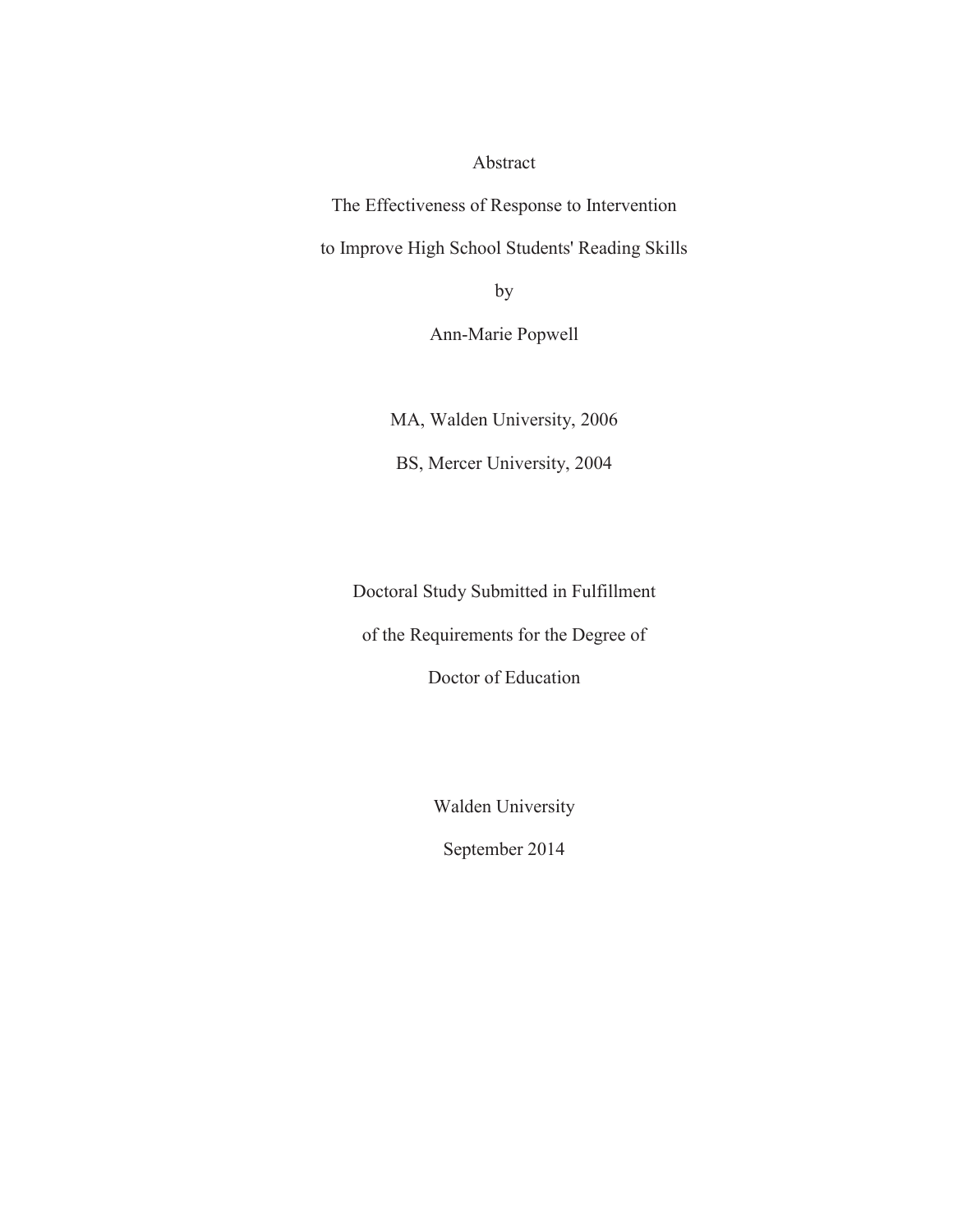# Abstract

The Effectiveness of Response to Intervention

to Improve High School Students' Reading Skills

by

Ann-Marie Popwell

MA, Walden University, 2006

BS, Mercer University, 2004

Doctoral Study Submitted in Fulfillment

of the Requirements for the Degree of

Doctor of Education

Walden University

September 2014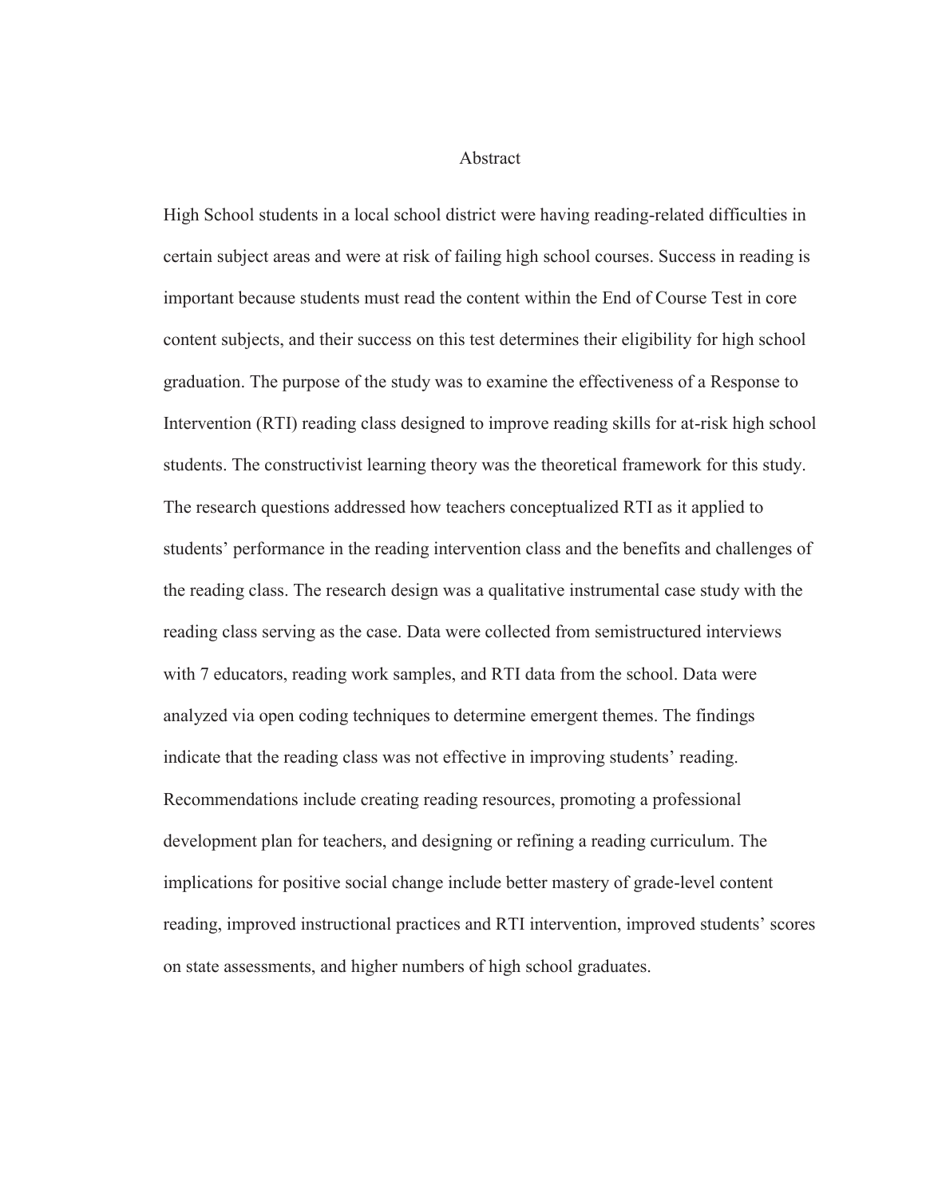# Abstract

High School students in a local school district were having reading-related difficulties in certain subject areas and were at risk of failing high school courses. Success in reading is important because students must read the content within the End of Course Test in core content subjects, and their success on this test determines their eligibility for high school graduation. The purpose of the study was to examine the effectiveness of a Response to Intervention (RTI) reading class designed to improve reading skills for at-risk high school students. The constructivist learning theory was the theoretical framework for this study. The research questions addressed how teachers conceptualized RTI as it applied to students' performance in the reading intervention class and the benefits and challenges of the reading class. The research design was a qualitative instrumental case study with the reading class serving as the case. Data were collected from semistructured interviews with 7 educators, reading work samples, and RTI data from the school. Data were analyzed via open coding techniques to determine emergent themes. The findings indicate that the reading class was not effective in improving students' reading. Recommendations include creating reading resources, promoting a professional development plan for teachers, and designing or refining a reading curriculum. The implications for positive social change include better mastery of grade-level content reading, improved instructional practices and RTI intervention, improved students' scores on state assessments, and higher numbers of high school graduates.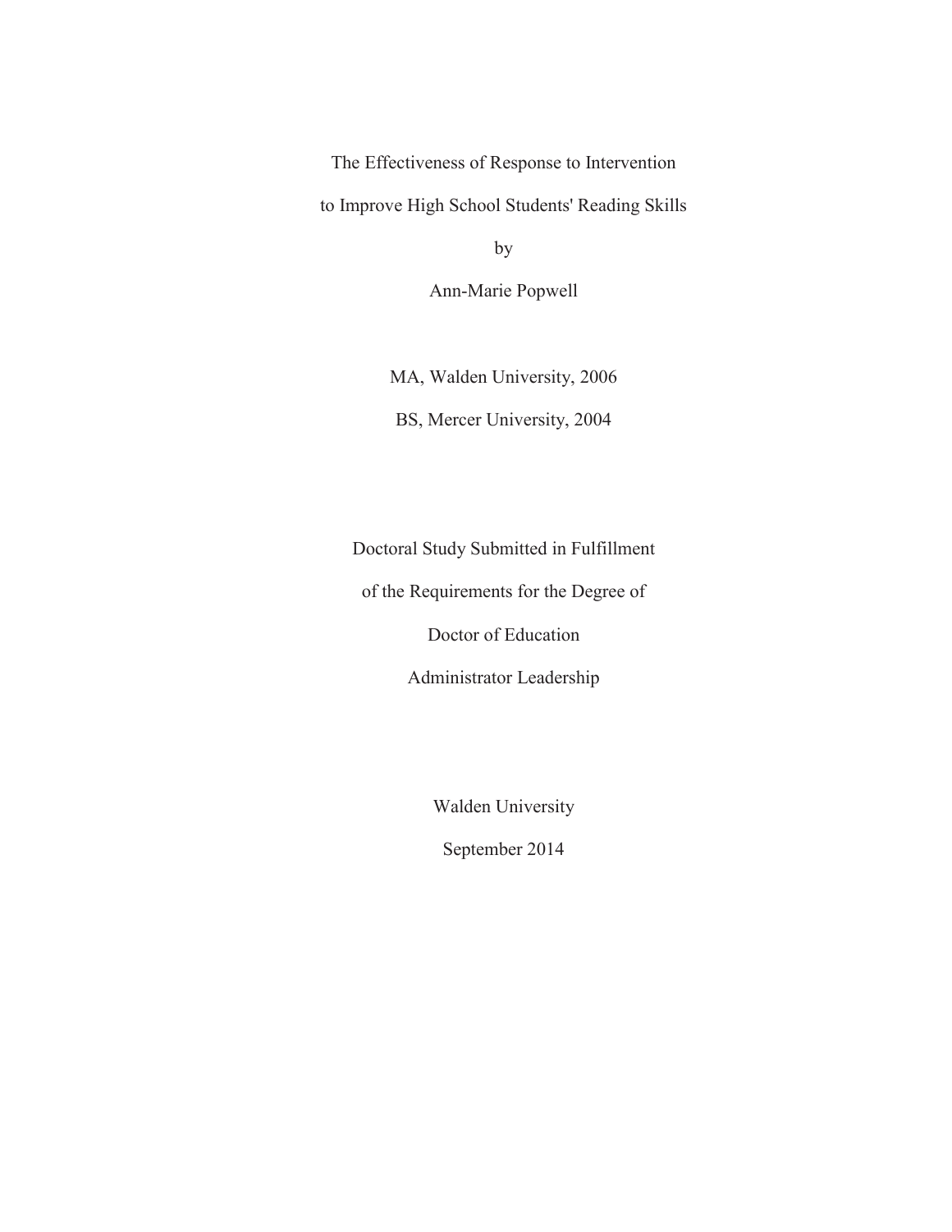The Effectiveness of Response to Intervention

to Improve High School Students' Reading Skills

by

Ann-Marie Popwell

MA, Walden University, 2006

BS, Mercer University, 2004

Doctoral Study Submitted in Fulfillment

of the Requirements for the Degree of

Doctor of Education

Administrator Leadership

Walden University

September 2014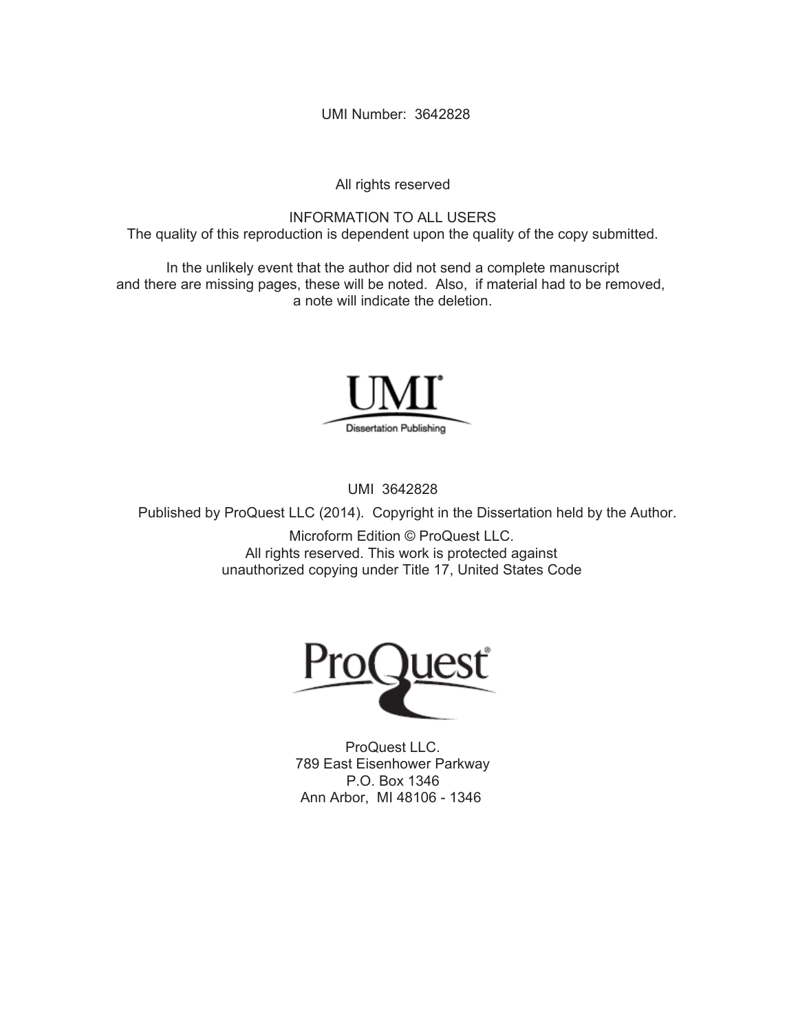UMI Number: 3642828

All rights reserved

INFORMATION TO ALL USERS
The quality of this reproduction is dependent upon the quality of the copy submitted.

In the unlikely event that the author did not send a complete manuscript
and there are missing pages, these will be noted. Also, if material had to be removed,
a note will indicate the deletion.

UMI
Dissertation Publishing

UMI 3642828

Published by ProQuest LLC (2014). Copyright in the Dissertation held by the Author.

Microform Edition © ProQuest LLC.
All rights reserved. This work is protected against
unauthorized copying under Title 17, United States Code

ProQuest

ProQuest LLC.
789 East Eisenhower Parkway
P.O. Box 1346
Ann Arbor, MI 48106 - 1346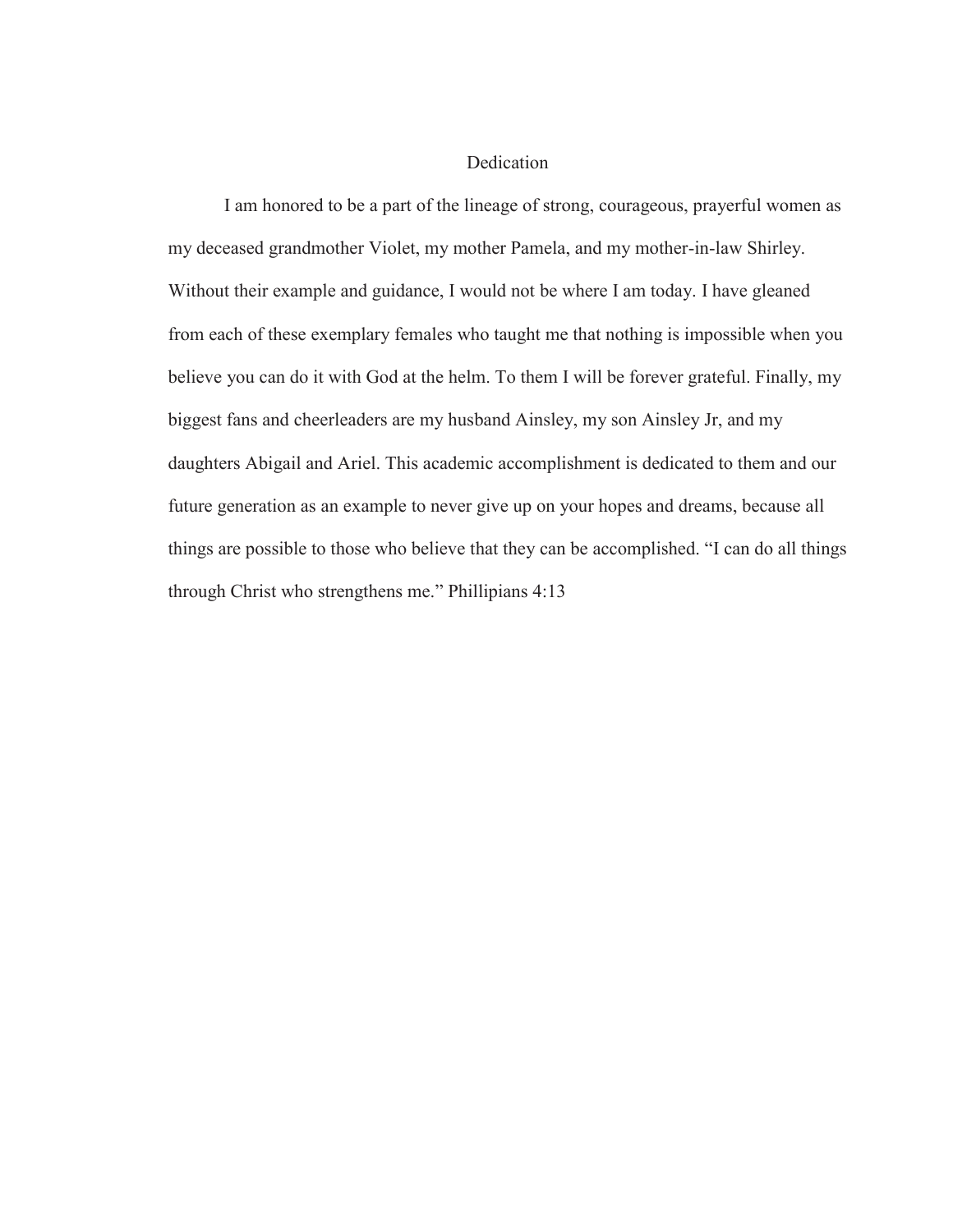# Dedication

I am honored to be a part of the lineage of strong, courageous, prayerful women as my deceased grandmother Violet, my mother Pamela, and my mother-in-law Shirley. Without their example and guidance, I would not be where I am today. I have gleaned from each of these exemplary females who taught me that nothing is impossible when you believe you can do it with God at the helm. To them I will be forever grateful. Finally, my biggest fans and cheerleaders are my husband Ainsley, my son Ainsley Jr, and my daughters Abigail and Ariel. This academic accomplishment is dedicated to them and our future generation as an example to never give up on your hopes and dreams, because all things are possible to those who believe that they can be accomplished. "I can do all things through Christ who strengthens me." Phillipians 4:13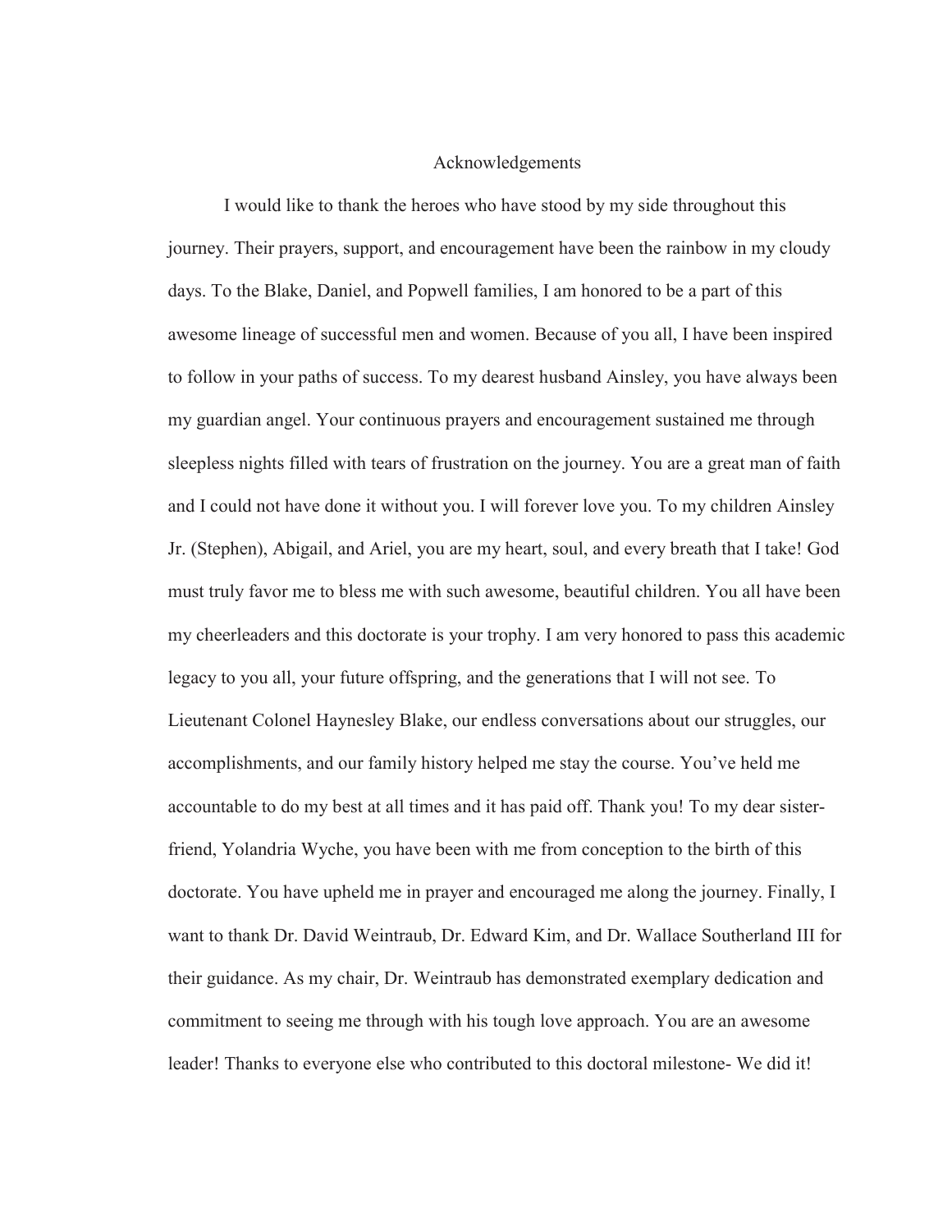# Acknowledgements

I would like to thank the heroes who have stood by my side throughout this journey. Their prayers, support, and encouragement have been the rainbow in my cloudy days. To the Blake, Daniel, and Popwell families, I am honored to be a part of this awesome lineage of successful men and women. Because of you all, I have been inspired to follow in your paths of success. To my dearest husband Ainsley, you have always been my guardian angel. Your continuous prayers and encouragement sustained me through sleepless nights filled with tears of frustration on the journey. You are a great man of faith and I could not have done it without you. I will forever love you. To my children Ainsley Jr. (Stephen), Abigail, and Ariel, you are my heart, soul, and every breath that I take! God must truly favor me to bless me with such awesome, beautiful children. You all have been my cheerleaders and this doctorate is your trophy. I am very honored to pass this academic legacy to you all, your future offspring, and the generations that I will not see. To Lieutenant Colonel Haynesley Blake, our endless conversations about our struggles, our accomplishments, and our family history helped me stay the course. You've held me accountable to do my best at all times and it has paid off. Thank you! To my dear sister-friend, Yolandria Wyche, you have been with me from conception to the birth of this doctorate. You have upheld me in prayer and encouraged me along the journey. Finally, I want to thank Dr. David Weintraub, Dr. Edward Kim, and Dr. Wallace Southerland III for their guidance. As my chair, Dr. Weintraub has demonstrated exemplary dedication and commitment to seeing me through with his tough love approach. You are an awesome leader! Thanks to everyone else who contributed to this doctoral milestone- We did it!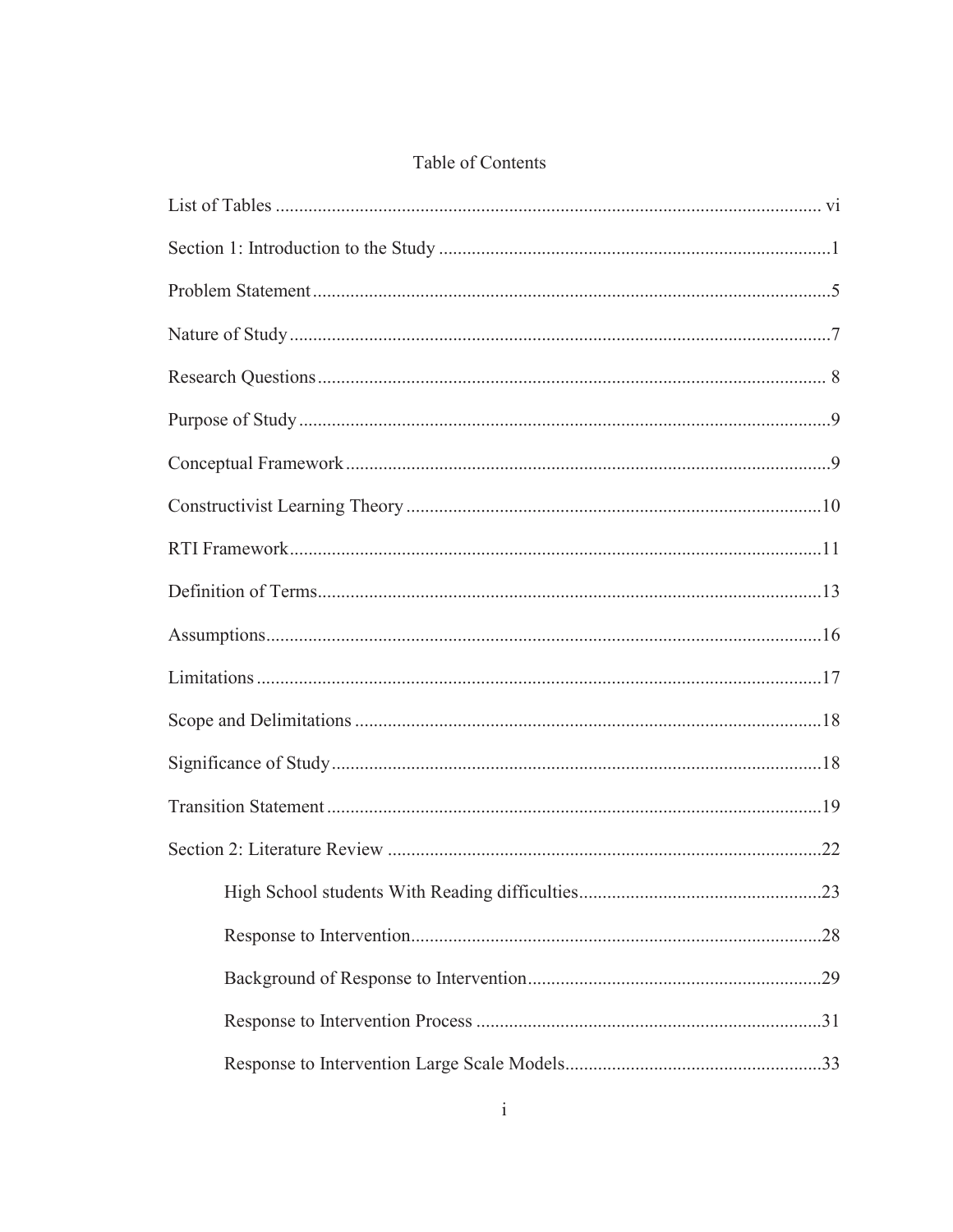# Table of Contents

List of Tables ..................................................................................................... vi

Section 1: Introduction to the Study ....................................................................................1

Problem Statement ..............................................................................................................5

Nature of Study ...................................................................................................................7

Research Questions ............................................................................................................ 8

Purpose of Study .................................................................................................................9

Conceptual Framework .......................................................................................................9

Constructivist Learning Theory ........................................................................................10

RTI Framework ..................................................................................................................11

Definition of Terms ...........................................................................................................13

Assumptions ......................................................................................................................16

Limitations ........................................................................................................................17

Scope and Delimitations ...................................................................................................18

Significance of Study ........................................................................................................18

Transition Statement .........................................................................................................19

Section 2: Literature Review .............................................................................................22

- High School students With Reading difficulties....................................................23
- Response to Intervention........................................................................................28
- Background of Response to Intervention...............................................................29
- Response to Intervention Process ..........................................................................31
- Response to Intervention Large Scale Models.......................................................33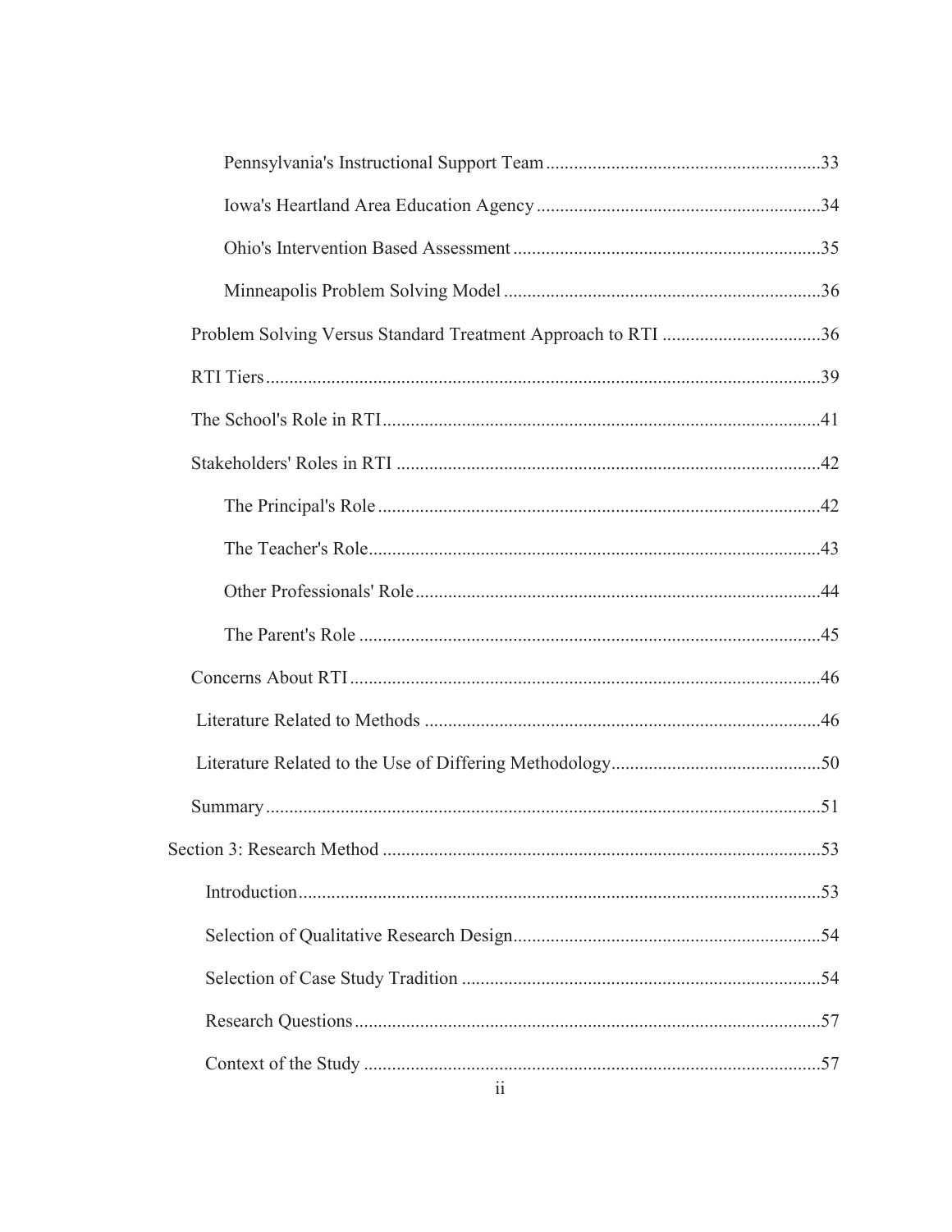Pennsylvania's Instructional Support Team ..........33

Iowa's Heartland Area Education Agency ..........34

Ohio's Intervention Based Assessment ..........35

Minneapolis Problem Solving Model ..........36

Problem Solving Versus Standard Treatment Approach to RTI ..........36

RTI Tiers ..........39

The School's Role in RTI ..........41

Stakeholders' Roles in RTI ..........42

The Principal's Role ..........42

The Teacher's Role ..........43

Other Professionals' Role ..........44

The Parent's Role ..........45

Concerns About RTI ..........46

Literature Related to Methods ..........46

Literature Related to the Use of Differing Methodology ..........50

Summary ..........51

Section 3: Research Method ..........53

Introduction ..........53

Selection of Qualitative Research Design ..........54

Selection of Case Study Tradition ..........54

Research Questions ..........57

Context of the Study ..........57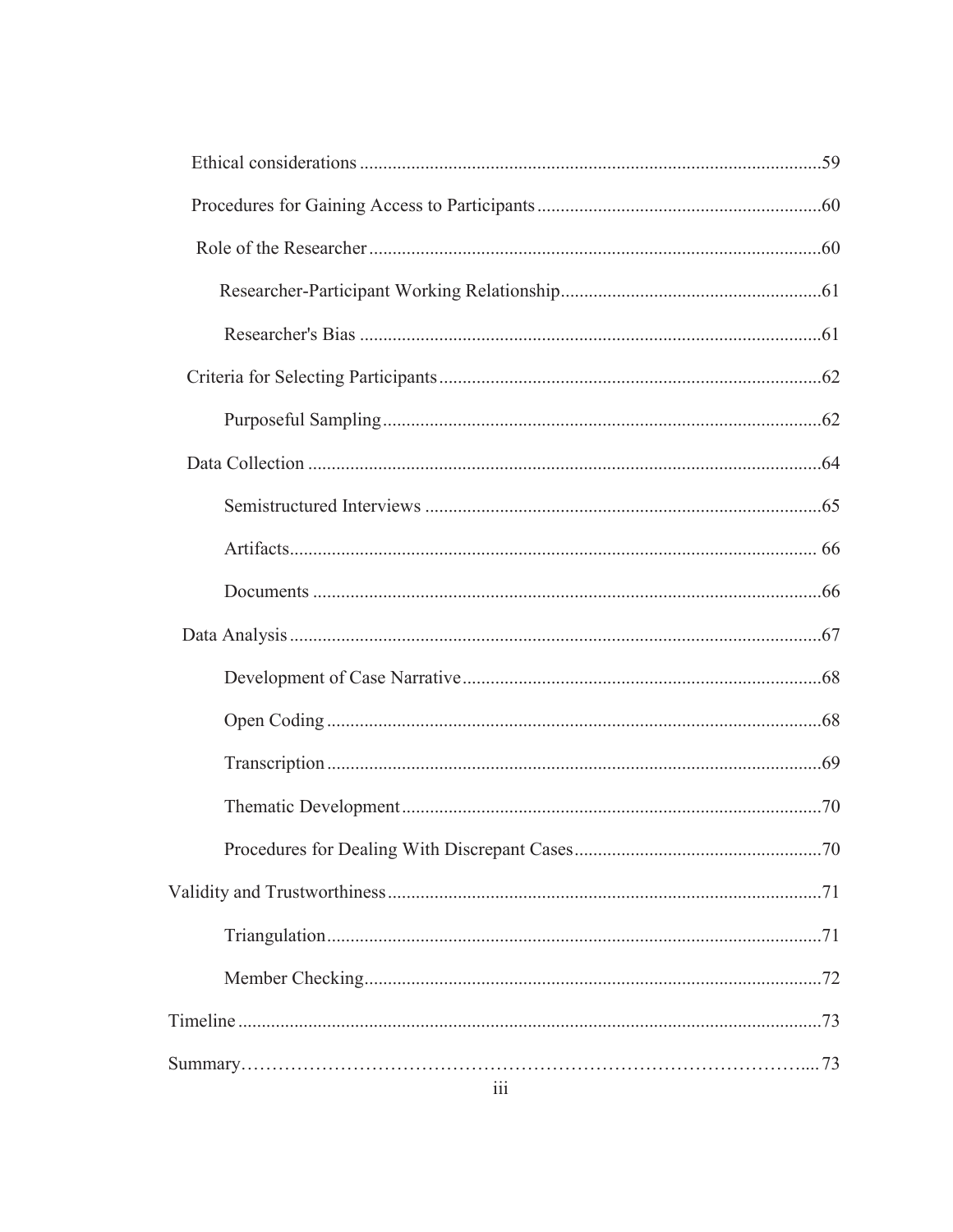Ethical considerations ..... 59

Procedures for Gaining Access to Participants ..... 60

Role of the Researcher ..... 60

Researcher-Participant Working Relationship ..... 61

Researcher's Bias ..... 61

Criteria for Selecting Participants ..... 62

Purposeful Sampling ..... 62

Data Collection ..... 64

Semistructured Interviews ..... 65

Artifacts ..... 66

Documents ..... 66

Data Analysis ..... 67

Development of Case Narrative ..... 68

Open Coding ..... 68

Transcription ..... 69

Thematic Development ..... 70

Procedures for Dealing With Discrepant Cases ..... 70

Validity and Trustworthiness ..... 71

Triangulation ..... 71

Member Checking ..... 72

Timeline ..... 73

Summary ..... 73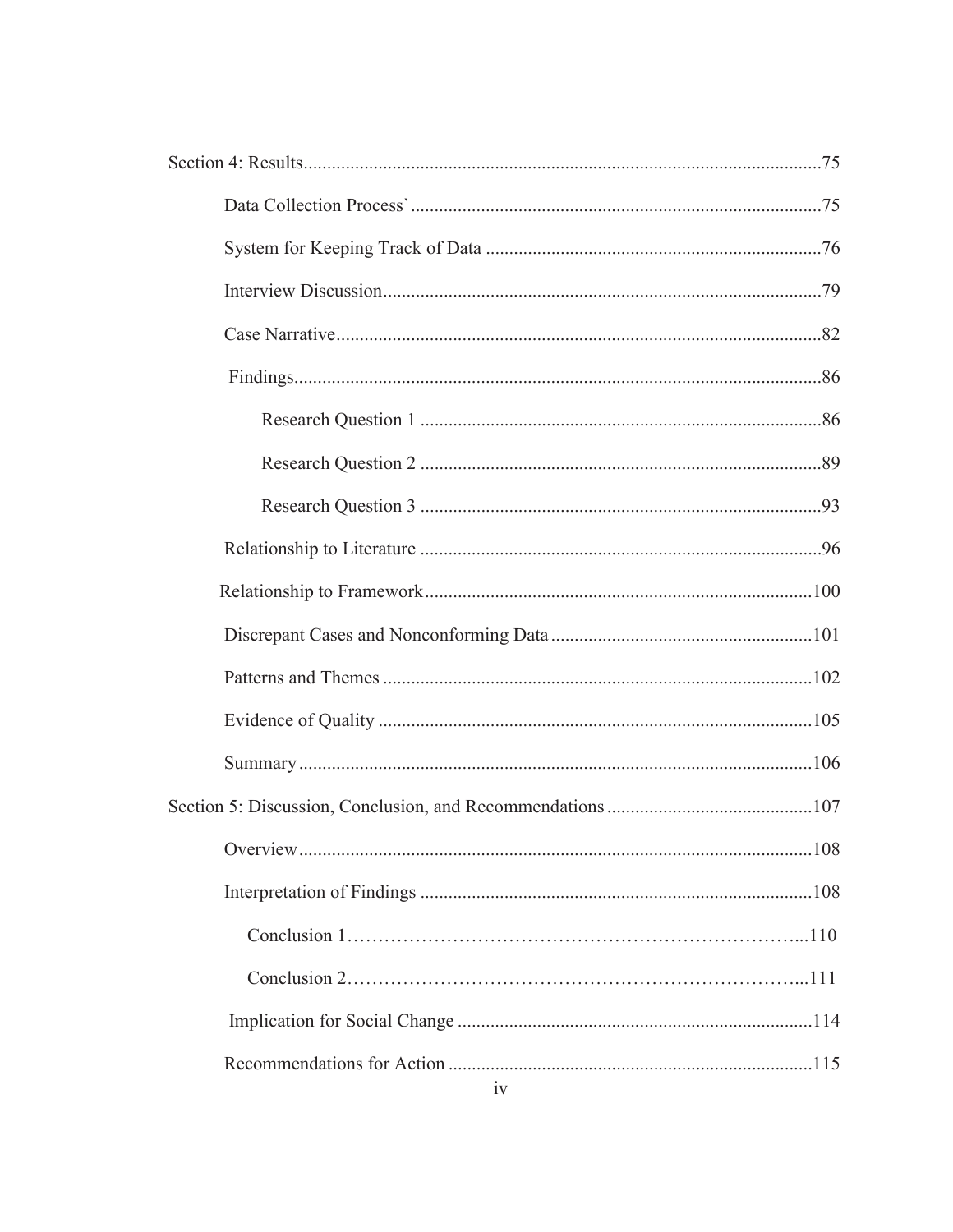Section 4: Results.....75

Data Collection Process`.....75

System for Keeping Track of Data.....76

Interview Discussion.....79

Case Narrative.....82

Findings.....86

Research Question 1.....86

Research Question 2.....89

Research Question 3.....93

Relationship to Literature.....96

Relationship to Framework.....100

Discrepant Cases and Nonconforming Data.....101

Patterns and Themes.....102

Evidence of Quality.....105

Summary.....106

Section 5: Discussion, Conclusion, and Recommendations.....107

Overview.....108

Interpretation of Findings.....108

Conclusion 1.....110

Conclusion 2.....111

Implication for Social Change.....114

Recommendations for Action.....115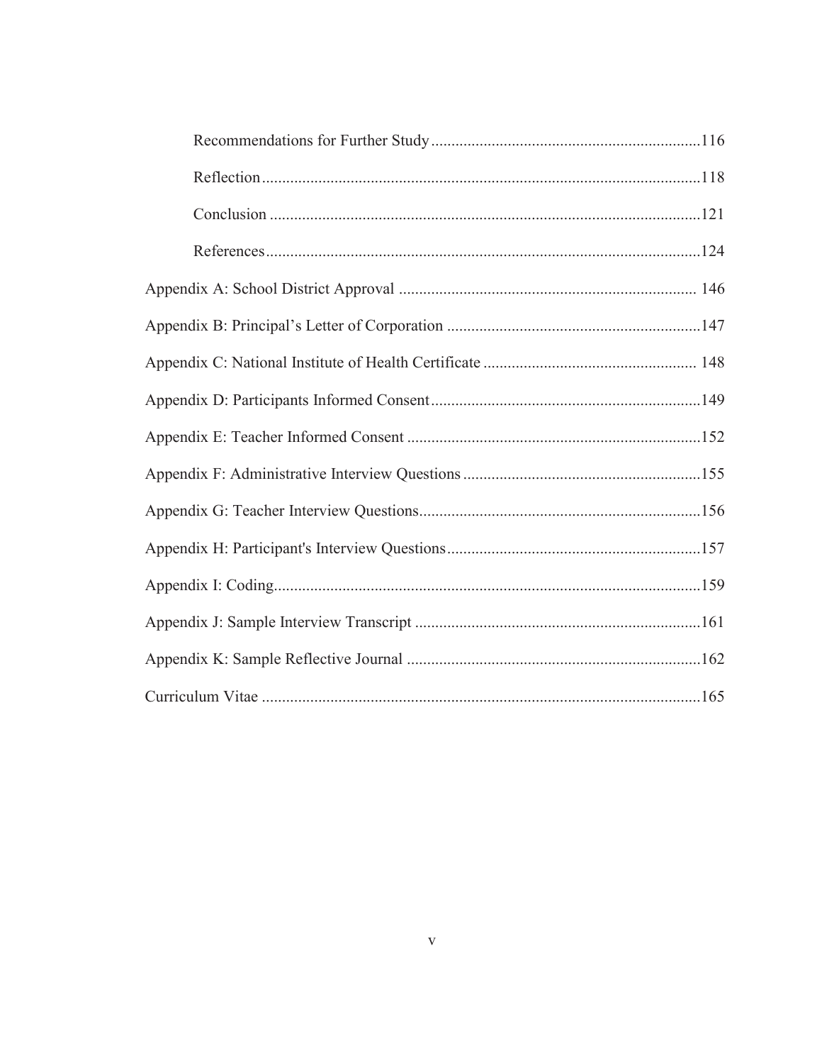Recommendations for Further Study ..................................................................116

Reflection ............................................................................................................118

Conclusion ..........................................................................................................121

References ...........................................................................................................124

Appendix A: School District Approval ......................................................................... 146

Appendix B: Principal's Letter of Corporation ..............................................................147

Appendix C: National Institute of Health Certificate .................................................... 148

Appendix D: Participants Informed Consent ..................................................................149

Appendix E: Teacher Informed Consent ........................................................................152

Appendix F: Administrative Interview Questions ..........................................................155

Appendix G: Teacher Interview Questions .....................................................................156

Appendix H: Participant's Interview Questions ..............................................................157

Appendix I: Coding .........................................................................................................159

Appendix J: Sample Interview Transcript ......................................................................161

Appendix K: Sample Reflective Journal ........................................................................162

Curriculum Vitae ............................................................................................................165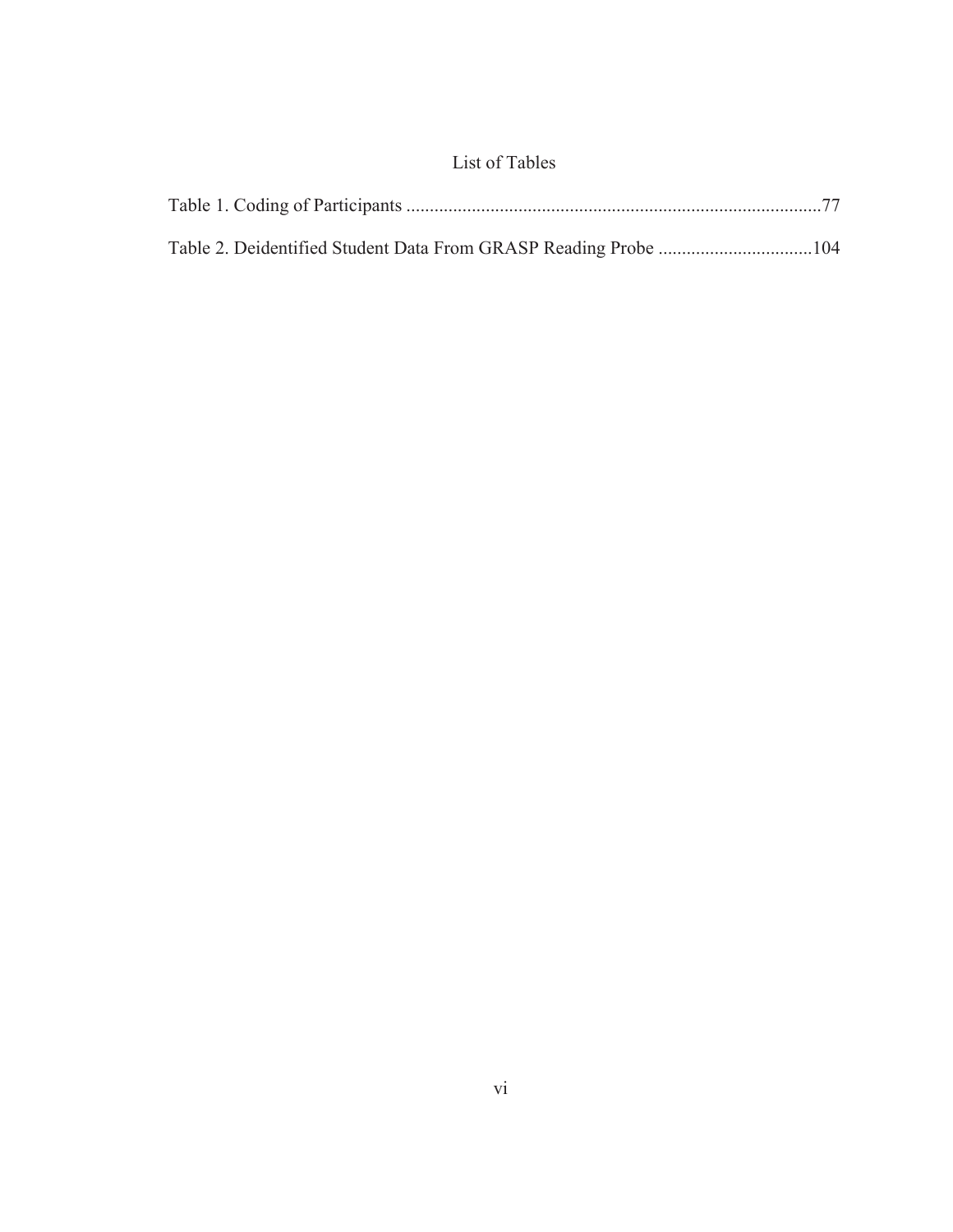# List of Tables

Table 1. Coding of Participants .........................................................................................77

Table 2. Deidentified Student Data From GRASP Reading Probe .................................104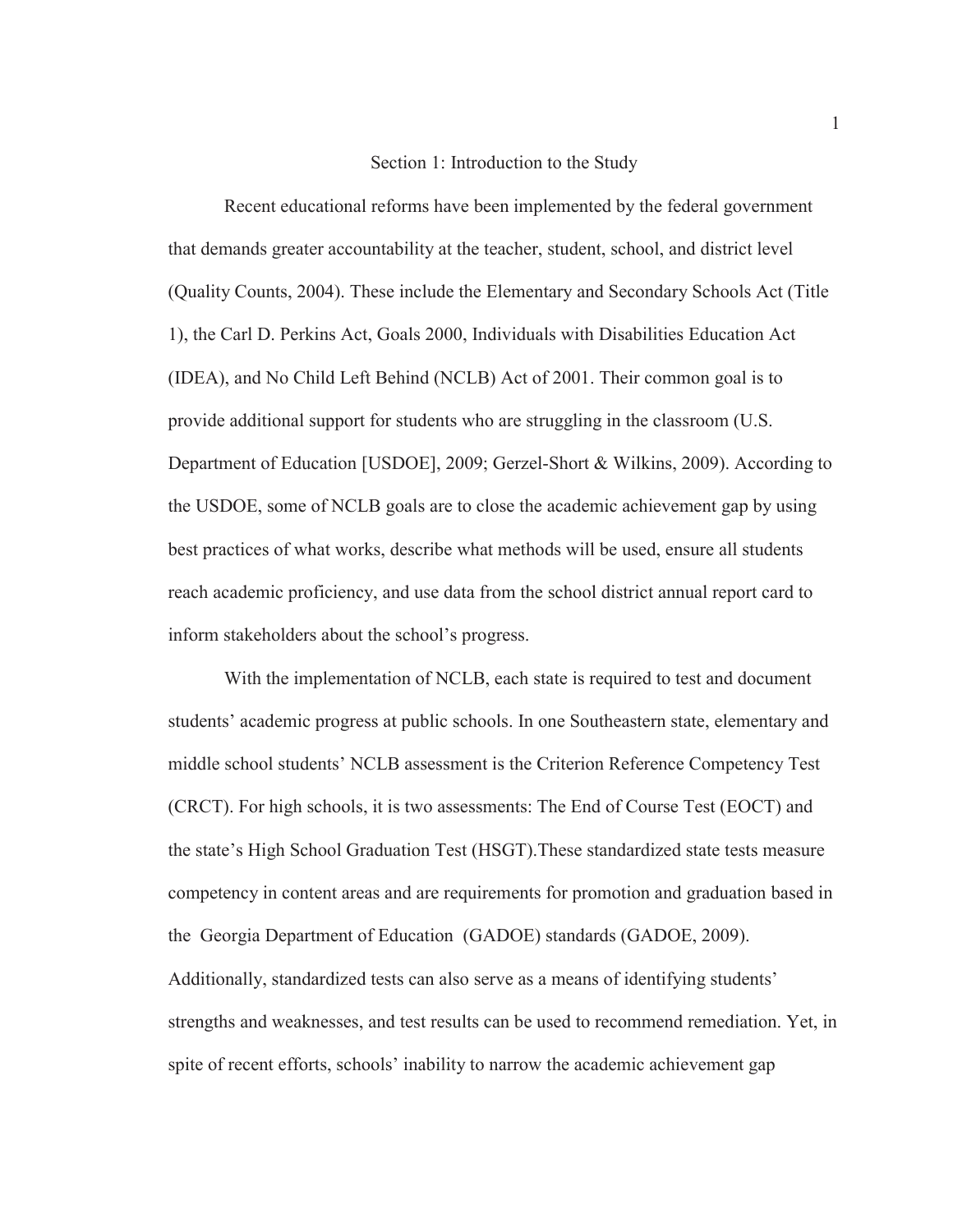# Section 1: Introduction to the Study

Recent educational reforms have been implemented by the federal government that demands greater accountability at the teacher, student, school, and district level (Quality Counts, 2004). These include the Elementary and Secondary Schools Act (Title 1), the Carl D. Perkins Act, Goals 2000, Individuals with Disabilities Education Act (IDEA), and No Child Left Behind (NCLB) Act of 2001. Their common goal is to provide additional support for students who are struggling in the classroom (U.S. Department of Education [USDOE], 2009; Gerzel-Short & Wilkins, 2009). According to the USDOE, some of NCLB goals are to close the academic achievement gap by using best practices of what works, describe what methods will be used, ensure all students reach academic proficiency, and use data from the school district annual report card to inform stakeholders about the school's progress.

With the implementation of NCLB, each state is required to test and document students' academic progress at public schools. In one Southeastern state, elementary and middle school students' NCLB assessment is the Criterion Reference Competency Test (CRCT). For high schools, it is two assessments: The End of Course Test (EOCT) and the state's High School Graduation Test (HSGT).These standardized state tests measure competency in content areas and are requirements for promotion and graduation based in the Georgia Department of Education (GADOE) standards (GADOE, 2009). Additionally, standardized tests can also serve as a means of identifying students' strengths and weaknesses, and test results can be used to recommend remediation. Yet, in spite of recent efforts, schools' inability to narrow the academic achievement gap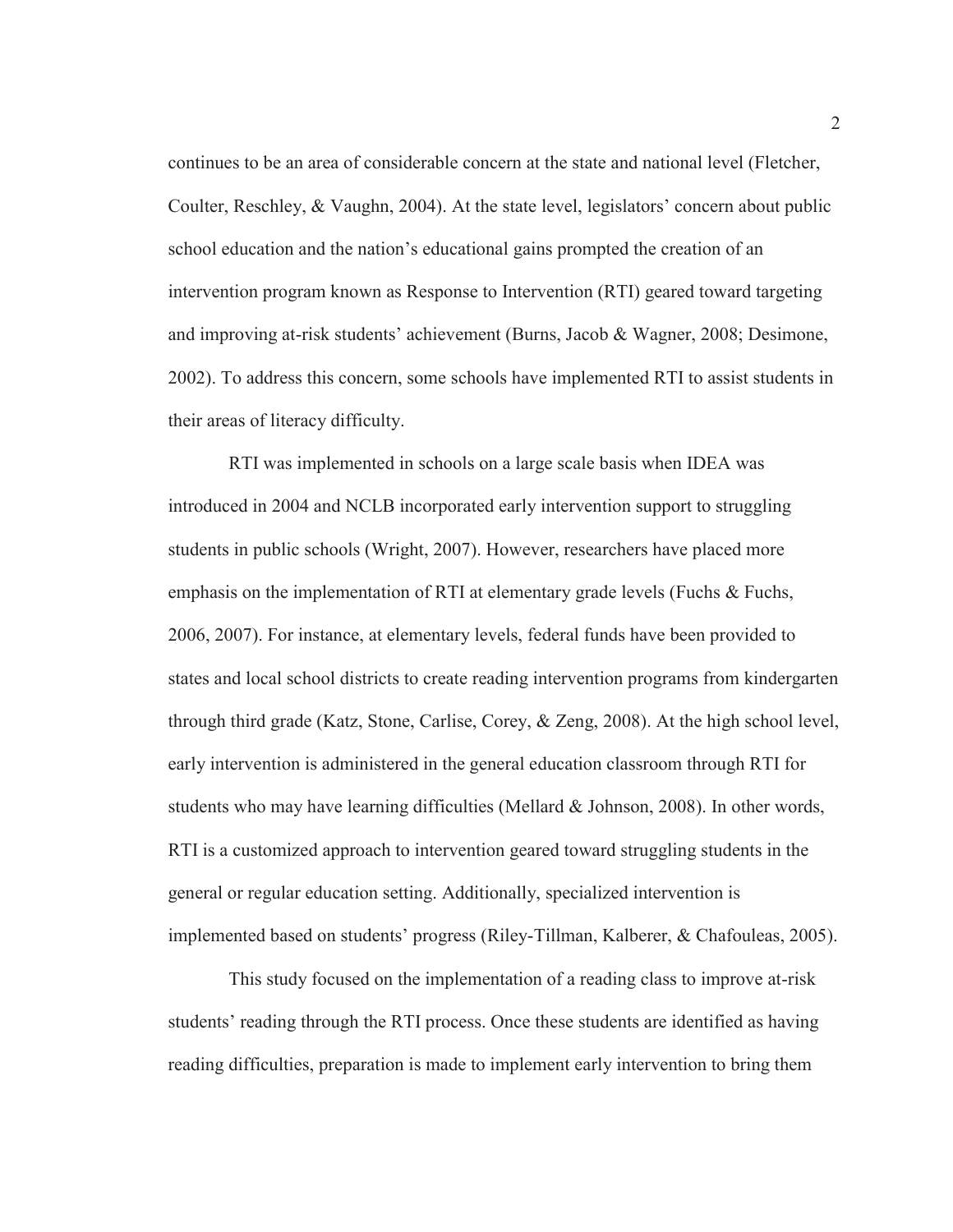continues to be an area of considerable concern at the state and national level (Fletcher, Coulter, Reschley, & Vaughn, 2004). At the state level, legislators' concern about public school education and the nation's educational gains prompted the creation of an intervention program known as Response to Intervention (RTI) geared toward targeting and improving at-risk students' achievement (Burns, Jacob & Wagner, 2008; Desimone, 2002). To address this concern, some schools have implemented RTI to assist students in their areas of literacy difficulty.

RTI was implemented in schools on a large scale basis when IDEA was introduced in 2004 and NCLB incorporated early intervention support to struggling students in public schools (Wright, 2007). However, researchers have placed more emphasis on the implementation of RTI at elementary grade levels (Fuchs & Fuchs, 2006, 2007). For instance, at elementary levels, federal funds have been provided to states and local school districts to create reading intervention programs from kindergarten through third grade (Katz, Stone, Carlise, Corey, & Zeng, 2008). At the high school level, early intervention is administered in the general education classroom through RTI for students who may have learning difficulties (Mellard & Johnson, 2008). In other words, RTI is a customized approach to intervention geared toward struggling students in the general or regular education setting. Additionally, specialized intervention is implemented based on students' progress (Riley-Tillman, Kalberer, & Chafouleas, 2005).

This study focused on the implementation of a reading class to improve at-risk students' reading through the RTI process. Once these students are identified as having reading difficulties, preparation is made to implement early intervention to bring them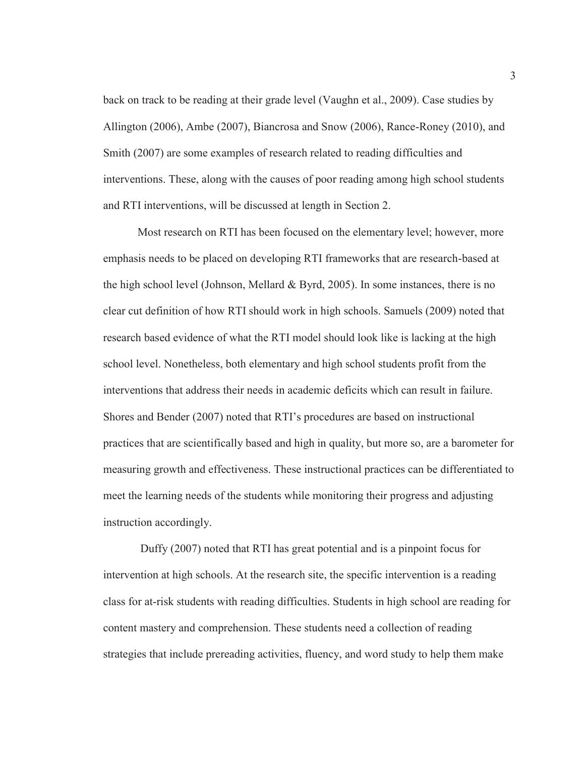back on track to be reading at their grade level (Vaughn et al., 2009). Case studies by Allington (2006), Ambe (2007), Biancrosa and Snow (2006), Rance-Roney (2010), and Smith (2007) are some examples of research related to reading difficulties and interventions. These, along with the causes of poor reading among high school students and RTI interventions, will be discussed at length in Section 2.

Most research on RTI has been focused on the elementary level; however, more emphasis needs to be placed on developing RTI frameworks that are research-based at the high school level (Johnson, Mellard & Byrd, 2005). In some instances, there is no clear cut definition of how RTI should work in high schools. Samuels (2009) noted that research based evidence of what the RTI model should look like is lacking at the high school level. Nonetheless, both elementary and high school students profit from the interventions that address their needs in academic deficits which can result in failure. Shores and Bender (2007) noted that RTI's procedures are based on instructional practices that are scientifically based and high in quality, but more so, are a barometer for measuring growth and effectiveness. These instructional practices can be differentiated to meet the learning needs of the students while monitoring their progress and adjusting instruction accordingly.

Duffy (2007) noted that RTI has great potential and is a pinpoint focus for intervention at high schools. At the research site, the specific intervention is a reading class for at-risk students with reading difficulties. Students in high school are reading for content mastery and comprehension. These students need a collection of reading strategies that include prereading activities, fluency, and word study to help them make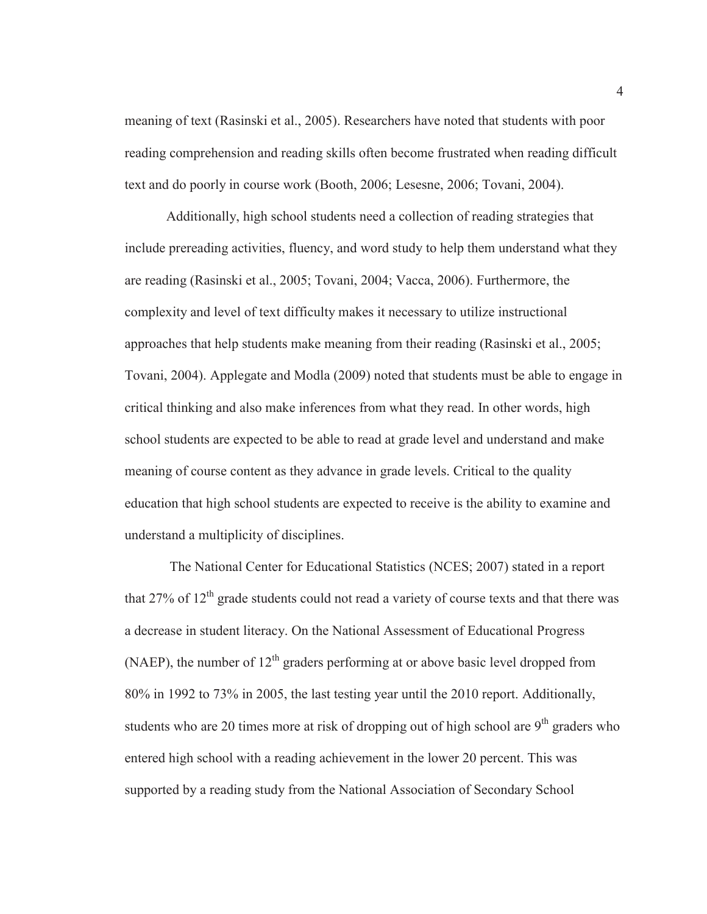meaning of text (Rasinski et al., 2005). Researchers have noted that students with poor reading comprehension and reading skills often become frustrated when reading difficult text and do poorly in course work (Booth, 2006; Lesesne, 2006; Tovani, 2004).

Additionally, high school students need a collection of reading strategies that include prereading activities, fluency, and word study to help them understand what they are reading (Rasinski et al., 2005; Tovani, 2004; Vacca, 2006). Furthermore, the complexity and level of text difficulty makes it necessary to utilize instructional approaches that help students make meaning from their reading (Rasinski et al., 2005; Tovani, 2004). Applegate and Modla (2009) noted that students must be able to engage in critical thinking and also make inferences from what they read. In other words, high school students are expected to be able to read at grade level and understand and make meaning of course content as they advance in grade levels. Critical to the quality education that high school students are expected to receive is the ability to examine and understand a multiplicity of disciplines.

The National Center for Educational Statistics (NCES; 2007) stated in a report that 27% of 12th grade students could not read a variety of course texts and that there was a decrease in student literacy. On the National Assessment of Educational Progress (NAEP), the number of 12th graders performing at or above basic level dropped from 80% in 1992 to 73% in 2005, the last testing year until the 2010 report. Additionally, students who are 20 times more at risk of dropping out of high school are 9th graders who entered high school with a reading achievement in the lower 20 percent. This was supported by a reading study from the National Association of Secondary School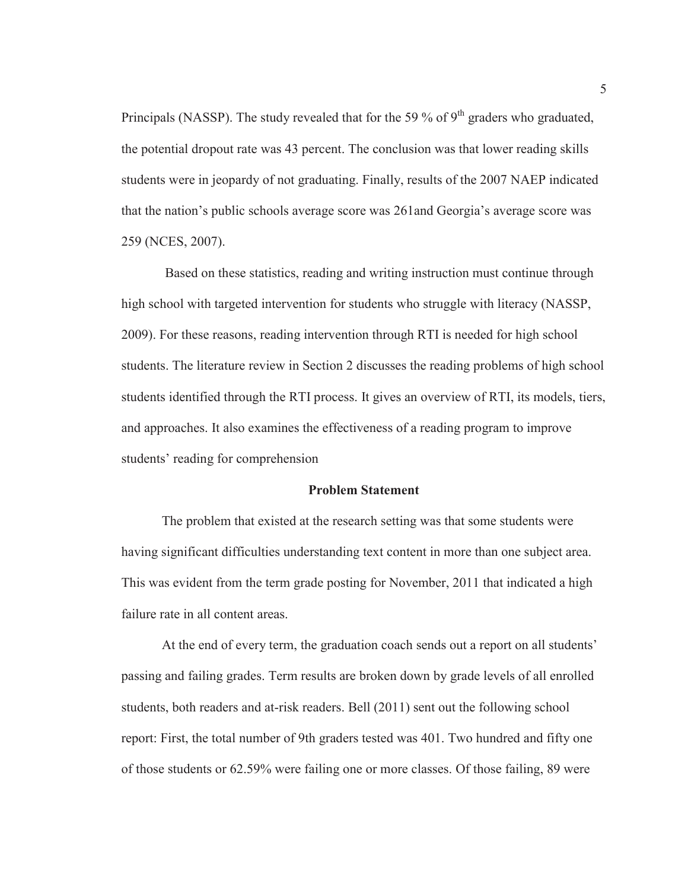Principals (NASSP). The study revealed that for the 59 % of 9th graders who graduated, the potential dropout rate was 43 percent. The conclusion was that lower reading skills students were in jeopardy of not graduating. Finally, results of the 2007 NAEP indicated that the nation's public schools average score was 261and Georgia's average score was 259 (NCES, 2007).

Based on these statistics, reading and writing instruction must continue through high school with targeted intervention for students who struggle with literacy (NASSP, 2009). For these reasons, reading intervention through RTI is needed for high school students. The literature review in Section 2 discusses the reading problems of high school students identified through the RTI process. It gives an overview of RTI, its models, tiers, and approaches. It also examines the effectiveness of a reading program to improve students' reading for comprehension

## Problem Statement

The problem that existed at the research setting was that some students were having significant difficulties understanding text content in more than one subject area. This was evident from the term grade posting for November, 2011 that indicated a high failure rate in all content areas.

At the end of every term, the graduation coach sends out a report on all students' passing and failing grades. Term results are broken down by grade levels of all enrolled students, both readers and at-risk readers. Bell (2011) sent out the following school report: First, the total number of 9th graders tested was 401. Two hundred and fifty one of those students or 62.59% were failing one or more classes. Of those failing, 89 were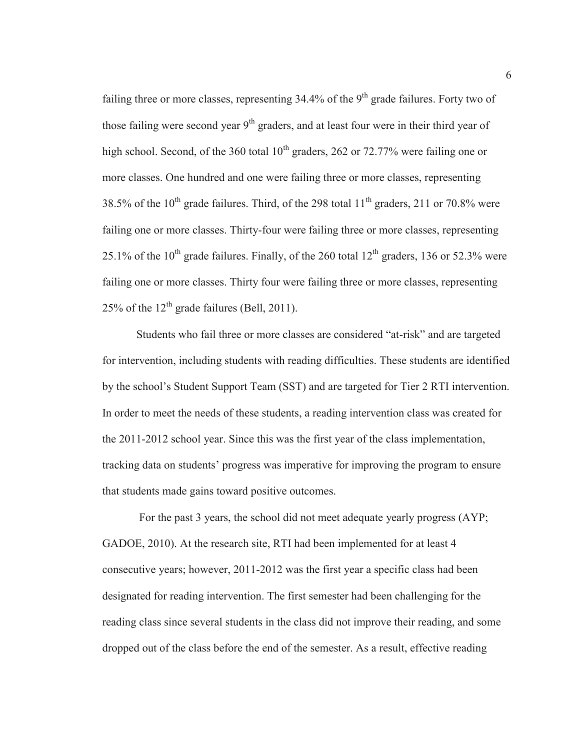failing three or more classes, representing 34.4% of the 9th grade failures. Forty two of those failing were second year 9th graders, and at least four were in their third year of high school. Second, of the 360 total 10th graders, 262 or 72.77% were failing one or more classes. One hundred and one were failing three or more classes, representing 38.5% of the 10th grade failures. Third, of the 298 total 11th graders, 211 or 70.8% were failing one or more classes. Thirty-four were failing three or more classes, representing 25.1% of the 10th grade failures. Finally, of the 260 total 12th graders, 136 or 52.3% were failing one or more classes. Thirty four were failing three or more classes, representing 25% of the 12th grade failures (Bell, 2011).

Students who fail three or more classes are considered "at-risk" and are targeted for intervention, including students with reading difficulties. These students are identified by the school's Student Support Team (SST) and are targeted for Tier 2 RTI intervention. In order to meet the needs of these students, a reading intervention class was created for the 2011-2012 school year. Since this was the first year of the class implementation, tracking data on students' progress was imperative for improving the program to ensure that students made gains toward positive outcomes.

For the past 3 years, the school did not meet adequate yearly progress (AYP; GADOE, 2010). At the research site, RTI had been implemented for at least 4 consecutive years; however, 2011-2012 was the first year a specific class had been designated for reading intervention. The first semester had been challenging for the reading class since several students in the class did not improve their reading, and some dropped out of the class before the end of the semester. As a result, effective reading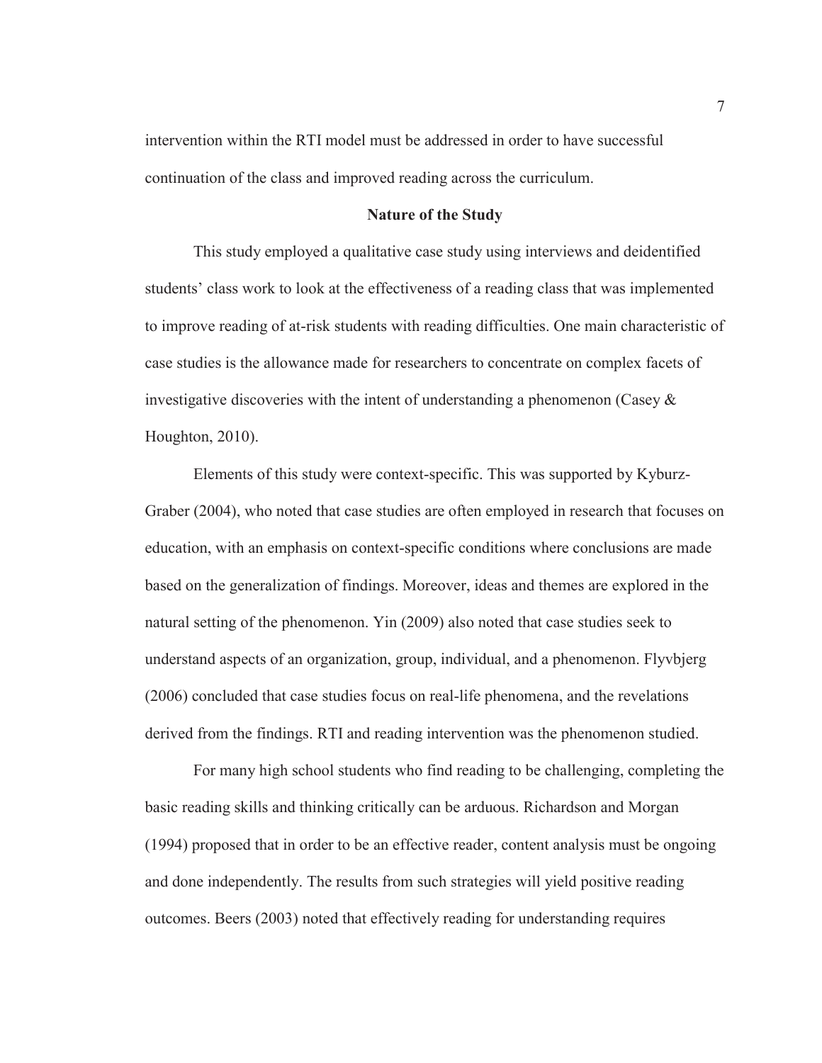intervention within the RTI model must be addressed in order to have successful continuation of the class and improved reading across the curriculum.

## Nature of the Study

This study employed a qualitative case study using interviews and deidentified students' class work to look at the effectiveness of a reading class that was implemented to improve reading of at-risk students with reading difficulties. One main characteristic of case studies is the allowance made for researchers to concentrate on complex facets of investigative discoveries with the intent of understanding a phenomenon (Casey & Houghton, 2010).

Elements of this study were context-specific. This was supported by Kyburz-Graber (2004), who noted that case studies are often employed in research that focuses on education, with an emphasis on context-specific conditions where conclusions are made based on the generalization of findings. Moreover, ideas and themes are explored in the natural setting of the phenomenon. Yin (2009) also noted that case studies seek to understand aspects of an organization, group, individual, and a phenomenon. Flyvbjerg (2006) concluded that case studies focus on real-life phenomena, and the revelations derived from the findings. RTI and reading intervention was the phenomenon studied.

For many high school students who find reading to be challenging, completing the basic reading skills and thinking critically can be arduous. Richardson and Morgan (1994) proposed that in order to be an effective reader, content analysis must be ongoing and done independently. The results from such strategies will yield positive reading outcomes. Beers (2003) noted that effectively reading for understanding requires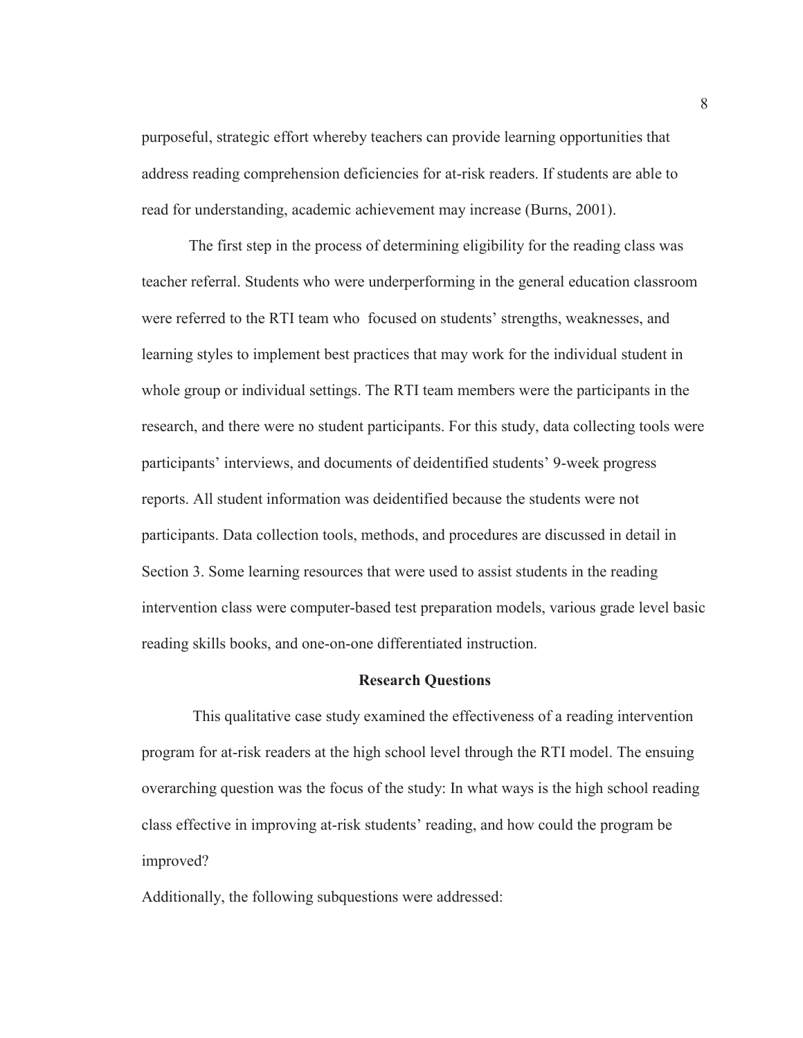purposeful, strategic effort whereby teachers can provide learning opportunities that address reading comprehension deficiencies for at-risk readers. If students are able to read for understanding, academic achievement may increase (Burns, 2001).

The first step in the process of determining eligibility for the reading class was teacher referral. Students who were underperforming in the general education classroom were referred to the RTI team who focused on students' strengths, weaknesses, and learning styles to implement best practices that may work for the individual student in whole group or individual settings. The RTI team members were the participants in the research, and there were no student participants. For this study, data collecting tools were participants' interviews, and documents of deidentified students' 9-week progress reports. All student information was deidentified because the students were not participants. Data collection tools, methods, and procedures are discussed in detail in Section 3. Some learning resources that were used to assist students in the reading intervention class were computer-based test preparation models, various grade level basic reading skills books, and one-on-one differentiated instruction.

## Research Questions

This qualitative case study examined the effectiveness of a reading intervention program for at-risk readers at the high school level through the RTI model. The ensuing overarching question was the focus of the study: In what ways is the high school reading class effective in improving at-risk students' reading, and how could the program be improved?

Additionally, the following subquestions were addressed: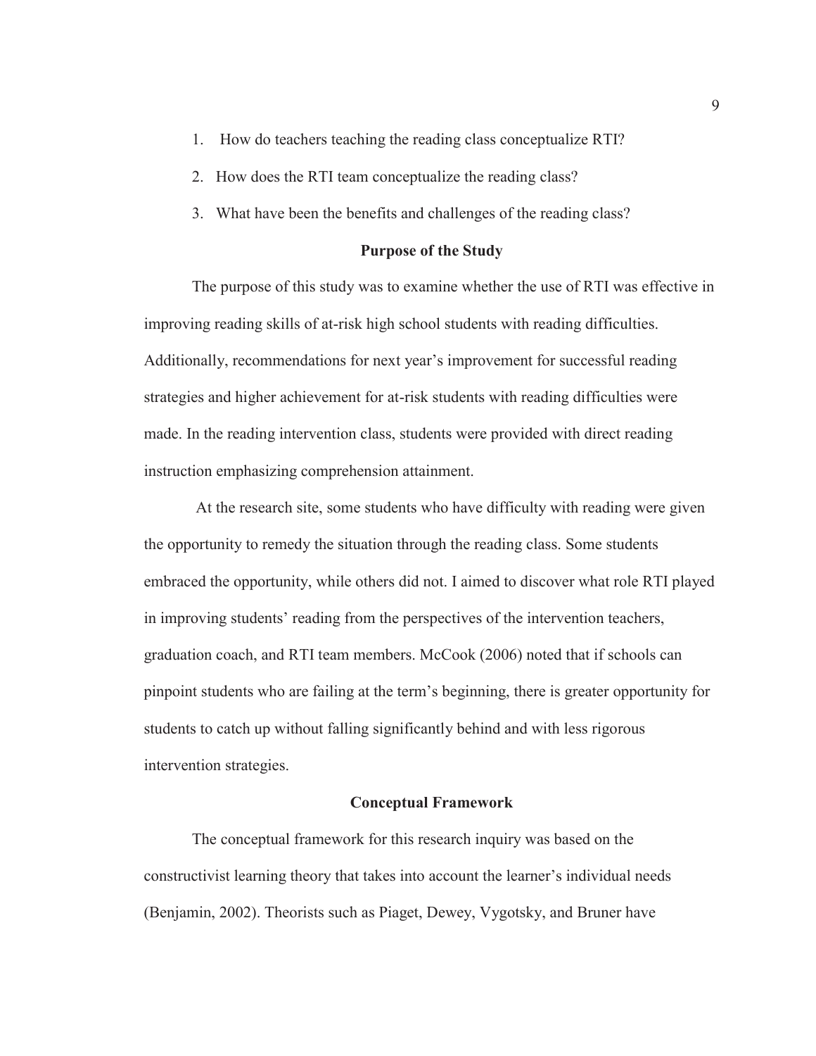1. How do teachers teaching the reading class conceptualize RTI?
2. How does the RTI team conceptualize the reading class?
3. What have been the benefits and challenges of the reading class?

## Purpose of the Study

The purpose of this study was to examine whether the use of RTI was effective in improving reading skills of at-risk high school students with reading difficulties. Additionally, recommendations for next year's improvement for successful reading strategies and higher achievement for at-risk students with reading difficulties were made. In the reading intervention class, students were provided with direct reading instruction emphasizing comprehension attainment.

At the research site, some students who have difficulty with reading were given the opportunity to remedy the situation through the reading class. Some students embraced the opportunity, while others did not. I aimed to discover what role RTI played in improving students' reading from the perspectives of the intervention teachers, graduation coach, and RTI team members. McCook (2006) noted that if schools can pinpoint students who are failing at the term's beginning, there is greater opportunity for students to catch up without falling significantly behind and with less rigorous intervention strategies.

## Conceptual Framework

The conceptual framework for this research inquiry was based on the constructivist learning theory that takes into account the learner's individual needs (Benjamin, 2002). Theorists such as Piaget, Dewey, Vygotsky, and Bruner have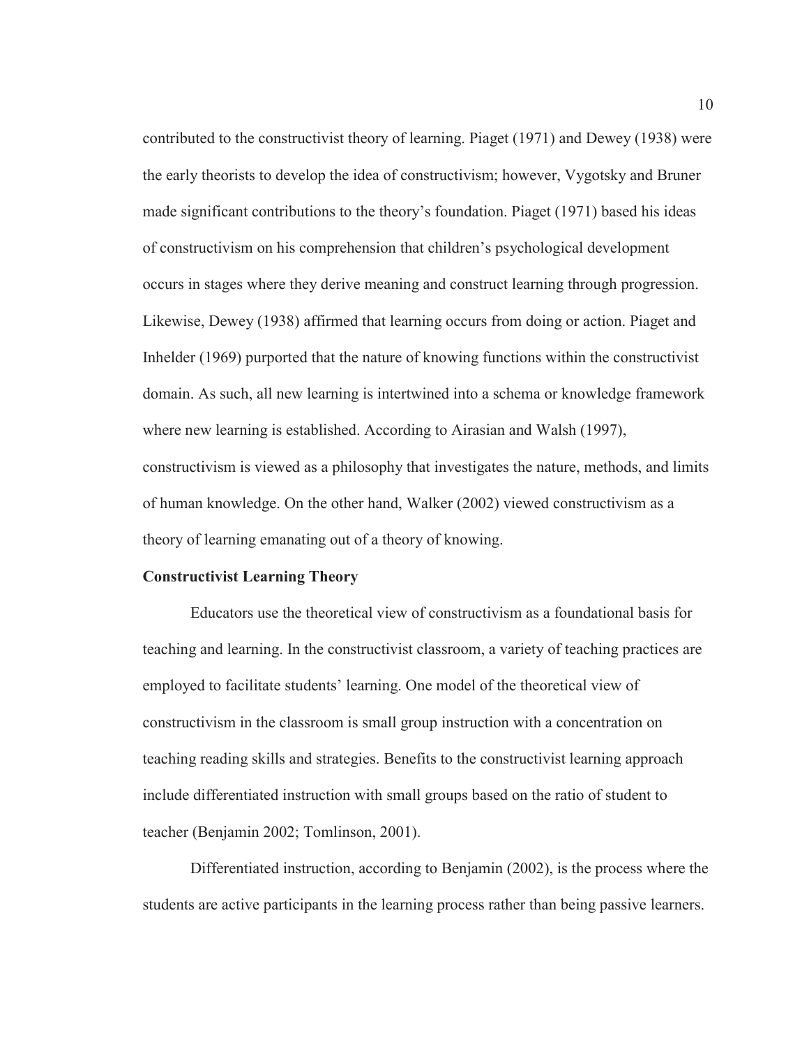contributed to the constructivist theory of learning. Piaget (1971) and Dewey (1938) were the early theorists to develop the idea of constructivism; however, Vygotsky and Bruner made significant contributions to the theory's foundation. Piaget (1971) based his ideas of constructivism on his comprehension that children's psychological development occurs in stages where they derive meaning and construct learning through progression. Likewise, Dewey (1938) affirmed that learning occurs from doing or action. Piaget and Inhelder (1969) purported that the nature of knowing functions within the constructivist domain. As such, all new learning is intertwined into a schema or knowledge framework where new learning is established. According to Airasian and Walsh (1997), constructivism is viewed as a philosophy that investigates the nature, methods, and limits of human knowledge. On the other hand, Walker (2002) viewed constructivism as a theory of learning emanating out of a theory of knowing.

**Constructivist Learning Theory**

Educators use the theoretical view of constructivism as a foundational basis for teaching and learning. In the constructivist classroom, a variety of teaching practices are employed to facilitate students' learning. One model of the theoretical view of constructivism in the classroom is small group instruction with a concentration on teaching reading skills and strategies. Benefits to the constructivist learning approach include differentiated instruction with small groups based on the ratio of student to teacher (Benjamin 2002; Tomlinson, 2001).

Differentiated instruction, according to Benjamin (2002), is the process where the students are active participants in the learning process rather than being passive learners.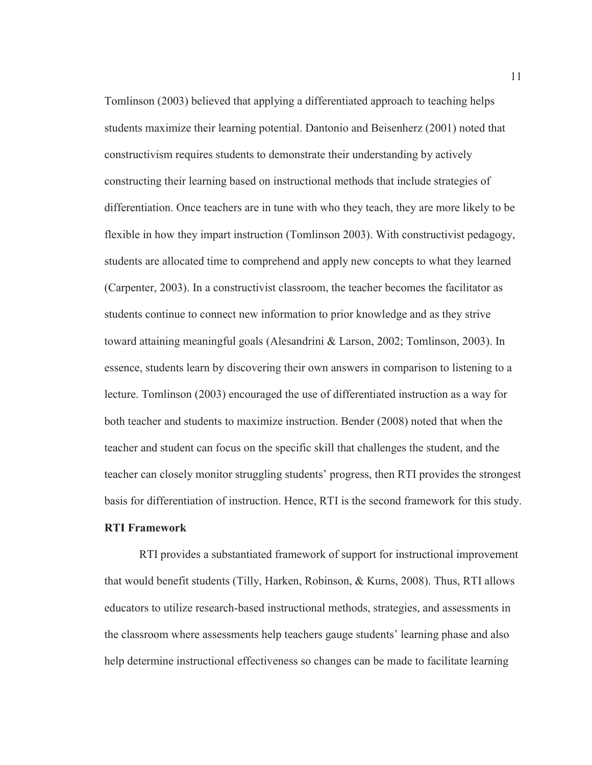Tomlinson (2003) believed that applying a differentiated approach to teaching helps students maximize their learning potential. Dantonio and Beisenherz (2001) noted that constructivism requires students to demonstrate their understanding by actively constructing their learning based on instructional methods that include strategies of differentiation. Once teachers are in tune with who they teach, they are more likely to be flexible in how they impart instruction (Tomlinson 2003). With constructivist pedagogy, students are allocated time to comprehend and apply new concepts to what they learned (Carpenter, 2003). In a constructivist classroom, the teacher becomes the facilitator as students continue to connect new information to prior knowledge and as they strive toward attaining meaningful goals (Alesandrini & Larson, 2002; Tomlinson, 2003). In essence, students learn by discovering their own answers in comparison to listening to a lecture. Tomlinson (2003) encouraged the use of differentiated instruction as a way for both teacher and students to maximize instruction. Bender (2008) noted that when the teacher and student can focus on the specific skill that challenges the student, and the teacher can closely monitor struggling students' progress, then RTI provides the strongest basis for differentiation of instruction. Hence, RTI is the second framework for this study.

**RTI Framework**

RTI provides a substantiated framework of support for instructional improvement that would benefit students (Tilly, Harken, Robinson, & Kurns, 2008). Thus, RTI allows educators to utilize research-based instructional methods, strategies, and assessments in the classroom where assessments help teachers gauge students' learning phase and also help determine instructional effectiveness so changes can be made to facilitate learning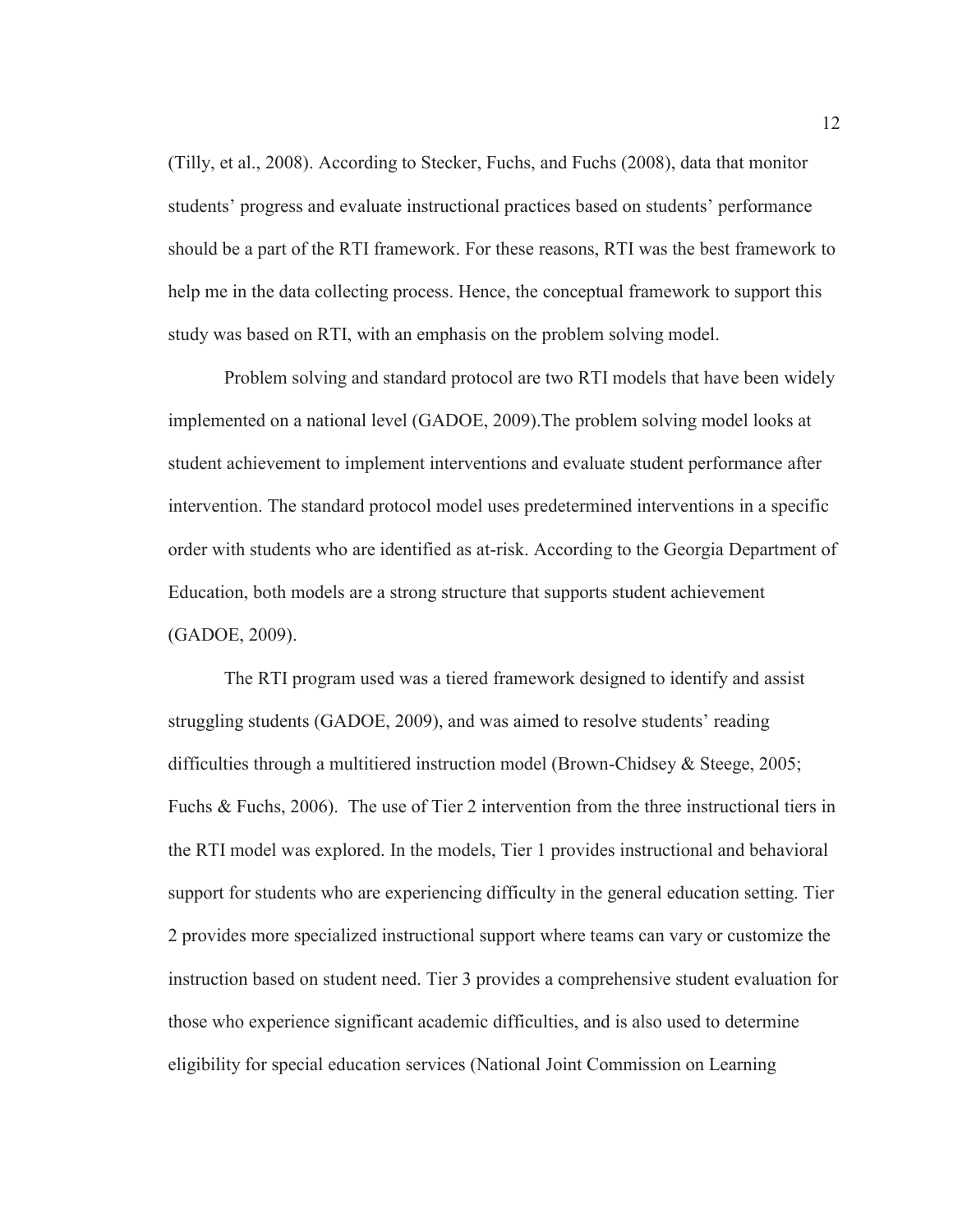(Tilly, et al., 2008). According to Stecker, Fuchs, and Fuchs (2008), data that monitor students' progress and evaluate instructional practices based on students' performance should be a part of the RTI framework. For these reasons, RTI was the best framework to help me in the data collecting process. Hence, the conceptual framework to support this study was based on RTI, with an emphasis on the problem solving model.

Problem solving and standard protocol are two RTI models that have been widely implemented on a national level (GADOE, 2009).The problem solving model looks at student achievement to implement interventions and evaluate student performance after intervention. The standard protocol model uses predetermined interventions in a specific order with students who are identified as at-risk. According to the Georgia Department of Education, both models are a strong structure that supports student achievement (GADOE, 2009).

The RTI program used was a tiered framework designed to identify and assist struggling students (GADOE, 2009), and was aimed to resolve students' reading difficulties through a multitiered instruction model (Brown-Chidsey & Steege, 2005; Fuchs & Fuchs, 2006). The use of Tier 2 intervention from the three instructional tiers in the RTI model was explored. In the models, Tier 1 provides instructional and behavioral support for students who are experiencing difficulty in the general education setting. Tier 2 provides more specialized instructional support where teams can vary or customize the instruction based on student need. Tier 3 provides a comprehensive student evaluation for those who experience significant academic difficulties, and is also used to determine eligibility for special education services (National Joint Commission on Learning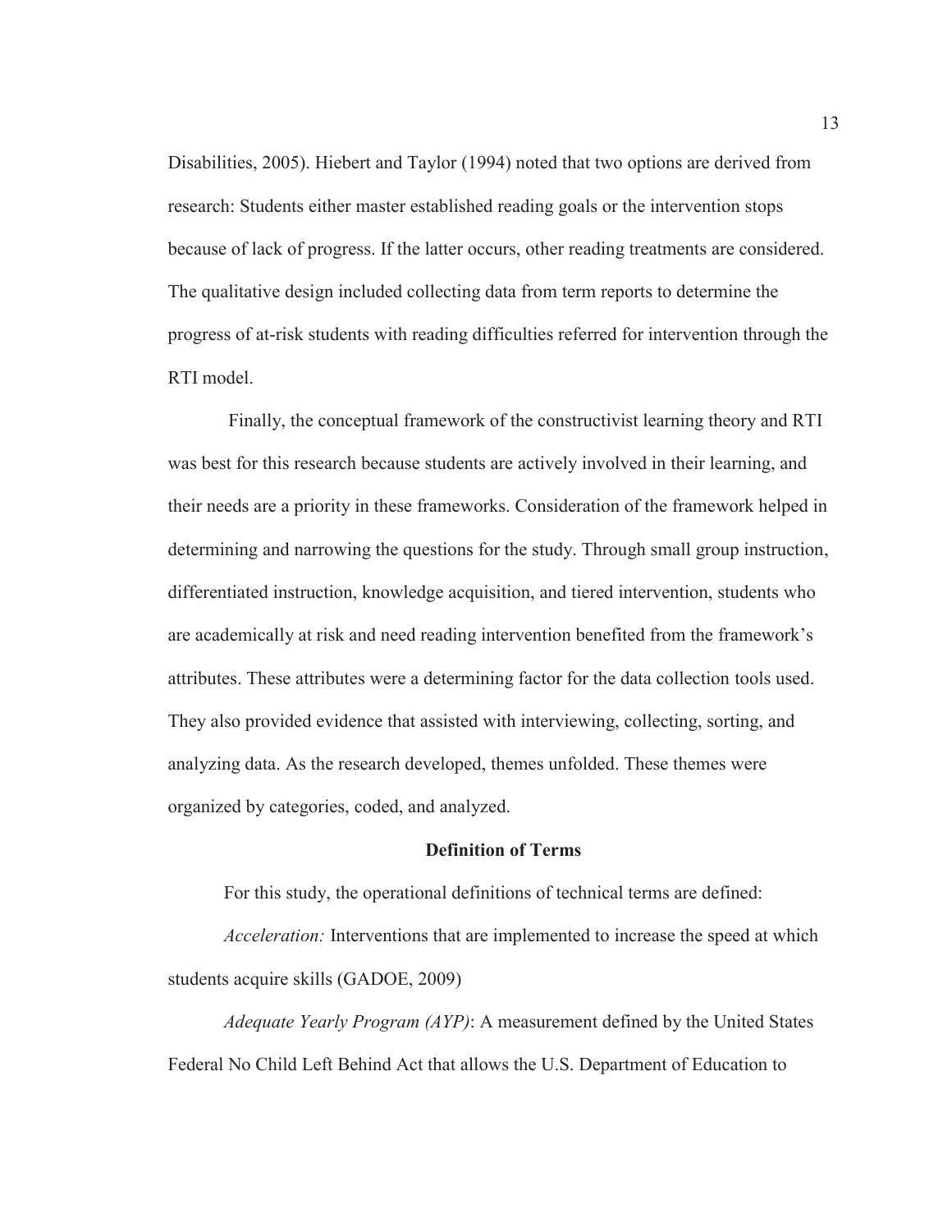Disabilities, 2005). Hiebert and Taylor (1994) noted that two options are derived from research: Students either master established reading goals or the intervention stops because of lack of progress. If the latter occurs, other reading treatments are considered. The qualitative design included collecting data from term reports to determine the progress of at-risk students with reading difficulties referred for intervention through the RTI model.

Finally, the conceptual framework of the constructivist learning theory and RTI was best for this research because students are actively involved in their learning, and their needs are a priority in these frameworks. Consideration of the framework helped in determining and narrowing the questions for the study. Through small group instruction, differentiated instruction, knowledge acquisition, and tiered intervention, students who are academically at risk and need reading intervention benefited from the framework's attributes. These attributes were a determining factor for the data collection tools used. They also provided evidence that assisted with interviewing, collecting, sorting, and analyzing data. As the research developed, themes unfolded. These themes were organized by categories, coded, and analyzed.

## Definition of Terms

For this study, the operational definitions of technical terms are defined:

*Acceleration:* Interventions that are implemented to increase the speed at which students acquire skills (GADOE, 2009)

*Adequate Yearly Program (AYP)*: A measurement defined by the United States Federal No Child Left Behind Act that allows the U.S. Department of Education to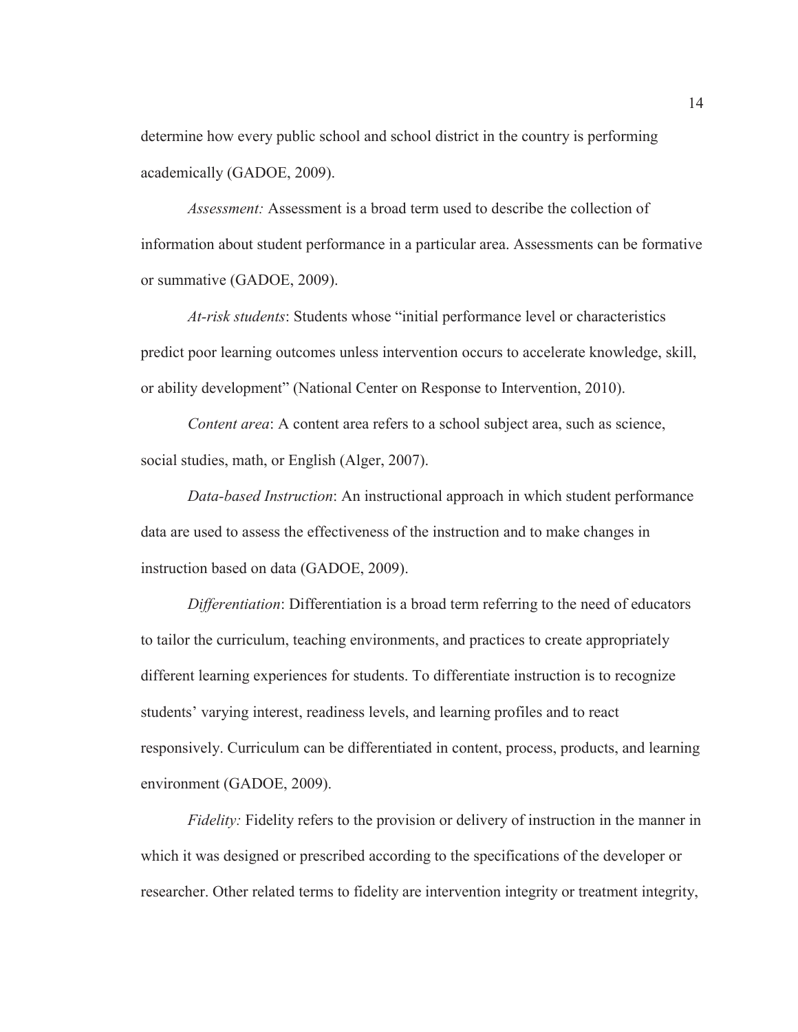determine how every public school and school district in the country is performing academically (GADOE, 2009).

*Assessment:* Assessment is a broad term used to describe the collection of information about student performance in a particular area. Assessments can be formative or summative (GADOE, 2009).

*At-risk students*: Students whose "initial performance level or characteristics predict poor learning outcomes unless intervention occurs to accelerate knowledge, skill, or ability development" (National Center on Response to Intervention, 2010).

*Content area*: A content area refers to a school subject area, such as science, social studies, math, or English (Alger, 2007).

*Data-based Instruction*: An instructional approach in which student performance data are used to assess the effectiveness of the instruction and to make changes in instruction based on data (GADOE, 2009).

*Differentiation*: Differentiation is a broad term referring to the need of educators to tailor the curriculum, teaching environments, and practices to create appropriately different learning experiences for students. To differentiate instruction is to recognize students' varying interest, readiness levels, and learning profiles and to react responsively. Curriculum can be differentiated in content, process, products, and learning environment (GADOE, 2009).

*Fidelity:* Fidelity refers to the provision or delivery of instruction in the manner in which it was designed or prescribed according to the specifications of the developer or researcher. Other related terms to fidelity are intervention integrity or treatment integrity,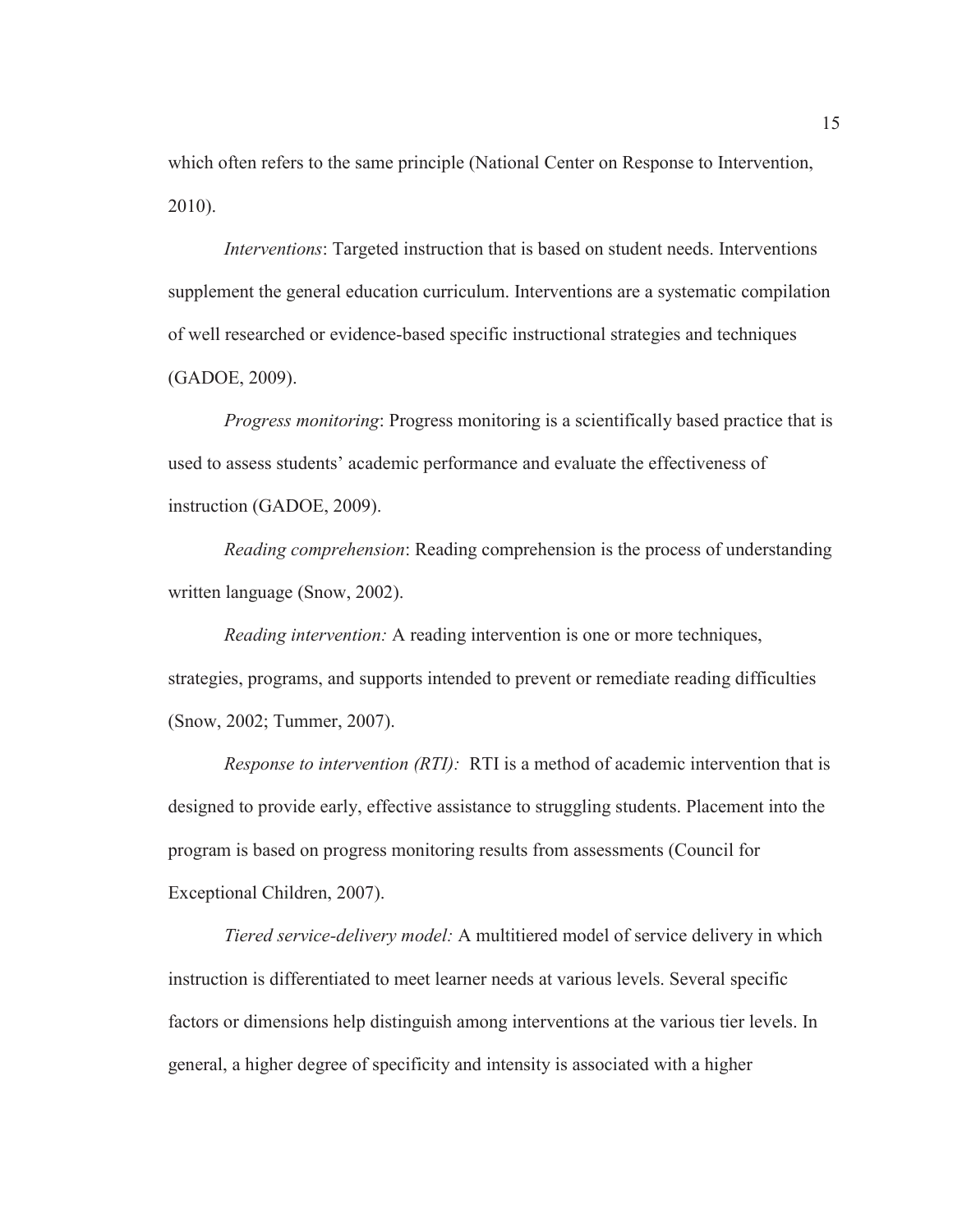which often refers to the same principle (National Center on Response to Intervention, 2010).

*Interventions*: Targeted instruction that is based on student needs. Interventions supplement the general education curriculum. Interventions are a systematic compilation of well researched or evidence-based specific instructional strategies and techniques (GADOE, 2009).

*Progress monitoring*: Progress monitoring is a scientifically based practice that is used to assess students' academic performance and evaluate the effectiveness of instruction (GADOE, 2009).

*Reading comprehension*: Reading comprehension is the process of understanding written language (Snow, 2002).

*Reading intervention:* A reading intervention is one or more techniques, strategies, programs, and supports intended to prevent or remediate reading difficulties (Snow, 2002; Tummer, 2007).

*Response to intervention (RTI):* RTI is a method of academic intervention that is designed to provide early, effective assistance to struggling students. Placement into the program is based on progress monitoring results from assessments (Council for Exceptional Children, 2007).

*Tiered service-delivery model:* A multitiered model of service delivery in which instruction is differentiated to meet learner needs at various levels. Several specific factors or dimensions help distinguish among interventions at the various tier levels. In general, a higher degree of specificity and intensity is associated with a higher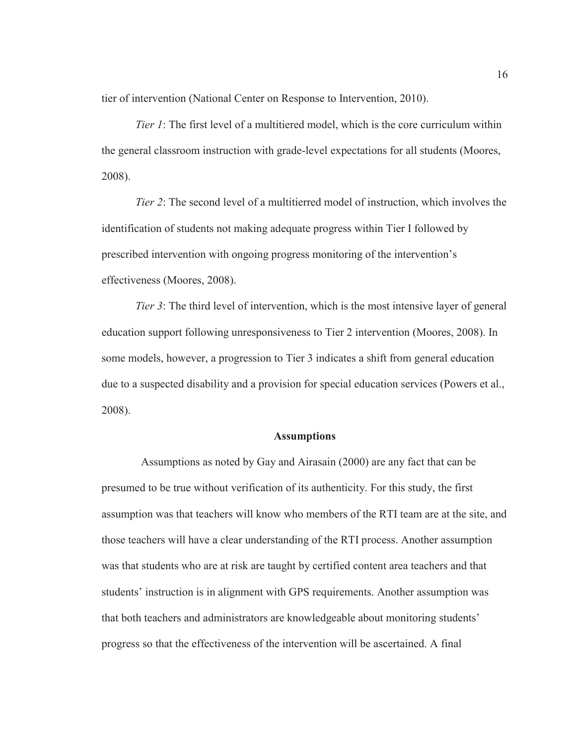tier of intervention (National Center on Response to Intervention, 2010).

*Tier 1*: The first level of a multitiered model, which is the core curriculum within the general classroom instruction with grade-level expectations for all students (Moores, 2008).

*Tier 2*: The second level of a multitierred model of instruction, which involves the identification of students not making adequate progress within Tier I followed by prescribed intervention with ongoing progress monitoring of the intervention's effectiveness (Moores, 2008).

*Tier 3*: The third level of intervention, which is the most intensive layer of general education support following unresponsiveness to Tier 2 intervention (Moores, 2008). In some models, however, a progression to Tier 3 indicates a shift from general education due to a suspected disability and a provision for special education services (Powers et al., 2008).

## Assumptions

Assumptions as noted by Gay and Airasain (2000) are any fact that can be presumed to be true without verification of its authenticity. For this study, the first assumption was that teachers will know who members of the RTI team are at the site, and those teachers will have a clear understanding of the RTI process. Another assumption was that students who are at risk are taught by certified content area teachers and that students' instruction is in alignment with GPS requirements. Another assumption was that both teachers and administrators are knowledgeable about monitoring students' progress so that the effectiveness of the intervention will be ascertained. A final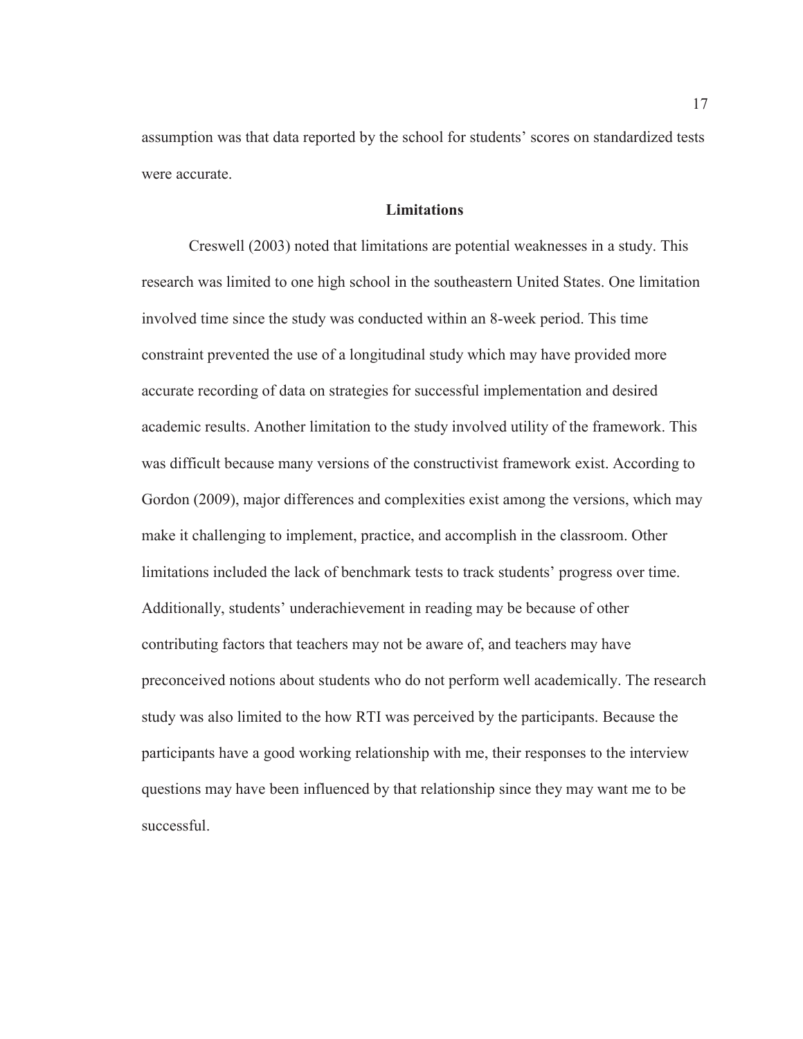assumption was that data reported by the school for students' scores on standardized tests were accurate.

## Limitations

Creswell (2003) noted that limitations are potential weaknesses in a study. This research was limited to one high school in the southeastern United States. One limitation involved time since the study was conducted within an 8-week period. This time constraint prevented the use of a longitudinal study which may have provided more accurate recording of data on strategies for successful implementation and desired academic results. Another limitation to the study involved utility of the framework. This was difficult because many versions of the constructivist framework exist. According to Gordon (2009), major differences and complexities exist among the versions, which may make it challenging to implement, practice, and accomplish in the classroom. Other limitations included the lack of benchmark tests to track students' progress over time. Additionally, students' underachievement in reading may be because of other contributing factors that teachers may not be aware of, and teachers may have preconceived notions about students who do not perform well academically. The research study was also limited to the how RTI was perceived by the participants. Because the participants have a good working relationship with me, their responses to the interview questions may have been influenced by that relationship since they may want me to be successful.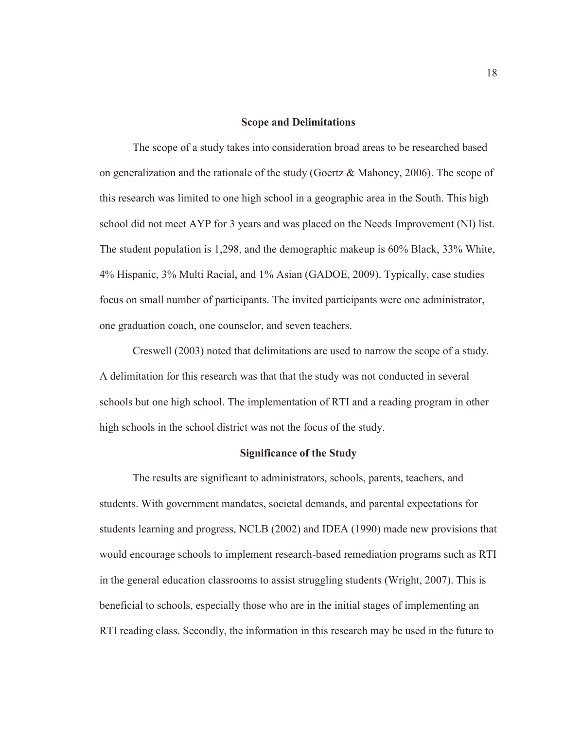## Scope and Delimitations

The scope of a study takes into consideration broad areas to be researched based on generalization and the rationale of the study (Goertz & Mahoney, 2006). The scope of this research was limited to one high school in a geographic area in the South. This high school did not meet AYP for 3 years and was placed on the Needs Improvement (NI) list. The student population is 1,298, and the demographic makeup is 60% Black, 33% White, 4% Hispanic, 3% Multi Racial, and 1% Asian (GADOE, 2009). Typically, case studies focus on small number of participants. The invited participants were one administrator, one graduation coach, one counselor, and seven teachers.

Creswell (2003) noted that delimitations are used to narrow the scope of a study. A delimitation for this research was that that the study was not conducted in several schools but one high school. The implementation of RTI and a reading program in other high schools in the school district was not the focus of the study.

## Significance of the Study

The results are significant to administrators, schools, parents, teachers, and students. With government mandates, societal demands, and parental expectations for students learning and progress, NCLB (2002) and IDEA (1990) made new provisions that would encourage schools to implement research-based remediation programs such as RTI in the general education classrooms to assist struggling students (Wright, 2007). This is beneficial to schools, especially those who are in the initial stages of implementing an RTI reading class. Secondly, the information in this research may be used in the future to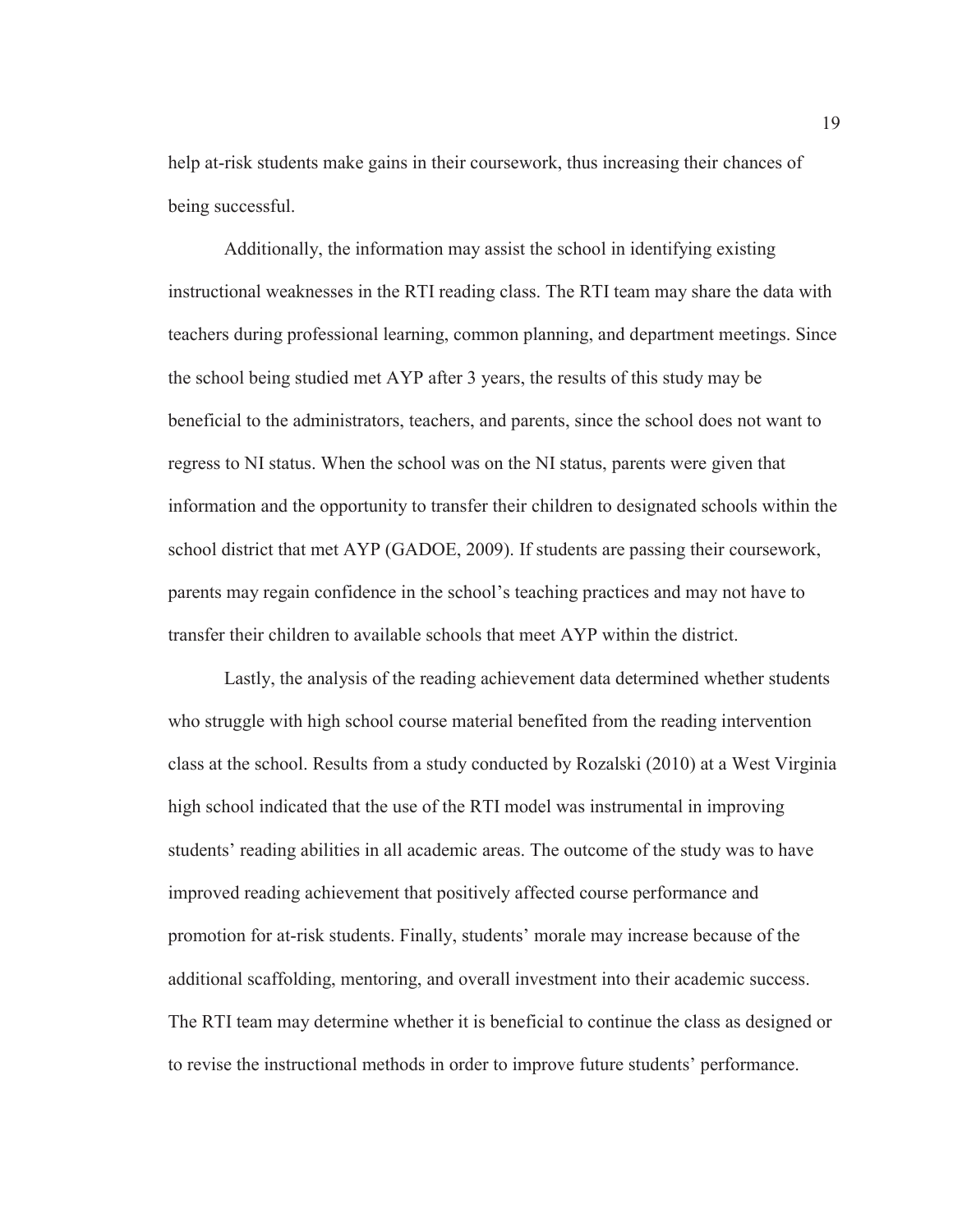help at-risk students make gains in their coursework, thus increasing their chances of being successful.

Additionally, the information may assist the school in identifying existing instructional weaknesses in the RTI reading class. The RTI team may share the data with teachers during professional learning, common planning, and department meetings. Since the school being studied met AYP after 3 years, the results of this study may be beneficial to the administrators, teachers, and parents, since the school does not want to regress to NI status. When the school was on the NI status, parents were given that information and the opportunity to transfer their children to designated schools within the school district that met AYP (GADOE, 2009). If students are passing their coursework, parents may regain confidence in the school's teaching practices and may not have to transfer their children to available schools that meet AYP within the district.

Lastly, the analysis of the reading achievement data determined whether students who struggle with high school course material benefited from the reading intervention class at the school. Results from a study conducted by Rozalski (2010) at a West Virginia high school indicated that the use of the RTI model was instrumental in improving students' reading abilities in all academic areas. The outcome of the study was to have improved reading achievement that positively affected course performance and promotion for at-risk students. Finally, students' morale may increase because of the additional scaffolding, mentoring, and overall investment into their academic success. The RTI team may determine whether it is beneficial to continue the class as designed or to revise the instructional methods in order to improve future students' performance.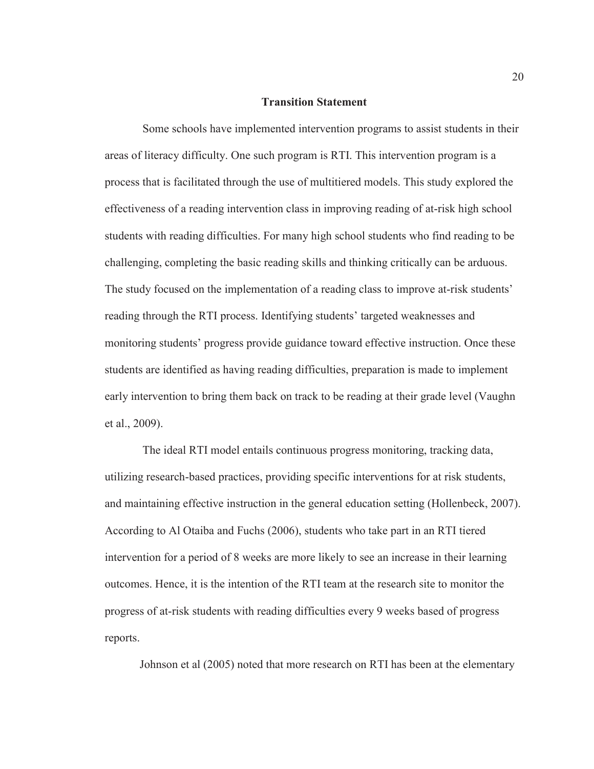## Transition Statement

Some schools have implemented intervention programs to assist students in their areas of literacy difficulty. One such program is RTI. This intervention program is a process that is facilitated through the use of multitiered models. This study explored the effectiveness of a reading intervention class in improving reading of at-risk high school students with reading difficulties. For many high school students who find reading to be challenging, completing the basic reading skills and thinking critically can be arduous. The study focused on the implementation of a reading class to improve at-risk students' reading through the RTI process. Identifying students' targeted weaknesses and monitoring students' progress provide guidance toward effective instruction. Once these students are identified as having reading difficulties, preparation is made to implement early intervention to bring them back on track to be reading at their grade level (Vaughn et al., 2009).

The ideal RTI model entails continuous progress monitoring, tracking data, utilizing research-based practices, providing specific interventions for at risk students, and maintaining effective instruction in the general education setting (Hollenbeck, 2007). According to Al Otaiba and Fuchs (2006), students who take part in an RTI tiered intervention for a period of 8 weeks are more likely to see an increase in their learning outcomes. Hence, it is the intention of the RTI team at the research site to monitor the progress of at-risk students with reading difficulties every 9 weeks based of progress reports.

Johnson et al (2005) noted that more research on RTI has been at the elementary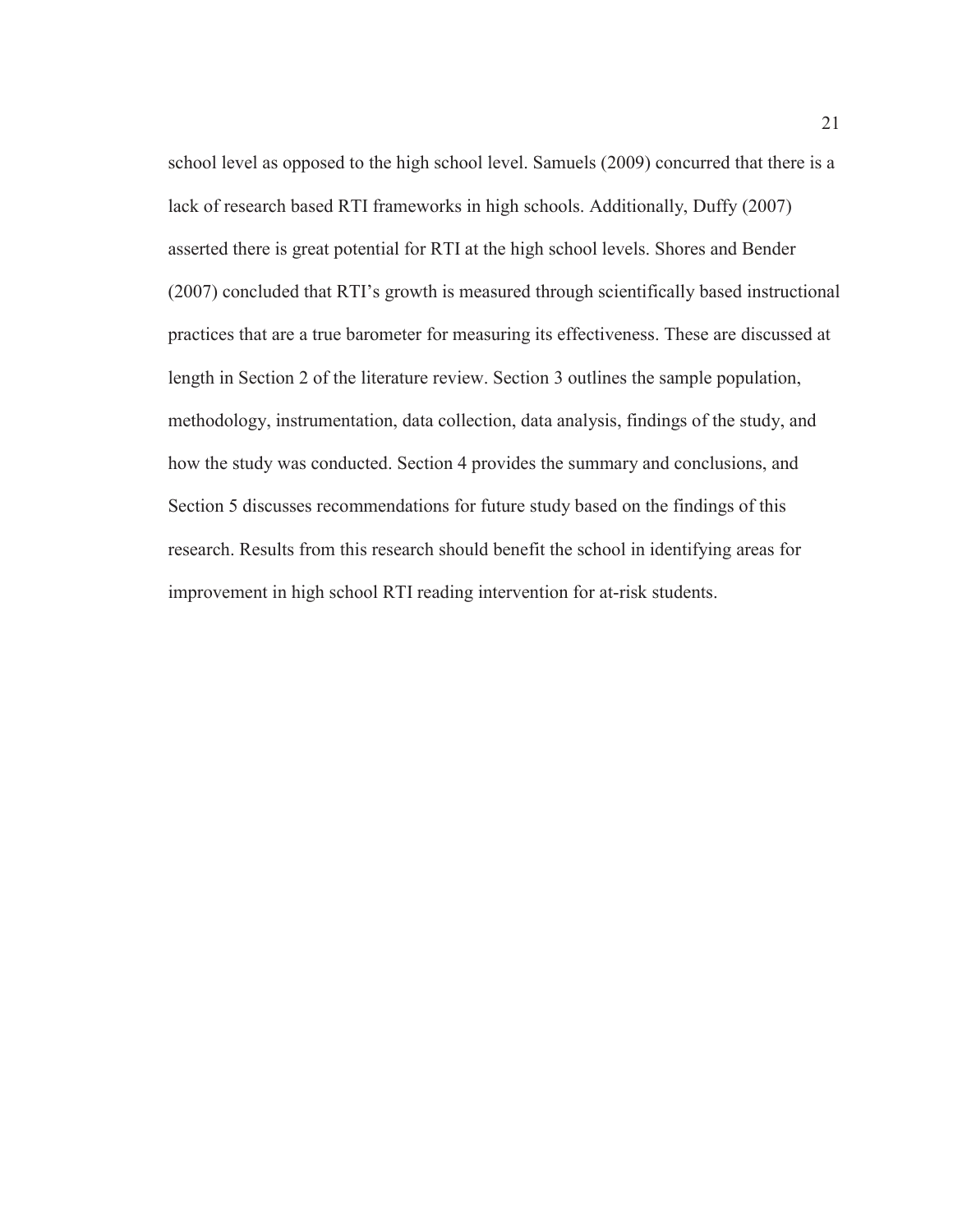school level as opposed to the high school level. Samuels (2009) concurred that there is a lack of research based RTI frameworks in high schools. Additionally, Duffy (2007) asserted there is great potential for RTI at the high school levels. Shores and Bender (2007) concluded that RTI's growth is measured through scientifically based instructional practices that are a true barometer for measuring its effectiveness. These are discussed at length in Section 2 of the literature review. Section 3 outlines the sample population, methodology, instrumentation, data collection, data analysis, findings of the study, and how the study was conducted. Section 4 provides the summary and conclusions, and Section 5 discusses recommendations for future study based on the findings of this research. Results from this research should benefit the school in identifying areas for improvement in high school RTI reading intervention for at-risk students.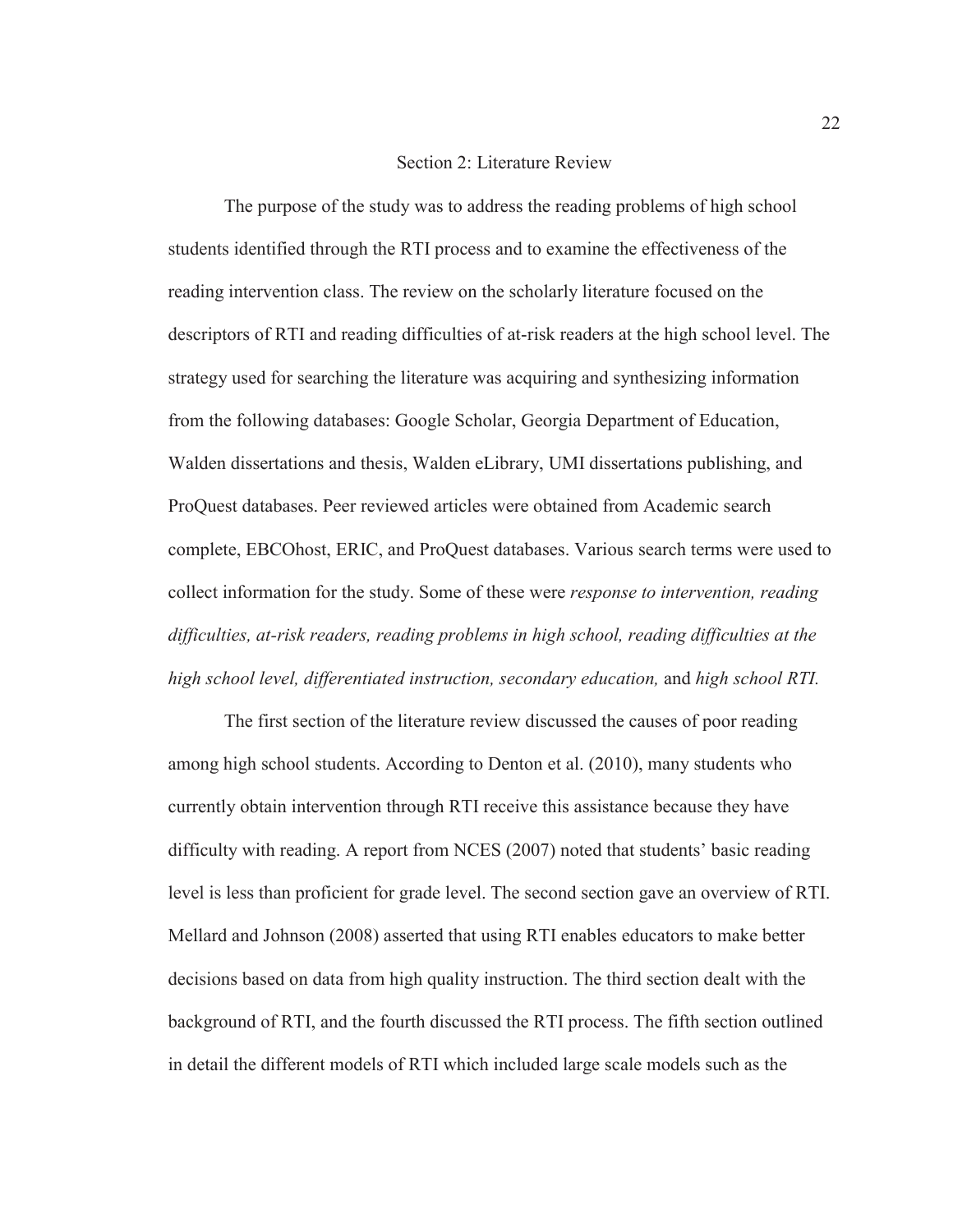# Section 2: Literature Review

The purpose of the study was to address the reading problems of high school students identified through the RTI process and to examine the effectiveness of the reading intervention class. The review on the scholarly literature focused on the descriptors of RTI and reading difficulties of at-risk readers at the high school level. The strategy used for searching the literature was acquiring and synthesizing information from the following databases: Google Scholar, Georgia Department of Education, Walden dissertations and thesis, Walden eLibrary, UMI dissertations publishing, and ProQuest databases. Peer reviewed articles were obtained from Academic search complete, EBCOhost, ERIC, and ProQuest databases. Various search terms were used to collect information for the study. Some of these were *response to intervention, reading difficulties, at-risk readers, reading problems in high school, reading difficulties at the high school level, differentiated instruction, secondary education,* and *high school RTI.*

The first section of the literature review discussed the causes of poor reading among high school students. According to Denton et al. (2010), many students who currently obtain intervention through RTI receive this assistance because they have difficulty with reading. A report from NCES (2007) noted that students' basic reading level is less than proficient for grade level. The second section gave an overview of RTI. Mellard and Johnson (2008) asserted that using RTI enables educators to make better decisions based on data from high quality instruction. The third section dealt with the background of RTI, and the fourth discussed the RTI process. The fifth section outlined in detail the different models of RTI which included large scale models such as the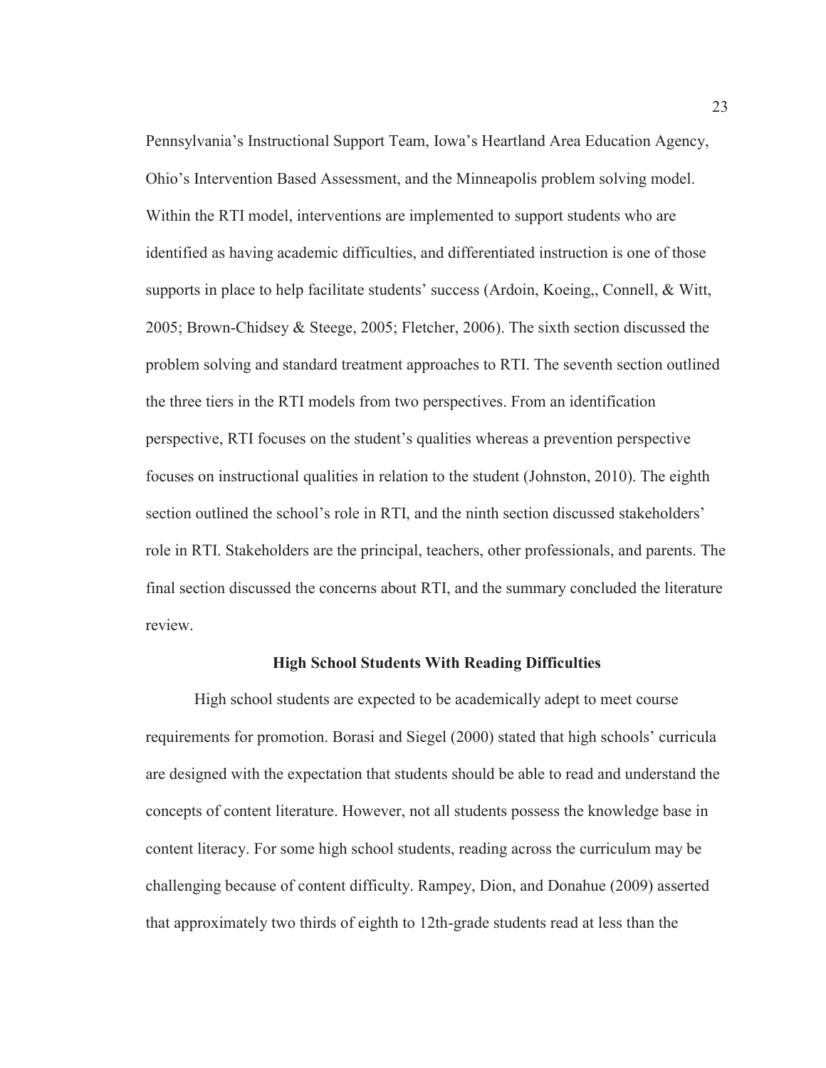Pennsylvania's Instructional Support Team, Iowa's Heartland Area Education Agency, Ohio's Intervention Based Assessment, and the Minneapolis problem solving model. Within the RTI model, interventions are implemented to support students who are identified as having academic difficulties, and differentiated instruction is one of those supports in place to help facilitate students' success (Ardoin, Koeing,, Connell, & Witt, 2005; Brown-Chidsey & Steege, 2005; Fletcher, 2006). The sixth section discussed the problem solving and standard treatment approaches to RTI. The seventh section outlined the three tiers in the RTI models from two perspectives. From an identification perspective, RTI focuses on the student's qualities whereas a prevention perspective focuses on instructional qualities in relation to the student (Johnston, 2010). The eighth section outlined the school's role in RTI, and the ninth section discussed stakeholders' role in RTI. Stakeholders are the principal, teachers, other professionals, and parents. The final section discussed the concerns about RTI, and the summary concluded the literature review.

## High School Students With Reading Difficulties

High school students are expected to be academically adept to meet course requirements for promotion. Borasi and Siegel (2000) stated that high schools' curricula are designed with the expectation that students should be able to read and understand the concepts of content literature. However, not all students possess the knowledge base in content literacy. For some high school students, reading across the curriculum may be challenging because of content difficulty. Rampey, Dion, and Donahue (2009) asserted that approximately two thirds of eighth to 12th-grade students read at less than the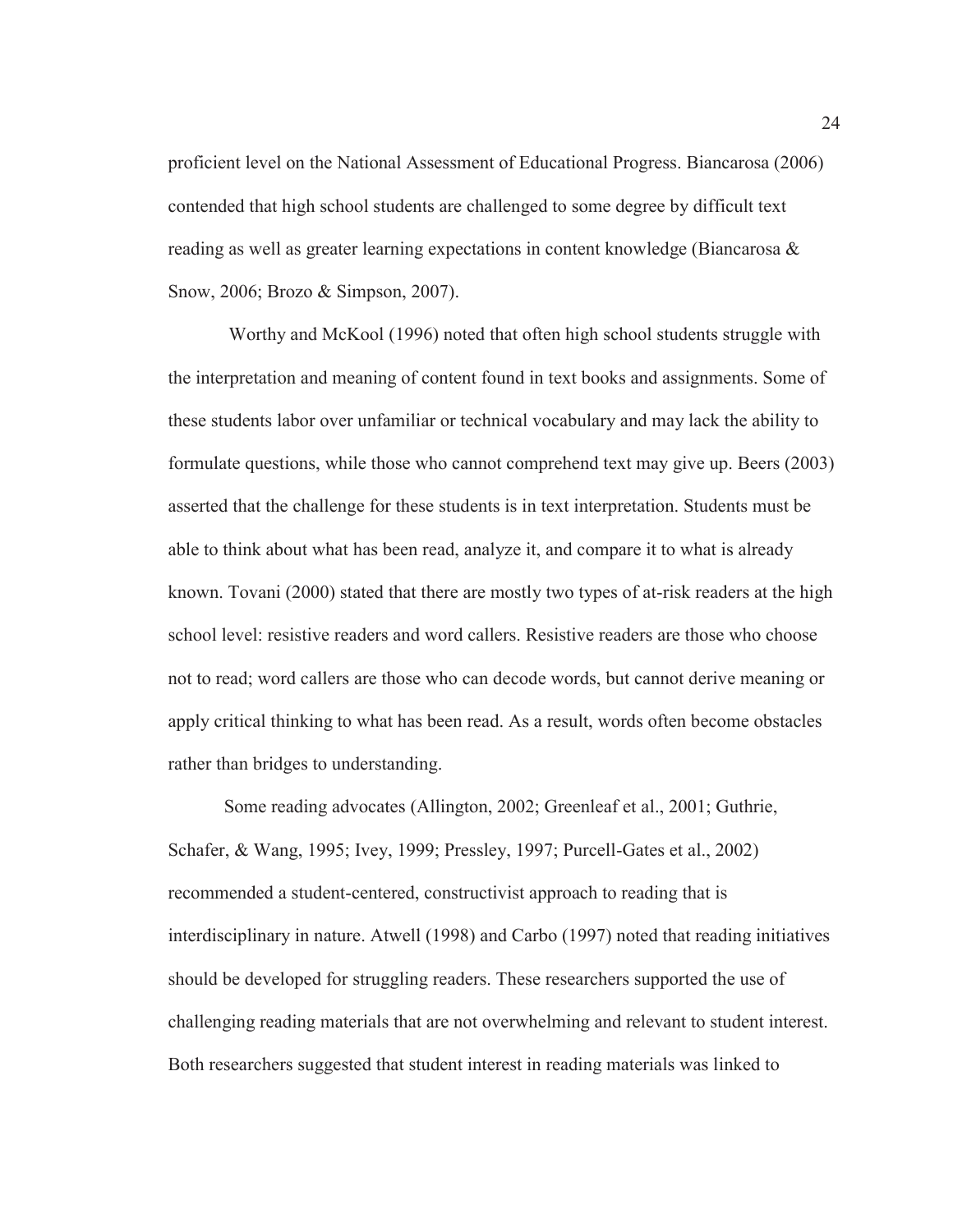proficient level on the National Assessment of Educational Progress. Biancarosa (2006) contended that high school students are challenged to some degree by difficult text reading as well as greater learning expectations in content knowledge (Biancarosa & Snow, 2006; Brozo & Simpson, 2007).

Worthy and McKool (1996) noted that often high school students struggle with the interpretation and meaning of content found in text books and assignments. Some of these students labor over unfamiliar or technical vocabulary and may lack the ability to formulate questions, while those who cannot comprehend text may give up. Beers (2003) asserted that the challenge for these students is in text interpretation. Students must be able to think about what has been read, analyze it, and compare it to what is already known. Tovani (2000) stated that there are mostly two types of at-risk readers at the high school level: resistive readers and word callers. Resistive readers are those who choose not to read; word callers are those who can decode words, but cannot derive meaning or apply critical thinking to what has been read. As a result, words often become obstacles rather than bridges to understanding.

Some reading advocates (Allington, 2002; Greenleaf et al., 2001; Guthrie, Schafer, & Wang, 1995; Ivey, 1999; Pressley, 1997; Purcell-Gates et al., 2002) recommended a student-centered, constructivist approach to reading that is interdisciplinary in nature. Atwell (1998) and Carbo (1997) noted that reading initiatives should be developed for struggling readers. These researchers supported the use of challenging reading materials that are not overwhelming and relevant to student interest. Both researchers suggested that student interest in reading materials was linked to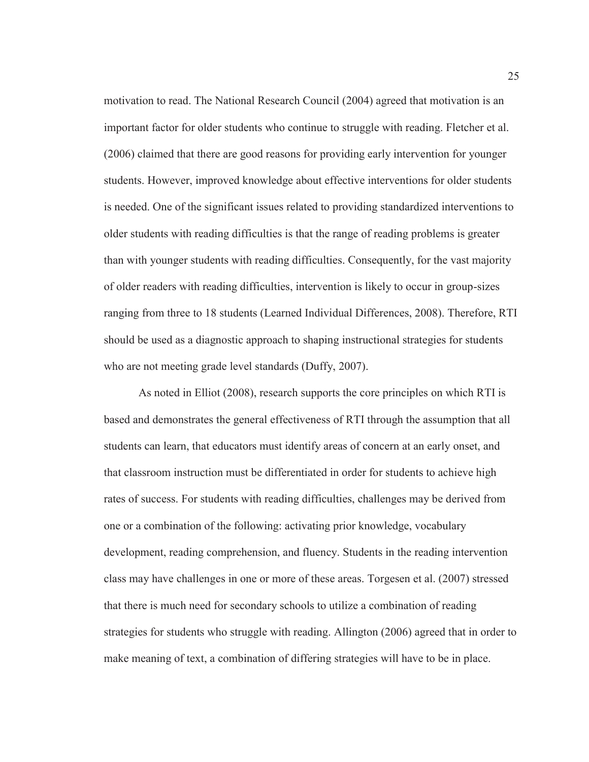motivation to read. The National Research Council (2004) agreed that motivation is an important factor for older students who continue to struggle with reading. Fletcher et al. (2006) claimed that there are good reasons for providing early intervention for younger students. However, improved knowledge about effective interventions for older students is needed. One of the significant issues related to providing standardized interventions to older students with reading difficulties is that the range of reading problems is greater than with younger students with reading difficulties. Consequently, for the vast majority of older readers with reading difficulties, intervention is likely to occur in group-sizes ranging from three to 18 students (Learned Individual Differences, 2008). Therefore, RTI should be used as a diagnostic approach to shaping instructional strategies for students who are not meeting grade level standards (Duffy, 2007).

As noted in Elliot (2008), research supports the core principles on which RTI is based and demonstrates the general effectiveness of RTI through the assumption that all students can learn, that educators must identify areas of concern at an early onset, and that classroom instruction must be differentiated in order for students to achieve high rates of success. For students with reading difficulties, challenges may be derived from one or a combination of the following: activating prior knowledge, vocabulary development, reading comprehension, and fluency. Students in the reading intervention class may have challenges in one or more of these areas. Torgesen et al. (2007) stressed that there is much need for secondary schools to utilize a combination of reading strategies for students who struggle with reading. Allington (2006) agreed that in order to make meaning of text, a combination of differing strategies will have to be in place.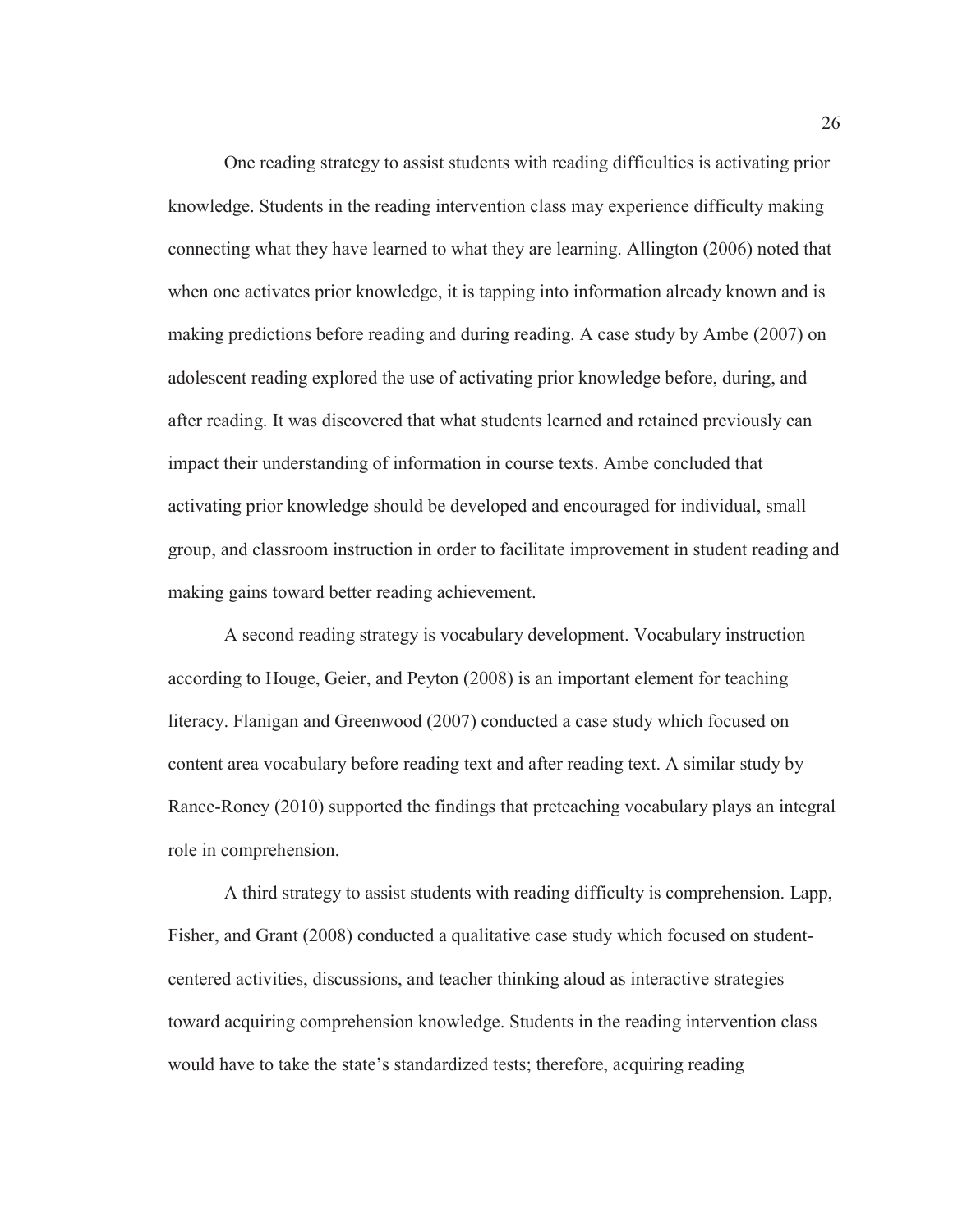One reading strategy to assist students with reading difficulties is activating prior knowledge. Students in the reading intervention class may experience difficulty making connecting what they have learned to what they are learning. Allington (2006) noted that when one activates prior knowledge, it is tapping into information already known and is making predictions before reading and during reading. A case study by Ambe (2007) on adolescent reading explored the use of activating prior knowledge before, during, and after reading. It was discovered that what students learned and retained previously can impact their understanding of information in course texts. Ambe concluded that activating prior knowledge should be developed and encouraged for individual, small group, and classroom instruction in order to facilitate improvement in student reading and making gains toward better reading achievement.

A second reading strategy is vocabulary development. Vocabulary instruction according to Houge, Geier, and Peyton (2008) is an important element for teaching literacy. Flanigan and Greenwood (2007) conducted a case study which focused on content area vocabulary before reading text and after reading text. A similar study by Rance-Roney (2010) supported the findings that preteaching vocabulary plays an integral role in comprehension.

A third strategy to assist students with reading difficulty is comprehension. Lapp, Fisher, and Grant (2008) conducted a qualitative case study which focused on student-centered activities, discussions, and teacher thinking aloud as interactive strategies toward acquiring comprehension knowledge. Students in the reading intervention class would have to take the state's standardized tests; therefore, acquiring reading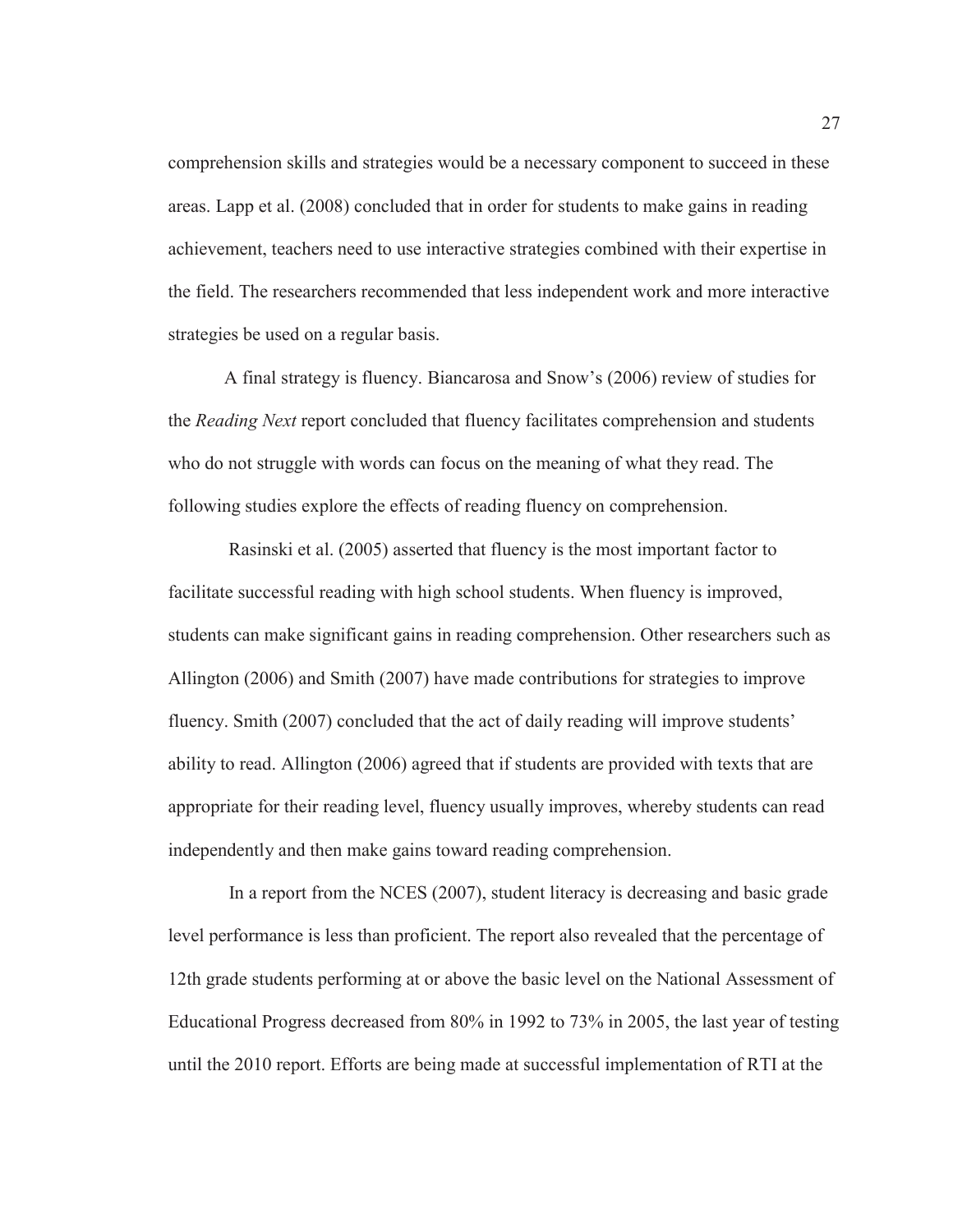comprehension skills and strategies would be a necessary component to succeed in these areas. Lapp et al. (2008) concluded that in order for students to make gains in reading achievement, teachers need to use interactive strategies combined with their expertise in the field. The researchers recommended that less independent work and more interactive strategies be used on a regular basis.

A final strategy is fluency. Biancarosa and Snow's (2006) review of studies for the *Reading Next* report concluded that fluency facilitates comprehension and students who do not struggle with words can focus on the meaning of what they read. The following studies explore the effects of reading fluency on comprehension.

Rasinski et al. (2005) asserted that fluency is the most important factor to facilitate successful reading with high school students. When fluency is improved, students can make significant gains in reading comprehension. Other researchers such as Allington (2006) and Smith (2007) have made contributions for strategies to improve fluency. Smith (2007) concluded that the act of daily reading will improve students' ability to read. Allington (2006) agreed that if students are provided with texts that are appropriate for their reading level, fluency usually improves, whereby students can read independently and then make gains toward reading comprehension.

In a report from the NCES (2007), student literacy is decreasing and basic grade level performance is less than proficient. The report also revealed that the percentage of 12th grade students performing at or above the basic level on the National Assessment of Educational Progress decreased from 80% in 1992 to 73% in 2005, the last year of testing until the 2010 report. Efforts are being made at successful implementation of RTI at the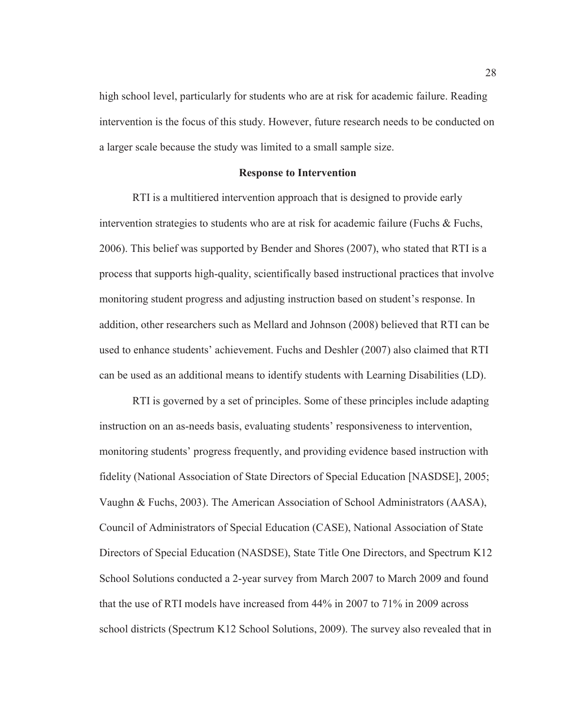high school level, particularly for students who are at risk for academic failure. Reading intervention is the focus of this study. However, future research needs to be conducted on a larger scale because the study was limited to a small sample size.

## Response to Intervention

RTI is a multitiered intervention approach that is designed to provide early intervention strategies to students who are at risk for academic failure (Fuchs & Fuchs, 2006). This belief was supported by Bender and Shores (2007), who stated that RTI is a process that supports high-quality, scientifically based instructional practices that involve monitoring student progress and adjusting instruction based on student's response. In addition, other researchers such as Mellard and Johnson (2008) believed that RTI can be used to enhance students' achievement. Fuchs and Deshler (2007) also claimed that RTI can be used as an additional means to identify students with Learning Disabilities (LD).

RTI is governed by a set of principles. Some of these principles include adapting instruction on an as-needs basis, evaluating students' responsiveness to intervention, monitoring students' progress frequently, and providing evidence based instruction with fidelity (National Association of State Directors of Special Education [NASDSE], 2005; Vaughn & Fuchs, 2003). The American Association of School Administrators (AASA), Council of Administrators of Special Education (CASE), National Association of State Directors of Special Education (NASDSE), State Title One Directors, and Spectrum K12 School Solutions conducted a 2-year survey from March 2007 to March 2009 and found that the use of RTI models have increased from 44% in 2007 to 71% in 2009 across school districts (Spectrum K12 School Solutions, 2009). The survey also revealed that in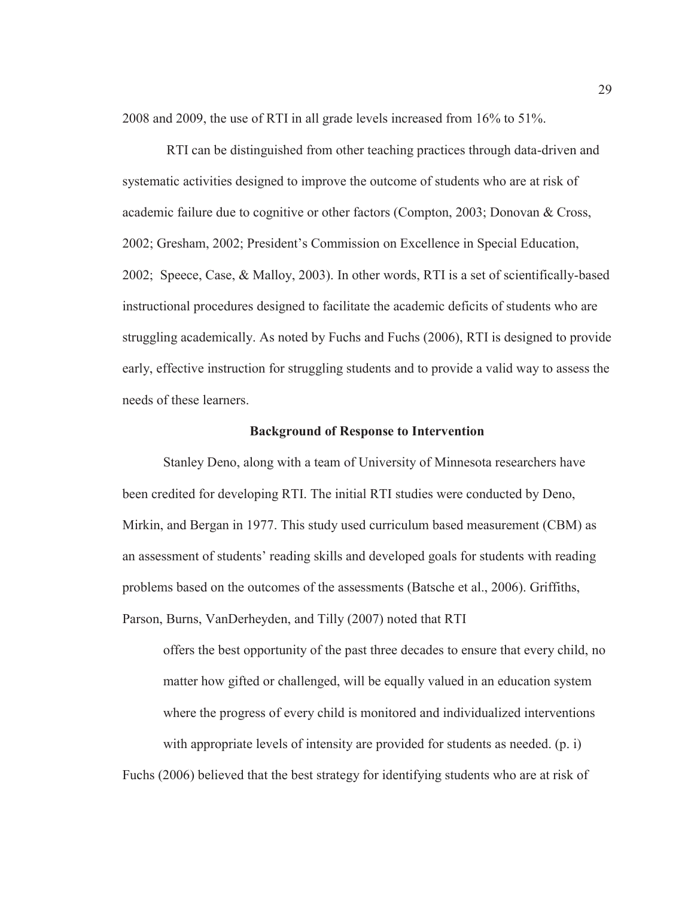2008 and 2009, the use of RTI in all grade levels increased from 16% to 51%.

RTI can be distinguished from other teaching practices through data-driven and systematic activities designed to improve the outcome of students who are at risk of academic failure due to cognitive or other factors (Compton, 2003; Donovan & Cross, 2002; Gresham, 2002; President's Commission on Excellence in Special Education, 2002; Speece, Case, & Malloy, 2003). In other words, RTI is a set of scientifically-based instructional procedures designed to facilitate the academic deficits of students who are struggling academically. As noted by Fuchs and Fuchs (2006), RTI is designed to provide early, effective instruction for struggling students and to provide a valid way to assess the needs of these learners.

## Background of Response to Intervention

Stanley Deno, along with a team of University of Minnesota researchers have been credited for developing RTI. The initial RTI studies were conducted by Deno, Mirkin, and Bergan in 1977. This study used curriculum based measurement (CBM) as an assessment of students' reading skills and developed goals for students with reading problems based on the outcomes of the assessments (Batsche et al., 2006). Griffiths, Parson, Burns, VanDerheyden, and Tilly (2007) noted that RTI

> offers the best opportunity of the past three decades to ensure that every child, no matter how gifted or challenged, will be equally valued in an education system where the progress of every child is monitored and individualized interventions with appropriate levels of intensity are provided for students as needed. (p. i)

Fuchs (2006) believed that the best strategy for identifying students who are at risk of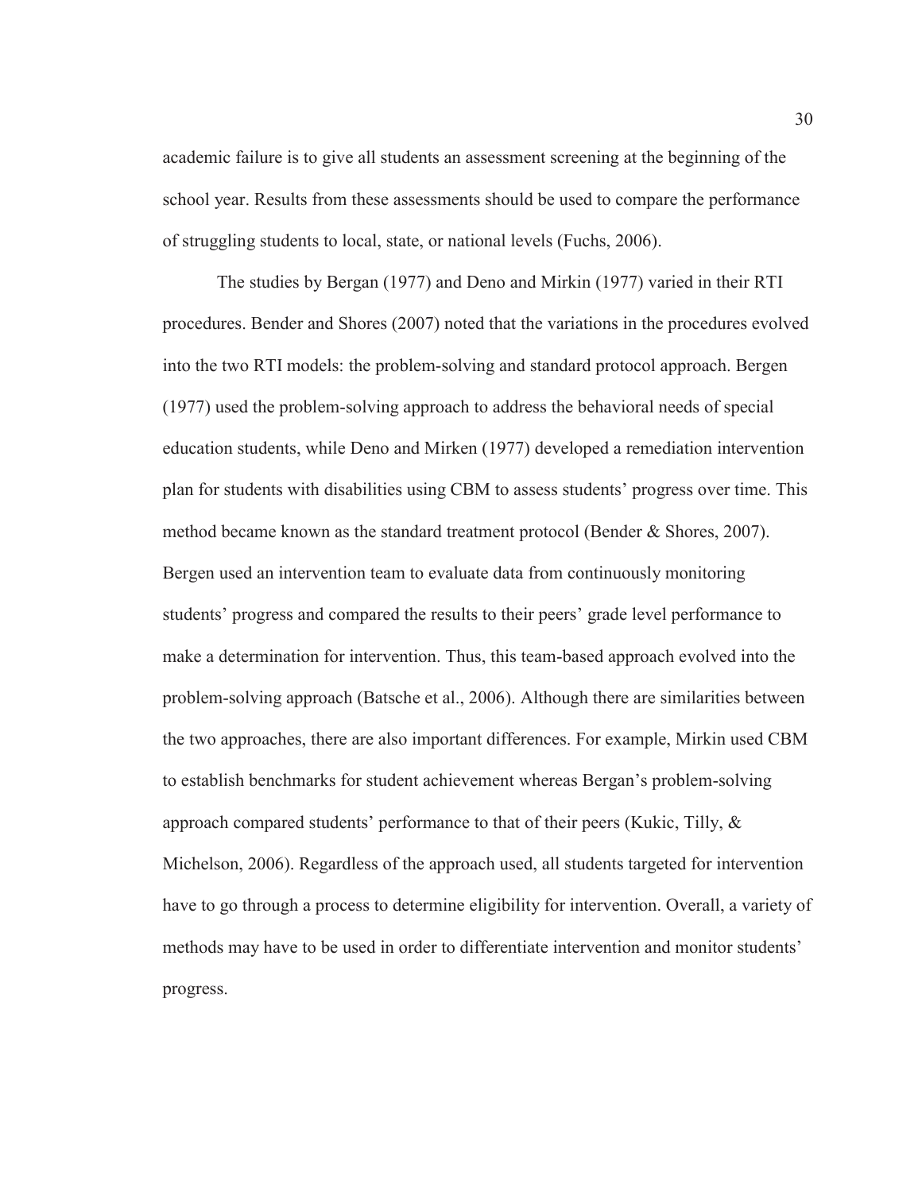academic failure is to give all students an assessment screening at the beginning of the school year. Results from these assessments should be used to compare the performance of struggling students to local, state, or national levels (Fuchs, 2006).

The studies by Bergan (1977) and Deno and Mirkin (1977) varied in their RTI procedures. Bender and Shores (2007) noted that the variations in the procedures evolved into the two RTI models: the problem-solving and standard protocol approach. Bergen (1977) used the problem-solving approach to address the behavioral needs of special education students, while Deno and Mirken (1977) developed a remediation intervention plan for students with disabilities using CBM to assess students' progress over time. This method became known as the standard treatment protocol (Bender & Shores, 2007). Bergen used an intervention team to evaluate data from continuously monitoring students' progress and compared the results to their peers' grade level performance to make a determination for intervention. Thus, this team-based approach evolved into the problem-solving approach (Batsche et al., 2006). Although there are similarities between the two approaches, there are also important differences. For example, Mirkin used CBM to establish benchmarks for student achievement whereas Bergan's problem-solving approach compared students' performance to that of their peers (Kukic, Tilly, & Michelson, 2006). Regardless of the approach used, all students targeted for intervention have to go through a process to determine eligibility for intervention. Overall, a variety of methods may have to be used in order to differentiate intervention and monitor students' progress.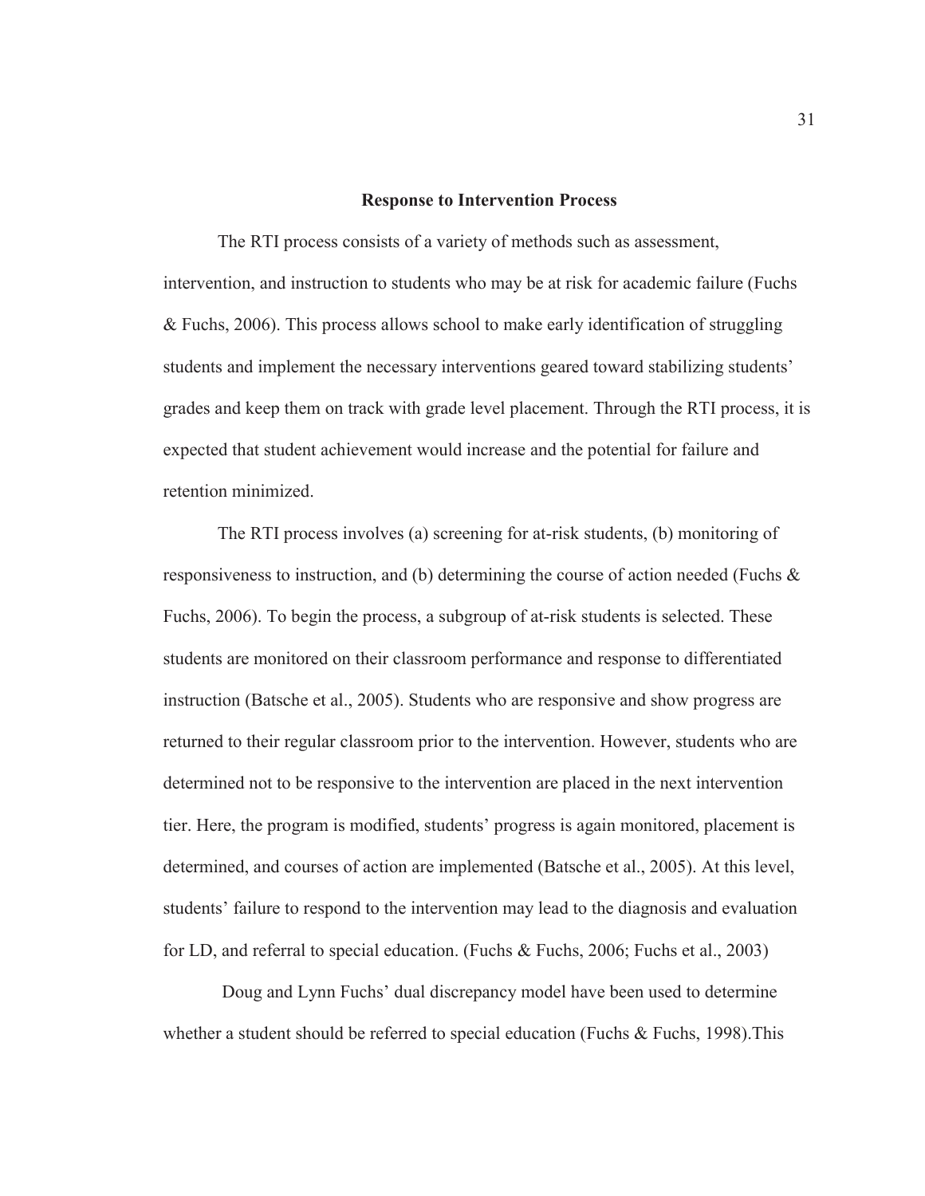## Response to Intervention Process

The RTI process consists of a variety of methods such as assessment, intervention, and instruction to students who may be at risk for academic failure (Fuchs & Fuchs, 2006). This process allows school to make early identification of struggling students and implement the necessary interventions geared toward stabilizing students' grades and keep them on track with grade level placement. Through the RTI process, it is expected that student achievement would increase and the potential for failure and retention minimized.

The RTI process involves (a) screening for at-risk students, (b) monitoring of responsiveness to instruction, and (b) determining the course of action needed (Fuchs & Fuchs, 2006). To begin the process, a subgroup of at-risk students is selected. These students are monitored on their classroom performance and response to differentiated instruction (Batsche et al., 2005). Students who are responsive and show progress are returned to their regular classroom prior to the intervention. However, students who are determined not to be responsive to the intervention are placed in the next intervention tier. Here, the program is modified, students' progress is again monitored, placement is determined, and courses of action are implemented (Batsche et al., 2005). At this level, students' failure to respond to the intervention may lead to the diagnosis and evaluation for LD, and referral to special education. (Fuchs & Fuchs, 2006; Fuchs et al., 2003)

Doug and Lynn Fuchs' dual discrepancy model have been used to determine whether a student should be referred to special education (Fuchs & Fuchs, 1998).This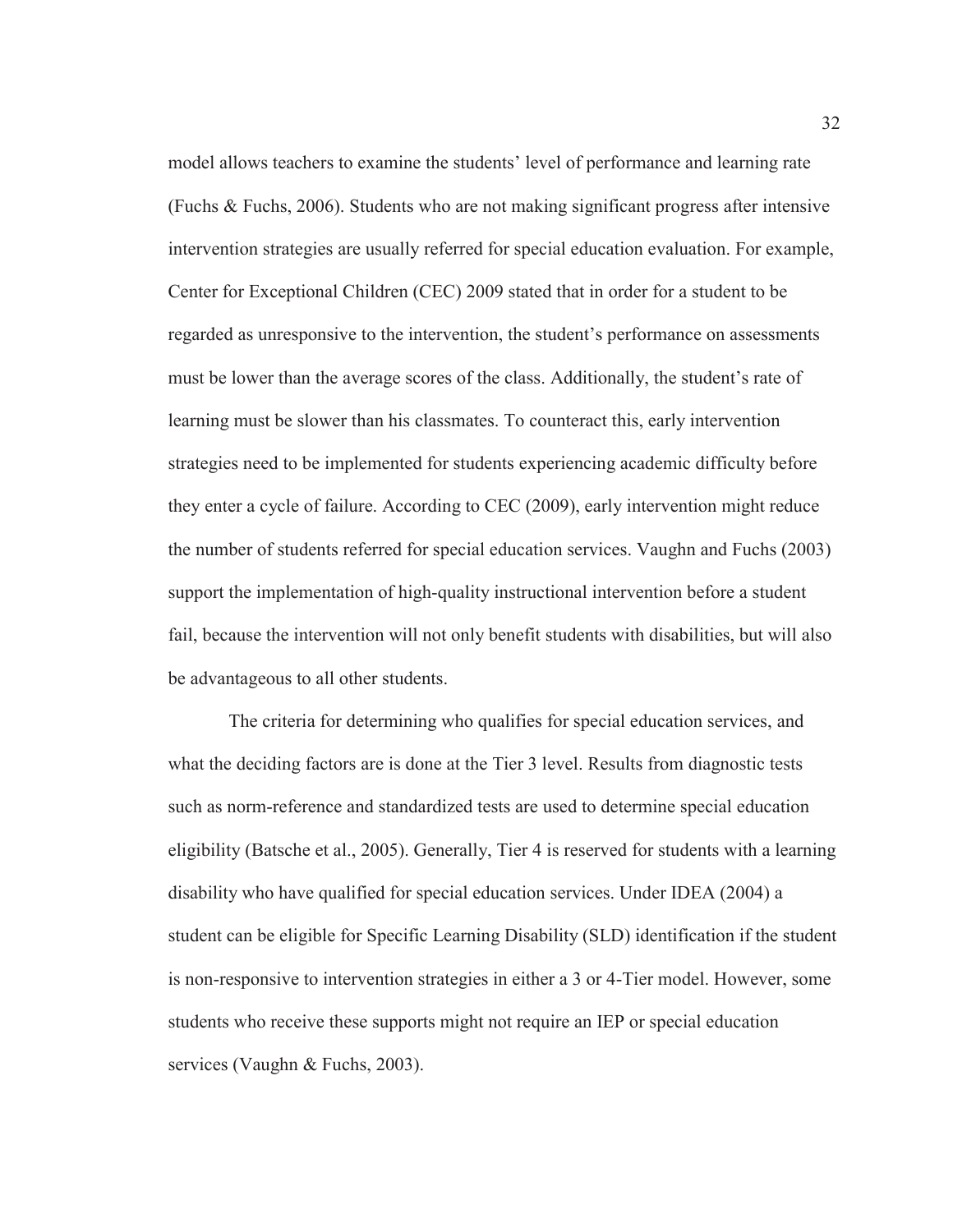model allows teachers to examine the students' level of performance and learning rate (Fuchs & Fuchs, 2006). Students who are not making significant progress after intensive intervention strategies are usually referred for special education evaluation. For example, Center for Exceptional Children (CEC) 2009 stated that in order for a student to be regarded as unresponsive to the intervention, the student's performance on assessments must be lower than the average scores of the class. Additionally, the student's rate of learning must be slower than his classmates. To counteract this, early intervention strategies need to be implemented for students experiencing academic difficulty before they enter a cycle of failure. According to CEC (2009), early intervention might reduce the number of students referred for special education services. Vaughn and Fuchs (2003) support the implementation of high-quality instructional intervention before a student fail, because the intervention will not only benefit students with disabilities, but will also be advantageous to all other students.

The criteria for determining who qualifies for special education services, and what the deciding factors are is done at the Tier 3 level. Results from diagnostic tests such as norm-reference and standardized tests are used to determine special education eligibility (Batsche et al., 2005). Generally, Tier 4 is reserved for students with a learning disability who have qualified for special education services. Under IDEA (2004) a student can be eligible for Specific Learning Disability (SLD) identification if the student is non-responsive to intervention strategies in either a 3 or 4-Tier model. However, some students who receive these supports might not require an IEP or special education services (Vaughn & Fuchs, 2003).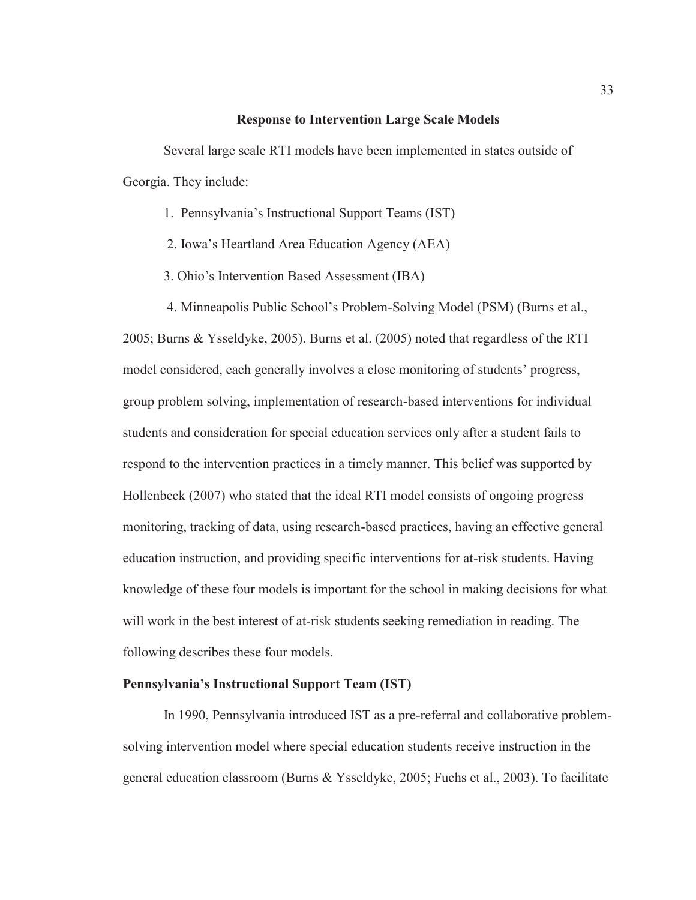## Response to Intervention Large Scale Models

Several large scale RTI models have been implemented in states outside of Georgia. They include:

1. Pennsylvania's Instructional Support Teams (IST)
2. Iowa's Heartland Area Education Agency (AEA)
3. Ohio's Intervention Based Assessment (IBA)
4. Minneapolis Public School's Problem-Solving Model (PSM) (Burns et al., 2005; Burns & Ysseldyke, 2005). Burns et al. (2005) noted that regardless of the RTI model considered, each generally involves a close monitoring of students' progress, group problem solving, implementation of research-based interventions for individual students and consideration for special education services only after a student fails to respond to the intervention practices in a timely manner. This belief was supported by Hollenbeck (2007) who stated that the ideal RTI model consists of ongoing progress monitoring, tracking of data, using research-based practices, having an effective general education instruction, and providing specific interventions for at-risk students. Having knowledge of these four models is important for the school in making decisions for what will work in the best interest of at-risk students seeking remediation in reading. The following describes these four models.

### Pennsylvania's Instructional Support Team (IST)

In 1990, Pennsylvania introduced IST as a pre-referral and collaborative problem-solving intervention model where special education students receive instruction in the general education classroom (Burns & Ysseldyke, 2005; Fuchs et al., 2003). To facilitate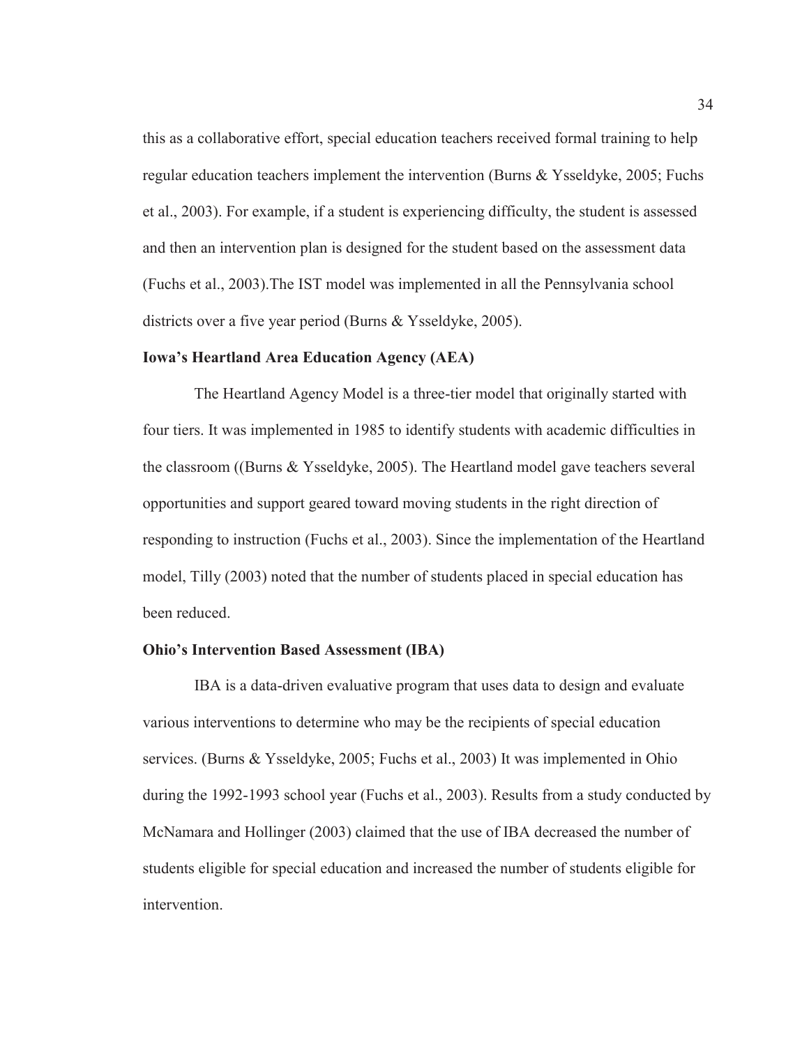this as a collaborative effort, special education teachers received formal training to help regular education teachers implement the intervention (Burns & Ysseldyke, 2005; Fuchs et al., 2003). For example, if a student is experiencing difficulty, the student is assessed and then an intervention plan is designed for the student based on the assessment data (Fuchs et al., 2003).The IST model was implemented in all the Pennsylvania school districts over a five year period (Burns & Ysseldyke, 2005).

**Iowa's Heartland Area Education Agency (AEA)**

The Heartland Agency Model is a three-tier model that originally started with four tiers. It was implemented in 1985 to identify students with academic difficulties in the classroom ((Burns & Ysseldyke, 2005). The Heartland model gave teachers several opportunities and support geared toward moving students in the right direction of responding to instruction (Fuchs et al., 2003). Since the implementation of the Heartland model, Tilly (2003) noted that the number of students placed in special education has been reduced.

**Ohio's Intervention Based Assessment (IBA)**

IBA is a data-driven evaluative program that uses data to design and evaluate various interventions to determine who may be the recipients of special education services. (Burns & Ysseldyke, 2005; Fuchs et al., 2003) It was implemented in Ohio during the 1992-1993 school year (Fuchs et al., 2003). Results from a study conducted by McNamara and Hollinger (2003) claimed that the use of IBA decreased the number of students eligible for special education and increased the number of students eligible for intervention.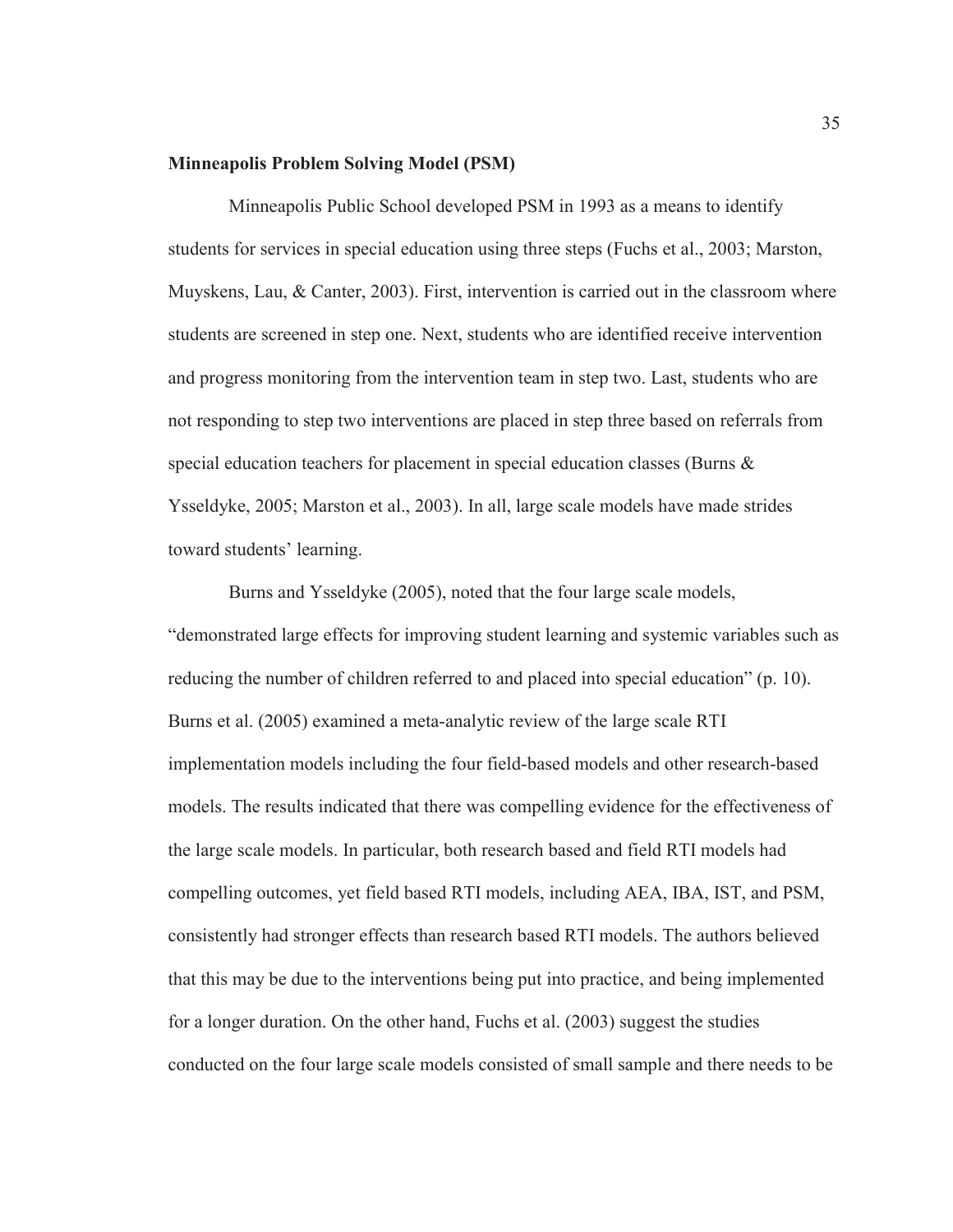**Minneapolis Problem Solving Model (PSM)**

Minneapolis Public School developed PSM in 1993 as a means to identify students for services in special education using three steps (Fuchs et al., 2003; Marston, Muyskens, Lau, & Canter, 2003). First, intervention is carried out in the classroom where students are screened in step one. Next, students who are identified receive intervention and progress monitoring from the intervention team in step two. Last, students who are not responding to step two interventions are placed in step three based on referrals from special education teachers for placement in special education classes (Burns & Ysseldyke, 2005; Marston et al., 2003). In all, large scale models have made strides toward students' learning.

Burns and Ysseldyke (2005), noted that the four large scale models, "demonstrated large effects for improving student learning and systemic variables such as reducing the number of children referred to and placed into special education" (p. 10). Burns et al. (2005) examined a meta-analytic review of the large scale RTI implementation models including the four field-based models and other research-based models. The results indicated that there was compelling evidence for the effectiveness of the large scale models. In particular, both research based and field RTI models had compelling outcomes, yet field based RTI models, including AEA, IBA, IST, and PSM, consistently had stronger effects than research based RTI models. The authors believed that this may be due to the interventions being put into practice, and being implemented for a longer duration. On the other hand, Fuchs et al. (2003) suggest the studies conducted on the four large scale models consisted of small sample and there needs to be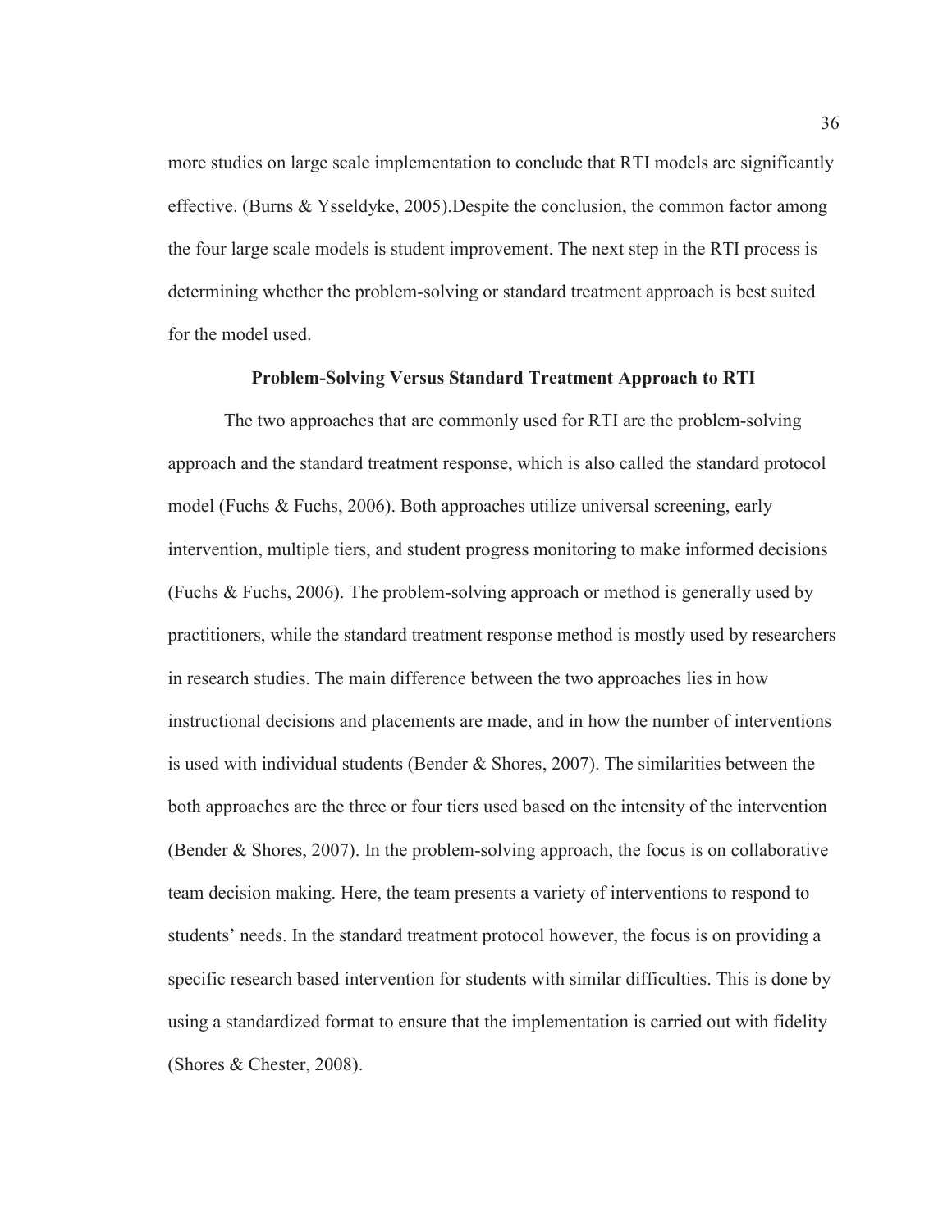more studies on large scale implementation to conclude that RTI models are significantly effective. (Burns & Ysseldyke, 2005).Despite the conclusion, the common factor among the four large scale models is student improvement. The next step in the RTI process is determining whether the problem-solving or standard treatment approach is best suited for the model used.

## Problem-Solving Versus Standard Treatment Approach to RTI

The two approaches that are commonly used for RTI are the problem-solving approach and the standard treatment response, which is also called the standard protocol model (Fuchs & Fuchs, 2006). Both approaches utilize universal screening, early intervention, multiple tiers, and student progress monitoring to make informed decisions (Fuchs & Fuchs, 2006). The problem-solving approach or method is generally used by practitioners, while the standard treatment response method is mostly used by researchers in research studies. The main difference between the two approaches lies in how instructional decisions and placements are made, and in how the number of interventions is used with individual students (Bender & Shores, 2007). The similarities between the both approaches are the three or four tiers used based on the intensity of the intervention (Bender & Shores, 2007). In the problem-solving approach, the focus is on collaborative team decision making. Here, the team presents a variety of interventions to respond to students' needs. In the standard treatment protocol however, the focus is on providing a specific research based intervention for students with similar difficulties. This is done by using a standardized format to ensure that the implementation is carried out with fidelity (Shores & Chester, 2008).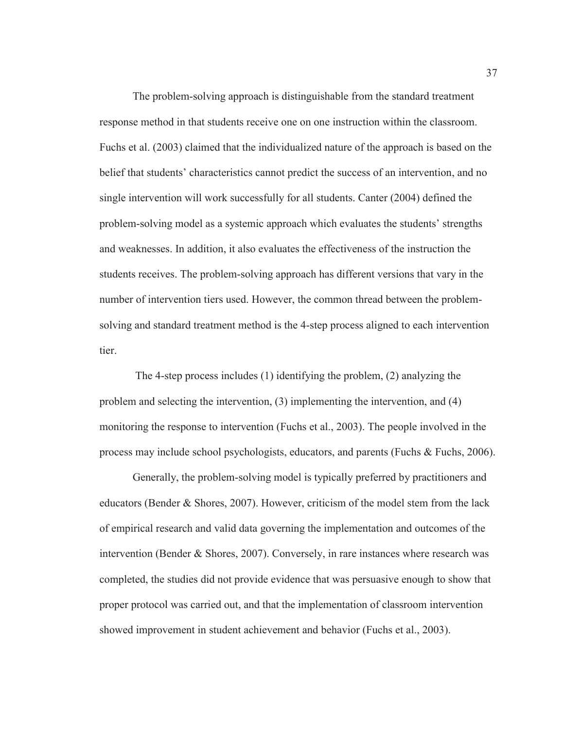The problem-solving approach is distinguishable from the standard treatment response method in that students receive one on one instruction within the classroom. Fuchs et al. (2003) claimed that the individualized nature of the approach is based on the belief that students' characteristics cannot predict the success of an intervention, and no single intervention will work successfully for all students. Canter (2004) defined the problem-solving model as a systemic approach which evaluates the students' strengths and weaknesses. In addition, it also evaluates the effectiveness of the instruction the students receives. The problem-solving approach has different versions that vary in the number of intervention tiers used. However, the common thread between the problem-solving and standard treatment method is the 4-step process aligned to each intervention tier.

The 4-step process includes (1) identifying the problem, (2) analyzing the problem and selecting the intervention, (3) implementing the intervention, and (4) monitoring the response to intervention (Fuchs et al., 2003). The people involved in the process may include school psychologists, educators, and parents (Fuchs & Fuchs, 2006).

Generally, the problem-solving model is typically preferred by practitioners and educators (Bender & Shores, 2007). However, criticism of the model stem from the lack of empirical research and valid data governing the implementation and outcomes of the intervention (Bender & Shores, 2007). Conversely, in rare instances where research was completed, the studies did not provide evidence that was persuasive enough to show that proper protocol was carried out, and that the implementation of classroom intervention showed improvement in student achievement and behavior (Fuchs et al., 2003).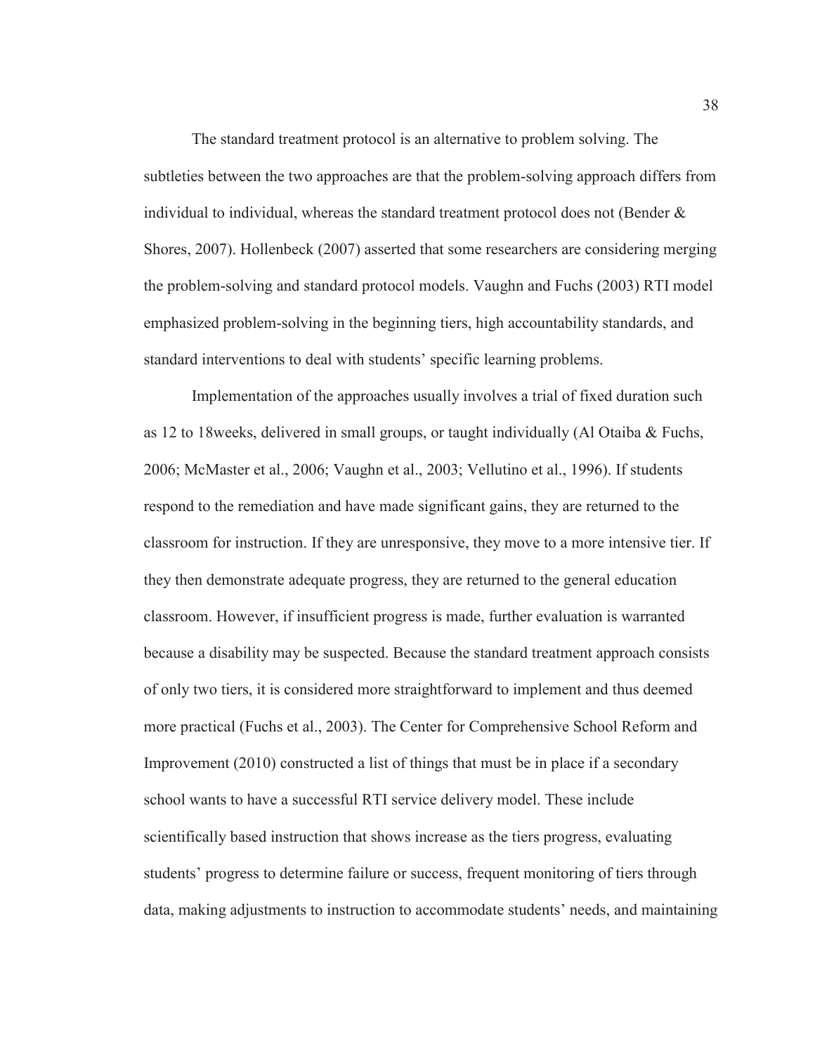The standard treatment protocol is an alternative to problem solving. The subtleties between the two approaches are that the problem-solving approach differs from individual to individual, whereas the standard treatment protocol does not (Bender & Shores, 2007). Hollenbeck (2007) asserted that some researchers are considering merging the problem-solving and standard protocol models. Vaughn and Fuchs (2003) RTI model emphasized problem-solving in the beginning tiers, high accountability standards, and standard interventions to deal with students' specific learning problems.

Implementation of the approaches usually involves a trial of fixed duration such as 12 to 18weeks, delivered in small groups, or taught individually (Al Otaiba & Fuchs, 2006; McMaster et al., 2006; Vaughn et al., 2003; Vellutino et al., 1996). If students respond to the remediation and have made significant gains, they are returned to the classroom for instruction. If they are unresponsive, they move to a more intensive tier. If they then demonstrate adequate progress, they are returned to the general education classroom. However, if insufficient progress is made, further evaluation is warranted because a disability may be suspected. Because the standard treatment approach consists of only two tiers, it is considered more straightforward to implement and thus deemed more practical (Fuchs et al., 2003). The Center for Comprehensive School Reform and Improvement (2010) constructed a list of things that must be in place if a secondary school wants to have a successful RTI service delivery model. These include scientifically based instruction that shows increase as the tiers progress, evaluating students' progress to determine failure or success, frequent monitoring of tiers through data, making adjustments to instruction to accommodate students' needs, and maintaining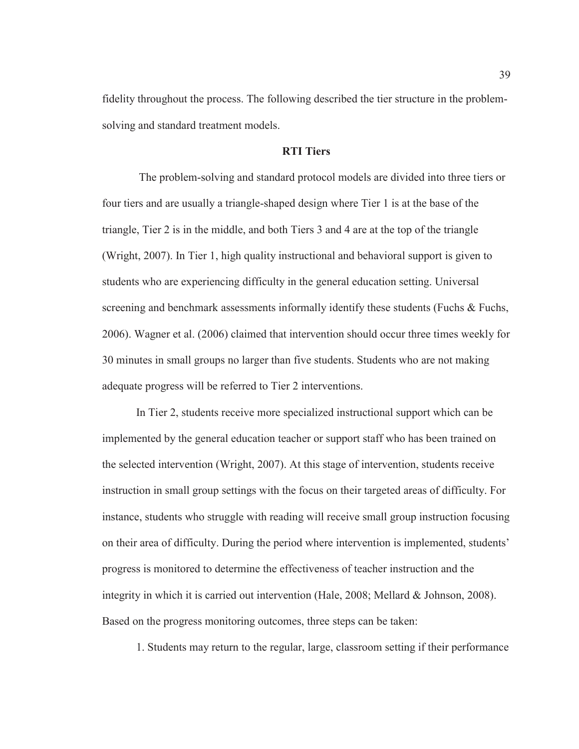fidelity throughout the process. The following described the tier structure in the problem-solving and standard treatment models.

## RTI Tiers

The problem-solving and standard protocol models are divided into three tiers or four tiers and are usually a triangle-shaped design where Tier 1 is at the base of the triangle, Tier 2 is in the middle, and both Tiers 3 and 4 are at the top of the triangle (Wright, 2007). In Tier 1, high quality instructional and behavioral support is given to students who are experiencing difficulty in the general education setting. Universal screening and benchmark assessments informally identify these students (Fuchs & Fuchs, 2006). Wagner et al. (2006) claimed that intervention should occur three times weekly for 30 minutes in small groups no larger than five students. Students who are not making adequate progress will be referred to Tier 2 interventions.

In Tier 2, students receive more specialized instructional support which can be implemented by the general education teacher or support staff who has been trained on the selected intervention (Wright, 2007). At this stage of intervention, students receive instruction in small group settings with the focus on their targeted areas of difficulty. For instance, students who struggle with reading will receive small group instruction focusing on their area of difficulty. During the period where intervention is implemented, students' progress is monitored to determine the effectiveness of teacher instruction and the integrity in which it is carried out intervention (Hale, 2008; Mellard & Johnson, 2008). Based on the progress monitoring outcomes, three steps can be taken:

1. Students may return to the regular, large, classroom setting if their performance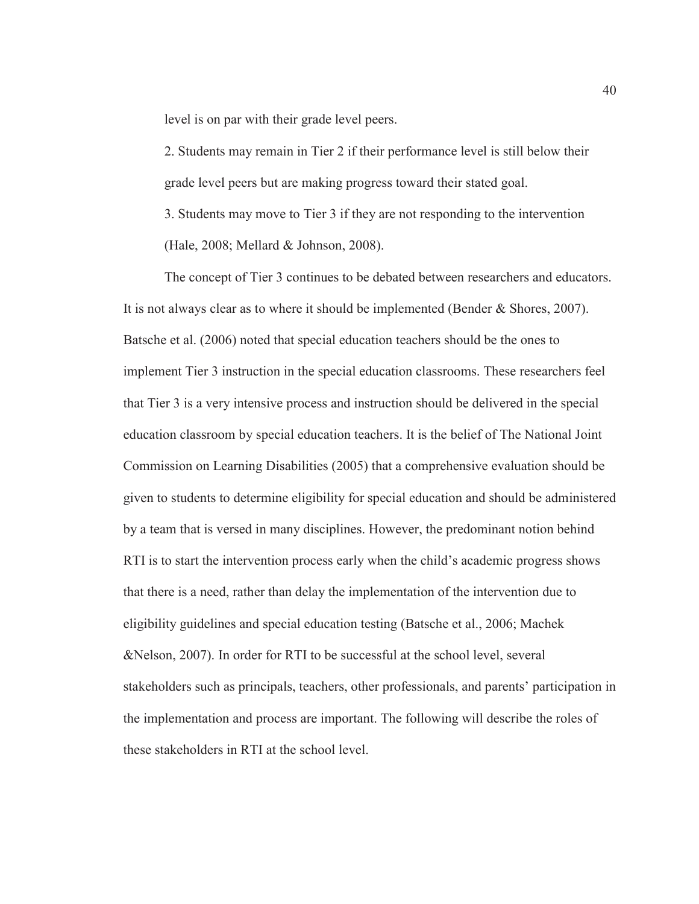level is on par with their grade level peers.

2. Students may remain in Tier 2 if their performance level is still below their grade level peers but are making progress toward their stated goal.

3. Students may move to Tier 3 if they are not responding to the intervention (Hale, 2008; Mellard & Johnson, 2008).

The concept of Tier 3 continues to be debated between researchers and educators. It is not always clear as to where it should be implemented (Bender & Shores, 2007). Batsche et al. (2006) noted that special education teachers should be the ones to implement Tier 3 instruction in the special education classrooms. These researchers feel that Tier 3 is a very intensive process and instruction should be delivered in the special education classroom by special education teachers. It is the belief of The National Joint Commission on Learning Disabilities (2005) that a comprehensive evaluation should be given to students to determine eligibility for special education and should be administered by a team that is versed in many disciplines. However, the predominant notion behind RTI is to start the intervention process early when the child's academic progress shows that there is a need, rather than delay the implementation of the intervention due to eligibility guidelines and special education testing (Batsche et al., 2006; Machek &Nelson, 2007). In order for RTI to be successful at the school level, several stakeholders such as principals, teachers, other professionals, and parents' participation in the implementation and process are important. The following will describe the roles of these stakeholders in RTI at the school level.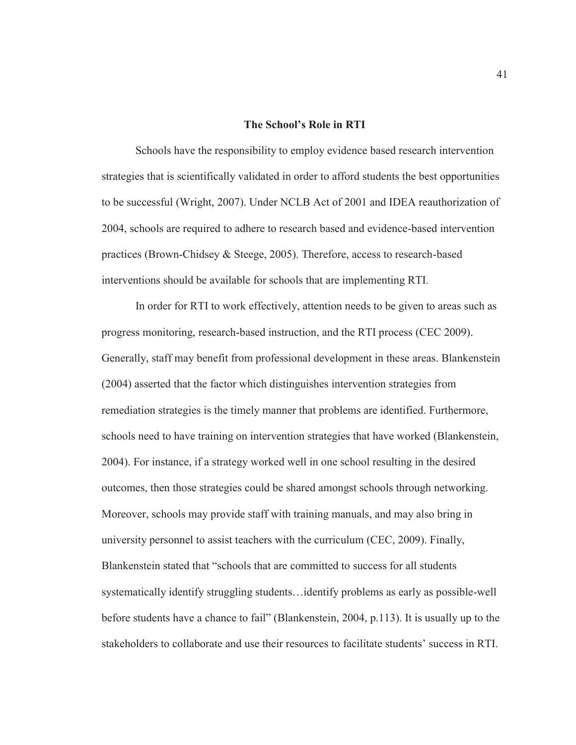## The School's Role in RTI

Schools have the responsibility to employ evidence based research intervention strategies that is scientifically validated in order to afford students the best opportunities to be successful (Wright, 2007). Under NCLB Act of 2001 and IDEA reauthorization of 2004, schools are required to adhere to research based and evidence-based intervention practices (Brown-Chidsey & Steege, 2005). Therefore, access to research-based interventions should be available for schools that are implementing RTI.

In order for RTI to work effectively, attention needs to be given to areas such as progress monitoring, research-based instruction, and the RTI process (CEC 2009). Generally, staff may benefit from professional development in these areas. Blankenstein (2004) asserted that the factor which distinguishes intervention strategies from remediation strategies is the timely manner that problems are identified. Furthermore, schools need to have training on intervention strategies that have worked (Blankenstein, 2004). For instance, if a strategy worked well in one school resulting in the desired outcomes, then those strategies could be shared amongst schools through networking. Moreover, schools may provide staff with training manuals, and may also bring in university personnel to assist teachers with the curriculum (CEC, 2009). Finally, Blankenstein stated that "schools that are committed to success for all students systematically identify struggling students…identify problems as early as possible-well before students have a chance to fail" (Blankenstein, 2004, p.113). It is usually up to the stakeholders to collaborate and use their resources to facilitate students' success in RTI.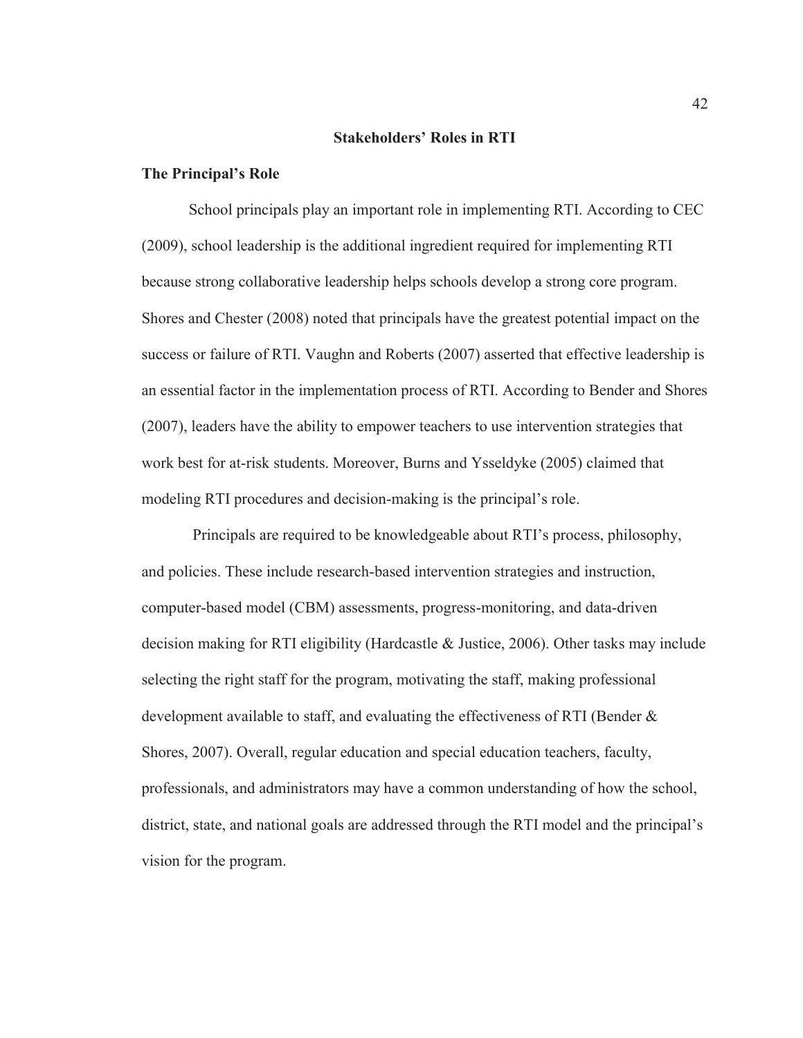## Stakeholders' Roles in RTI

### The Principal's Role

School principals play an important role in implementing RTI. According to CEC (2009), school leadership is the additional ingredient required for implementing RTI because strong collaborative leadership helps schools develop a strong core program. Shores and Chester (2008) noted that principals have the greatest potential impact on the success or failure of RTI. Vaughn and Roberts (2007) asserted that effective leadership is an essential factor in the implementation process of RTI. According to Bender and Shores (2007), leaders have the ability to empower teachers to use intervention strategies that work best for at-risk students. Moreover, Burns and Ysseldyke (2005) claimed that modeling RTI procedures and decision-making is the principal's role.

Principals are required to be knowledgeable about RTI's process, philosophy, and policies. These include research-based intervention strategies and instruction, computer-based model (CBM) assessments, progress-monitoring, and data-driven decision making for RTI eligibility (Hardcastle & Justice, 2006). Other tasks may include selecting the right staff for the program, motivating the staff, making professional development available to staff, and evaluating the effectiveness of RTI (Bender & Shores, 2007). Overall, regular education and special education teachers, faculty, professionals, and administrators may have a common understanding of how the school, district, state, and national goals are addressed through the RTI model and the principal's vision for the program.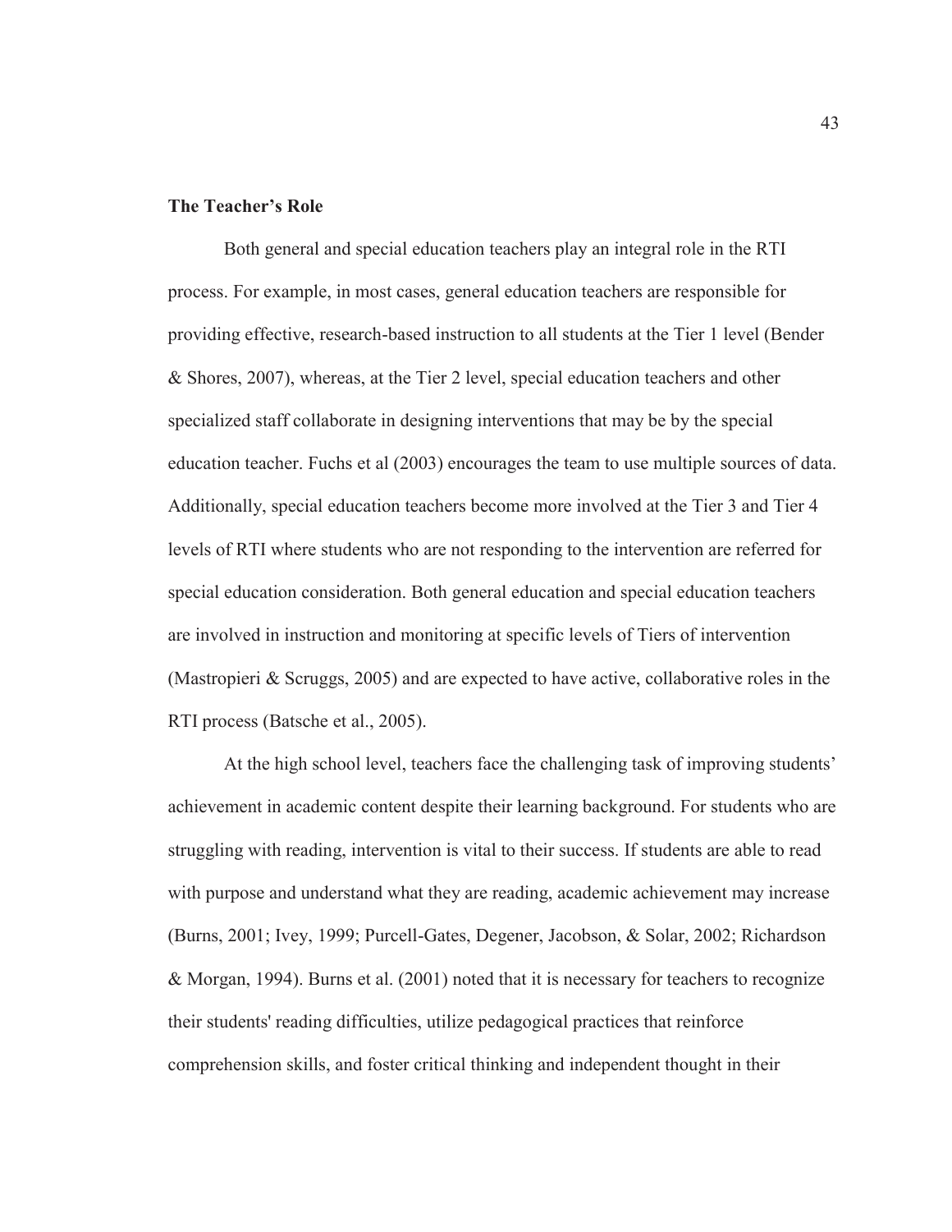**The Teacher's Role**

Both general and special education teachers play an integral role in the RTI process. For example, in most cases, general education teachers are responsible for providing effective, research-based instruction to all students at the Tier 1 level (Bender & Shores, 2007), whereas, at the Tier 2 level, special education teachers and other specialized staff collaborate in designing interventions that may be by the special education teacher. Fuchs et al (2003) encourages the team to use multiple sources of data. Additionally, special education teachers become more involved at the Tier 3 and Tier 4 levels of RTI where students who are not responding to the intervention are referred for special education consideration. Both general education and special education teachers are involved in instruction and monitoring at specific levels of Tiers of intervention (Mastropieri & Scruggs, 2005) and are expected to have active, collaborative roles in the RTI process (Batsche et al., 2005).

At the high school level, teachers face the challenging task of improving students' achievement in academic content despite their learning background. For students who are struggling with reading, intervention is vital to their success. If students are able to read with purpose and understand what they are reading, academic achievement may increase (Burns, 2001; Ivey, 1999; Purcell-Gates, Degener, Jacobson, & Solar, 2002; Richardson & Morgan, 1994). Burns et al. (2001) noted that it is necessary for teachers to recognize their students' reading difficulties, utilize pedagogical practices that reinforce comprehension skills, and foster critical thinking and independent thought in their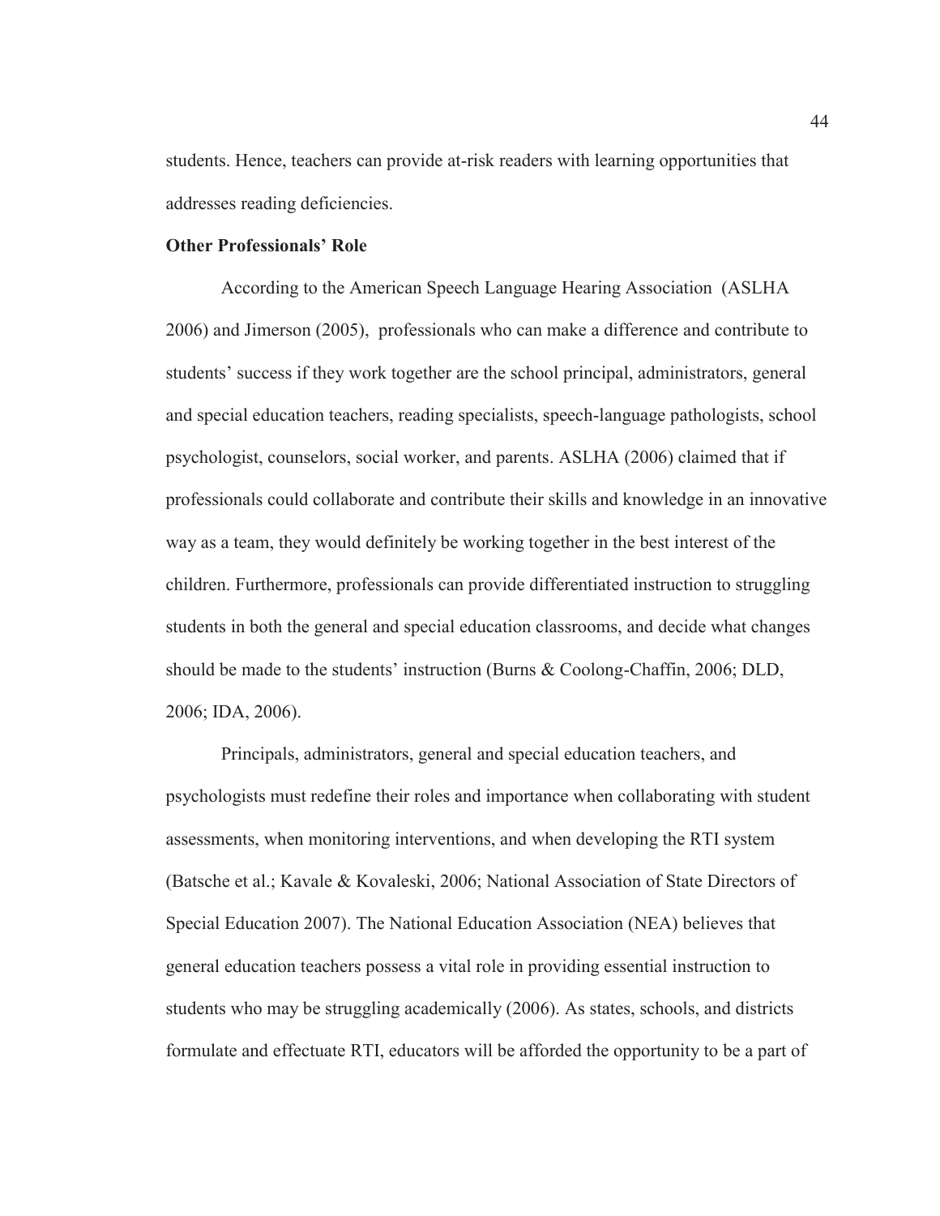students. Hence, teachers can provide at-risk readers with learning opportunities that addresses reading deficiencies.

**Other Professionals' Role**

According to the American Speech Language Hearing Association (ASLHA 2006) and Jimerson (2005), professionals who can make a difference and contribute to students' success if they work together are the school principal, administrators, general and special education teachers, reading specialists, speech-language pathologists, school psychologist, counselors, social worker, and parents. ASLHA (2006) claimed that if professionals could collaborate and contribute their skills and knowledge in an innovative way as a team, they would definitely be working together in the best interest of the children. Furthermore, professionals can provide differentiated instruction to struggling students in both the general and special education classrooms, and decide what changes should be made to the students' instruction (Burns & Coolong-Chaffin, 2006; DLD, 2006; IDA, 2006).

Principals, administrators, general and special education teachers, and psychologists must redefine their roles and importance when collaborating with student assessments, when monitoring interventions, and when developing the RTI system (Batsche et al.; Kavale & Kovaleski, 2006; National Association of State Directors of Special Education 2007). The National Education Association (NEA) believes that general education teachers possess a vital role in providing essential instruction to students who may be struggling academically (2006). As states, schools, and districts formulate and effectuate RTI, educators will be afforded the opportunity to be a part of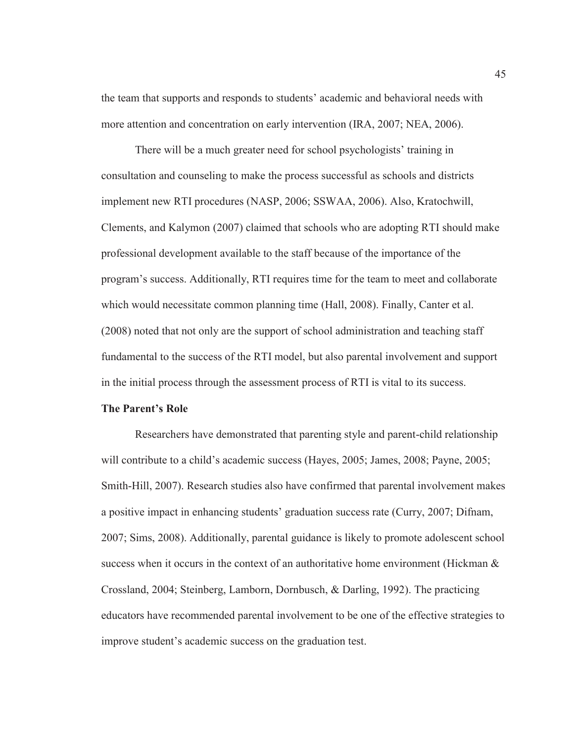the team that supports and responds to students' academic and behavioral needs with more attention and concentration on early intervention (IRA, 2007; NEA, 2006).

There will be a much greater need for school psychologists' training in consultation and counseling to make the process successful as schools and districts implement new RTI procedures (NASP, 2006; SSWAA, 2006). Also, Kratochwill, Clements, and Kalymon (2007) claimed that schools who are adopting RTI should make professional development available to the staff because of the importance of the program's success. Additionally, RTI requires time for the team to meet and collaborate which would necessitate common planning time (Hall, 2008). Finally, Canter et al. (2008) noted that not only are the support of school administration and teaching staff fundamental to the success of the RTI model, but also parental involvement and support in the initial process through the assessment process of RTI is vital to its success.

**The Parent's Role**

Researchers have demonstrated that parenting style and parent-child relationship will contribute to a child's academic success (Hayes, 2005; James, 2008; Payne, 2005; Smith-Hill, 2007). Research studies also have confirmed that parental involvement makes a positive impact in enhancing students' graduation success rate (Curry, 2007; Difnam, 2007; Sims, 2008). Additionally, parental guidance is likely to promote adolescent school success when it occurs in the context of an authoritative home environment (Hickman & Crossland, 2004; Steinberg, Lamborn, Dornbusch, & Darling, 1992). The practicing educators have recommended parental involvement to be one of the effective strategies to improve student's academic success on the graduation test.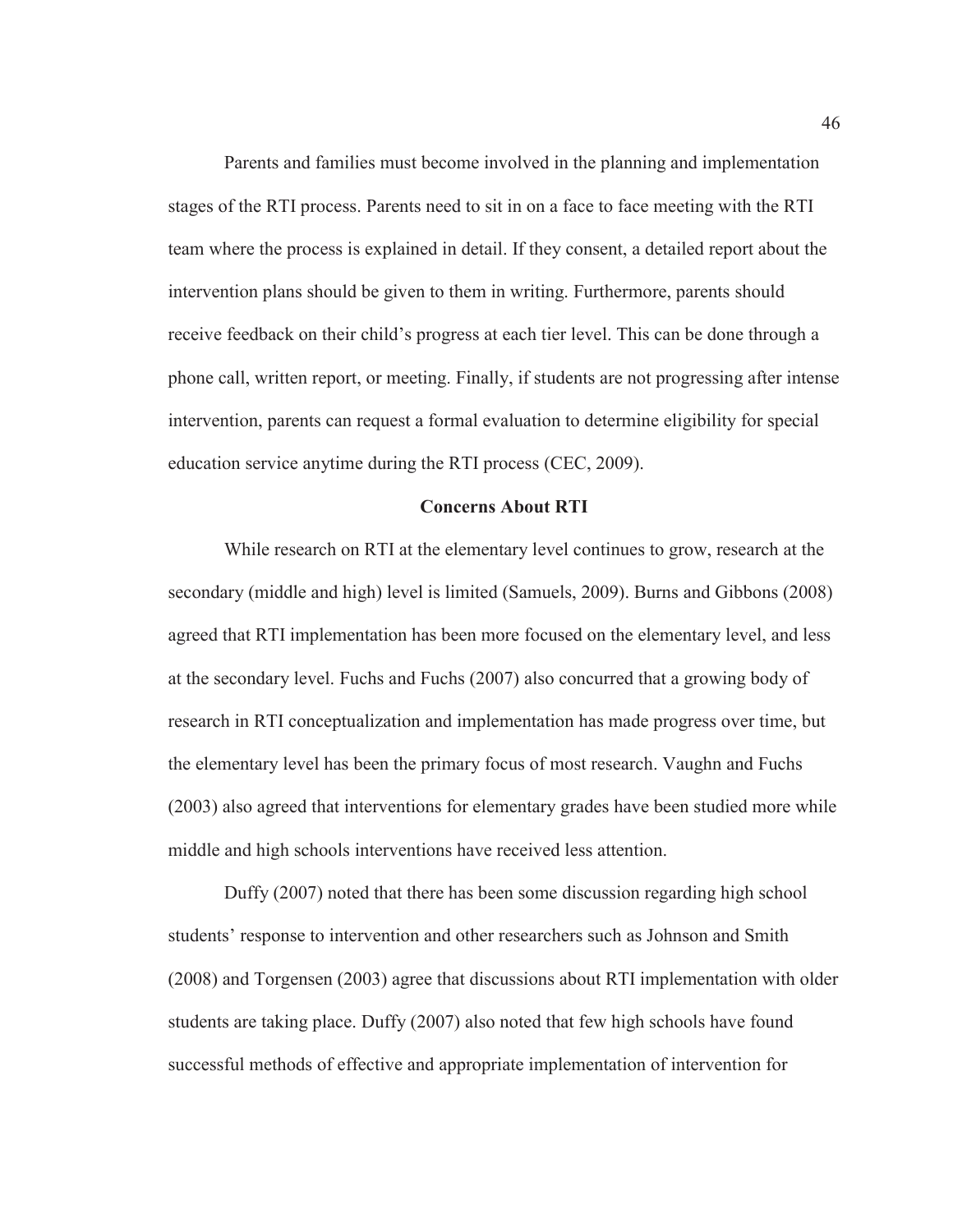Parents and families must become involved in the planning and implementation stages of the RTI process. Parents need to sit in on a face to face meeting with the RTI team where the process is explained in detail. If they consent, a detailed report about the intervention plans should be given to them in writing. Furthermore, parents should receive feedback on their child's progress at each tier level. This can be done through a phone call, written report, or meeting. Finally, if students are not progressing after intense intervention, parents can request a formal evaluation to determine eligibility for special education service anytime during the RTI process (CEC, 2009).

## Concerns About RTI

While research on RTI at the elementary level continues to grow, research at the secondary (middle and high) level is limited (Samuels, 2009). Burns and Gibbons (2008) agreed that RTI implementation has been more focused on the elementary level, and less at the secondary level. Fuchs and Fuchs (2007) also concurred that a growing body of research in RTI conceptualization and implementation has made progress over time, but the elementary level has been the primary focus of most research. Vaughn and Fuchs (2003) also agreed that interventions for elementary grades have been studied more while middle and high schools interventions have received less attention.

Duffy (2007) noted that there has been some discussion regarding high school students' response to intervention and other researchers such as Johnson and Smith (2008) and Torgensen (2003) agree that discussions about RTI implementation with older students are taking place. Duffy (2007) also noted that few high schools have found successful methods of effective and appropriate implementation of intervention for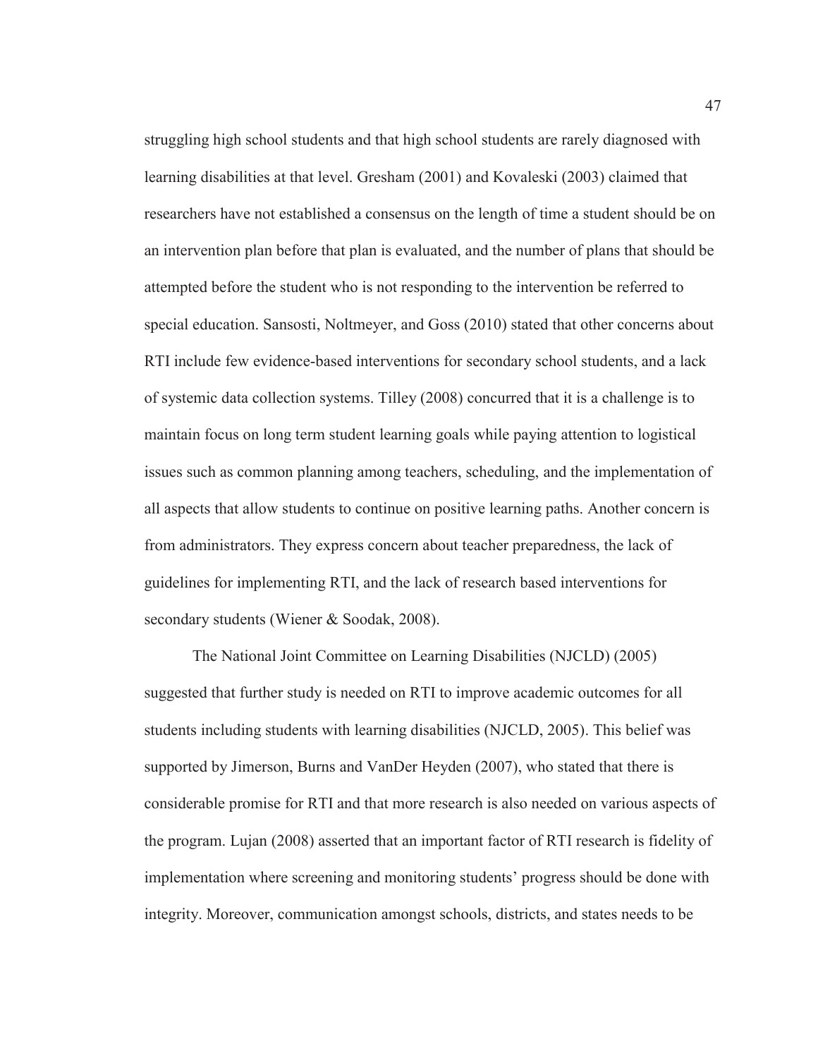struggling high school students and that high school students are rarely diagnosed with learning disabilities at that level. Gresham (2001) and Kovaleski (2003) claimed that researchers have not established a consensus on the length of time a student should be on an intervention plan before that plan is evaluated, and the number of plans that should be attempted before the student who is not responding to the intervention be referred to special education. Sansosti, Noltmeyer, and Goss (2010) stated that other concerns about RTI include few evidence-based interventions for secondary school students, and a lack of systemic data collection systems. Tilley (2008) concurred that it is a challenge is to maintain focus on long term student learning goals while paying attention to logistical issues such as common planning among teachers, scheduling, and the implementation of all aspects that allow students to continue on positive learning paths. Another concern is from administrators. They express concern about teacher preparedness, the lack of guidelines for implementing RTI, and the lack of research based interventions for secondary students (Wiener & Soodak, 2008).

The National Joint Committee on Learning Disabilities (NJCLD) (2005) suggested that further study is needed on RTI to improve academic outcomes for all students including students with learning disabilities (NJCLD, 2005). This belief was supported by Jimerson, Burns and VanDer Heyden (2007), who stated that there is considerable promise for RTI and that more research is also needed on various aspects of the program. Lujan (2008) asserted that an important factor of RTI research is fidelity of implementation where screening and monitoring students' progress should be done with integrity. Moreover, communication amongst schools, districts, and states needs to be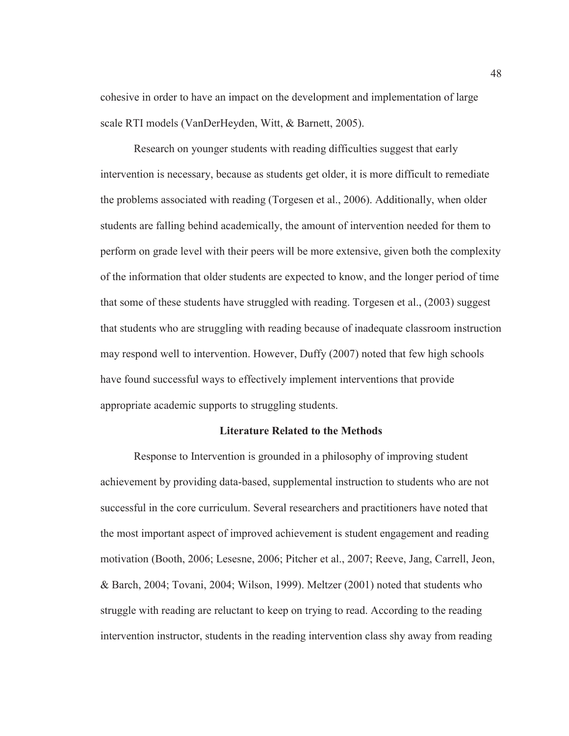cohesive in order to have an impact on the development and implementation of large scale RTI models (VanDerHeyden, Witt, & Barnett, 2005).

Research on younger students with reading difficulties suggest that early intervention is necessary, because as students get older, it is more difficult to remediate the problems associated with reading (Torgesen et al., 2006). Additionally, when older students are falling behind academically, the amount of intervention needed for them to perform on grade level with their peers will be more extensive, given both the complexity of the information that older students are expected to know, and the longer period of time that some of these students have struggled with reading. Torgesen et al., (2003) suggest that students who are struggling with reading because of inadequate classroom instruction may respond well to intervention. However, Duffy (2007) noted that few high schools have found successful ways to effectively implement interventions that provide appropriate academic supports to struggling students.

## Literature Related to the Methods

Response to Intervention is grounded in a philosophy of improving student achievement by providing data-based, supplemental instruction to students who are not successful in the core curriculum. Several researchers and practitioners have noted that the most important aspect of improved achievement is student engagement and reading motivation (Booth, 2006; Lesesne, 2006; Pitcher et al., 2007; Reeve, Jang, Carrell, Jeon, & Barch, 2004; Tovani, 2004; Wilson, 1999). Meltzer (2001) noted that students who struggle with reading are reluctant to keep on trying to read. According to the reading intervention instructor, students in the reading intervention class shy away from reading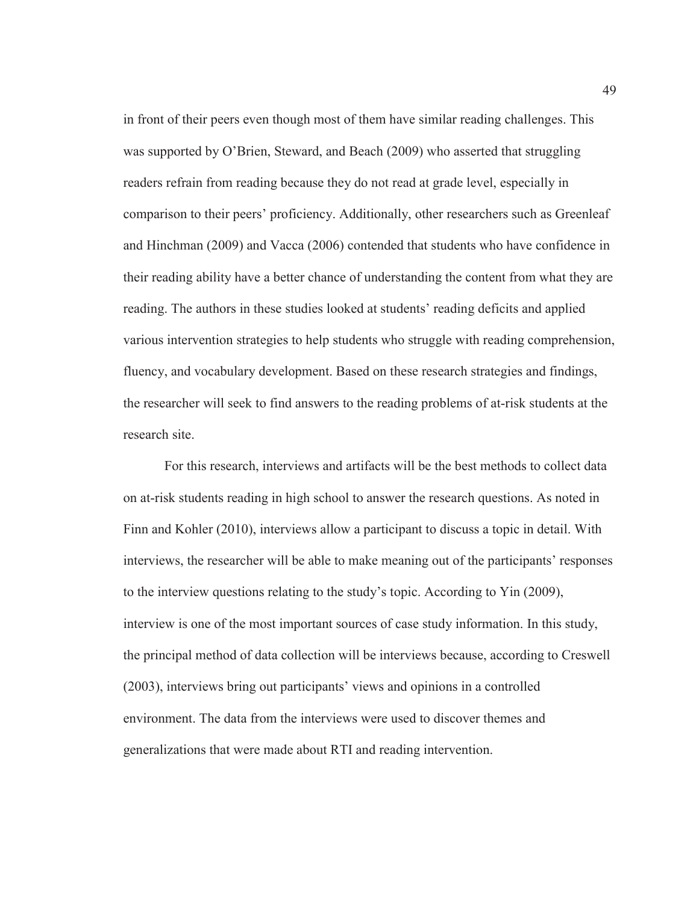in front of their peers even though most of them have similar reading challenges. This was supported by O'Brien, Steward, and Beach (2009) who asserted that struggling readers refrain from reading because they do not read at grade level, especially in comparison to their peers' proficiency. Additionally, other researchers such as Greenleaf and Hinchman (2009) and Vacca (2006) contended that students who have confidence in their reading ability have a better chance of understanding the content from what they are reading. The authors in these studies looked at students' reading deficits and applied various intervention strategies to help students who struggle with reading comprehension, fluency, and vocabulary development. Based on these research strategies and findings, the researcher will seek to find answers to the reading problems of at-risk students at the research site.

For this research, interviews and artifacts will be the best methods to collect data on at-risk students reading in high school to answer the research questions. As noted in Finn and Kohler (2010), interviews allow a participant to discuss a topic in detail. With interviews, the researcher will be able to make meaning out of the participants' responses to the interview questions relating to the study's topic. According to Yin (2009), interview is one of the most important sources of case study information. In this study, the principal method of data collection will be interviews because, according to Creswell (2003), interviews bring out participants' views and opinions in a controlled environment. The data from the interviews were used to discover themes and generalizations that were made about RTI and reading intervention.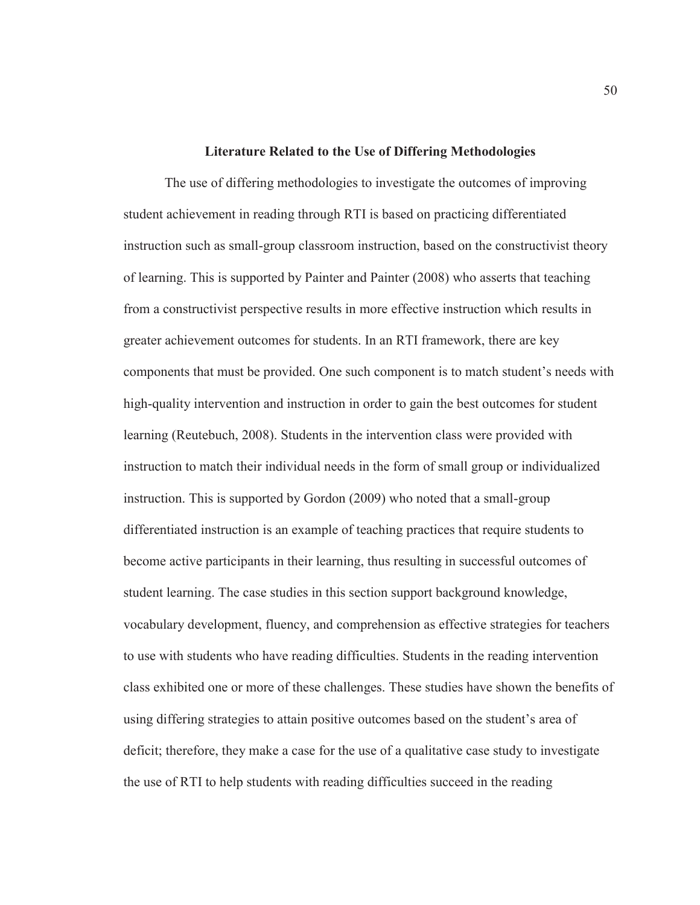## Literature Related to the Use of Differing Methodologies

The use of differing methodologies to investigate the outcomes of improving student achievement in reading through RTI is based on practicing differentiated instruction such as small-group classroom instruction, based on the constructivist theory of learning. This is supported by Painter and Painter (2008) who asserts that teaching from a constructivist perspective results in more effective instruction which results in greater achievement outcomes for students. In an RTI framework, there are key components that must be provided. One such component is to match student's needs with high-quality intervention and instruction in order to gain the best outcomes for student learning (Reutebuch, 2008). Students in the intervention class were provided with instruction to match their individual needs in the form of small group or individualized instruction. This is supported by Gordon (2009) who noted that a small-group differentiated instruction is an example of teaching practices that require students to become active participants in their learning, thus resulting in successful outcomes of student learning. The case studies in this section support background knowledge, vocabulary development, fluency, and comprehension as effective strategies for teachers to use with students who have reading difficulties. Students in the reading intervention class exhibited one or more of these challenges. These studies have shown the benefits of using differing strategies to attain positive outcomes based on the student's area of deficit; therefore, they make a case for the use of a qualitative case study to investigate the use of RTI to help students with reading difficulties succeed in the reading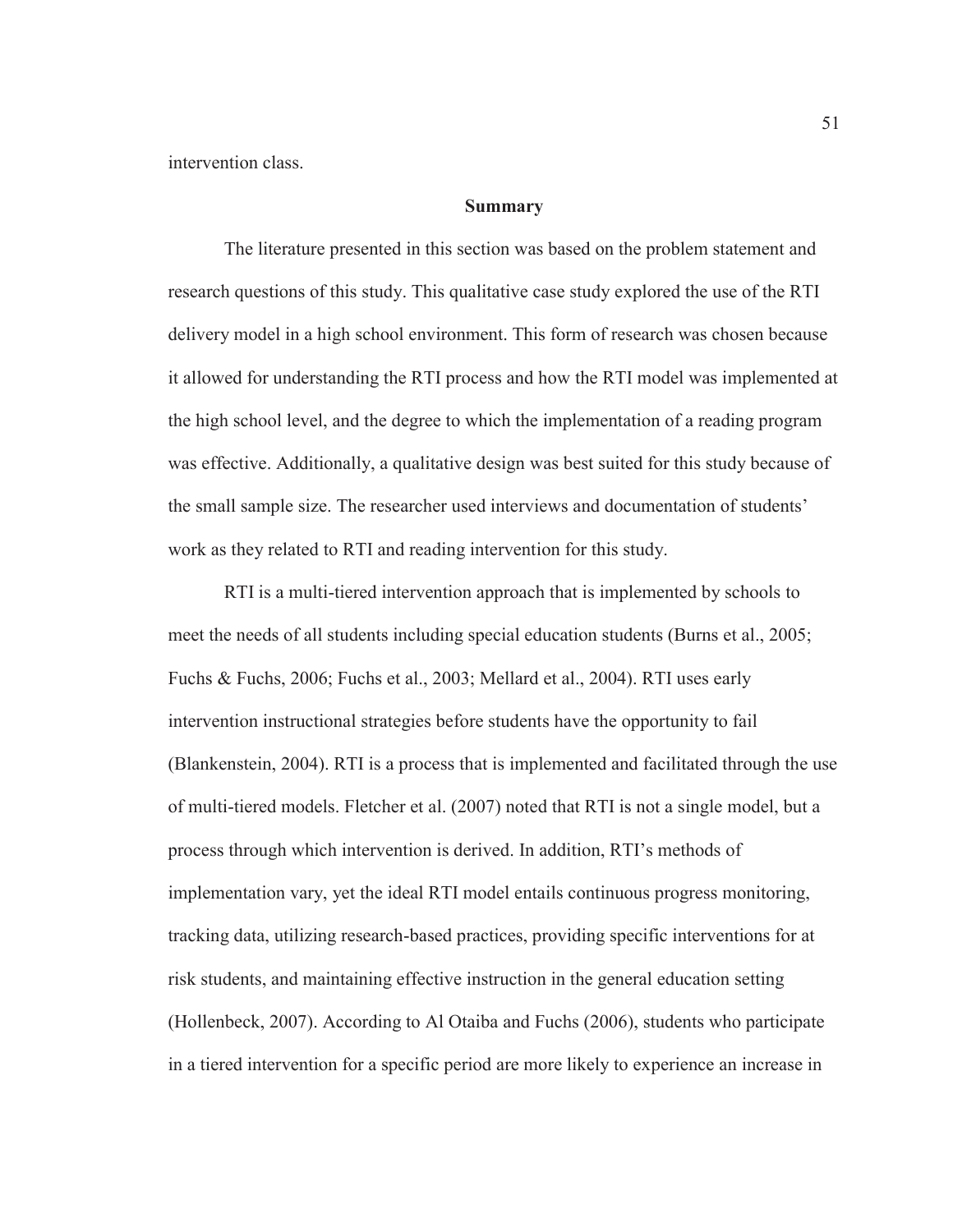intervention class.

## Summary

The literature presented in this section was based on the problem statement and research questions of this study. This qualitative case study explored the use of the RTI delivery model in a high school environment. This form of research was chosen because it allowed for understanding the RTI process and how the RTI model was implemented at the high school level, and the degree to which the implementation of a reading program was effective. Additionally, a qualitative design was best suited for this study because of the small sample size. The researcher used interviews and documentation of students' work as they related to RTI and reading intervention for this study.

RTI is a multi-tiered intervention approach that is implemented by schools to meet the needs of all students including special education students (Burns et al., 2005; Fuchs & Fuchs, 2006; Fuchs et al., 2003; Mellard et al., 2004). RTI uses early intervention instructional strategies before students have the opportunity to fail (Blankenstein, 2004). RTI is a process that is implemented and facilitated through the use of multi-tiered models. Fletcher et al. (2007) noted that RTI is not a single model, but a process through which intervention is derived. In addition, RTI's methods of implementation vary, yet the ideal RTI model entails continuous progress monitoring, tracking data, utilizing research-based practices, providing specific interventions for at risk students, and maintaining effective instruction in the general education setting (Hollenbeck, 2007). According to Al Otaiba and Fuchs (2006), students who participate in a tiered intervention for a specific period are more likely to experience an increase in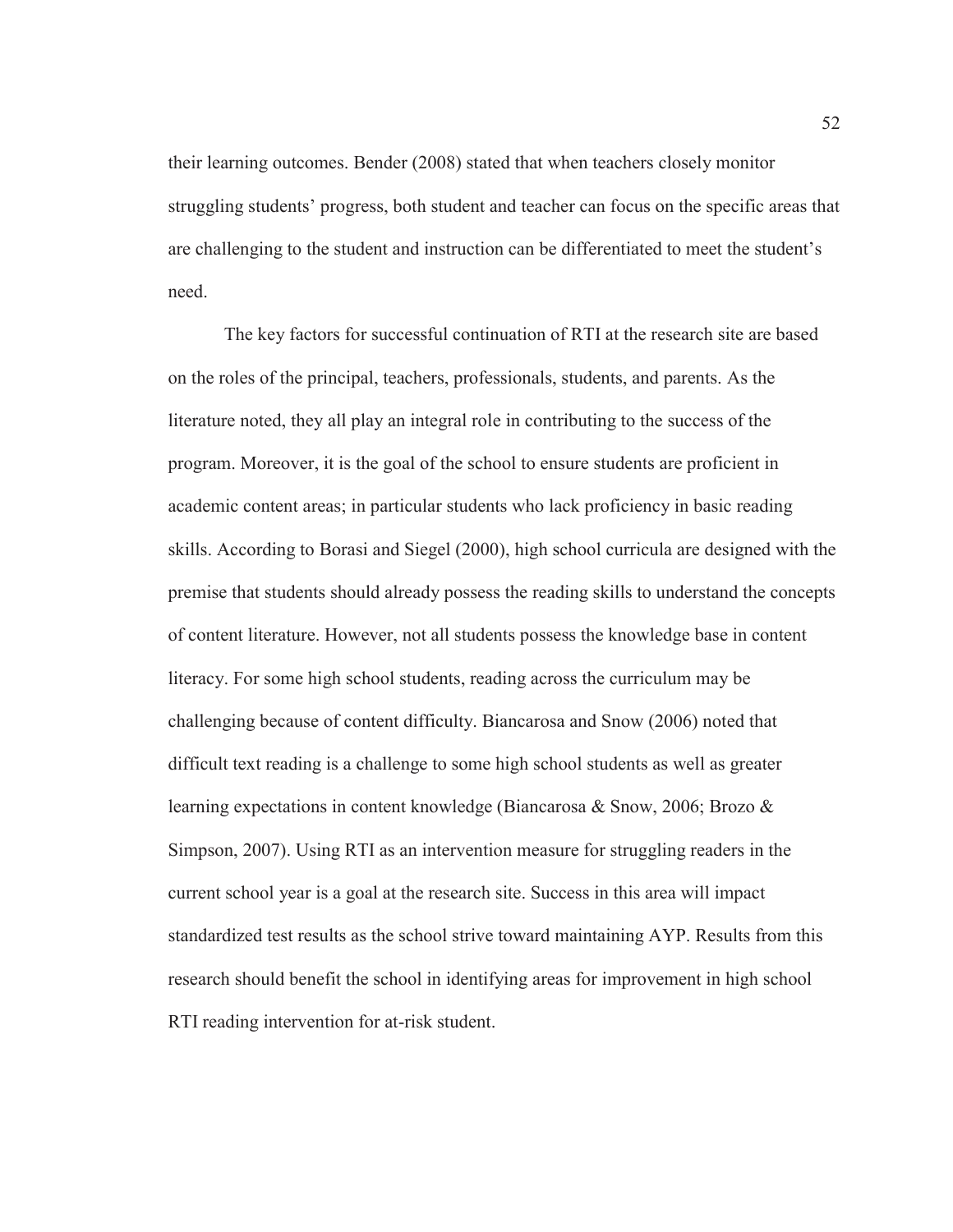their learning outcomes. Bender (2008) stated that when teachers closely monitor struggling students' progress, both student and teacher can focus on the specific areas that are challenging to the student and instruction can be differentiated to meet the student's need.

The key factors for successful continuation of RTI at the research site are based on the roles of the principal, teachers, professionals, students, and parents. As the literature noted, they all play an integral role in contributing to the success of the program. Moreover, it is the goal of the school to ensure students are proficient in academic content areas; in particular students who lack proficiency in basic reading skills. According to Borasi and Siegel (2000), high school curricula are designed with the premise that students should already possess the reading skills to understand the concepts of content literature. However, not all students possess the knowledge base in content literacy. For some high school students, reading across the curriculum may be challenging because of content difficulty. Biancarosa and Snow (2006) noted that difficult text reading is a challenge to some high school students as well as greater learning expectations in content knowledge (Biancarosa & Snow, 2006; Brozo & Simpson, 2007). Using RTI as an intervention measure for struggling readers in the current school year is a goal at the research site. Success in this area will impact standardized test results as the school strive toward maintaining AYP. Results from this research should benefit the school in identifying areas for improvement in high school RTI reading intervention for at-risk student.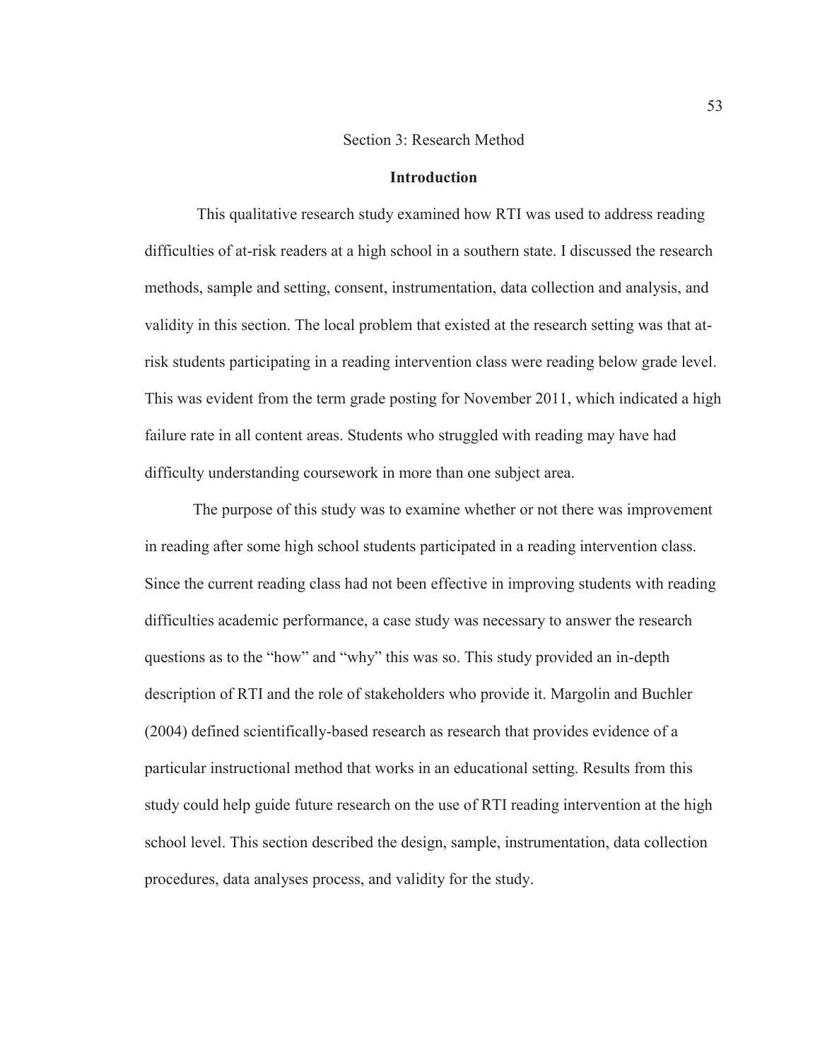# Section 3: Research Method

## Introduction

This qualitative research study examined how RTI was used to address reading difficulties of at-risk readers at a high school in a southern state. I discussed the research methods, sample and setting, consent, instrumentation, data collection and analysis, and validity in this section. The local problem that existed at the research setting was that at-risk students participating in a reading intervention class were reading below grade level. This was evident from the term grade posting for November 2011, which indicated a high failure rate in all content areas. Students who struggled with reading may have had difficulty understanding coursework in more than one subject area.

The purpose of this study was to examine whether or not there was improvement in reading after some high school students participated in a reading intervention class. Since the current reading class had not been effective in improving students with reading difficulties academic performance, a case study was necessary to answer the research questions as to the "how" and "why" this was so. This study provided an in-depth description of RTI and the role of stakeholders who provide it. Margolin and Buchler (2004) defined scientifically-based research as research that provides evidence of a particular instructional method that works in an educational setting. Results from this study could help guide future research on the use of RTI reading intervention at the high school level. This section described the design, sample, instrumentation, data collection procedures, data analyses process, and validity for the study.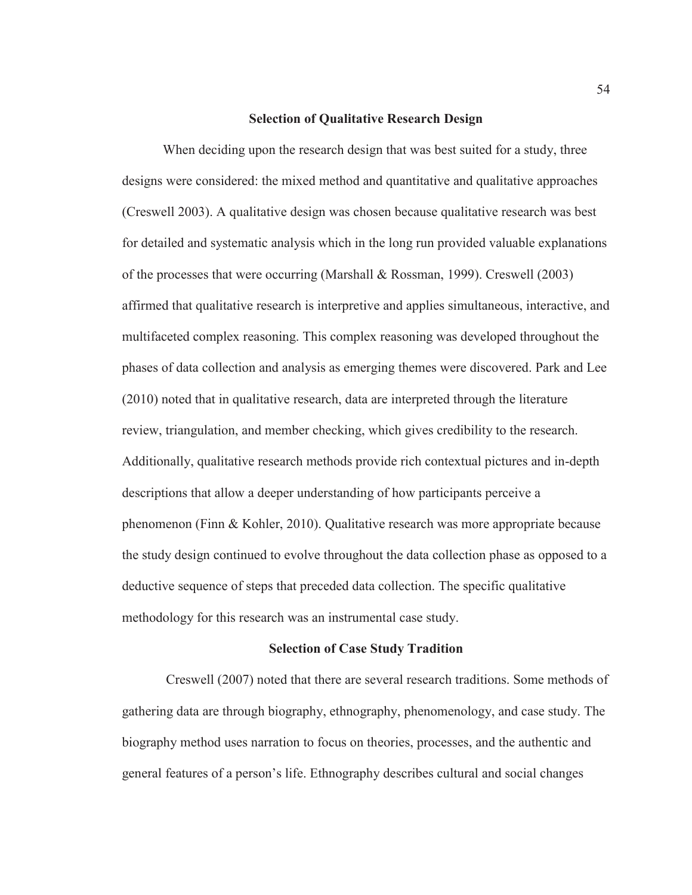## Selection of Qualitative Research Design

When deciding upon the research design that was best suited for a study, three designs were considered: the mixed method and quantitative and qualitative approaches (Creswell 2003). A qualitative design was chosen because qualitative research was best for detailed and systematic analysis which in the long run provided valuable explanations of the processes that were occurring (Marshall & Rossman, 1999). Creswell (2003) affirmed that qualitative research is interpretive and applies simultaneous, interactive, and multifaceted complex reasoning. This complex reasoning was developed throughout the phases of data collection and analysis as emerging themes were discovered. Park and Lee (2010) noted that in qualitative research, data are interpreted through the literature review, triangulation, and member checking, which gives credibility to the research. Additionally, qualitative research methods provide rich contextual pictures and in-depth descriptions that allow a deeper understanding of how participants perceive a phenomenon (Finn & Kohler, 2010). Qualitative research was more appropriate because the study design continued to evolve throughout the data collection phase as opposed to a deductive sequence of steps that preceded data collection. The specific qualitative methodology for this research was an instrumental case study.

## Selection of Case Study Tradition

Creswell (2007) noted that there are several research traditions. Some methods of gathering data are through biography, ethnography, phenomenology, and case study. The biography method uses narration to focus on theories, processes, and the authentic and general features of a person's life. Ethnography describes cultural and social changes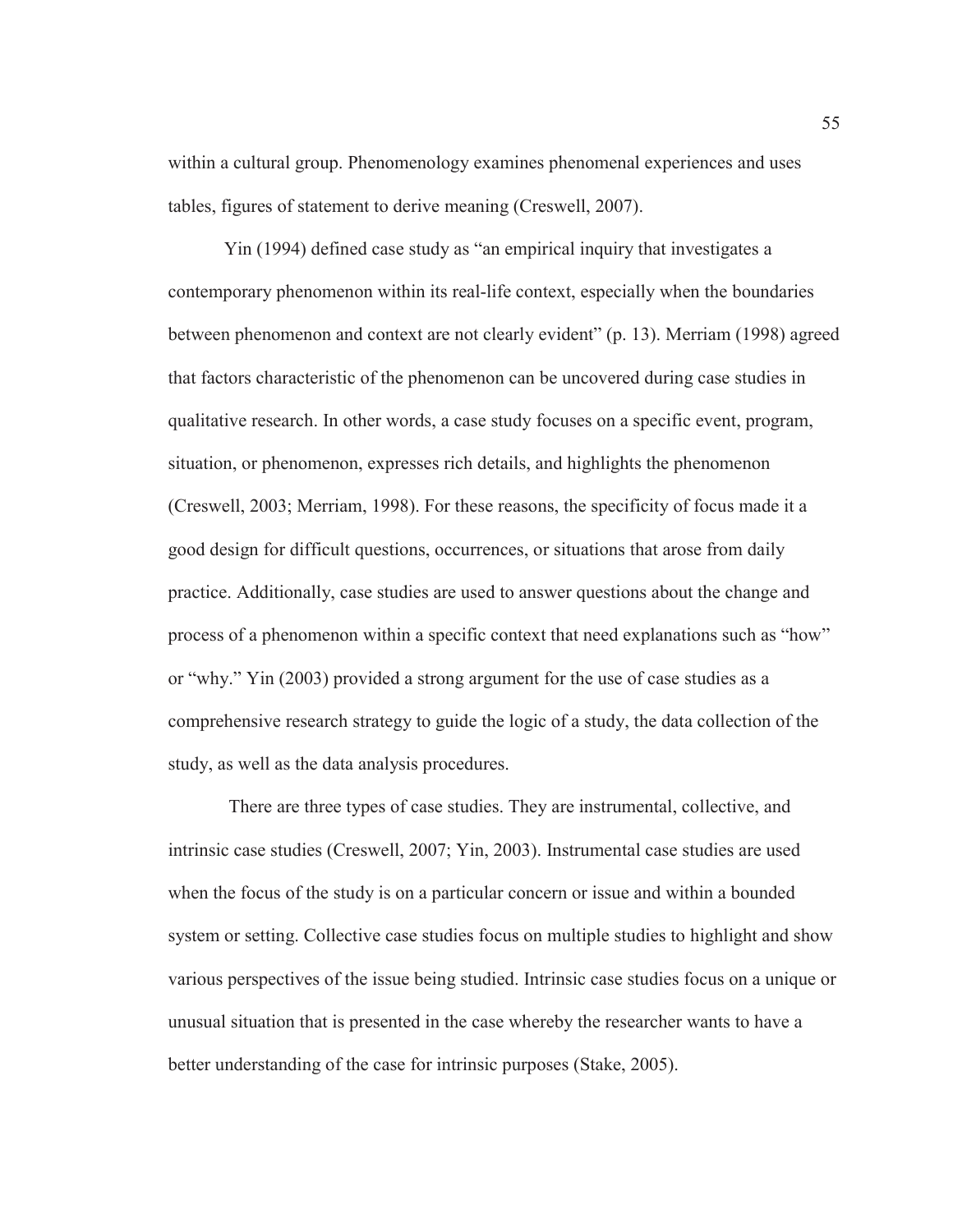within a cultural group. Phenomenology examines phenomenal experiences and uses tables, figures of statement to derive meaning (Creswell, 2007).

Yin (1994) defined case study as "an empirical inquiry that investigates a contemporary phenomenon within its real-life context, especially when the boundaries between phenomenon and context are not clearly evident" (p. 13). Merriam (1998) agreed that factors characteristic of the phenomenon can be uncovered during case studies in qualitative research. In other words, a case study focuses on a specific event, program, situation, or phenomenon, expresses rich details, and highlights the phenomenon (Creswell, 2003; Merriam, 1998). For these reasons, the specificity of focus made it a good design for difficult questions, occurrences, or situations that arose from daily practice. Additionally, case studies are used to answer questions about the change and process of a phenomenon within a specific context that need explanations such as "how" or "why." Yin (2003) provided a strong argument for the use of case studies as a comprehensive research strategy to guide the logic of a study, the data collection of the study, as well as the data analysis procedures.

There are three types of case studies. They are instrumental, collective, and intrinsic case studies (Creswell, 2007; Yin, 2003). Instrumental case studies are used when the focus of the study is on a particular concern or issue and within a bounded system or setting. Collective case studies focus on multiple studies to highlight and show various perspectives of the issue being studied. Intrinsic case studies focus on a unique or unusual situation that is presented in the case whereby the researcher wants to have a better understanding of the case for intrinsic purposes (Stake, 2005).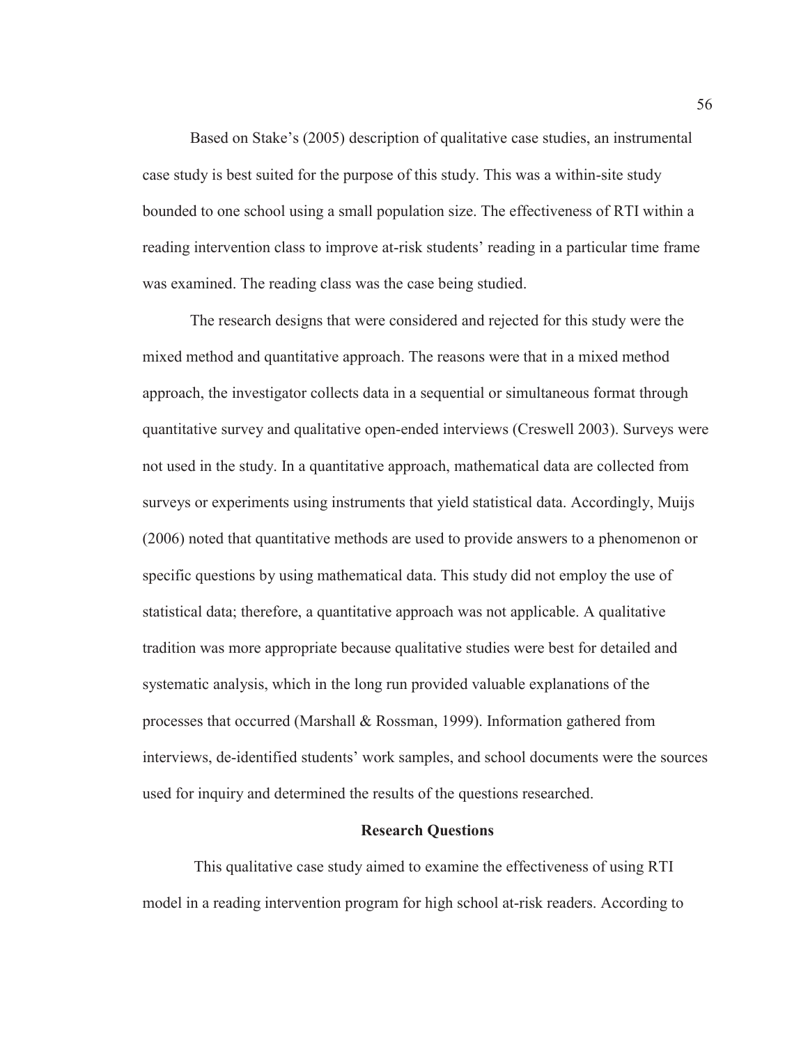Based on Stake's (2005) description of qualitative case studies, an instrumental case study is best suited for the purpose of this study. This was a within-site study bounded to one school using a small population size. The effectiveness of RTI within a reading intervention class to improve at-risk students' reading in a particular time frame was examined. The reading class was the case being studied.

The research designs that were considered and rejected for this study were the mixed method and quantitative approach. The reasons were that in a mixed method approach, the investigator collects data in a sequential or simultaneous format through quantitative survey and qualitative open-ended interviews (Creswell 2003). Surveys were not used in the study. In a quantitative approach, mathematical data are collected from surveys or experiments using instruments that yield statistical data. Accordingly, Muijs (2006) noted that quantitative methods are used to provide answers to a phenomenon or specific questions by using mathematical data. This study did not employ the use of statistical data; therefore, a quantitative approach was not applicable. A qualitative tradition was more appropriate because qualitative studies were best for detailed and systematic analysis, which in the long run provided valuable explanations of the processes that occurred (Marshall & Rossman, 1999). Information gathered from interviews, de-identified students' work samples, and school documents were the sources used for inquiry and determined the results of the questions researched.

## Research Questions

This qualitative case study aimed to examine the effectiveness of using RTI model in a reading intervention program for high school at-risk readers. According to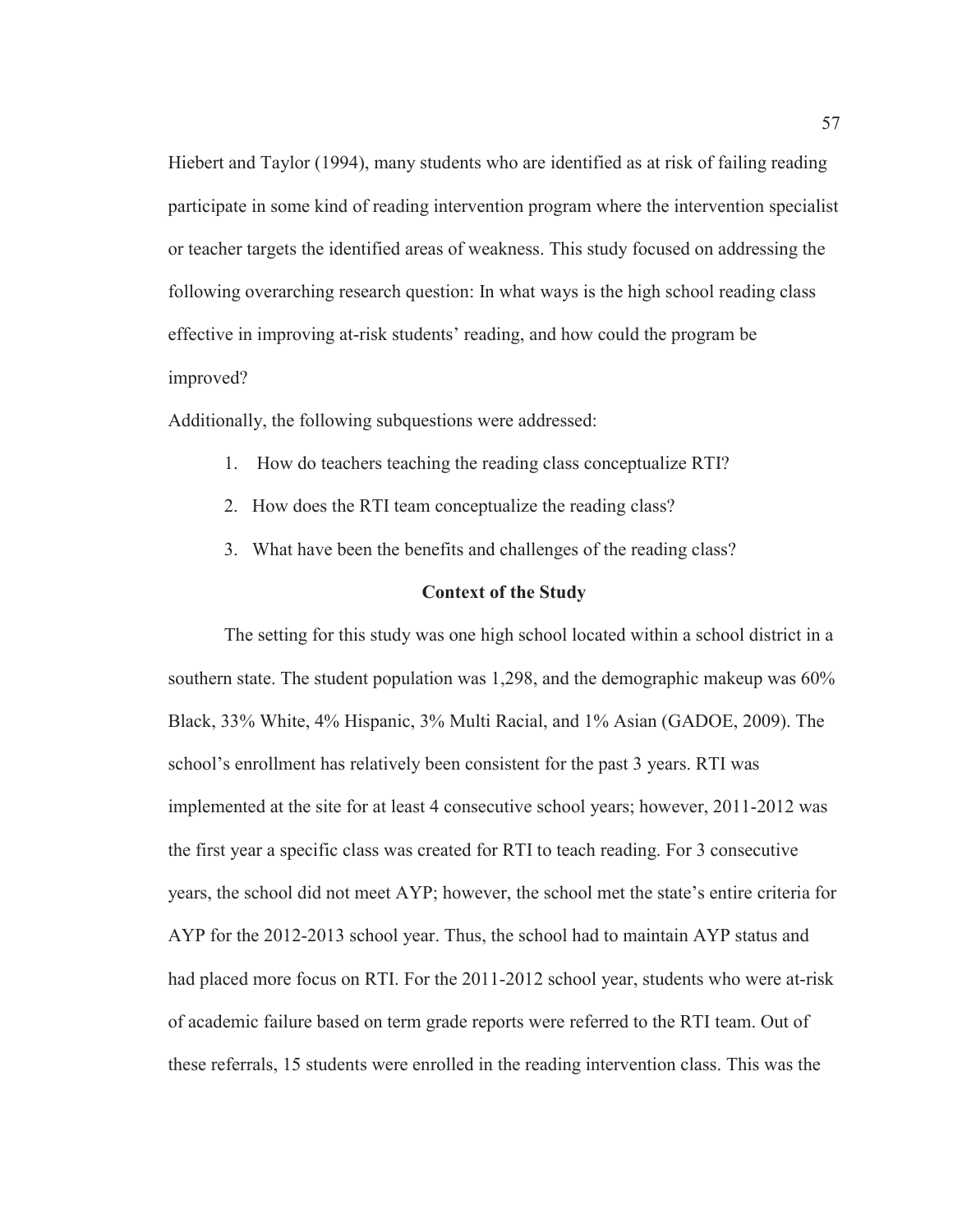Hiebert and Taylor (1994), many students who are identified as at risk of failing reading participate in some kind of reading intervention program where the intervention specialist or teacher targets the identified areas of weakness. This study focused on addressing the following overarching research question: In what ways is the high school reading class effective in improving at-risk students' reading, and how could the program be improved?

Additionally, the following subquestions were addressed:

1. How do teachers teaching the reading class conceptualize RTI?
2. How does the RTI team conceptualize the reading class?
3. What have been the benefits and challenges of the reading class?

## Context of the Study

The setting for this study was one high school located within a school district in a southern state. The student population was 1,298, and the demographic makeup was 60% Black, 33% White, 4% Hispanic, 3% Multi Racial, and 1% Asian (GADOE, 2009). The school's enrollment has relatively been consistent for the past 3 years. RTI was implemented at the site for at least 4 consecutive school years; however, 2011-2012 was the first year a specific class was created for RTI to teach reading. For 3 consecutive years, the school did not meet AYP; however, the school met the state's entire criteria for AYP for the 2012-2013 school year. Thus, the school had to maintain AYP status and had placed more focus on RTI. For the 2011-2012 school year, students who were at-risk of academic failure based on term grade reports were referred to the RTI team. Out of these referrals, 15 students were enrolled in the reading intervention class. This was the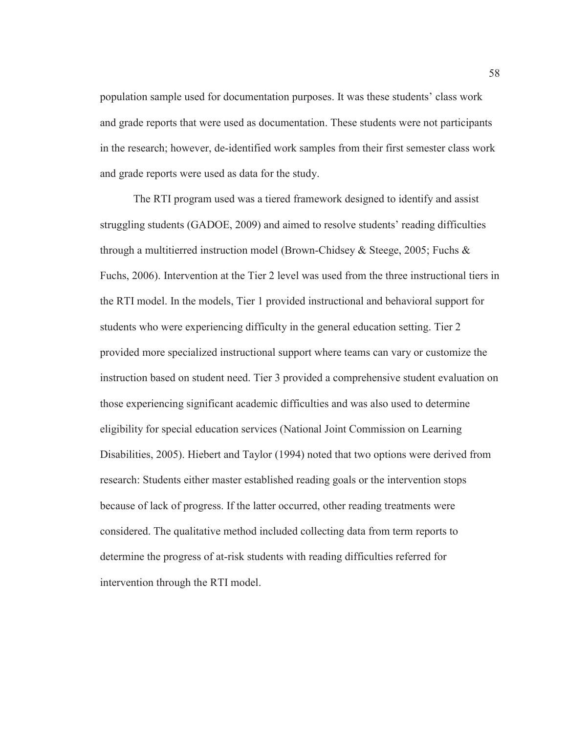population sample used for documentation purposes. It was these students' class work and grade reports that were used as documentation. These students were not participants in the research; however, de-identified work samples from their first semester class work and grade reports were used as data for the study.

The RTI program used was a tiered framework designed to identify and assist struggling students (GADOE, 2009) and aimed to resolve students' reading difficulties through a multitierred instruction model (Brown-Chidsey & Steege, 2005; Fuchs & Fuchs, 2006). Intervention at the Tier 2 level was used from the three instructional tiers in the RTI model. In the models, Tier 1 provided instructional and behavioral support for students who were experiencing difficulty in the general education setting. Tier 2 provided more specialized instructional support where teams can vary or customize the instruction based on student need. Tier 3 provided a comprehensive student evaluation on those experiencing significant academic difficulties and was also used to determine eligibility for special education services (National Joint Commission on Learning Disabilities, 2005). Hiebert and Taylor (1994) noted that two options were derived from research: Students either master established reading goals or the intervention stops because of lack of progress. If the latter occurred, other reading treatments were considered. The qualitative method included collecting data from term reports to determine the progress of at-risk students with reading difficulties referred for intervention through the RTI model.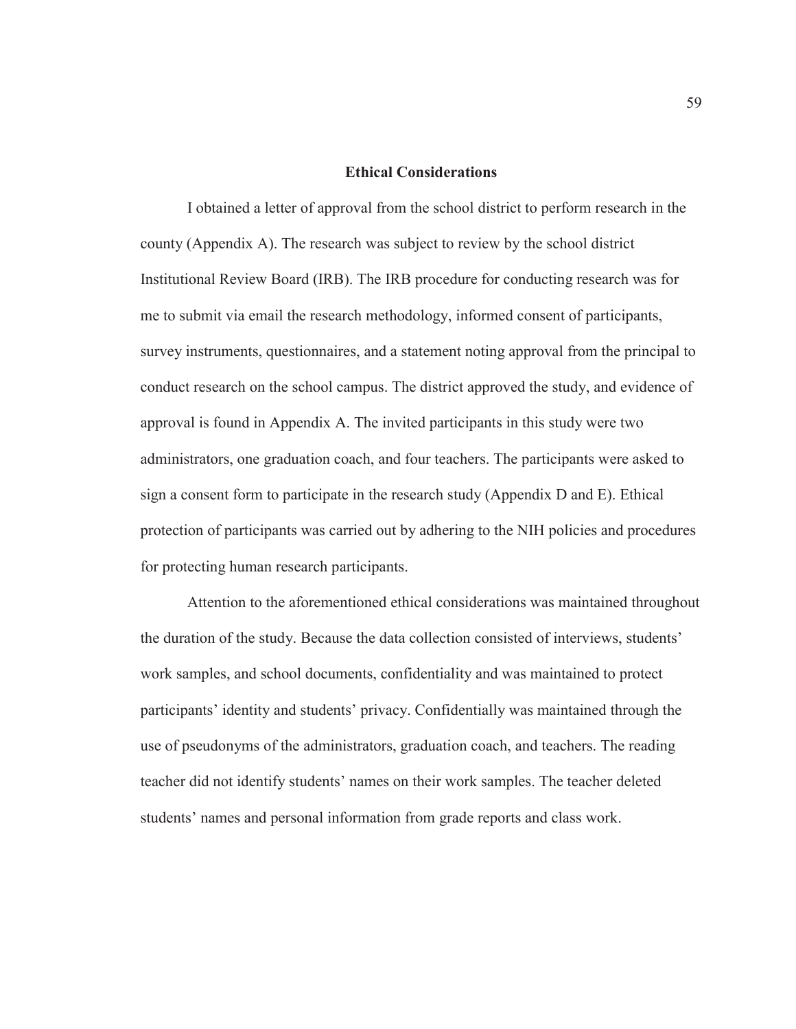## Ethical Considerations

I obtained a letter of approval from the school district to perform research in the county (Appendix A). The research was subject to review by the school district Institutional Review Board (IRB). The IRB procedure for conducting research was for me to submit via email the research methodology, informed consent of participants, survey instruments, questionnaires, and a statement noting approval from the principal to conduct research on the school campus. The district approved the study, and evidence of approval is found in Appendix A. The invited participants in this study were two administrators, one graduation coach, and four teachers. The participants were asked to sign a consent form to participate in the research study (Appendix D and E). Ethical protection of participants was carried out by adhering to the NIH policies and procedures for protecting human research participants.

Attention to the aforementioned ethical considerations was maintained throughout the duration of the study. Because the data collection consisted of interviews, students' work samples, and school documents, confidentiality and was maintained to protect participants' identity and students' privacy. Confidentially was maintained through the use of pseudonyms of the administrators, graduation coach, and teachers. The reading teacher did not identify students' names on their work samples. The teacher deleted students' names and personal information from grade reports and class work.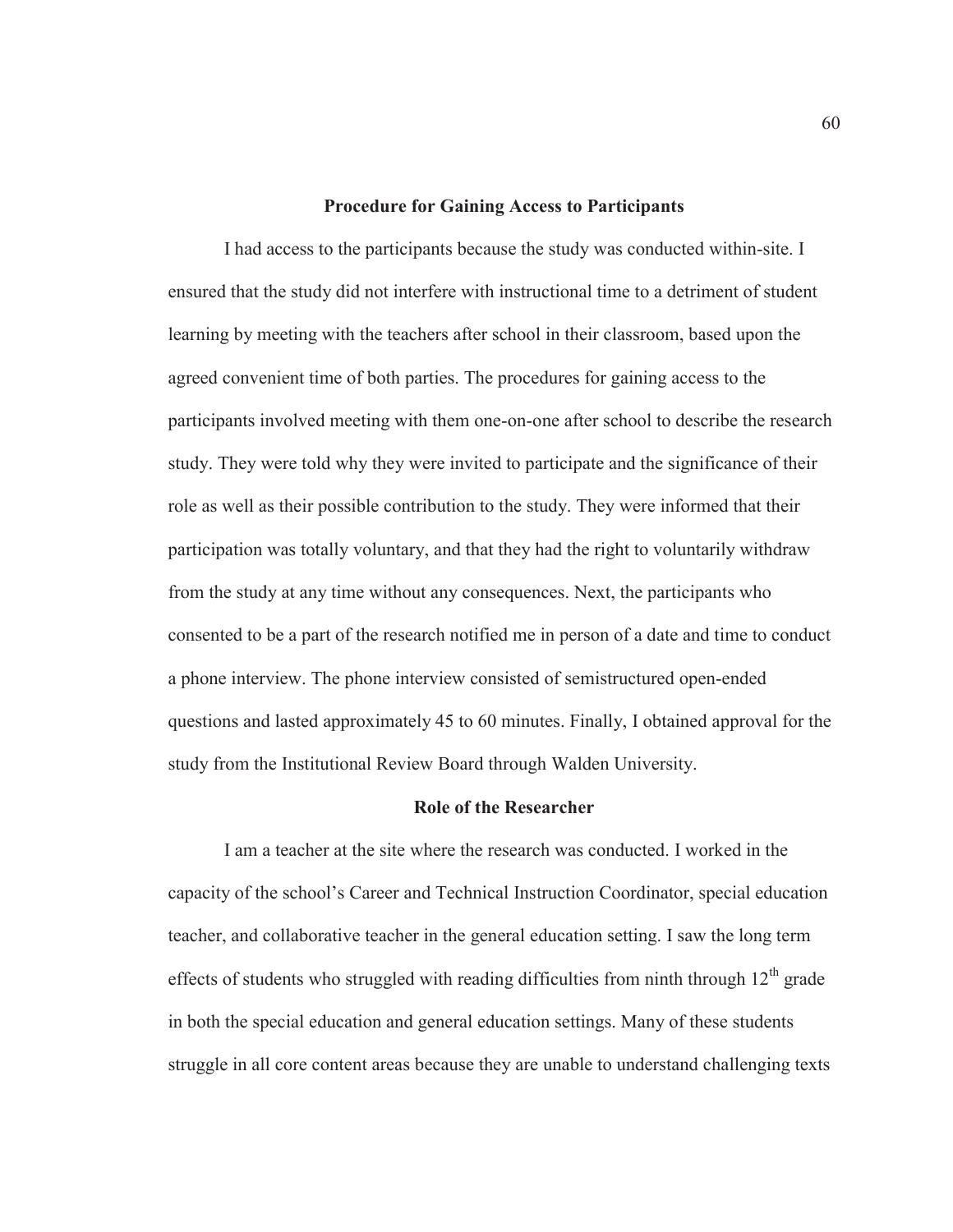## Procedure for Gaining Access to Participants

I had access to the participants because the study was conducted within-site. I ensured that the study did not interfere with instructional time to a detriment of student learning by meeting with the teachers after school in their classroom, based upon the agreed convenient time of both parties. The procedures for gaining access to the participants involved meeting with them one-on-one after school to describe the research study. They were told why they were invited to participate and the significance of their role as well as their possible contribution to the study. They were informed that their participation was totally voluntary, and that they had the right to voluntarily withdraw from the study at any time without any consequences. Next, the participants who consented to be a part of the research notified me in person of a date and time to conduct a phone interview. The phone interview consisted of semistructured open-ended questions and lasted approximately 45 to 60 minutes. Finally, I obtained approval for the study from the Institutional Review Board through Walden University.

## Role of the Researcher

I am a teacher at the site where the research was conducted. I worked in the capacity of the school's Career and Technical Instruction Coordinator, special education teacher, and collaborative teacher in the general education setting. I saw the long term effects of students who struggled with reading difficulties from ninth through 12th grade in both the special education and general education settings. Many of these students struggle in all core content areas because they are unable to understand challenging texts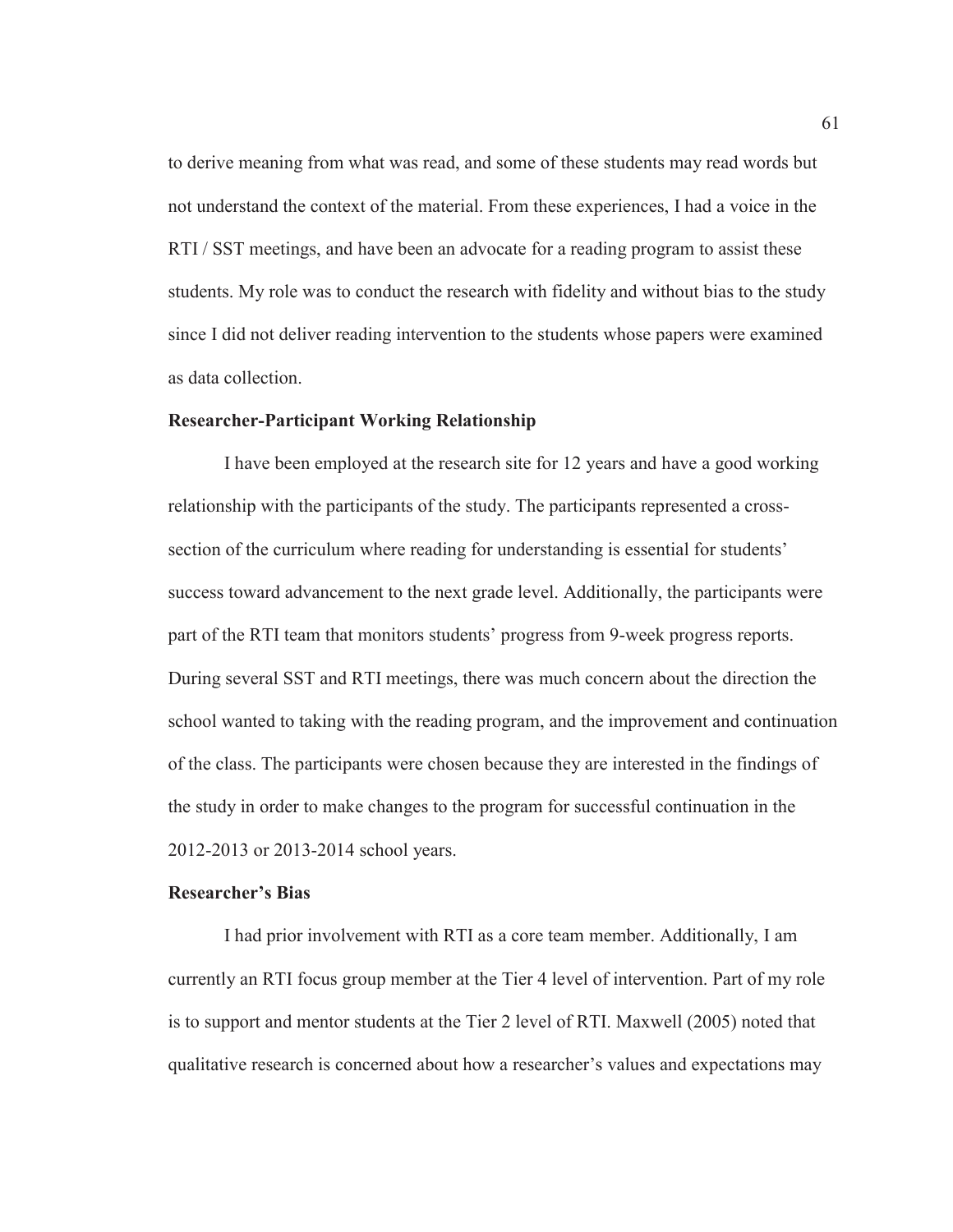to derive meaning from what was read, and some of these students may read words but not understand the context of the material. From these experiences, I had a voice in the RTI / SST meetings, and have been an advocate for a reading program to assist these students. My role was to conduct the research with fidelity and without bias to the study since I did not deliver reading intervention to the students whose papers were examined as data collection.

**Researcher-Participant Working Relationship**

I have been employed at the research site for 12 years and have a good working relationship with the participants of the study. The participants represented a cross-section of the curriculum where reading for understanding is essential for students' success toward advancement to the next grade level. Additionally, the participants were part of the RTI team that monitors students' progress from 9-week progress reports. During several SST and RTI meetings, there was much concern about the direction the school wanted to taking with the reading program, and the improvement and continuation of the class. The participants were chosen because they are interested in the findings of the study in order to make changes to the program for successful continuation in the 2012-2013 or 2013-2014 school years.

**Researcher's Bias**

I had prior involvement with RTI as a core team member. Additionally, I am currently an RTI focus group member at the Tier 4 level of intervention. Part of my role is to support and mentor students at the Tier 2 level of RTI. Maxwell (2005) noted that qualitative research is concerned about how a researcher's values and expectations may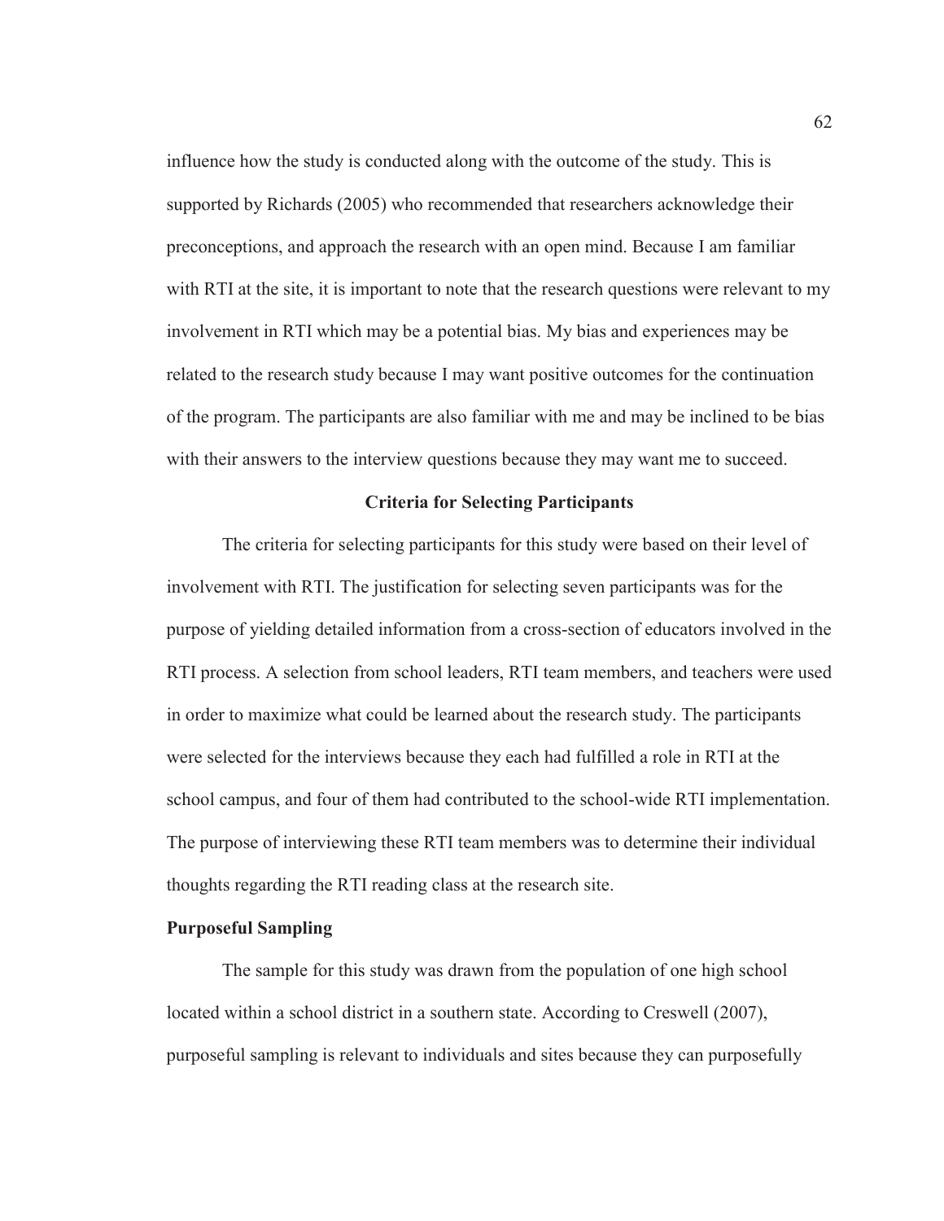influence how the study is conducted along with the outcome of the study. This is supported by Richards (2005) who recommended that researchers acknowledge their preconceptions, and approach the research with an open mind. Because I am familiar with RTI at the site, it is important to note that the research questions were relevant to my involvement in RTI which may be a potential bias. My bias and experiences may be related to the research study because I may want positive outcomes for the continuation of the program. The participants are also familiar with me and may be inclined to be bias with their answers to the interview questions because they may want me to succeed.

## Criteria for Selecting Participants

The criteria for selecting participants for this study were based on their level of involvement with RTI. The justification for selecting seven participants was for the purpose of yielding detailed information from a cross-section of educators involved in the RTI process. A selection from school leaders, RTI team members, and teachers were used in order to maximize what could be learned about the research study. The participants were selected for the interviews because they each had fulfilled a role in RTI at the school campus, and four of them had contributed to the school-wide RTI implementation. The purpose of interviewing these RTI team members was to determine their individual thoughts regarding the RTI reading class at the research site.

### Purposeful Sampling

The sample for this study was drawn from the population of one high school located within a school district in a southern state. According to Creswell (2007), purposeful sampling is relevant to individuals and sites because they can purposefully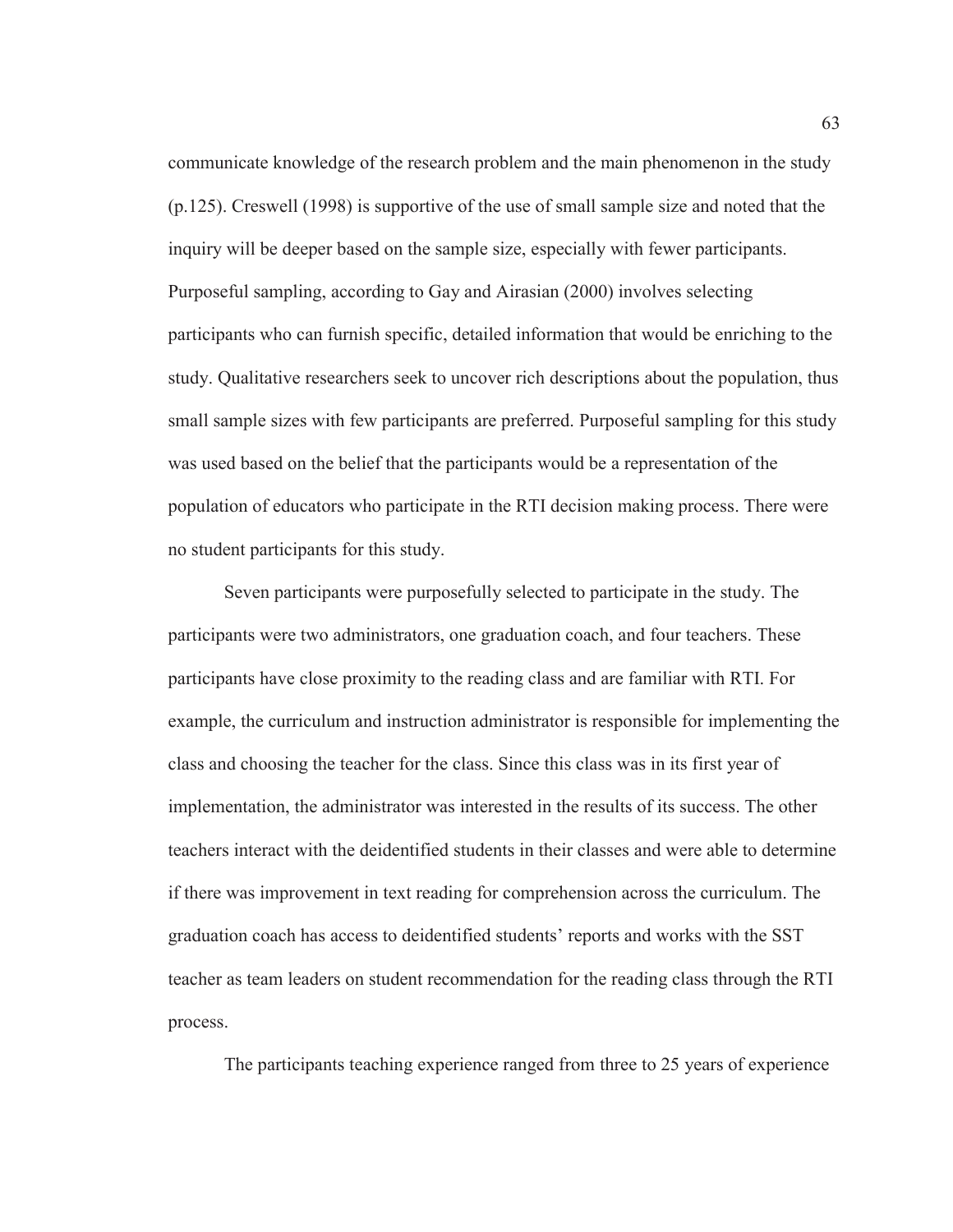communicate knowledge of the research problem and the main phenomenon in the study (p.125). Creswell (1998) is supportive of the use of small sample size and noted that the inquiry will be deeper based on the sample size, especially with fewer participants. Purposeful sampling, according to Gay and Airasian (2000) involves selecting participants who can furnish specific, detailed information that would be enriching to the study. Qualitative researchers seek to uncover rich descriptions about the population, thus small sample sizes with few participants are preferred. Purposeful sampling for this study was used based on the belief that the participants would be a representation of the population of educators who participate in the RTI decision making process. There were no student participants for this study.

Seven participants were purposefully selected to participate in the study. The participants were two administrators, one graduation coach, and four teachers. These participants have close proximity to the reading class and are familiar with RTI. For example, the curriculum and instruction administrator is responsible for implementing the class and choosing the teacher for the class. Since this class was in its first year of implementation, the administrator was interested in the results of its success. The other teachers interact with the deidentified students in their classes and were able to determine if there was improvement in text reading for comprehension across the curriculum. The graduation coach has access to deidentified students' reports and works with the SST teacher as team leaders on student recommendation for the reading class through the RTI process.

The participants teaching experience ranged from three to 25 years of experience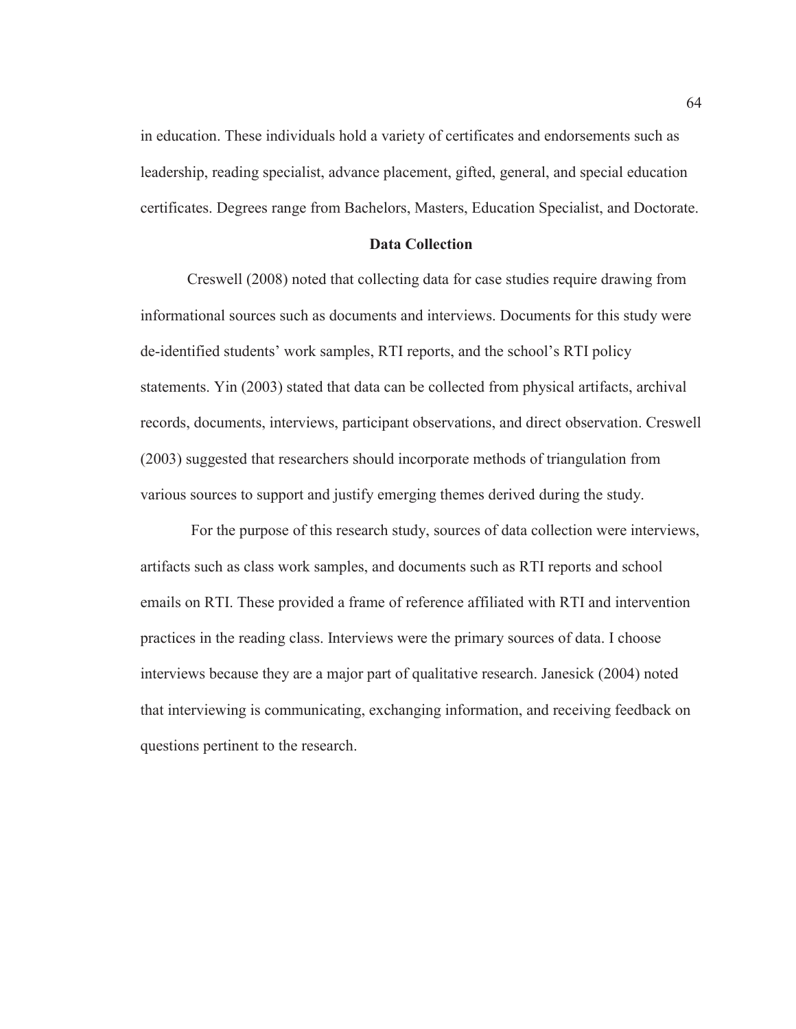in education. These individuals hold a variety of certificates and endorsements such as leadership, reading specialist, advance placement, gifted, general, and special education certificates. Degrees range from Bachelors, Masters, Education Specialist, and Doctorate.

## Data Collection

Creswell (2008) noted that collecting data for case studies require drawing from informational sources such as documents and interviews. Documents for this study were de-identified students' work samples, RTI reports, and the school's RTI policy statements. Yin (2003) stated that data can be collected from physical artifacts, archival records, documents, interviews, participant observations, and direct observation. Creswell (2003) suggested that researchers should incorporate methods of triangulation from various sources to support and justify emerging themes derived during the study.

For the purpose of this research study, sources of data collection were interviews, artifacts such as class work samples, and documents such as RTI reports and school emails on RTI. These provided a frame of reference affiliated with RTI and intervention practices in the reading class. Interviews were the primary sources of data. I choose interviews because they are a major part of qualitative research. Janesick (2004) noted that interviewing is communicating, exchanging information, and receiving feedback on questions pertinent to the research.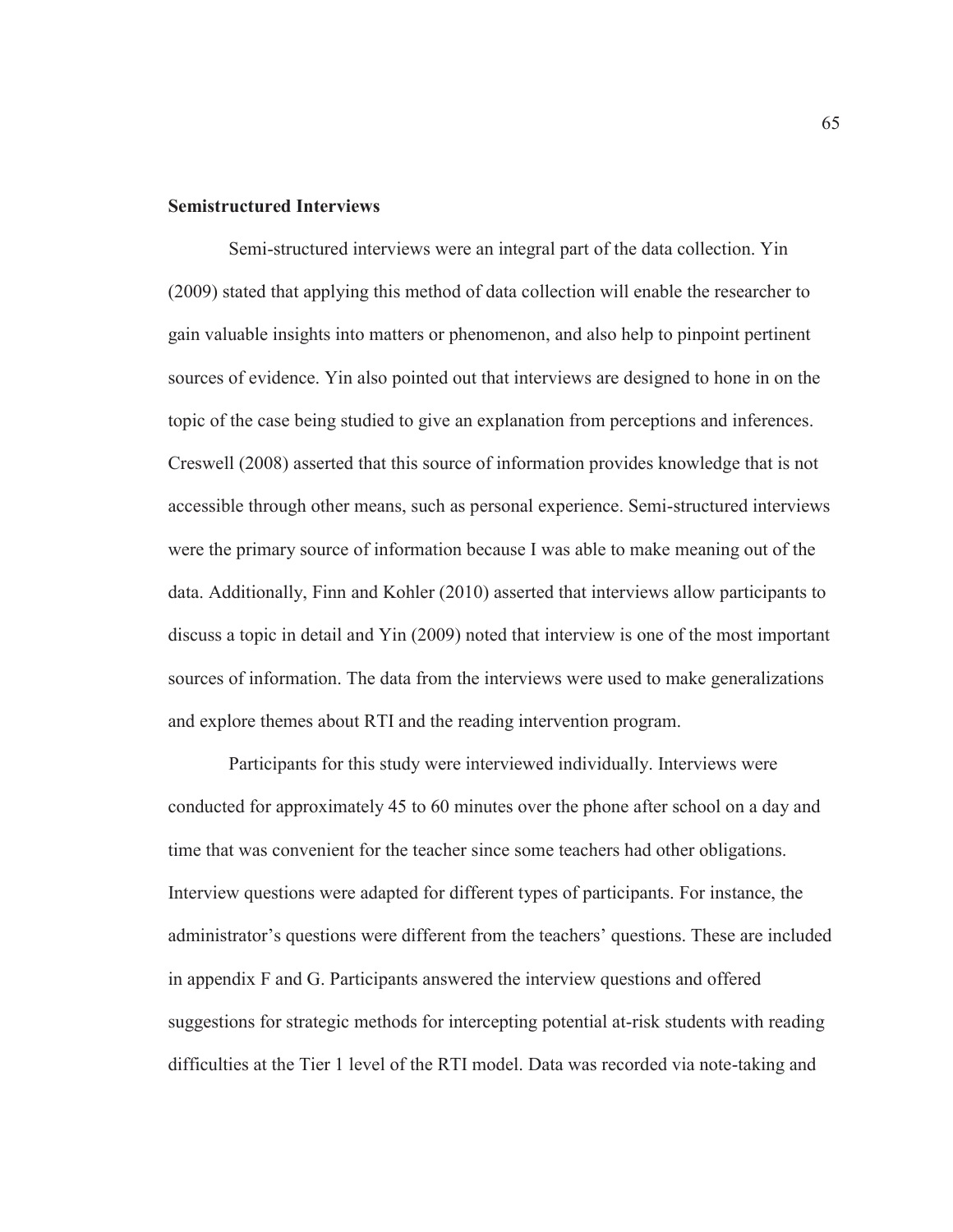**Semistructured Interviews**

Semi-structured interviews were an integral part of the data collection. Yin (2009) stated that applying this method of data collection will enable the researcher to gain valuable insights into matters or phenomenon, and also help to pinpoint pertinent sources of evidence. Yin also pointed out that interviews are designed to hone in on the topic of the case being studied to give an explanation from perceptions and inferences. Creswell (2008) asserted that this source of information provides knowledge that is not accessible through other means, such as personal experience. Semi-structured interviews were the primary source of information because I was able to make meaning out of the data. Additionally, Finn and Kohler (2010) asserted that interviews allow participants to discuss a topic in detail and Yin (2009) noted that interview is one of the most important sources of information. The data from the interviews were used to make generalizations and explore themes about RTI and the reading intervention program.

Participants for this study were interviewed individually. Interviews were conducted for approximately 45 to 60 minutes over the phone after school on a day and time that was convenient for the teacher since some teachers had other obligations. Interview questions were adapted for different types of participants. For instance, the administrator's questions were different from the teachers' questions. These are included in appendix F and G. Participants answered the interview questions and offered suggestions for strategic methods for intercepting potential at-risk students with reading difficulties at the Tier 1 level of the RTI model. Data was recorded via note-taking and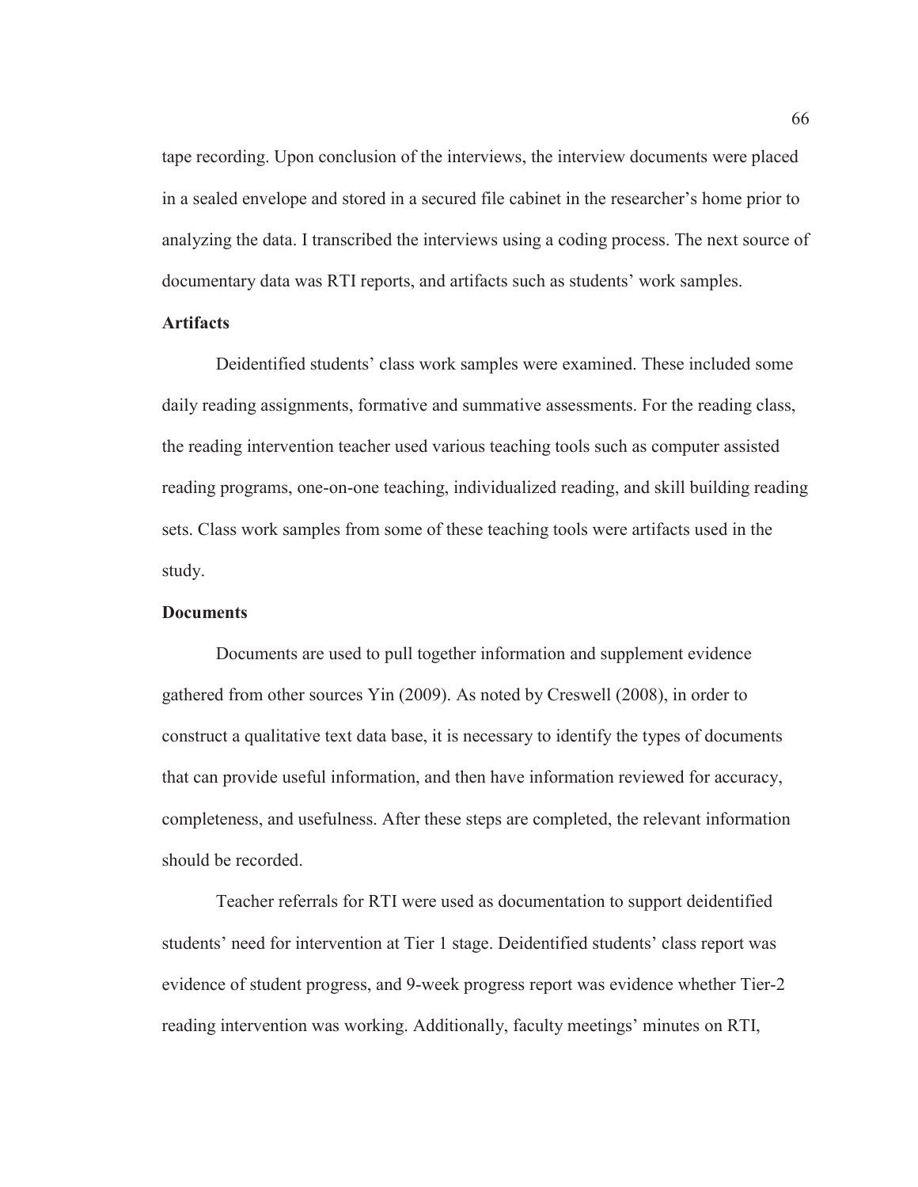tape recording. Upon conclusion of the interviews, the interview documents were placed in a sealed envelope and stored in a secured file cabinet in the researcher's home prior to analyzing the data. I transcribed the interviews using a coding process. The next source of documentary data was RTI reports, and artifacts such as students' work samples.

### Artifacts

Deidentified students' class work samples were examined. These included some daily reading assignments, formative and summative assessments. For the reading class, the reading intervention teacher used various teaching tools such as computer assisted reading programs, one-on-one teaching, individualized reading, and skill building reading sets. Class work samples from some of these teaching tools were artifacts used in the study.

### Documents

Documents are used to pull together information and supplement evidence gathered from other sources Yin (2009). As noted by Creswell (2008), in order to construct a qualitative text data base, it is necessary to identify the types of documents that can provide useful information, and then have information reviewed for accuracy, completeness, and usefulness. After these steps are completed, the relevant information should be recorded.

Teacher referrals for RTI were used as documentation to support deidentified students' need for intervention at Tier 1 stage. Deidentified students' class report was evidence of student progress, and 9-week progress report was evidence whether Tier-2 reading intervention was working. Additionally, faculty meetings' minutes on RTI,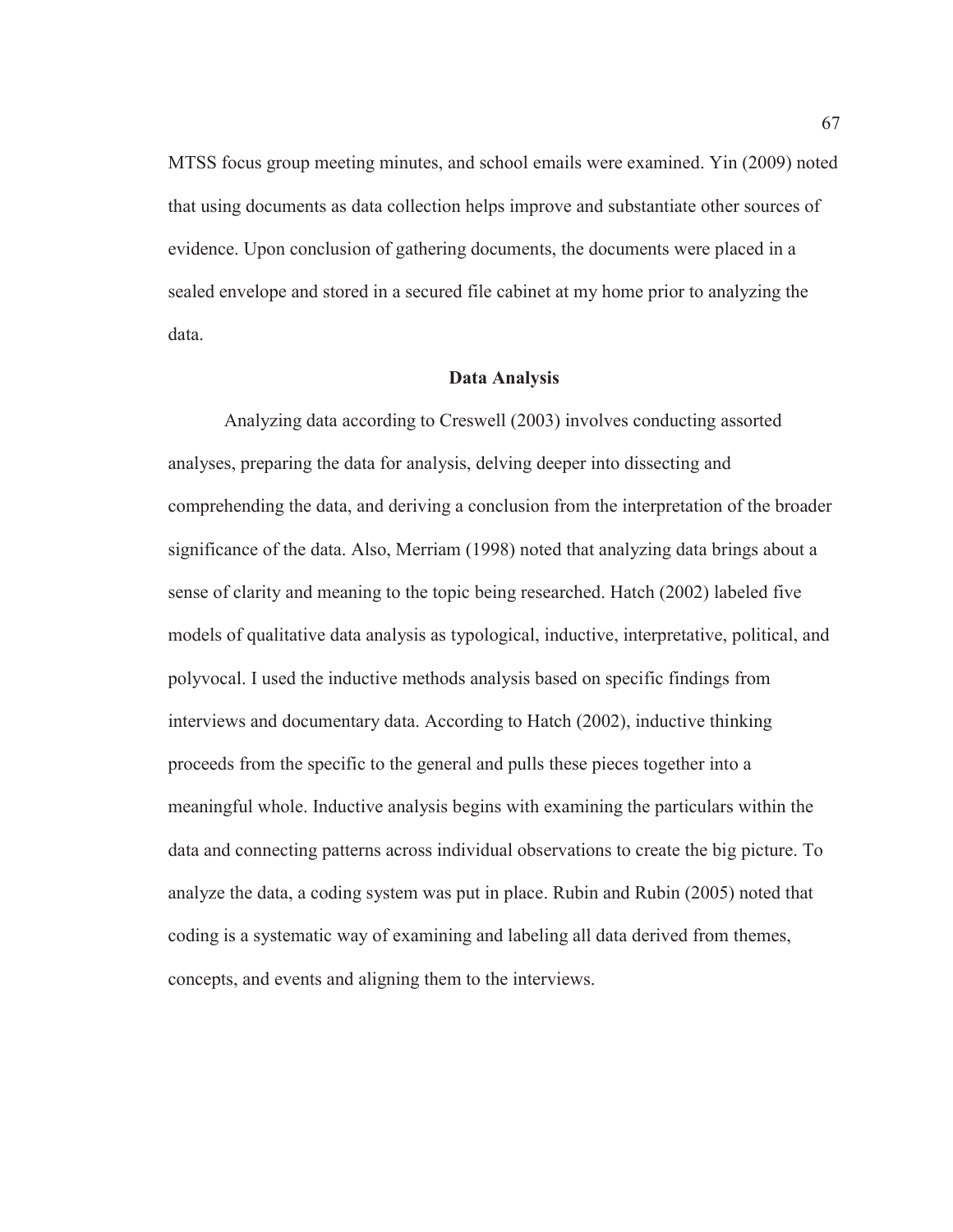MTSS focus group meeting minutes, and school emails were examined. Yin (2009) noted that using documents as data collection helps improve and substantiate other sources of evidence. Upon conclusion of gathering documents, the documents were placed in a sealed envelope and stored in a secured file cabinet at my home prior to analyzing the data.

## Data Analysis

Analyzing data according to Creswell (2003) involves conducting assorted analyses, preparing the data for analysis, delving deeper into dissecting and comprehending the data, and deriving a conclusion from the interpretation of the broader significance of the data. Also, Merriam (1998) noted that analyzing data brings about a sense of clarity and meaning to the topic being researched. Hatch (2002) labeled five models of qualitative data analysis as typological, inductive, interpretative, political, and polyvocal. I used the inductive methods analysis based on specific findings from interviews and documentary data. According to Hatch (2002), inductive thinking proceeds from the specific to the general and pulls these pieces together into a meaningful whole. Inductive analysis begins with examining the particulars within the data and connecting patterns across individual observations to create the big picture. To analyze the data, a coding system was put in place. Rubin and Rubin (2005) noted that coding is a systematic way of examining and labeling all data derived from themes, concepts, and events and aligning them to the interviews.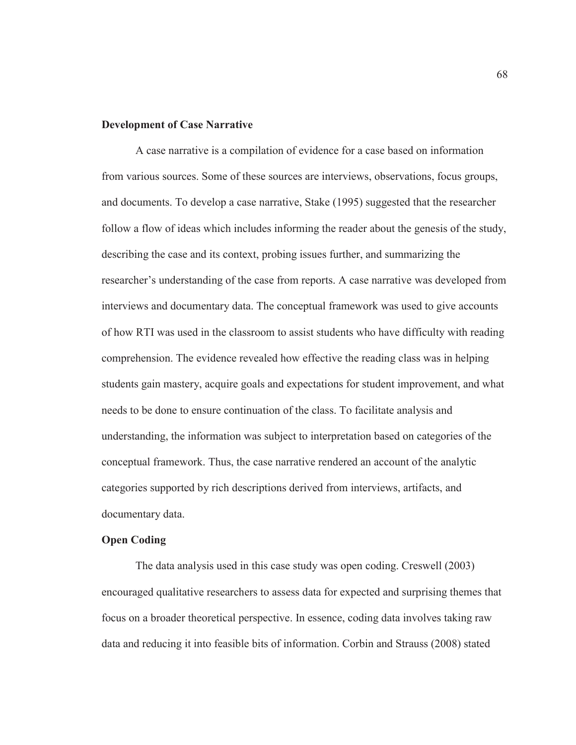**Development of Case Narrative**

A case narrative is a compilation of evidence for a case based on information from various sources. Some of these sources are interviews, observations, focus groups, and documents. To develop a case narrative, Stake (1995) suggested that the researcher follow a flow of ideas which includes informing the reader about the genesis of the study, describing the case and its context, probing issues further, and summarizing the researcher's understanding of the case from reports. A case narrative was developed from interviews and documentary data. The conceptual framework was used to give accounts of how RTI was used in the classroom to assist students who have difficulty with reading comprehension. The evidence revealed how effective the reading class was in helping students gain mastery, acquire goals and expectations for student improvement, and what needs to be done to ensure continuation of the class. To facilitate analysis and understanding, the information was subject to interpretation based on categories of the conceptual framework. Thus, the case narrative rendered an account of the analytic categories supported by rich descriptions derived from interviews, artifacts, and documentary data.

**Open Coding**

The data analysis used in this case study was open coding. Creswell (2003) encouraged qualitative researchers to assess data for expected and surprising themes that focus on a broader theoretical perspective. In essence, coding data involves taking raw data and reducing it into feasible bits of information. Corbin and Strauss (2008) stated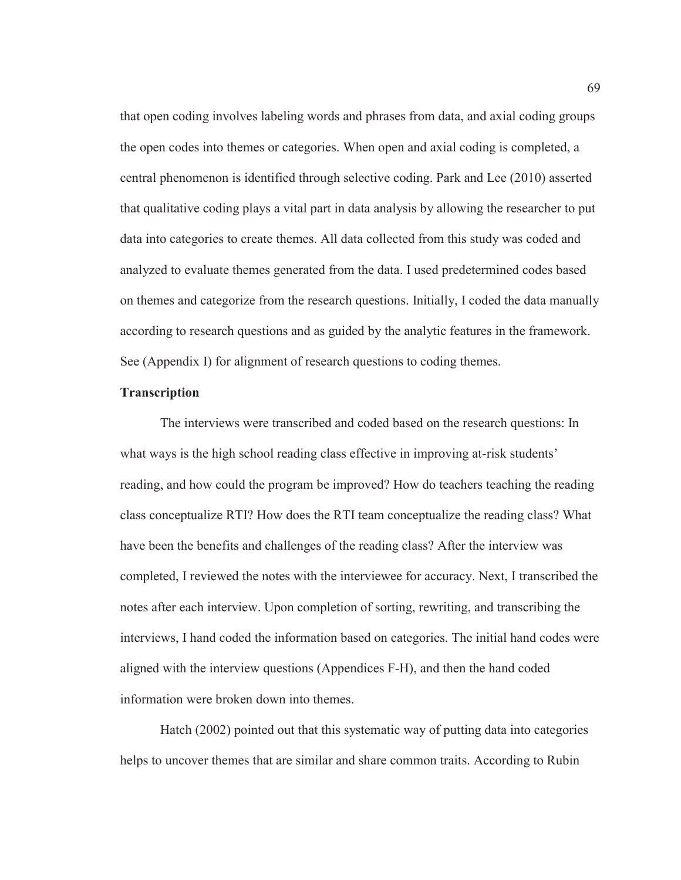that open coding involves labeling words and phrases from data, and axial coding groups the open codes into themes or categories. When open and axial coding is completed, a central phenomenon is identified through selective coding. Park and Lee (2010) asserted that qualitative coding plays a vital part in data analysis by allowing the researcher to put data into categories to create themes. All data collected from this study was coded and analyzed to evaluate themes generated from the data. I used predetermined codes based on themes and categorize from the research questions. Initially, I coded the data manually according to research questions and as guided by the analytic features in the framework. See (Appendix I) for alignment of research questions to coding themes.

**Transcription**

The interviews were transcribed and coded based on the research questions: In what ways is the high school reading class effective in improving at-risk students' reading, and how could the program be improved? How do teachers teaching the reading class conceptualize RTI? How does the RTI team conceptualize the reading class? What have been the benefits and challenges of the reading class? After the interview was completed, I reviewed the notes with the interviewee for accuracy. Next, I transcribed the notes after each interview. Upon completion of sorting, rewriting, and transcribing the interviews, I hand coded the information based on categories. The initial hand codes were aligned with the interview questions (Appendices F-H), and then the hand coded information were broken down into themes.

Hatch (2002) pointed out that this systematic way of putting data into categories helps to uncover themes that are similar and share common traits. According to Rubin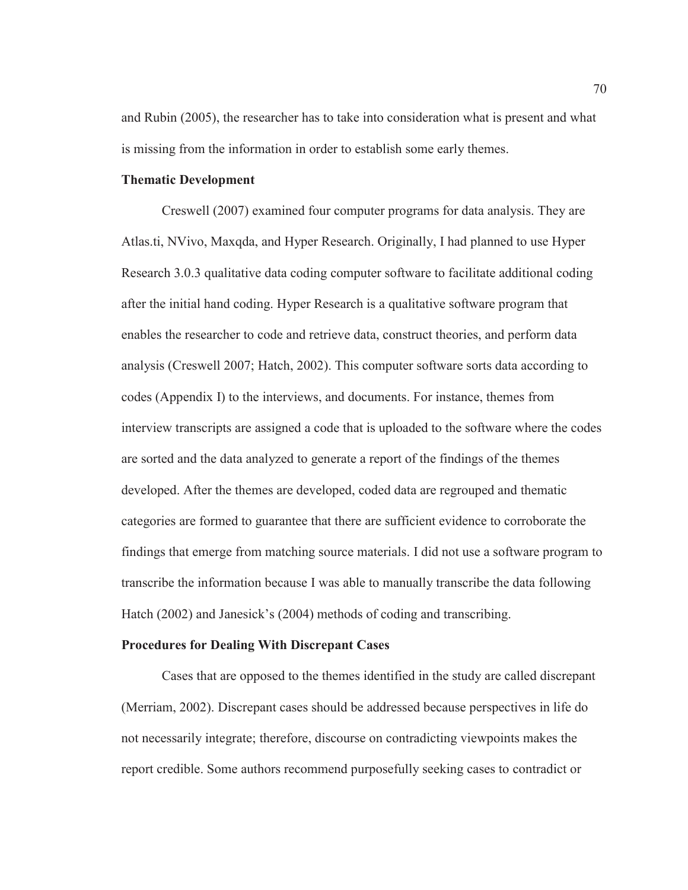and Rubin (2005), the researcher has to take into consideration what is present and what is missing from the information in order to establish some early themes.

**Thematic Development**

Creswell (2007) examined four computer programs for data analysis. They are Atlas.ti, NVivo, Maxqda, and Hyper Research. Originally, I had planned to use Hyper Research 3.0.3 qualitative data coding computer software to facilitate additional coding after the initial hand coding. Hyper Research is a qualitative software program that enables the researcher to code and retrieve data, construct theories, and perform data analysis (Creswell 2007; Hatch, 2002). This computer software sorts data according to codes (Appendix I) to the interviews, and documents. For instance, themes from interview transcripts are assigned a code that is uploaded to the software where the codes are sorted and the data analyzed to generate a report of the findings of the themes developed. After the themes are developed, coded data are regrouped and thematic categories are formed to guarantee that there are sufficient evidence to corroborate the findings that emerge from matching source materials. I did not use a software program to transcribe the information because I was able to manually transcribe the data following Hatch (2002) and Janesick's (2004) methods of coding and transcribing.

**Procedures for Dealing With Discrepant Cases**

Cases that are opposed to the themes identified in the study are called discrepant (Merriam, 2002). Discrepant cases should be addressed because perspectives in life do not necessarily integrate; therefore, discourse on contradicting viewpoints makes the report credible. Some authors recommend purposefully seeking cases to contradict or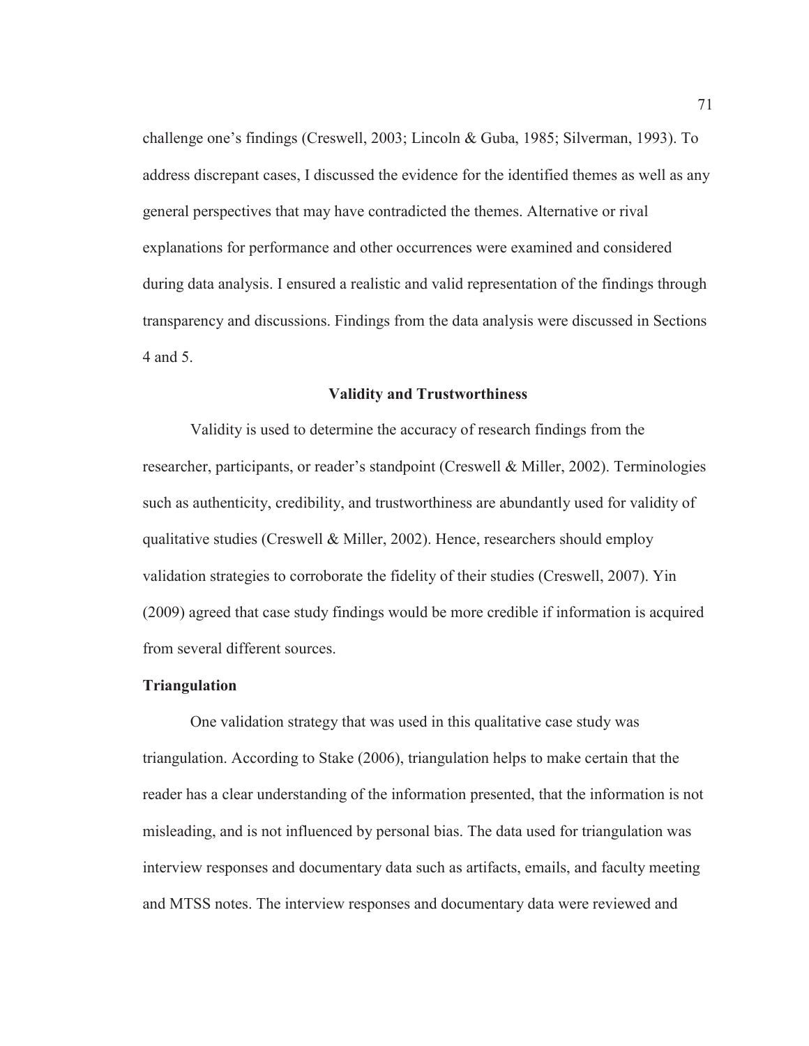challenge one's findings (Creswell, 2003; Lincoln & Guba, 1985; Silverman, 1993). To address discrepant cases, I discussed the evidence for the identified themes as well as any general perspectives that may have contradicted the themes. Alternative or rival explanations for performance and other occurrences were examined and considered during data analysis. I ensured a realistic and valid representation of the findings through transparency and discussions. Findings from the data analysis were discussed in Sections 4 and 5.

## Validity and Trustworthiness

Validity is used to determine the accuracy of research findings from the researcher, participants, or reader's standpoint (Creswell & Miller, 2002). Terminologies such as authenticity, credibility, and trustworthiness are abundantly used for validity of qualitative studies (Creswell & Miller, 2002). Hence, researchers should employ validation strategies to corroborate the fidelity of their studies (Creswell, 2007). Yin (2009) agreed that case study findings would be more credible if information is acquired from several different sources.

### Triangulation

One validation strategy that was used in this qualitative case study was triangulation. According to Stake (2006), triangulation helps to make certain that the reader has a clear understanding of the information presented, that the information is not misleading, and is not influenced by personal bias. The data used for triangulation was interview responses and documentary data such as artifacts, emails, and faculty meeting and MTSS notes. The interview responses and documentary data were reviewed and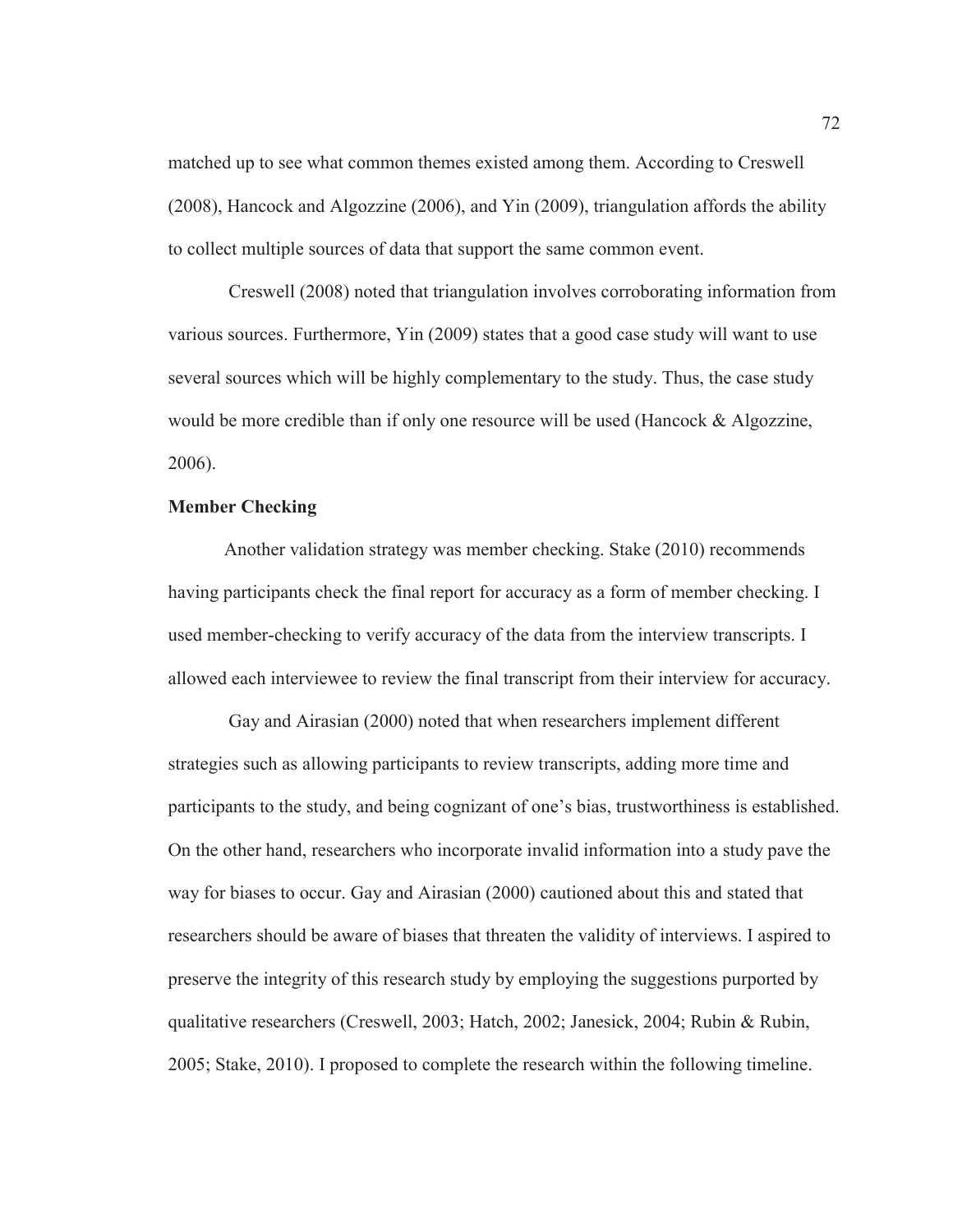matched up to see what common themes existed among them. According to Creswell (2008), Hancock and Algozzine (2006), and Yin (2009), triangulation affords the ability to collect multiple sources of data that support the same common event.

Creswell (2008) noted that triangulation involves corroborating information from various sources. Furthermore, Yin (2009) states that a good case study will want to use several sources which will be highly complementary to the study. Thus, the case study would be more credible than if only one resource will be used (Hancock & Algozzine, 2006).

**Member Checking**

Another validation strategy was member checking. Stake (2010) recommends having participants check the final report for accuracy as a form of member checking. I used member-checking to verify accuracy of the data from the interview transcripts. I allowed each interviewee to review the final transcript from their interview for accuracy.

Gay and Airasian (2000) noted that when researchers implement different strategies such as allowing participants to review transcripts, adding more time and participants to the study, and being cognizant of one's bias, trustworthiness is established. On the other hand, researchers who incorporate invalid information into a study pave the way for biases to occur. Gay and Airasian (2000) cautioned about this and stated that researchers should be aware of biases that threaten the validity of interviews. I aspired to preserve the integrity of this research study by employing the suggestions purported by qualitative researchers (Creswell, 2003; Hatch, 2002; Janesick, 2004; Rubin & Rubin, 2005; Stake, 2010). I proposed to complete the research within the following timeline.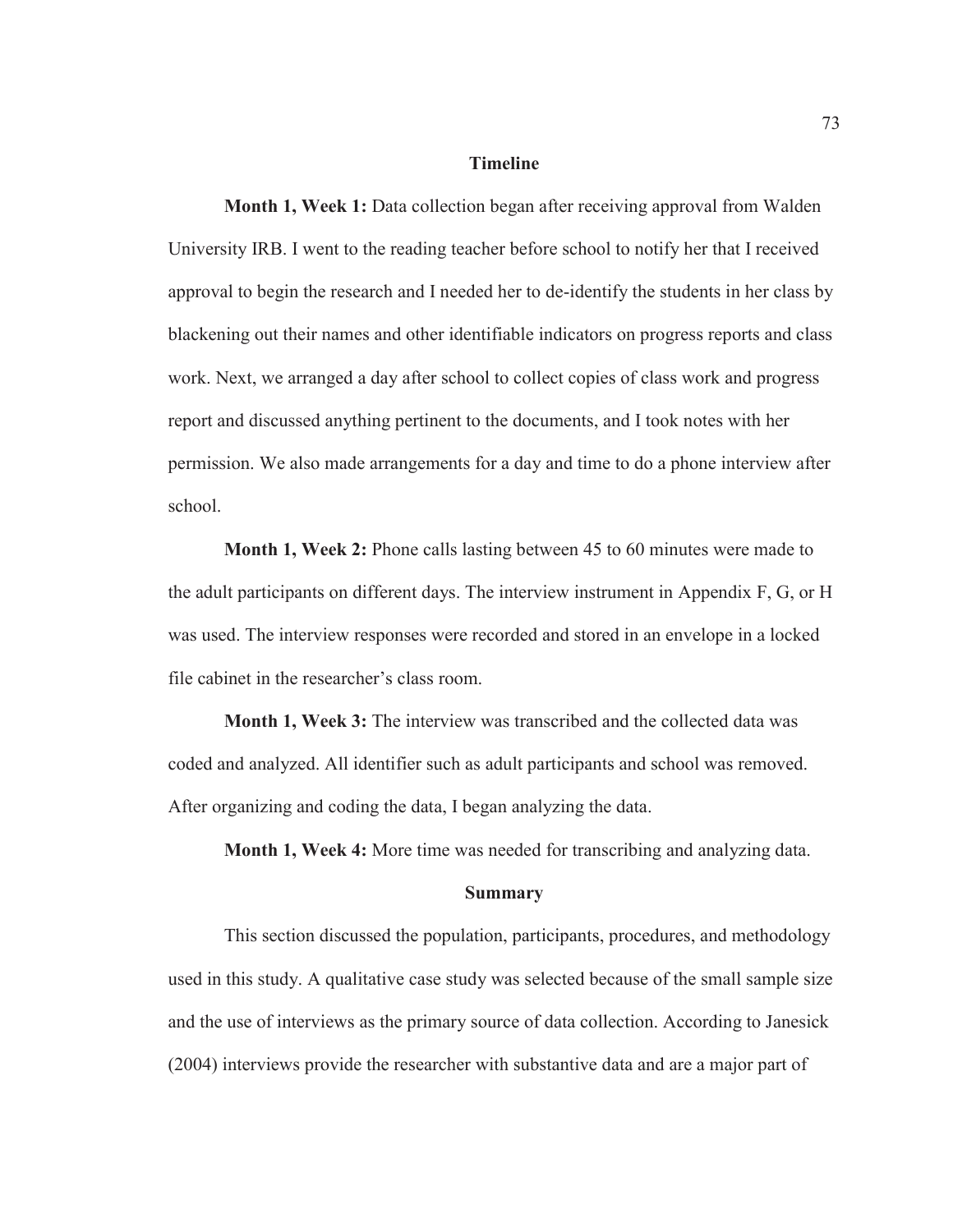## Timeline

**Month 1, Week 1:** Data collection began after receiving approval from Walden University IRB. I went to the reading teacher before school to notify her that I received approval to begin the research and I needed her to de-identify the students in her class by blackening out their names and other identifiable indicators on progress reports and class work. Next, we arranged a day after school to collect copies of class work and progress report and discussed anything pertinent to the documents, and I took notes with her permission. We also made arrangements for a day and time to do a phone interview after school.

**Month 1, Week 2:** Phone calls lasting between 45 to 60 minutes were made to the adult participants on different days. The interview instrument in Appendix F, G, or H was used. The interview responses were recorded and stored in an envelope in a locked file cabinet in the researcher's class room.

**Month 1, Week 3:** The interview was transcribed and the collected data was coded and analyzed. All identifier such as adult participants and school was removed. After organizing and coding the data, I began analyzing the data.

**Month 1, Week 4:** More time was needed for transcribing and analyzing data.

## Summary

This section discussed the population, participants, procedures, and methodology used in this study. A qualitative case study was selected because of the small sample size and the use of interviews as the primary source of data collection. According to Janesick (2004) interviews provide the researcher with substantive data and are a major part of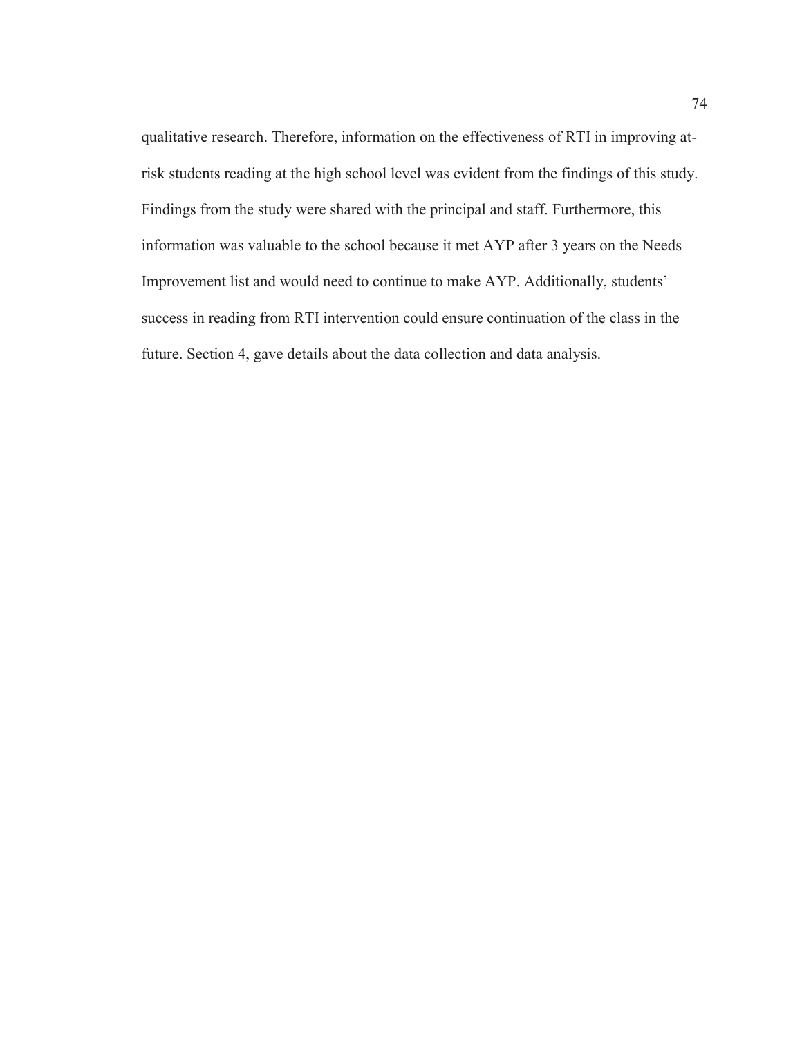qualitative research. Therefore, information on the effectiveness of RTI in improving at-risk students reading at the high school level was evident from the findings of this study. Findings from the study were shared with the principal and staff. Furthermore, this information was valuable to the school because it met AYP after 3 years on the Needs Improvement list and would need to continue to make AYP. Additionally, students' success in reading from RTI intervention could ensure continuation of the class in the future. Section 4, gave details about the data collection and data analysis.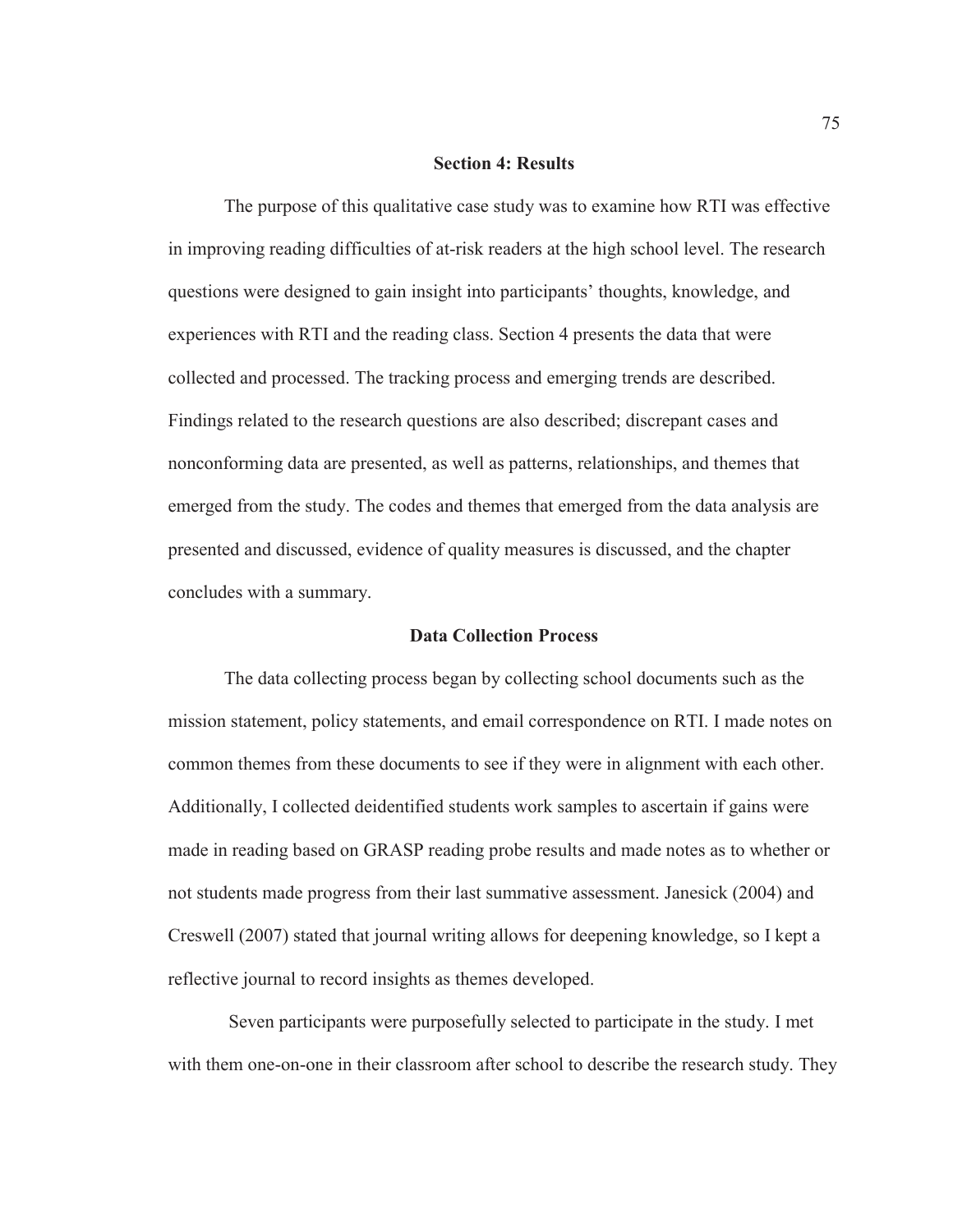## Section 4: Results

The purpose of this qualitative case study was to examine how RTI was effective in improving reading difficulties of at-risk readers at the high school level. The research questions were designed to gain insight into participants' thoughts, knowledge, and experiences with RTI and the reading class. Section 4 presents the data that were collected and processed. The tracking process and emerging trends are described. Findings related to the research questions are also described; discrepant cases and nonconforming data are presented, as well as patterns, relationships, and themes that emerged from the study. The codes and themes that emerged from the data analysis are presented and discussed, evidence of quality measures is discussed, and the chapter concludes with a summary.

### Data Collection Process

The data collecting process began by collecting school documents such as the mission statement, policy statements, and email correspondence on RTI. I made notes on common themes from these documents to see if they were in alignment with each other. Additionally, I collected deidentified students work samples to ascertain if gains were made in reading based on GRASP reading probe results and made notes as to whether or not students made progress from their last summative assessment. Janesick (2004) and Creswell (2007) stated that journal writing allows for deepening knowledge, so I kept a reflective journal to record insights as themes developed.

Seven participants were purposefully selected to participate in the study. I met with them one-on-one in their classroom after school to describe the research study. They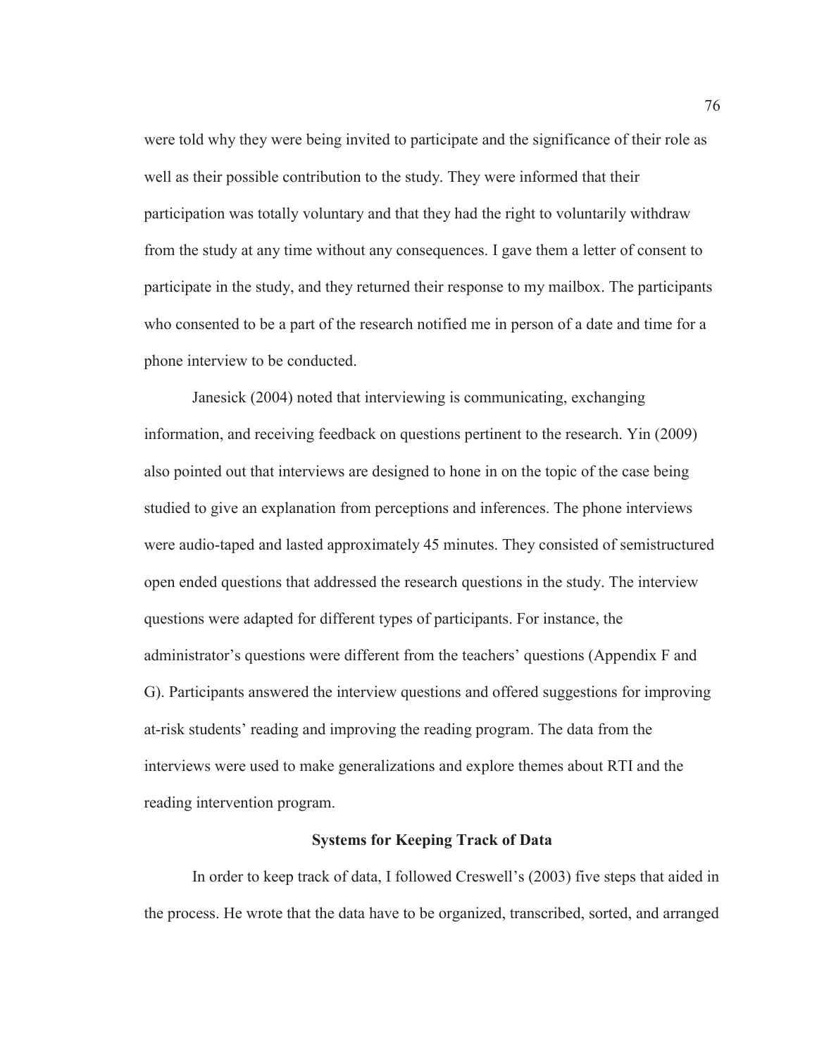were told why they were being invited to participate and the significance of their role as well as their possible contribution to the study. They were informed that their participation was totally voluntary and that they had the right to voluntarily withdraw from the study at any time without any consequences. I gave them a letter of consent to participate in the study, and they returned their response to my mailbox. The participants who consented to be a part of the research notified me in person of a date and time for a phone interview to be conducted.

Janesick (2004) noted that interviewing is communicating, exchanging information, and receiving feedback on questions pertinent to the research. Yin (2009) also pointed out that interviews are designed to hone in on the topic of the case being studied to give an explanation from perceptions and inferences. The phone interviews were audio-taped and lasted approximately 45 minutes. They consisted of semistructured open ended questions that addressed the research questions in the study. The interview questions were adapted for different types of participants. For instance, the administrator's questions were different from the teachers' questions (Appendix F and G). Participants answered the interview questions and offered suggestions for improving at-risk students' reading and improving the reading program. The data from the interviews were used to make generalizations and explore themes about RTI and the reading intervention program.

## Systems for Keeping Track of Data

In order to keep track of data, I followed Creswell's (2003) five steps that aided in the process. He wrote that the data have to be organized, transcribed, sorted, and arranged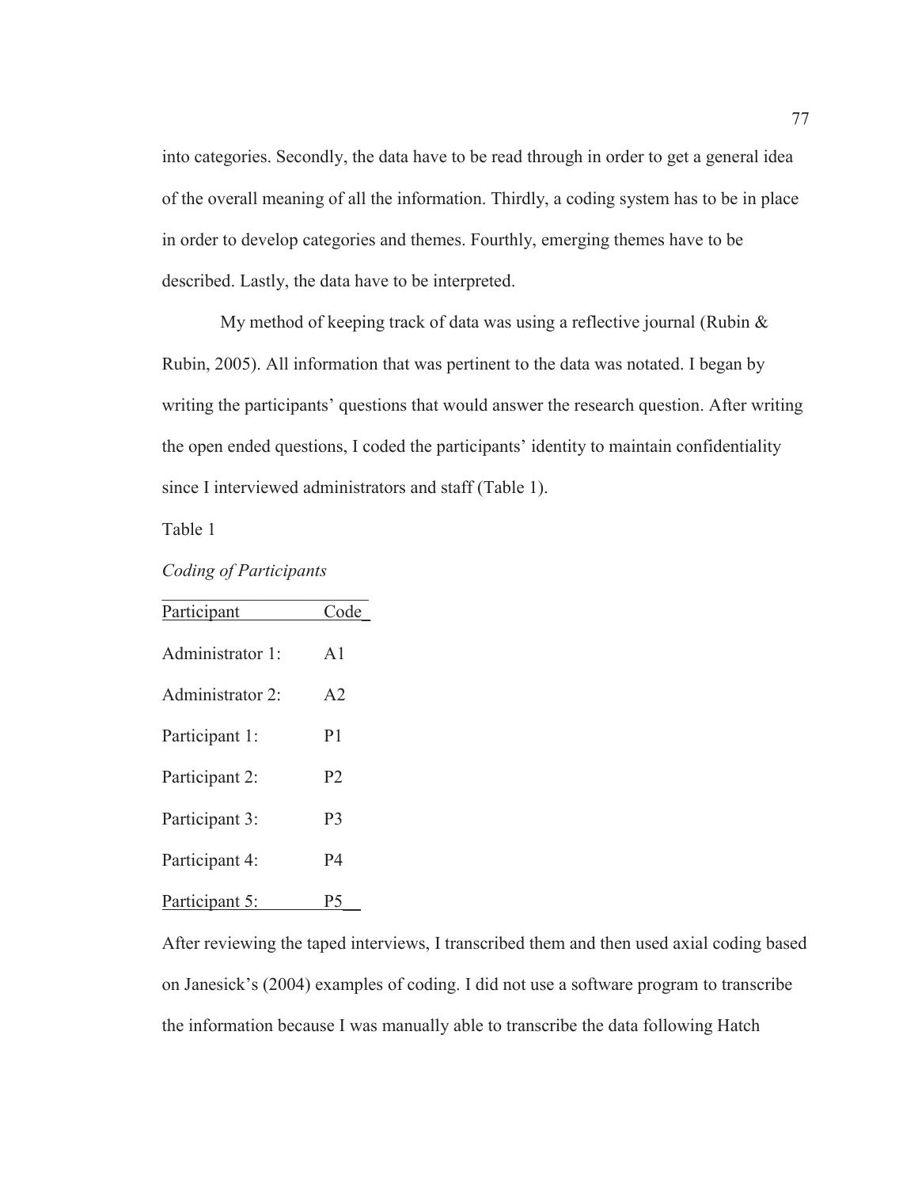into categories. Secondly, the data have to be read through in order to get a general idea of the overall meaning of all the information. Thirdly, a coding system has to be in place in order to develop categories and themes. Fourthly, emerging themes have to be described. Lastly, the data have to be interpreted.

My method of keeping track of data was using a reflective journal (Rubin & Rubin, 2005). All information that was pertinent to the data was notated. I began by writing the participants' questions that would answer the research question. After writing the open ended questions, I coded the participants' identity to maintain confidentiality since I interviewed administrators and staff (Table 1).

Table 1

*Coding of Participants*

| Participant | Code |
|---|---|
| Administrator 1: | A1 |
| Administrator 2: | A2 |
| Participant 1: | P1 |
| Participant 2: | P2 |
| Participant 3: | P3 |
| Participant 4: | P4 |
| Participant 5: | P5 |

After reviewing the taped interviews, I transcribed them and then used axial coding based on Janesick's (2004) examples of coding. I did not use a software program to transcribe the information because I was manually able to transcribe the data following Hatch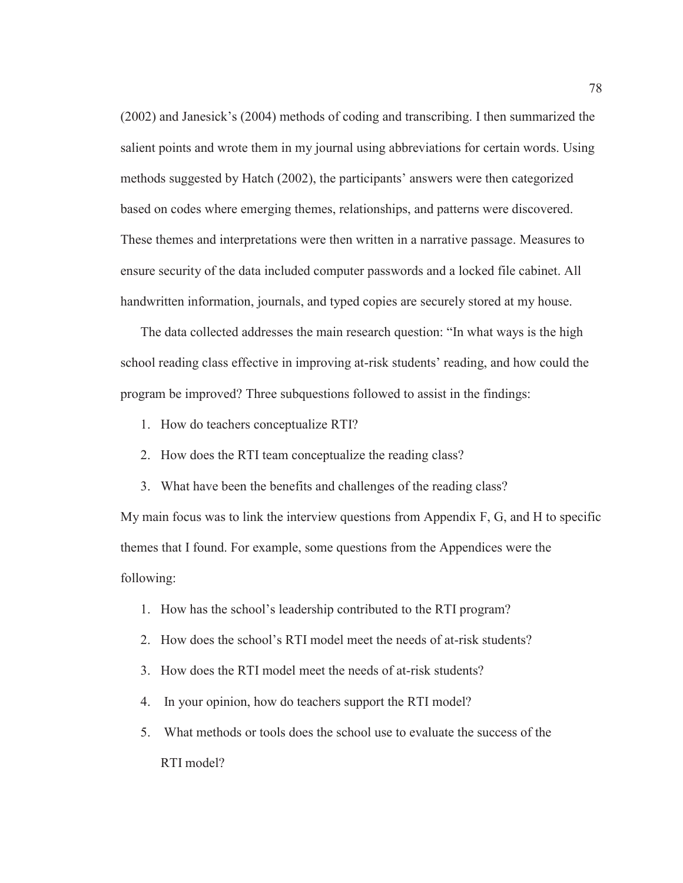(2002) and Janesick's (2004) methods of coding and transcribing. I then summarized the salient points and wrote them in my journal using abbreviations for certain words. Using methods suggested by Hatch (2002), the participants' answers were then categorized based on codes where emerging themes, relationships, and patterns were discovered. These themes and interpretations were then written in a narrative passage. Measures to ensure security of the data included computer passwords and a locked file cabinet. All handwritten information, journals, and typed copies are securely stored at my house.

The data collected addresses the main research question: "In what ways is the high school reading class effective in improving at-risk students' reading, and how could the program be improved? Three subquestions followed to assist in the findings:

1. How do teachers conceptualize RTI?
2. How does the RTI team conceptualize the reading class?
3. What have been the benefits and challenges of the reading class?

My main focus was to link the interview questions from Appendix F, G, and H to specific themes that I found. For example, some questions from the Appendices were the following:

1. How has the school's leadership contributed to the RTI program?
2. How does the school's RTI model meet the needs of at-risk students?
3. How does the RTI model meet the needs of at-risk students?
4. In your opinion, how do teachers support the RTI model?
5. What methods or tools does the school use to evaluate the success of the RTI model?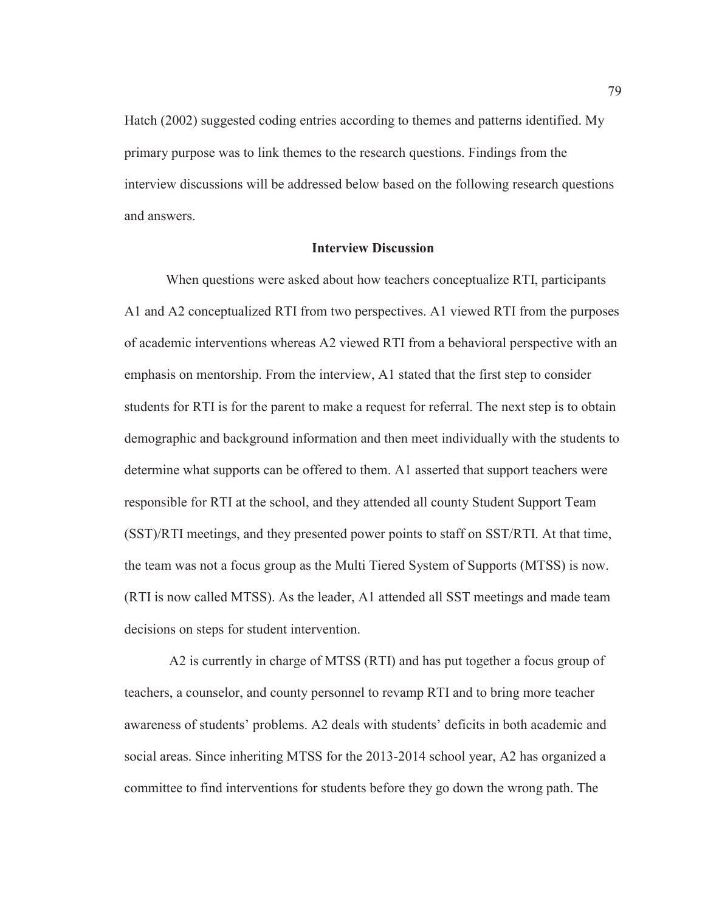Hatch (2002) suggested coding entries according to themes and patterns identified. My primary purpose was to link themes to the research questions. Findings from the interview discussions will be addressed below based on the following research questions and answers.

## Interview Discussion

When questions were asked about how teachers conceptualize RTI, participants A1 and A2 conceptualized RTI from two perspectives. A1 viewed RTI from the purposes of academic interventions whereas A2 viewed RTI from a behavioral perspective with an emphasis on mentorship. From the interview, A1 stated that the first step to consider students for RTI is for the parent to make a request for referral. The next step is to obtain demographic and background information and then meet individually with the students to determine what supports can be offered to them. A1 asserted that support teachers were responsible for RTI at the school, and they attended all county Student Support Team (SST)/RTI meetings, and they presented power points to staff on SST/RTI. At that time, the team was not a focus group as the Multi Tiered System of Supports (MTSS) is now. (RTI is now called MTSS). As the leader, A1 attended all SST meetings and made team decisions on steps for student intervention.

A2 is currently in charge of MTSS (RTI) and has put together a focus group of teachers, a counselor, and county personnel to revamp RTI and to bring more teacher awareness of students' problems. A2 deals with students' deficits in both academic and social areas. Since inheriting MTSS for the 2013-2014 school year, A2 has organized a committee to find interventions for students before they go down the wrong path. The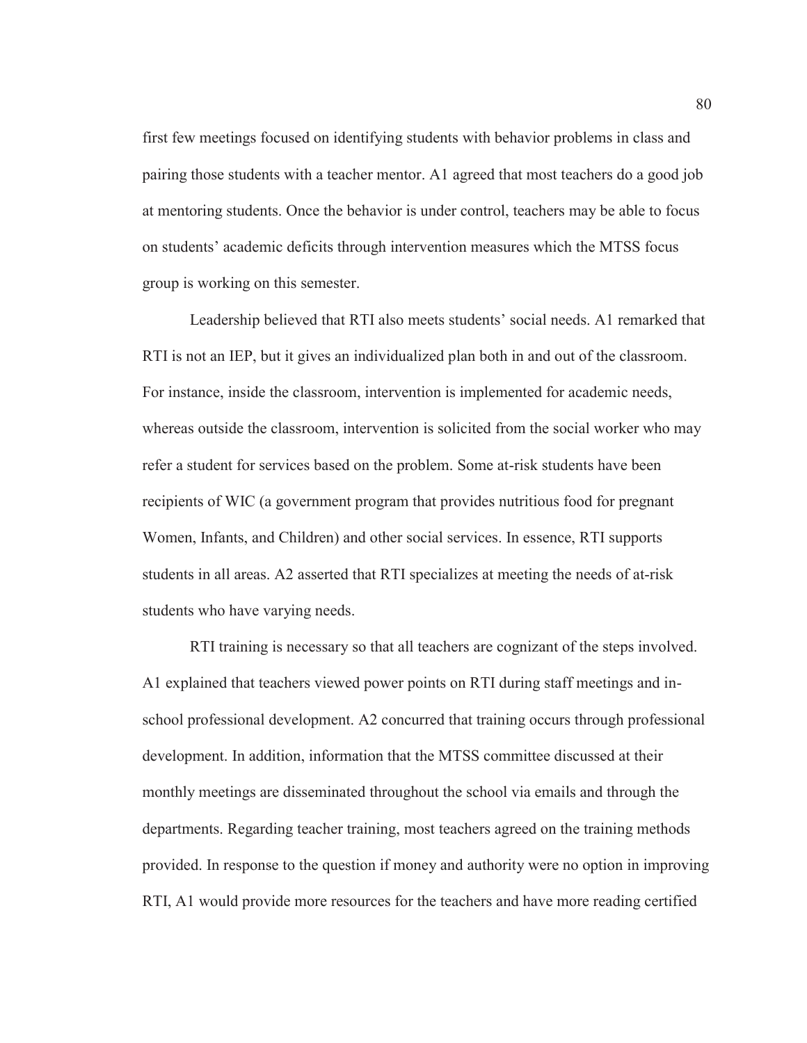first few meetings focused on identifying students with behavior problems in class and pairing those students with a teacher mentor. A1 agreed that most teachers do a good job at mentoring students. Once the behavior is under control, teachers may be able to focus on students' academic deficits through intervention measures which the MTSS focus group is working on this semester.

Leadership believed that RTI also meets students' social needs. A1 remarked that RTI is not an IEP, but it gives an individualized plan both in and out of the classroom. For instance, inside the classroom, intervention is implemented for academic needs, whereas outside the classroom, intervention is solicited from the social worker who may refer a student for services based on the problem. Some at-risk students have been recipients of WIC (a government program that provides nutritious food for pregnant Women, Infants, and Children) and other social services. In essence, RTI supports students in all areas. A2 asserted that RTI specializes at meeting the needs of at-risk students who have varying needs.

RTI training is necessary so that all teachers are cognizant of the steps involved. A1 explained that teachers viewed power points on RTI during staff meetings and in-school professional development. A2 concurred that training occurs through professional development. In addition, information that the MTSS committee discussed at their monthly meetings are disseminated throughout the school via emails and through the departments. Regarding teacher training, most teachers agreed on the training methods provided. In response to the question if money and authority were no option in improving RTI, A1 would provide more resources for the teachers and have more reading certified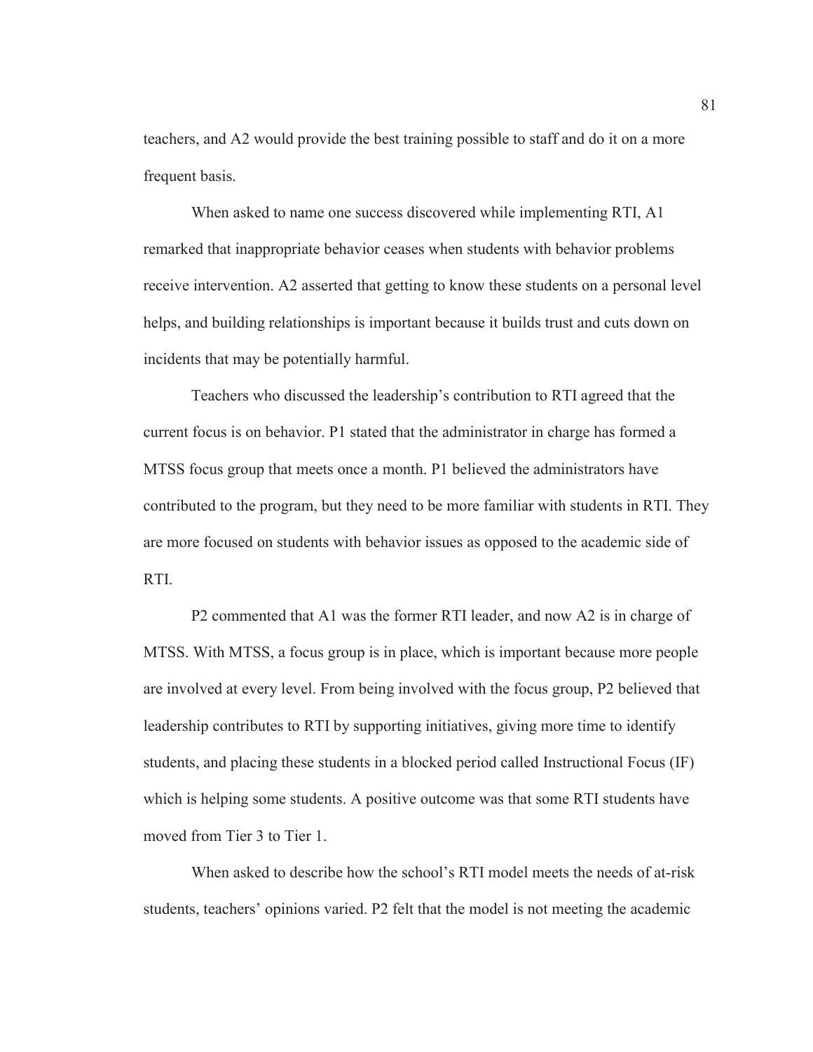teachers, and A2 would provide the best training possible to staff and do it on a more frequent basis.

When asked to name one success discovered while implementing RTI, A1 remarked that inappropriate behavior ceases when students with behavior problems receive intervention. A2 asserted that getting to know these students on a personal level helps, and building relationships is important because it builds trust and cuts down on incidents that may be potentially harmful.

Teachers who discussed the leadership's contribution to RTI agreed that the current focus is on behavior. P1 stated that the administrator in charge has formed a MTSS focus group that meets once a month. P1 believed the administrators have contributed to the program, but they need to be more familiar with students in RTI. They are more focused on students with behavior issues as opposed to the academic side of RTI.

P2 commented that A1 was the former RTI leader, and now A2 is in charge of MTSS. With MTSS, a focus group is in place, which is important because more people are involved at every level. From being involved with the focus group, P2 believed that leadership contributes to RTI by supporting initiatives, giving more time to identify students, and placing these students in a blocked period called Instructional Focus (IF) which is helping some students. A positive outcome was that some RTI students have moved from Tier 3 to Tier 1.

When asked to describe how the school's RTI model meets the needs of at-risk students, teachers' opinions varied. P2 felt that the model is not meeting the academic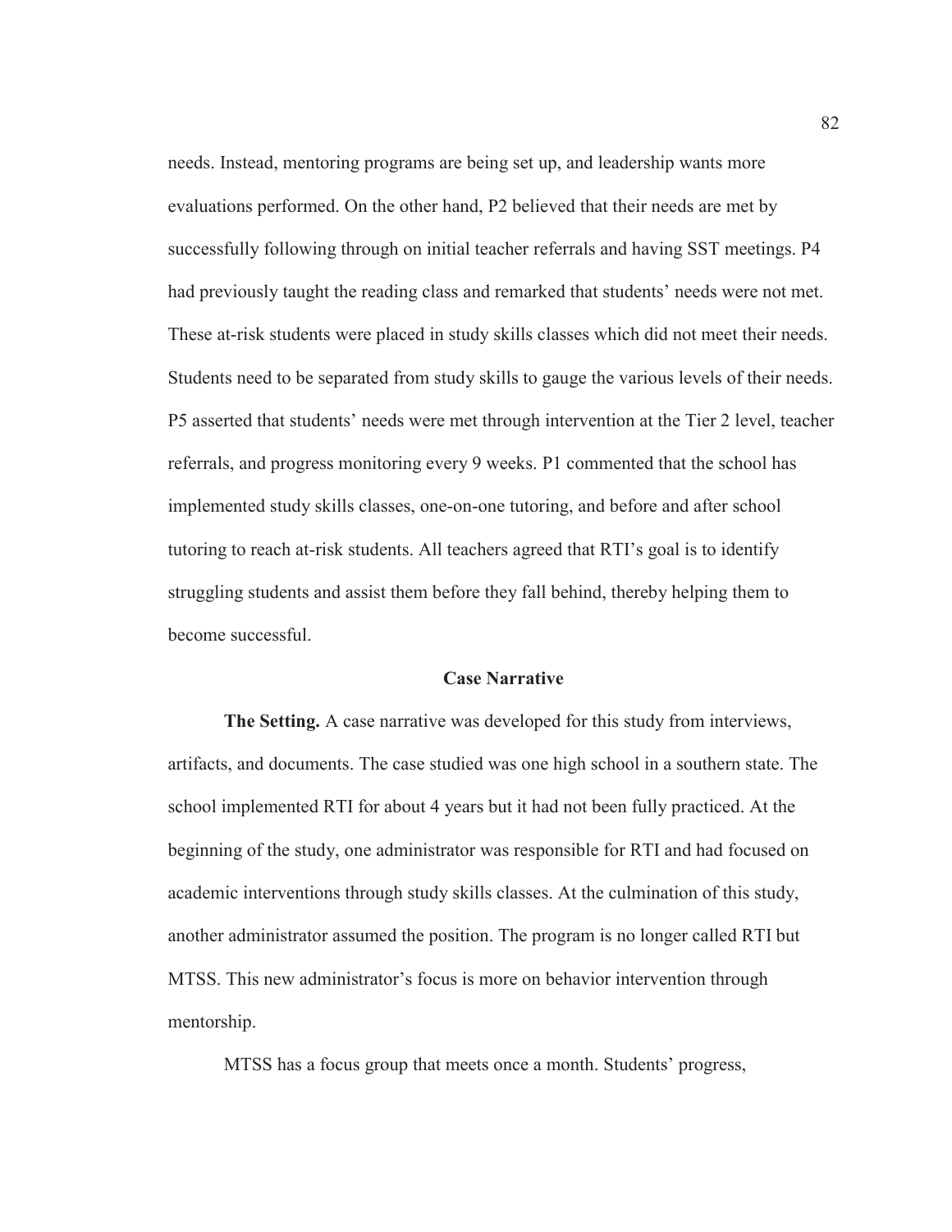needs. Instead, mentoring programs are being set up, and leadership wants more evaluations performed. On the other hand, P2 believed that their needs are met by successfully following through on initial teacher referrals and having SST meetings. P4 had previously taught the reading class and remarked that students' needs were not met. These at-risk students were placed in study skills classes which did not meet their needs. Students need to be separated from study skills to gauge the various levels of their needs. P5 asserted that students' needs were met through intervention at the Tier 2 level, teacher referrals, and progress monitoring every 9 weeks. P1 commented that the school has implemented study skills classes, one-on-one tutoring, and before and after school tutoring to reach at-risk students. All teachers agreed that RTI's goal is to identify struggling students and assist them before they fall behind, thereby helping them to become successful.

## Case Narrative

**The Setting.** A case narrative was developed for this study from interviews, artifacts, and documents. The case studied was one high school in a southern state. The school implemented RTI for about 4 years but it had not been fully practiced. At the beginning of the study, one administrator was responsible for RTI and had focused on academic interventions through study skills classes. At the culmination of this study, another administrator assumed the position. The program is no longer called RTI but MTSS. This new administrator's focus is more on behavior intervention through mentorship.

MTSS has a focus group that meets once a month. Students' progress,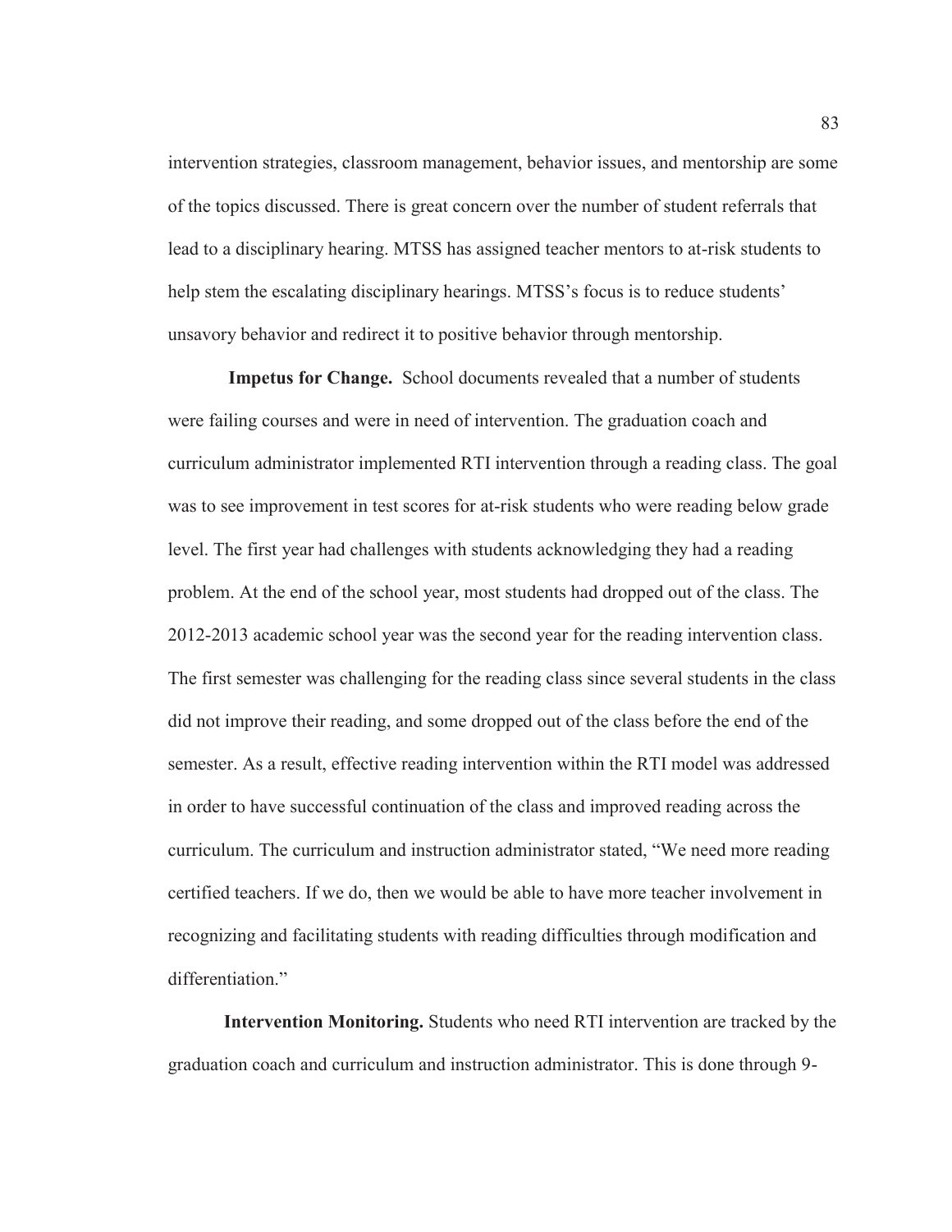intervention strategies, classroom management, behavior issues, and mentorship are some of the topics discussed. There is great concern over the number of student referrals that lead to a disciplinary hearing. MTSS has assigned teacher mentors to at-risk students to help stem the escalating disciplinary hearings. MTSS's focus is to reduce students' unsavory behavior and redirect it to positive behavior through mentorship.

**Impetus for Change.** School documents revealed that a number of students were failing courses and were in need of intervention. The graduation coach and curriculum administrator implemented RTI intervention through a reading class. The goal was to see improvement in test scores for at-risk students who were reading below grade level. The first year had challenges with students acknowledging they had a reading problem. At the end of the school year, most students had dropped out of the class. The 2012-2013 academic school year was the second year for the reading intervention class. The first semester was challenging for the reading class since several students in the class did not improve their reading, and some dropped out of the class before the end of the semester. As a result, effective reading intervention within the RTI model was addressed in order to have successful continuation of the class and improved reading across the curriculum. The curriculum and instruction administrator stated, "We need more reading certified teachers. If we do, then we would be able to have more teacher involvement in recognizing and facilitating students with reading difficulties through modification and differentiation."

**Intervention Monitoring.** Students who need RTI intervention are tracked by the graduation coach and curriculum and instruction administrator. This is done through 9-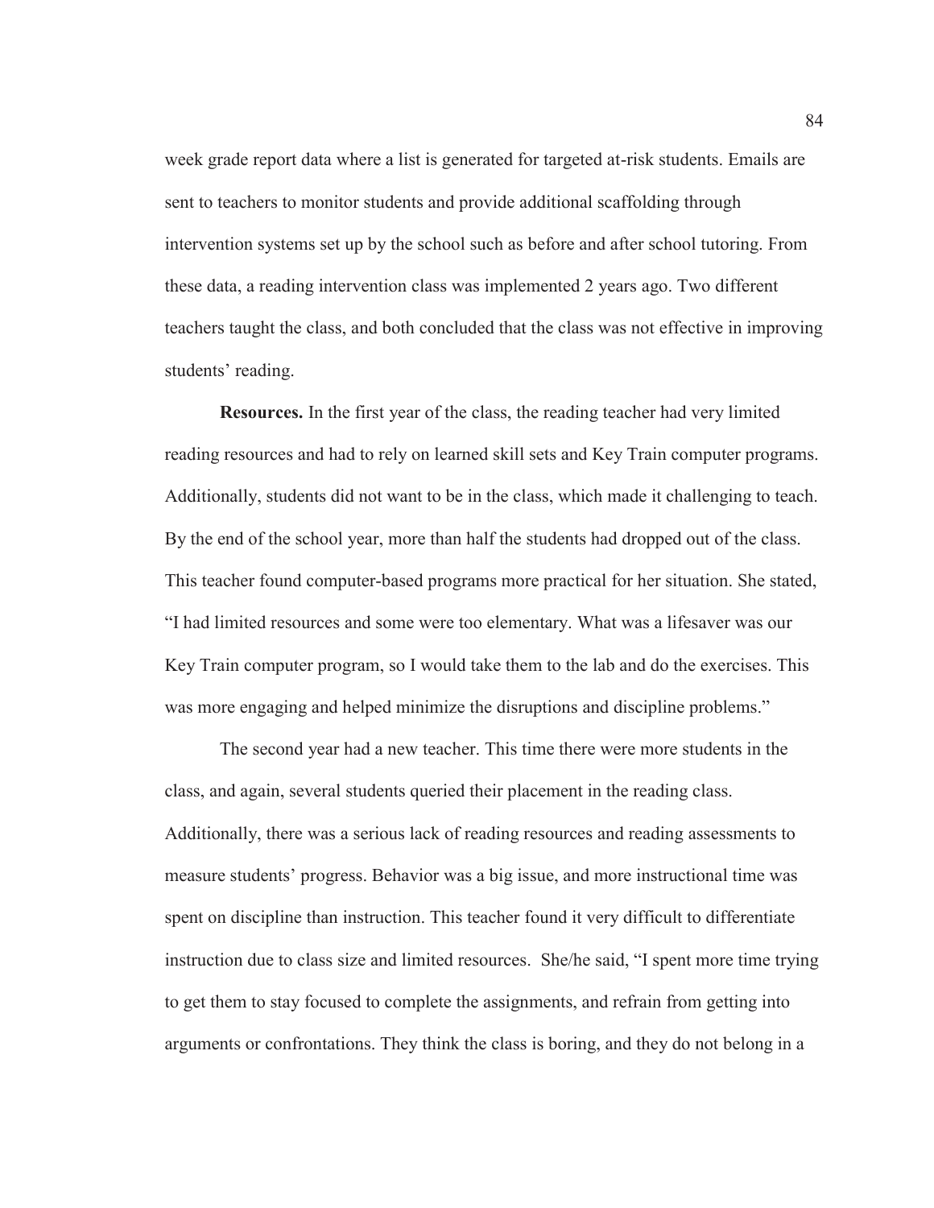week grade report data where a list is generated for targeted at-risk students. Emails are sent to teachers to monitor students and provide additional scaffolding through intervention systems set up by the school such as before and after school tutoring. From these data, a reading intervention class was implemented 2 years ago. Two different teachers taught the class, and both concluded that the class was not effective in improving students' reading.

**Resources.** In the first year of the class, the reading teacher had very limited reading resources and had to rely on learned skill sets and Key Train computer programs. Additionally, students did not want to be in the class, which made it challenging to teach. By the end of the school year, more than half the students had dropped out of the class. This teacher found computer-based programs more practical for her situation. She stated, "I had limited resources and some were too elementary. What was a lifesaver was our Key Train computer program, so I would take them to the lab and do the exercises. This was more engaging and helped minimize the disruptions and discipline problems."

The second year had a new teacher. This time there were more students in the class, and again, several students queried their placement in the reading class. Additionally, there was a serious lack of reading resources and reading assessments to measure students' progress. Behavior was a big issue, and more instructional time was spent on discipline than instruction. This teacher found it very difficult to differentiate instruction due to class size and limited resources. She/he said, "I spent more time trying to get them to stay focused to complete the assignments, and refrain from getting into arguments or confrontations. They think the class is boring, and they do not belong in a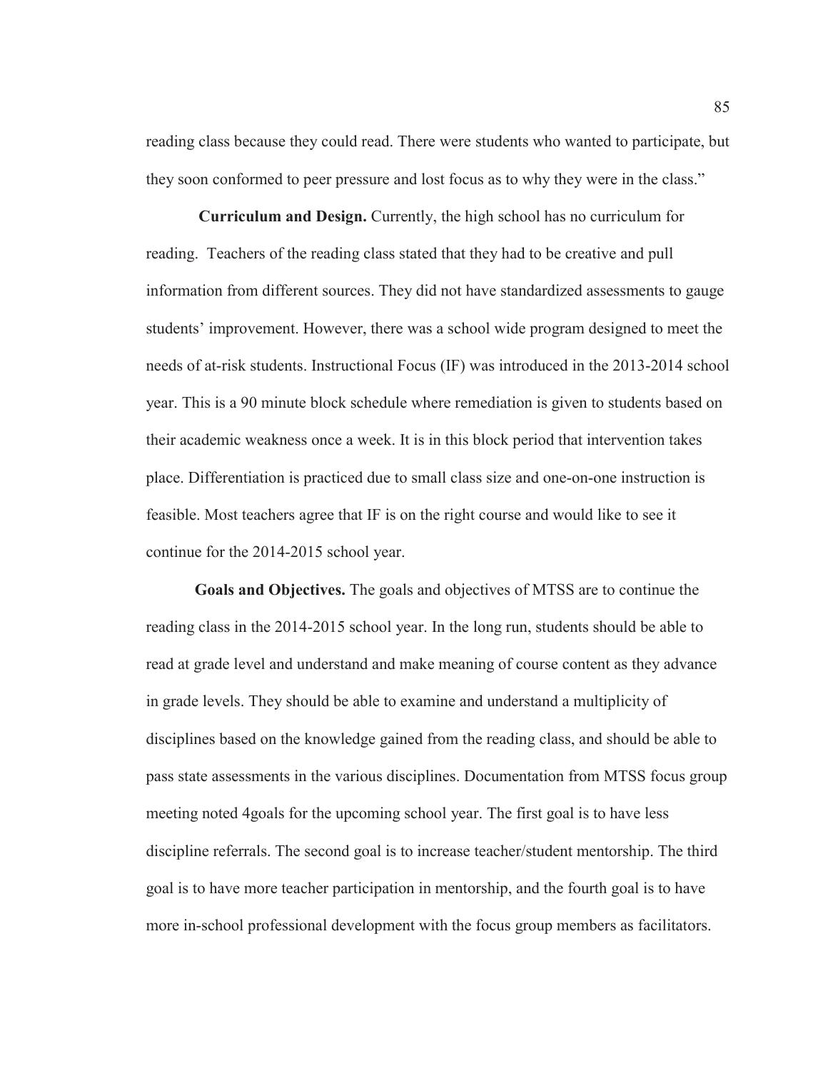reading class because they could read. There were students who wanted to participate, but they soon conformed to peer pressure and lost focus as to why they were in the class."

**Curriculum and Design.** Currently, the high school has no curriculum for reading. Teachers of the reading class stated that they had to be creative and pull information from different sources. They did not have standardized assessments to gauge students' improvement. However, there was a school wide program designed to meet the needs of at-risk students. Instructional Focus (IF) was introduced in the 2013-2014 school year. This is a 90 minute block schedule where remediation is given to students based on their academic weakness once a week. It is in this block period that intervention takes place. Differentiation is practiced due to small class size and one-on-one instruction is feasible. Most teachers agree that IF is on the right course and would like to see it continue for the 2014-2015 school year.

**Goals and Objectives.** The goals and objectives of MTSS are to continue the reading class in the 2014-2015 school year. In the long run, students should be able to read at grade level and understand and make meaning of course content as they advance in grade levels. They should be able to examine and understand a multiplicity of disciplines based on the knowledge gained from the reading class, and should be able to pass state assessments in the various disciplines. Documentation from MTSS focus group meeting noted 4goals for the upcoming school year. The first goal is to have less discipline referrals. The second goal is to increase teacher/student mentorship. The third goal is to have more teacher participation in mentorship, and the fourth goal is to have more in-school professional development with the focus group members as facilitators.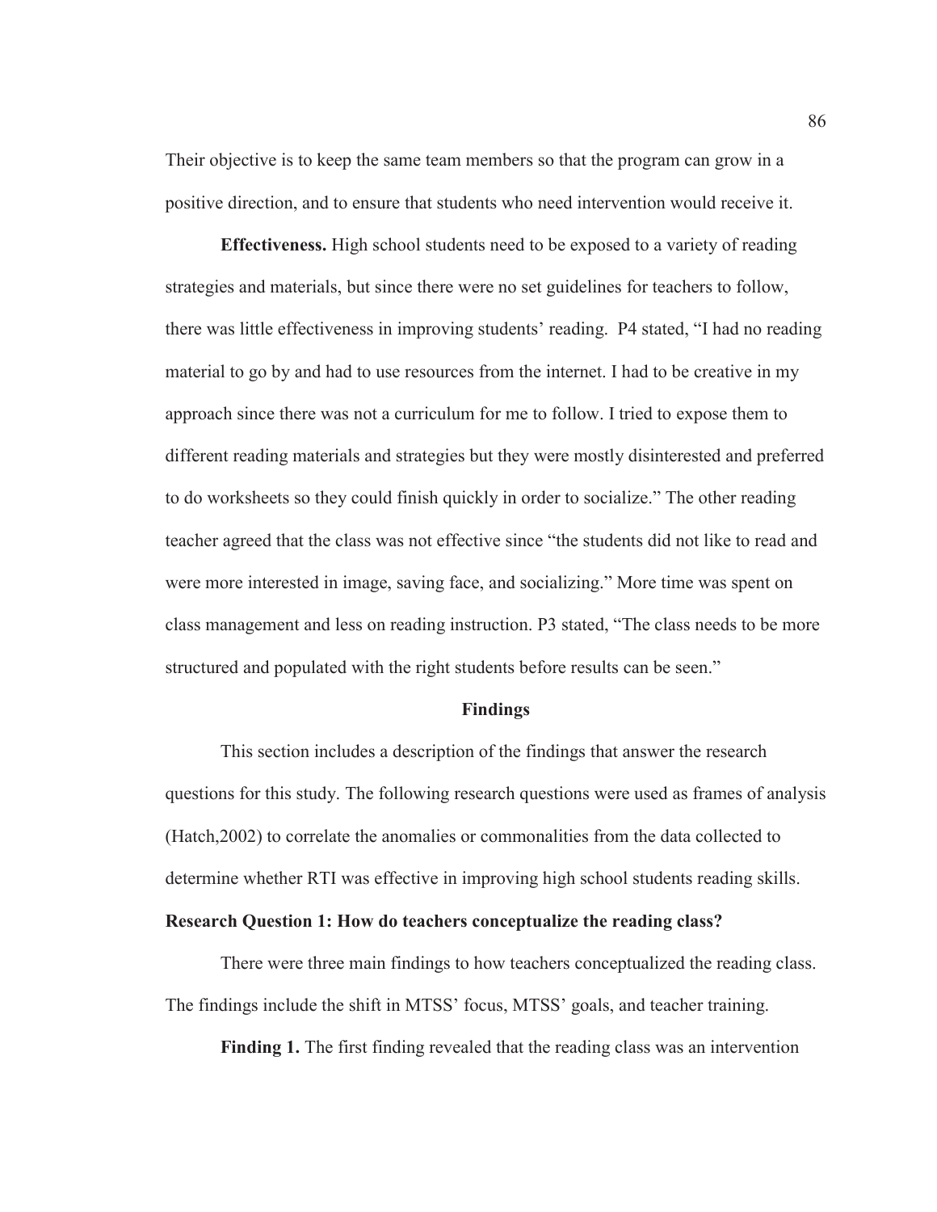Their objective is to keep the same team members so that the program can grow in a positive direction, and to ensure that students who need intervention would receive it.

**Effectiveness.** High school students need to be exposed to a variety of reading strategies and materials, but since there were no set guidelines for teachers to follow, there was little effectiveness in improving students' reading. P4 stated, "I had no reading material to go by and had to use resources from the internet. I had to be creative in my approach since there was not a curriculum for me to follow. I tried to expose them to different reading materials and strategies but they were mostly disinterested and preferred to do worksheets so they could finish quickly in order to socialize." The other reading teacher agreed that the class was not effective since "the students did not like to read and were more interested in image, saving face, and socializing." More time was spent on class management and less on reading instruction. P3 stated, "The class needs to be more structured and populated with the right students before results can be seen."

## Findings

This section includes a description of the findings that answer the research questions for this study. The following research questions were used as frames of analysis (Hatch,2002) to correlate the anomalies or commonalities from the data collected to determine whether RTI was effective in improving high school students reading skills.

### Research Question 1: How do teachers conceptualize the reading class?

There were three main findings to how teachers conceptualized the reading class. The findings include the shift in MTSS' focus, MTSS' goals, and teacher training.

**Finding 1.** The first finding revealed that the reading class was an intervention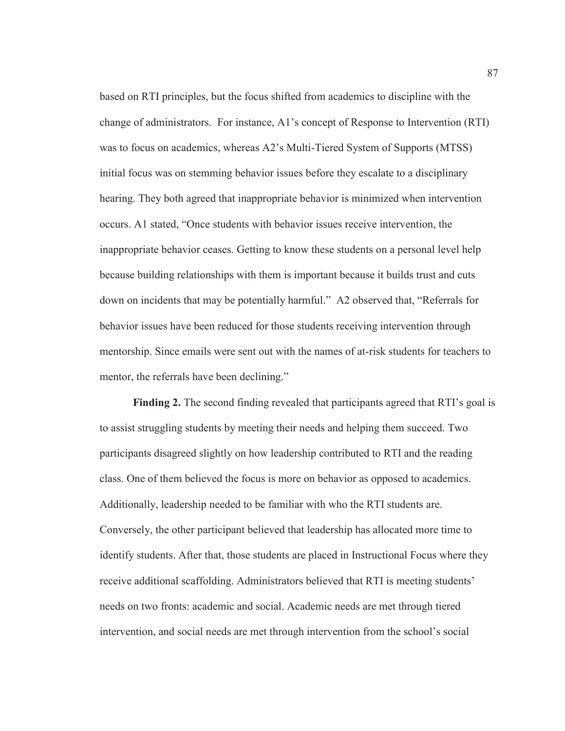based on RTI principles, but the focus shifted from academics to discipline with the change of administrators. For instance, A1's concept of Response to Intervention (RTI) was to focus on academics, whereas A2's Multi-Tiered System of Supports (MTSS) initial focus was on stemming behavior issues before they escalate to a disciplinary hearing. They both agreed that inappropriate behavior is minimized when intervention occurs. A1 stated, "Once students with behavior issues receive intervention, the inappropriate behavior ceases. Getting to know these students on a personal level help because building relationships with them is important because it builds trust and cuts down on incidents that may be potentially harmful." A2 observed that, "Referrals for behavior issues have been reduced for those students receiving intervention through mentorship. Since emails were sent out with the names of at-risk students for teachers to mentor, the referrals have been declining."

**Finding 2.** The second finding revealed that participants agreed that RTI's goal is to assist struggling students by meeting their needs and helping them succeed. Two participants disagreed slightly on how leadership contributed to RTI and the reading class. One of them believed the focus is more on behavior as opposed to academics. Additionally, leadership needed to be familiar with who the RTI students are. Conversely, the other participant believed that leadership has allocated more time to identify students. After that, those students are placed in Instructional Focus where they receive additional scaffolding. Administrators believed that RTI is meeting students' needs on two fronts: academic and social. Academic needs are met through tiered intervention, and social needs are met through intervention from the school's social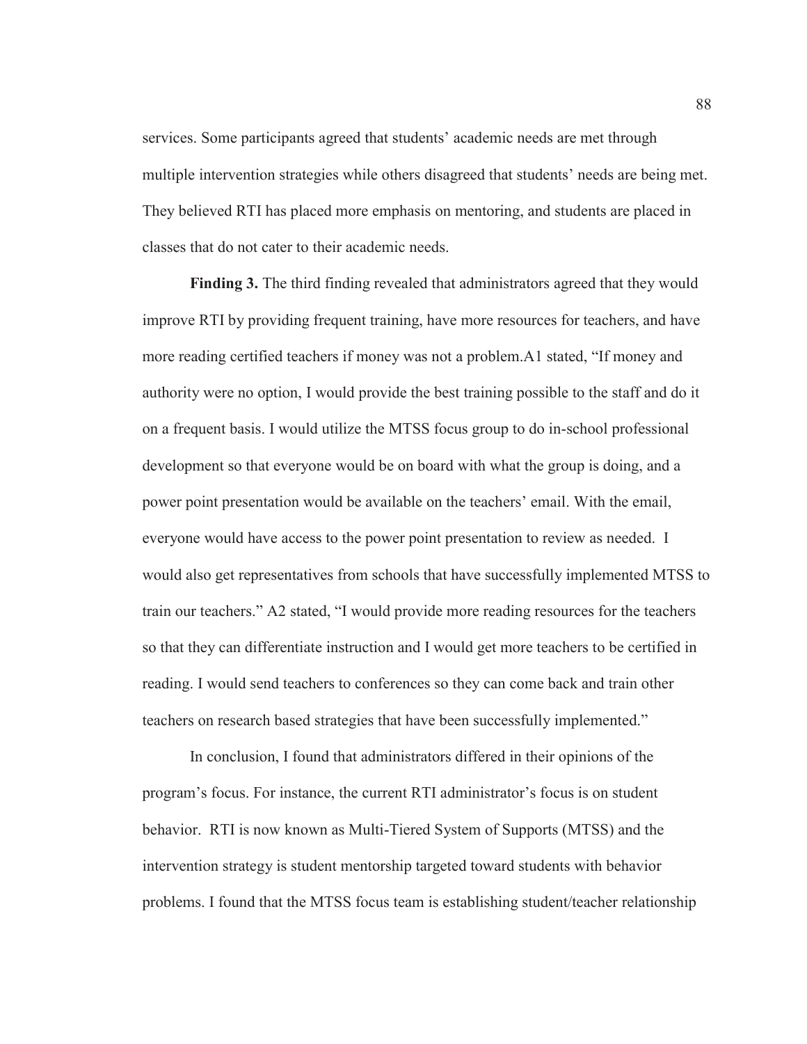services. Some participants agreed that students' academic needs are met through multiple intervention strategies while others disagreed that students' needs are being met. They believed RTI has placed more emphasis on mentoring, and students are placed in classes that do not cater to their academic needs.

**Finding 3.** The third finding revealed that administrators agreed that they would improve RTI by providing frequent training, have more resources for teachers, and have more reading certified teachers if money was not a problem.A1 stated, "If money and authority were no option, I would provide the best training possible to the staff and do it on a frequent basis. I would utilize the MTSS focus group to do in-school professional development so that everyone would be on board with what the group is doing, and a power point presentation would be available on the teachers' email. With the email, everyone would have access to the power point presentation to review as needed. I would also get representatives from schools that have successfully implemented MTSS to train our teachers." A2 stated, "I would provide more reading resources for the teachers so that they can differentiate instruction and I would get more teachers to be certified in reading. I would send teachers to conferences so they can come back and train other teachers on research based strategies that have been successfully implemented."

In conclusion, I found that administrators differed in their opinions of the program's focus. For instance, the current RTI administrator's focus is on student behavior. RTI is now known as Multi-Tiered System of Supports (MTSS) and the intervention strategy is student mentorship targeted toward students with behavior problems. I found that the MTSS focus team is establishing student/teacher relationship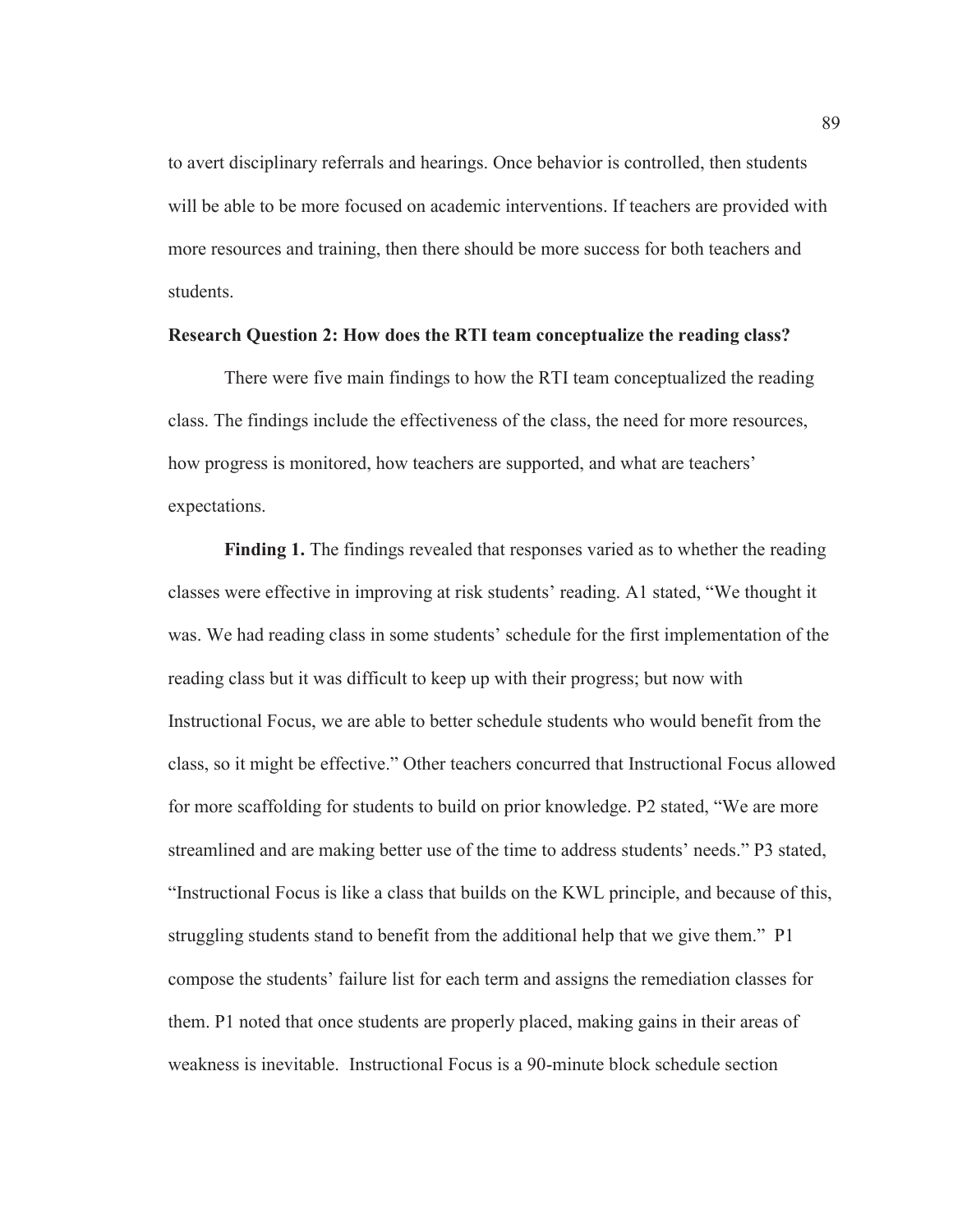to avert disciplinary referrals and hearings. Once behavior is controlled, then students will be able to be more focused on academic interventions. If teachers are provided with more resources and training, then there should be more success for both teachers and students.

### Research Question 2: How does the RTI team conceptualize the reading class?

There were five main findings to how the RTI team conceptualized the reading class. The findings include the effectiveness of the class, the need for more resources, how progress is monitored, how teachers are supported, and what are teachers' expectations.

**Finding 1.** The findings revealed that responses varied as to whether the reading classes were effective in improving at risk students' reading. A1 stated, "We thought it was. We had reading class in some students' schedule for the first implementation of the reading class but it was difficult to keep up with their progress; but now with Instructional Focus, we are able to better schedule students who would benefit from the class, so it might be effective." Other teachers concurred that Instructional Focus allowed for more scaffolding for students to build on prior knowledge. P2 stated, "We are more streamlined and are making better use of the time to address students' needs." P3 stated, "Instructional Focus is like a class that builds on the KWL principle, and because of this, struggling students stand to benefit from the additional help that we give them." P1 compose the students' failure list for each term and assigns the remediation classes for them. P1 noted that once students are properly placed, making gains in their areas of weakness is inevitable. Instructional Focus is a 90-minute block schedule section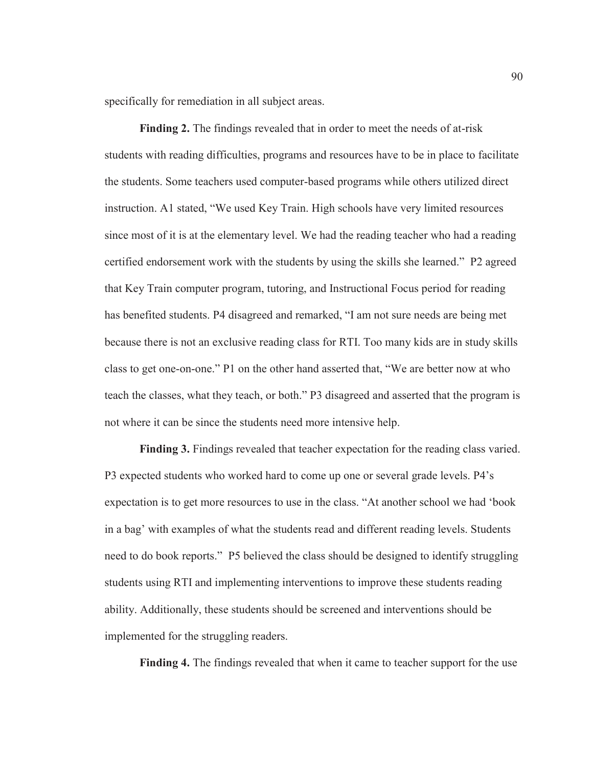specifically for remediation in all subject areas.

**Finding 2.** The findings revealed that in order to meet the needs of at-risk students with reading difficulties, programs and resources have to be in place to facilitate the students. Some teachers used computer-based programs while others utilized direct instruction. A1 stated, "We used Key Train. High schools have very limited resources since most of it is at the elementary level. We had the reading teacher who had a reading certified endorsement work with the students by using the skills she learned." P2 agreed that Key Train computer program, tutoring, and Instructional Focus period for reading has benefited students. P4 disagreed and remarked, "I am not sure needs are being met because there is not an exclusive reading class for RTI. Too many kids are in study skills class to get one-on-one." P1 on the other hand asserted that, "We are better now at who teach the classes, what they teach, or both." P3 disagreed and asserted that the program is not where it can be since the students need more intensive help.

**Finding 3.** Findings revealed that teacher expectation for the reading class varied. P3 expected students who worked hard to come up one or several grade levels. P4's expectation is to get more resources to use in the class. "At another school we had 'book in a bag' with examples of what the students read and different reading levels. Students need to do book reports." P5 believed the class should be designed to identify struggling students using RTI and implementing interventions to improve these students reading ability. Additionally, these students should be screened and interventions should be implemented for the struggling readers.

**Finding 4.** The findings revealed that when it came to teacher support for the use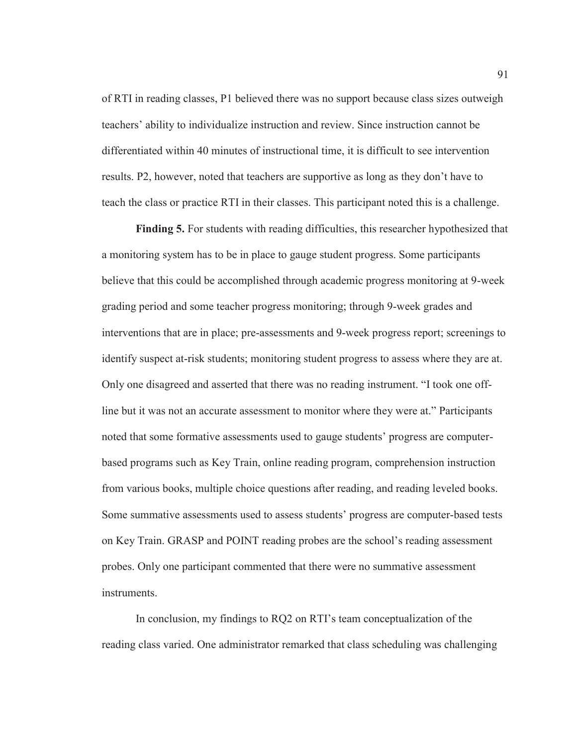of RTI in reading classes, P1 believed there was no support because class sizes outweigh teachers' ability to individualize instruction and review. Since instruction cannot be differentiated within 40 minutes of instructional time, it is difficult to see intervention results. P2, however, noted that teachers are supportive as long as they don't have to teach the class or practice RTI in their classes. This participant noted this is a challenge.

**Finding 5.** For students with reading difficulties, this researcher hypothesized that a monitoring system has to be in place to gauge student progress. Some participants believe that this could be accomplished through academic progress monitoring at 9-week grading period and some teacher progress monitoring; through 9-week grades and interventions that are in place; pre-assessments and 9-week progress report; screenings to identify suspect at-risk students; monitoring student progress to assess where they are at. Only one disagreed and asserted that there was no reading instrument. "I took one off-line but it was not an accurate assessment to monitor where they were at." Participants noted that some formative assessments used to gauge students' progress are computer-based programs such as Key Train, online reading program, comprehension instruction from various books, multiple choice questions after reading, and reading leveled books. Some summative assessments used to assess students' progress are computer-based tests on Key Train. GRASP and POINT reading probes are the school's reading assessment probes. Only one participant commented that there were no summative assessment instruments.

In conclusion, my findings to RQ2 on RTI's team conceptualization of the reading class varied. One administrator remarked that class scheduling was challenging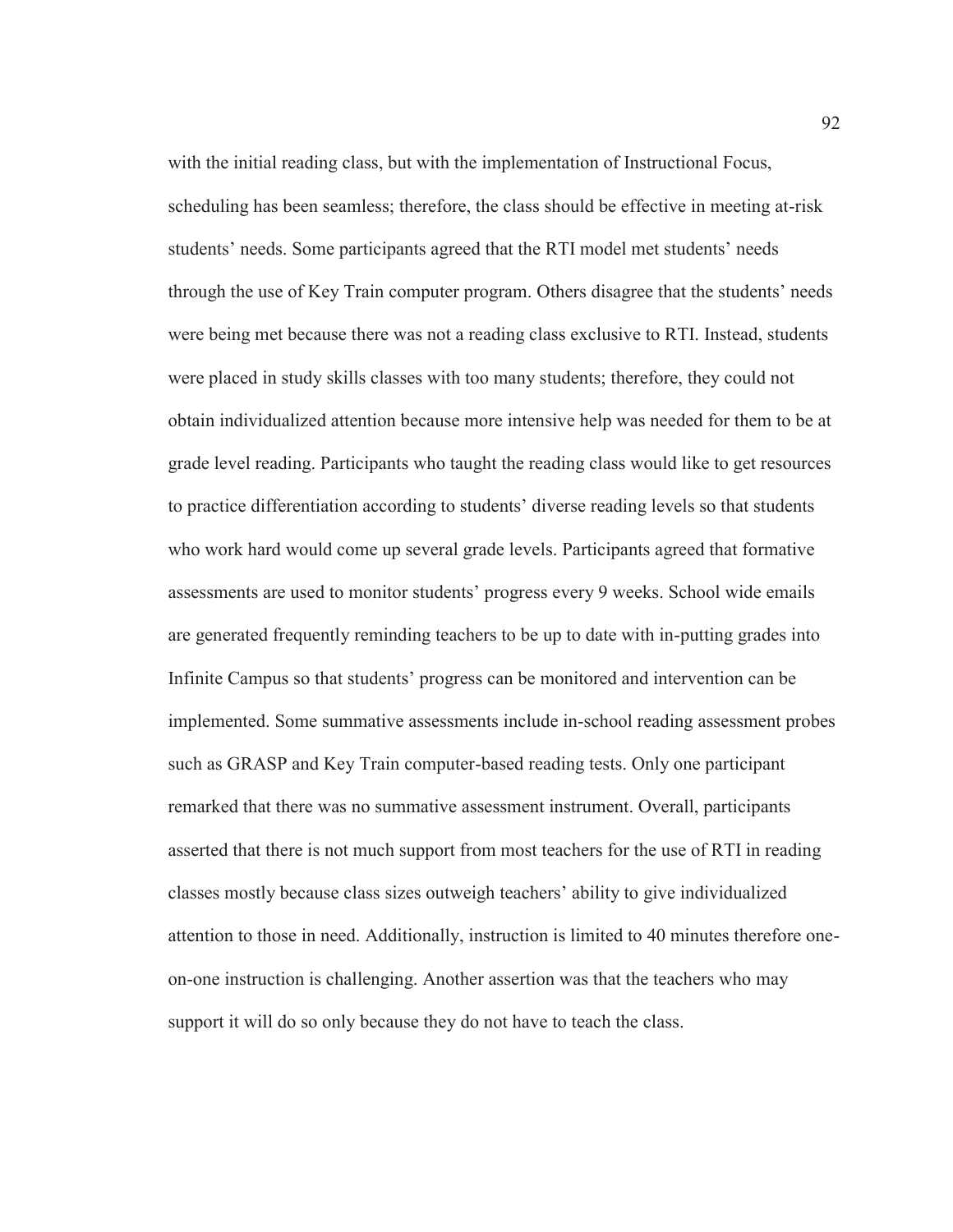with the initial reading class, but with the implementation of Instructional Focus, scheduling has been seamless; therefore, the class should be effective in meeting at-risk students' needs. Some participants agreed that the RTI model met students' needs through the use of Key Train computer program. Others disagree that the students' needs were being met because there was not a reading class exclusive to RTI. Instead, students were placed in study skills classes with too many students; therefore, they could not obtain individualized attention because more intensive help was needed for them to be at grade level reading. Participants who taught the reading class would like to get resources to practice differentiation according to students' diverse reading levels so that students who work hard would come up several grade levels. Participants agreed that formative assessments are used to monitor students' progress every 9 weeks. School wide emails are generated frequently reminding teachers to be up to date with in-putting grades into Infinite Campus so that students' progress can be monitored and intervention can be implemented. Some summative assessments include in-school reading assessment probes such as GRASP and Key Train computer-based reading tests. Only one participant remarked that there was no summative assessment instrument. Overall, participants asserted that there is not much support from most teachers for the use of RTI in reading classes mostly because class sizes outweigh teachers' ability to give individualized attention to those in need. Additionally, instruction is limited to 40 minutes therefore one-on-one instruction is challenging. Another assertion was that the teachers who may support it will do so only because they do not have to teach the class.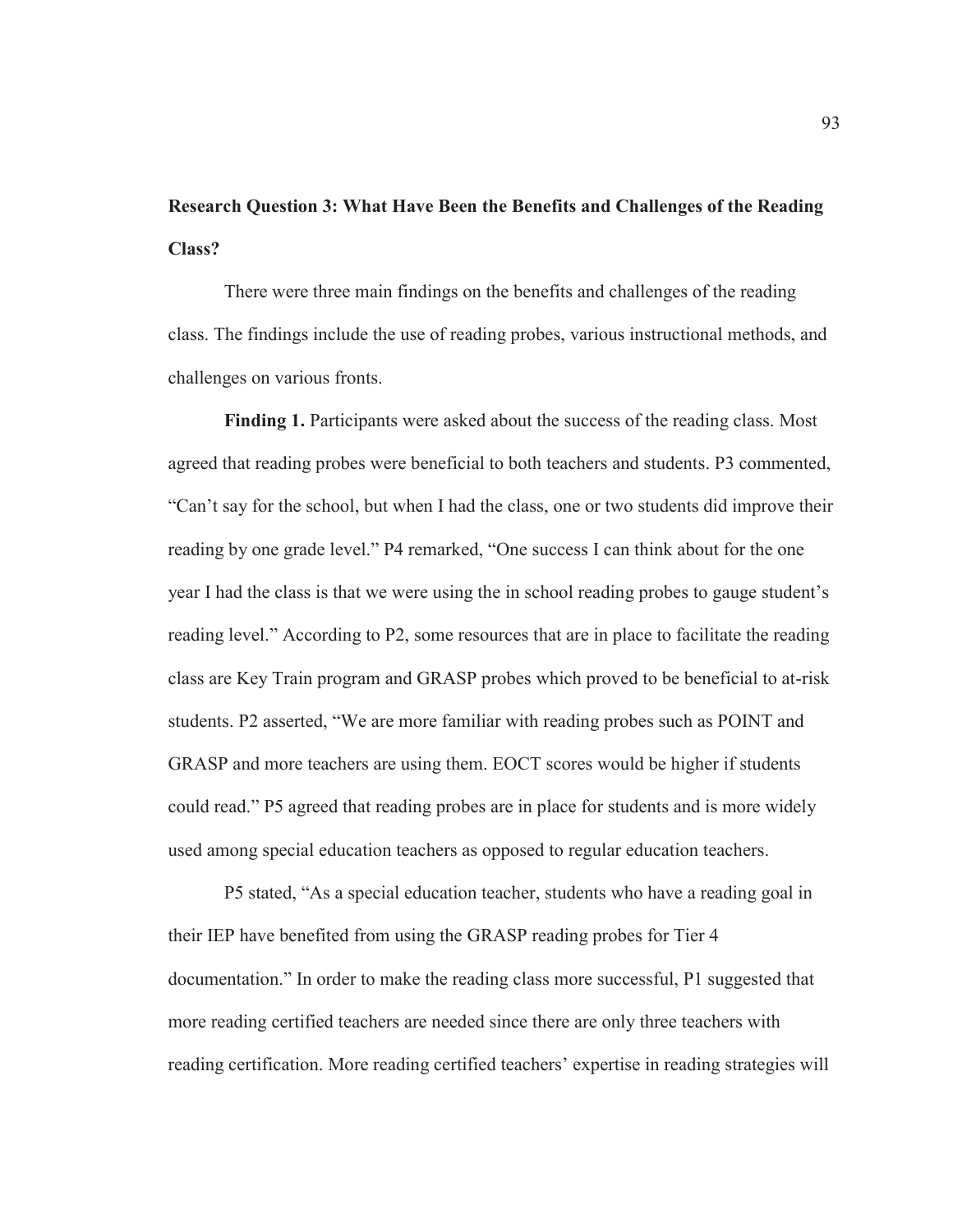### Research Question 3: What Have Been the Benefits and Challenges of the Reading Class?

There were three main findings on the benefits and challenges of the reading class. The findings include the use of reading probes, various instructional methods, and challenges on various fronts.

**Finding 1.** Participants were asked about the success of the reading class. Most agreed that reading probes were beneficial to both teachers and students. P3 commented, "Can't say for the school, but when I had the class, one or two students did improve their reading by one grade level." P4 remarked, "One success I can think about for the one year I had the class is that we were using the in school reading probes to gauge student's reading level." According to P2, some resources that are in place to facilitate the reading class are Key Train program and GRASP probes which proved to be beneficial to at-risk students. P2 asserted, "We are more familiar with reading probes such as POINT and GRASP and more teachers are using them. EOCT scores would be higher if students could read." P5 agreed that reading probes are in place for students and is more widely used among special education teachers as opposed to regular education teachers.

P5 stated, "As a special education teacher, students who have a reading goal in their IEP have benefited from using the GRASP reading probes for Tier 4 documentation." In order to make the reading class more successful, P1 suggested that more reading certified teachers are needed since there are only three teachers with reading certification. More reading certified teachers' expertise in reading strategies will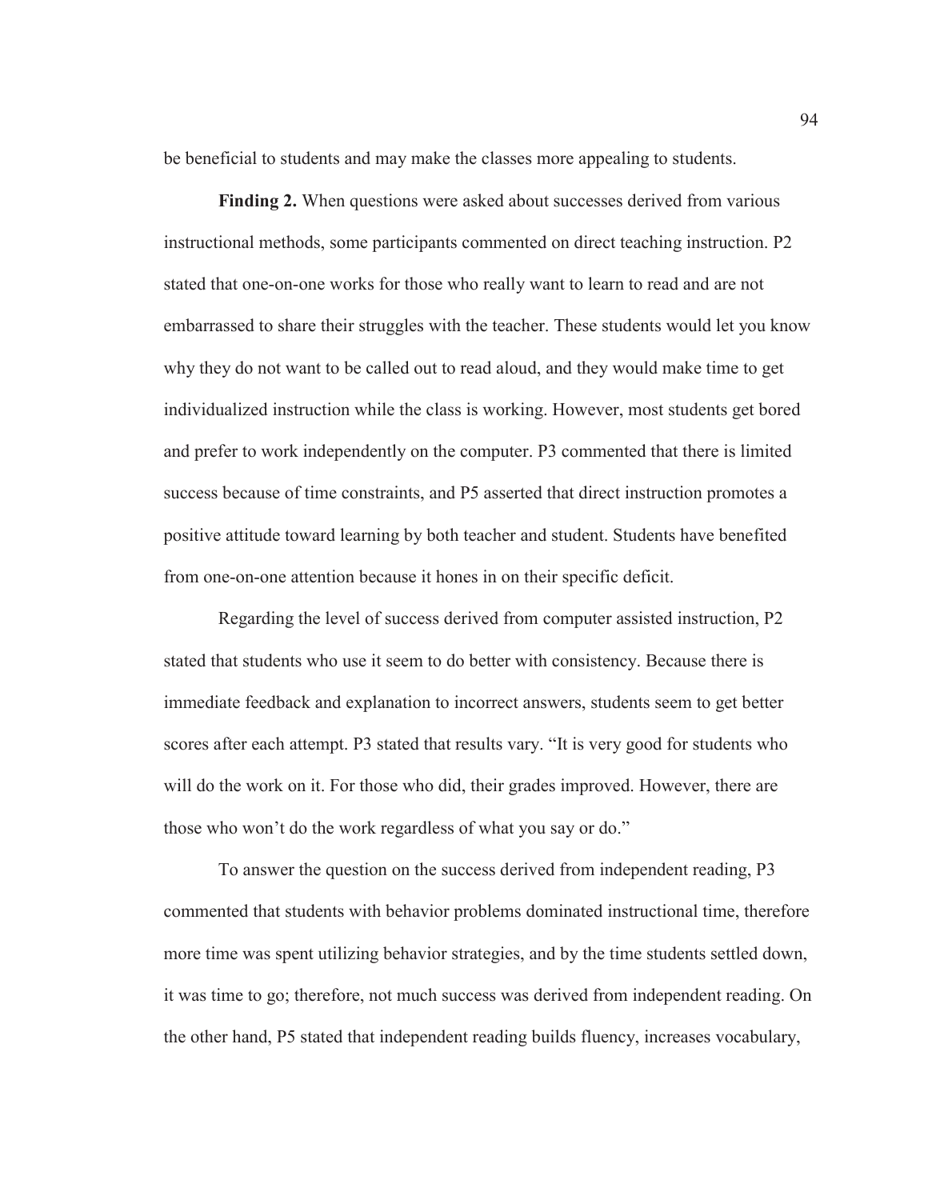be beneficial to students and may make the classes more appealing to students.

**Finding 2.** When questions were asked about successes derived from various instructional methods, some participants commented on direct teaching instruction. P2 stated that one-on-one works for those who really want to learn to read and are not embarrassed to share their struggles with the teacher. These students would let you know why they do not want to be called out to read aloud, and they would make time to get individualized instruction while the class is working. However, most students get bored and prefer to work independently on the computer. P3 commented that there is limited success because of time constraints, and P5 asserted that direct instruction promotes a positive attitude toward learning by both teacher and student. Students have benefited from one-on-one attention because it hones in on their specific deficit.

Regarding the level of success derived from computer assisted instruction, P2 stated that students who use it seem to do better with consistency. Because there is immediate feedback and explanation to incorrect answers, students seem to get better scores after each attempt. P3 stated that results vary. "It is very good for students who will do the work on it. For those who did, their grades improved. However, there are those who won't do the work regardless of what you say or do."

To answer the question on the success derived from independent reading, P3 commented that students with behavior problems dominated instructional time, therefore more time was spent utilizing behavior strategies, and by the time students settled down, it was time to go; therefore, not much success was derived from independent reading. On the other hand, P5 stated that independent reading builds fluency, increases vocabulary,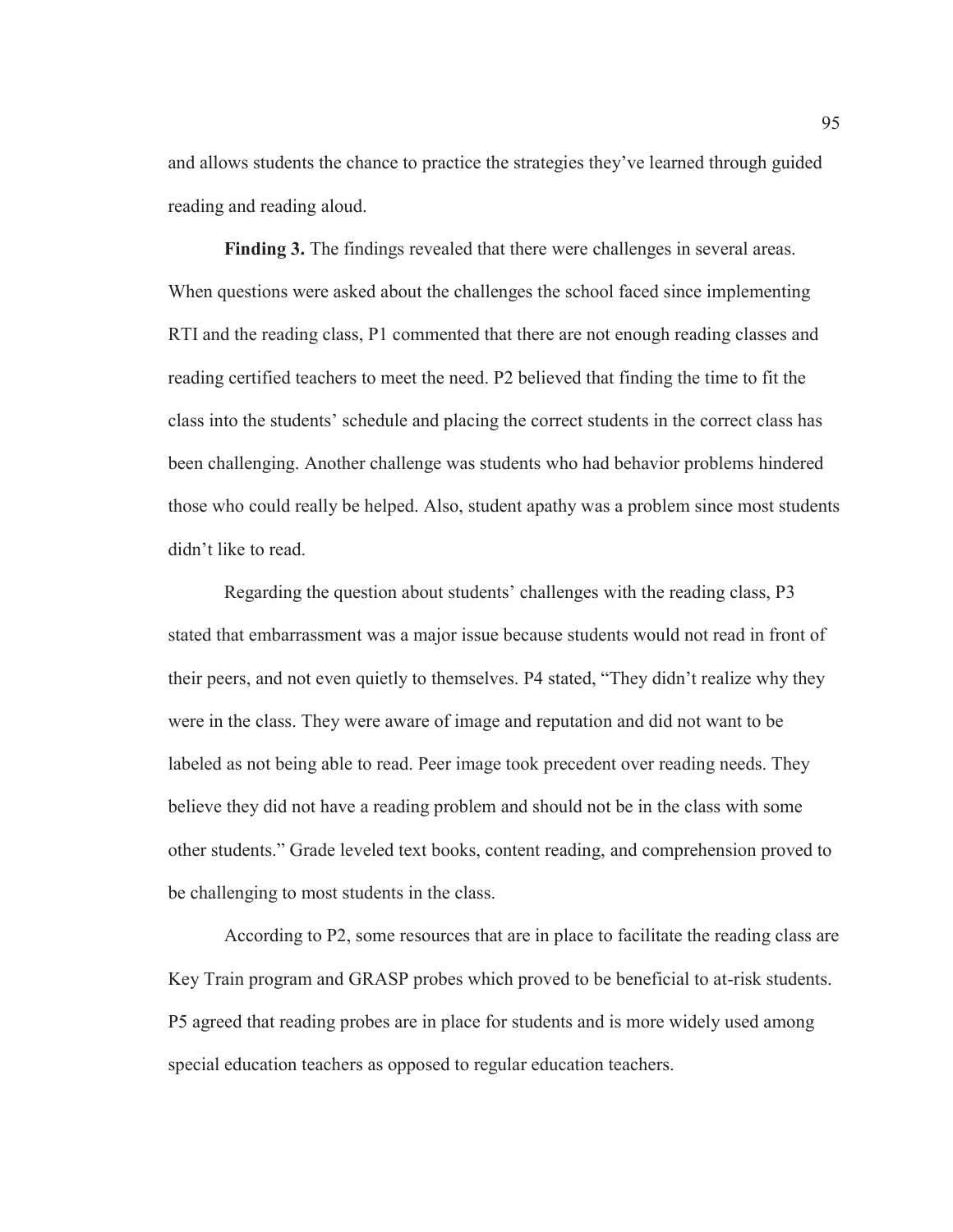and allows students the chance to practice the strategies they've learned through guided reading and reading aloud.

**Finding 3.** The findings revealed that there were challenges in several areas. When questions were asked about the challenges the school faced since implementing RTI and the reading class, P1 commented that there are not enough reading classes and reading certified teachers to meet the need. P2 believed that finding the time to fit the class into the students' schedule and placing the correct students in the correct class has been challenging. Another challenge was students who had behavior problems hindered those who could really be helped. Also, student apathy was a problem since most students didn't like to read.

Regarding the question about students' challenges with the reading class, P3 stated that embarrassment was a major issue because students would not read in front of their peers, and not even quietly to themselves. P4 stated, "They didn't realize why they were in the class. They were aware of image and reputation and did not want to be labeled as not being able to read. Peer image took precedent over reading needs. They believe they did not have a reading problem and should not be in the class with some other students." Grade leveled text books, content reading, and comprehension proved to be challenging to most students in the class.

According to P2, some resources that are in place to facilitate the reading class are Key Train program and GRASP probes which proved to be beneficial to at-risk students. P5 agreed that reading probes are in place for students and is more widely used among special education teachers as opposed to regular education teachers.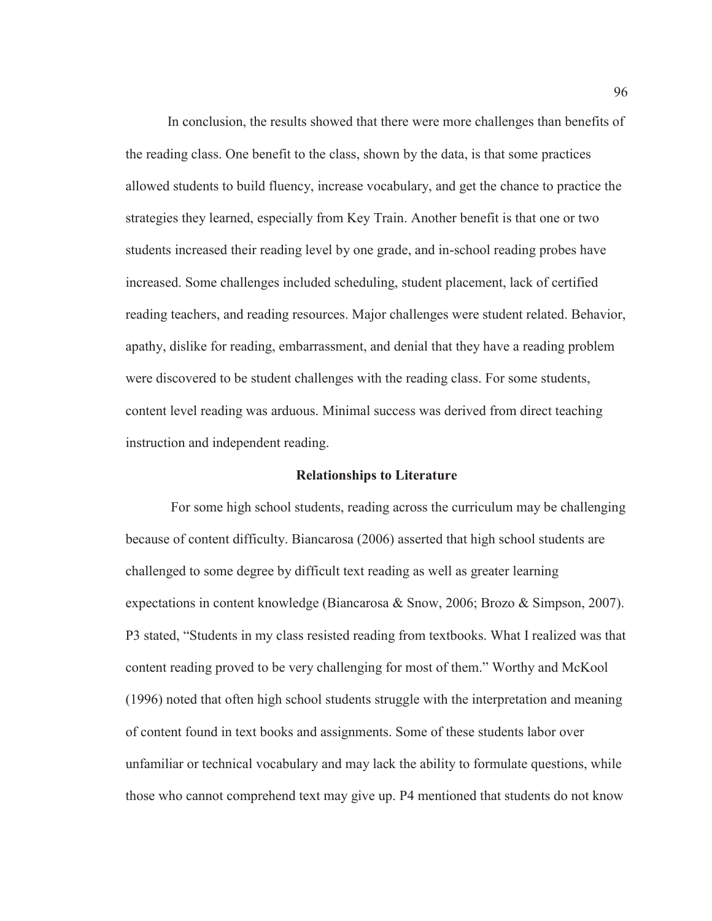In conclusion, the results showed that there were more challenges than benefits of the reading class. One benefit to the class, shown by the data, is that some practices allowed students to build fluency, increase vocabulary, and get the chance to practice the strategies they learned, especially from Key Train. Another benefit is that one or two students increased their reading level by one grade, and in-school reading probes have increased. Some challenges included scheduling, student placement, lack of certified reading teachers, and reading resources. Major challenges were student related. Behavior, apathy, dislike for reading, embarrassment, and denial that they have a reading problem were discovered to be student challenges with the reading class. For some students, content level reading was arduous. Minimal success was derived from direct teaching instruction and independent reading.

## Relationships to Literature

For some high school students, reading across the curriculum may be challenging because of content difficulty. Biancarosa (2006) asserted that high school students are challenged to some degree by difficult text reading as well as greater learning expectations in content knowledge (Biancarosa & Snow, 2006; Brozo & Simpson, 2007). P3 stated, "Students in my class resisted reading from textbooks. What I realized was that content reading proved to be very challenging for most of them." Worthy and McKool (1996) noted that often high school students struggle with the interpretation and meaning of content found in text books and assignments. Some of these students labor over unfamiliar or technical vocabulary and may lack the ability to formulate questions, while those who cannot comprehend text may give up. P4 mentioned that students do not know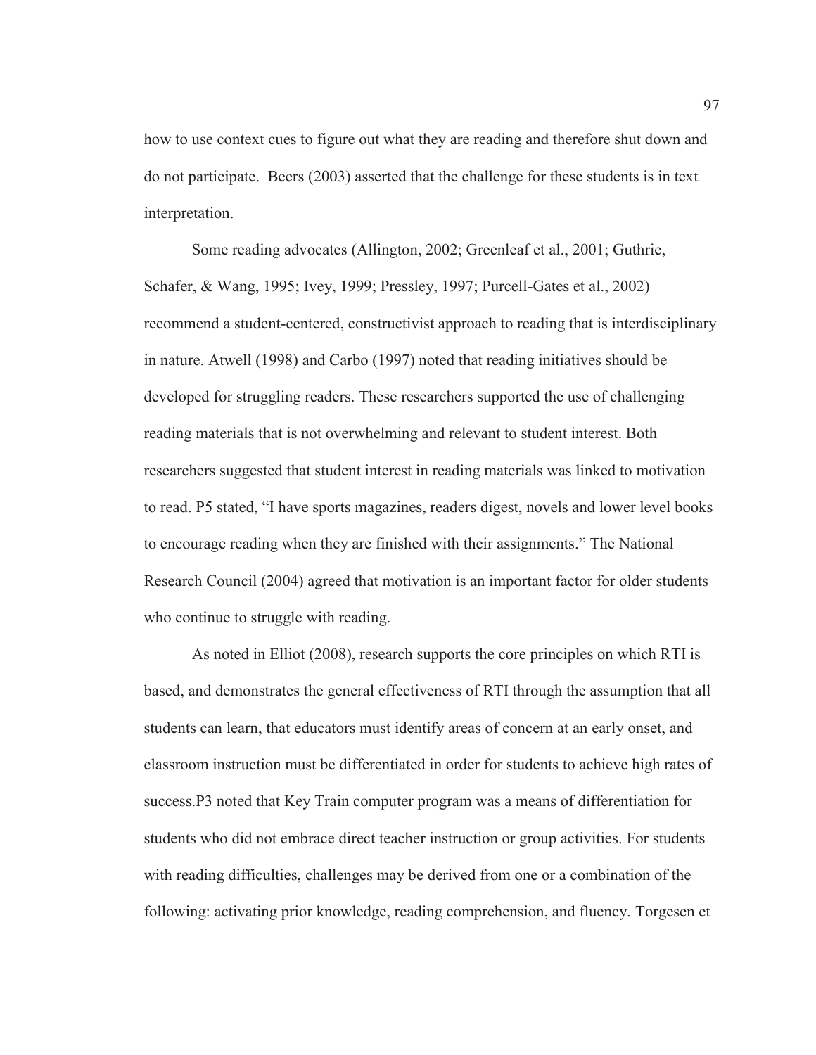how to use context cues to figure out what they are reading and therefore shut down and do not participate. Beers (2003) asserted that the challenge for these students is in text interpretation.

Some reading advocates (Allington, 2002; Greenleaf et al., 2001; Guthrie, Schafer, & Wang, 1995; Ivey, 1999; Pressley, 1997; Purcell-Gates et al., 2002) recommend a student-centered, constructivist approach to reading that is interdisciplinary in nature. Atwell (1998) and Carbo (1997) noted that reading initiatives should be developed for struggling readers. These researchers supported the use of challenging reading materials that is not overwhelming and relevant to student interest. Both researchers suggested that student interest in reading materials was linked to motivation to read. P5 stated, "I have sports magazines, readers digest, novels and lower level books to encourage reading when they are finished with their assignments." The National Research Council (2004) agreed that motivation is an important factor for older students who continue to struggle with reading.

As noted in Elliot (2008), research supports the core principles on which RTI is based, and demonstrates the general effectiveness of RTI through the assumption that all students can learn, that educators must identify areas of concern at an early onset, and classroom instruction must be differentiated in order for students to achieve high rates of success.P3 noted that Key Train computer program was a means of differentiation for students who did not embrace direct teacher instruction or group activities. For students with reading difficulties, challenges may be derived from one or a combination of the following: activating prior knowledge, reading comprehension, and fluency. Torgesen et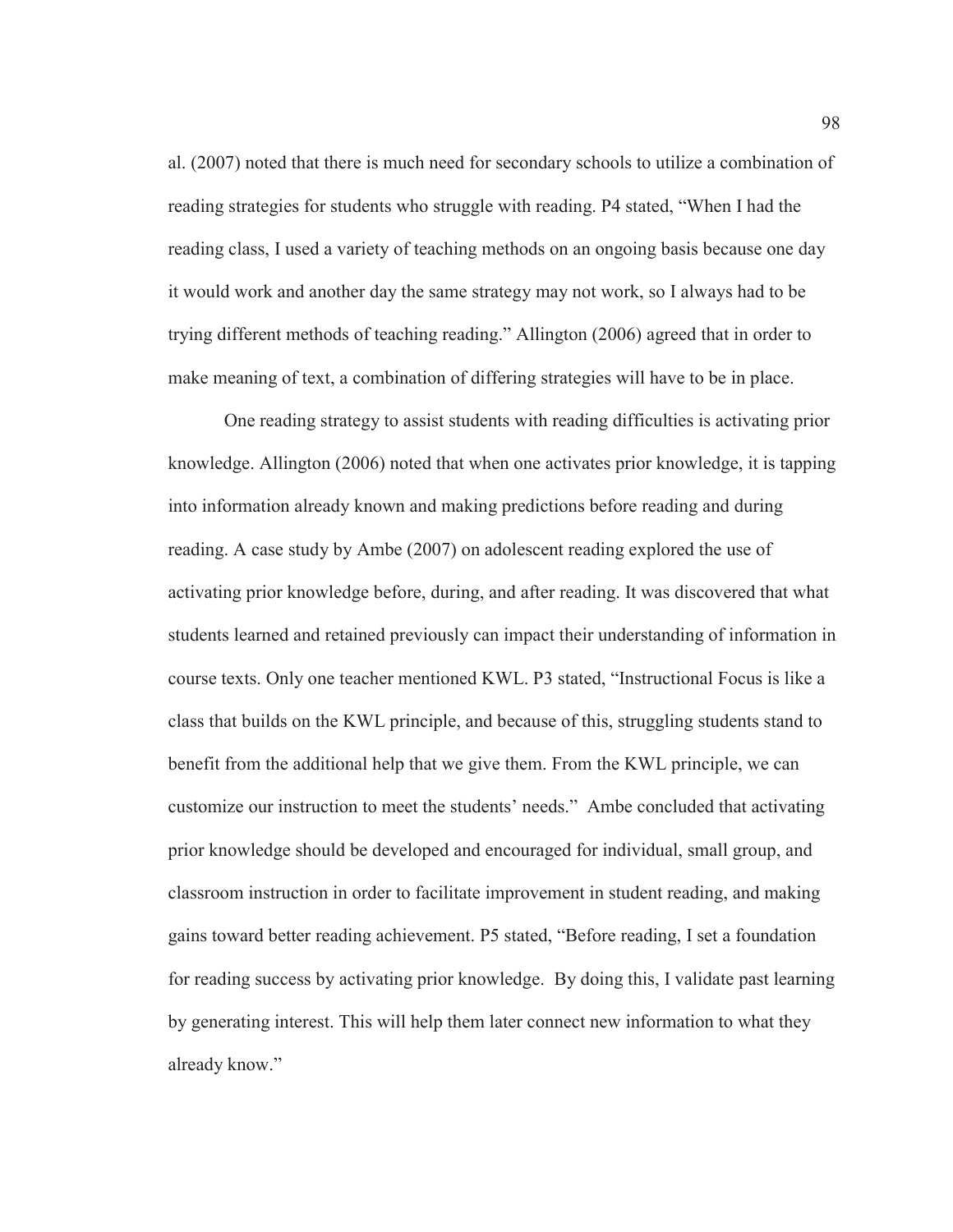al. (2007) noted that there is much need for secondary schools to utilize a combination of reading strategies for students who struggle with reading. P4 stated, "When I had the reading class, I used a variety of teaching methods on an ongoing basis because one day it would work and another day the same strategy may not work, so I always had to be trying different methods of teaching reading." Allington (2006) agreed that in order to make meaning of text, a combination of differing strategies will have to be in place.

One reading strategy to assist students with reading difficulties is activating prior knowledge. Allington (2006) noted that when one activates prior knowledge, it is tapping into information already known and making predictions before reading and during reading. A case study by Ambe (2007) on adolescent reading explored the use of activating prior knowledge before, during, and after reading. It was discovered that what students learned and retained previously can impact their understanding of information in course texts. Only one teacher mentioned KWL. P3 stated, "Instructional Focus is like a class that builds on the KWL principle, and because of this, struggling students stand to benefit from the additional help that we give them. From the KWL principle, we can customize our instruction to meet the students' needs." Ambe concluded that activating prior knowledge should be developed and encouraged for individual, small group, and classroom instruction in order to facilitate improvement in student reading, and making gains toward better reading achievement. P5 stated, "Before reading, I set a foundation for reading success by activating prior knowledge. By doing this, I validate past learning by generating interest. This will help them later connect new information to what they already know."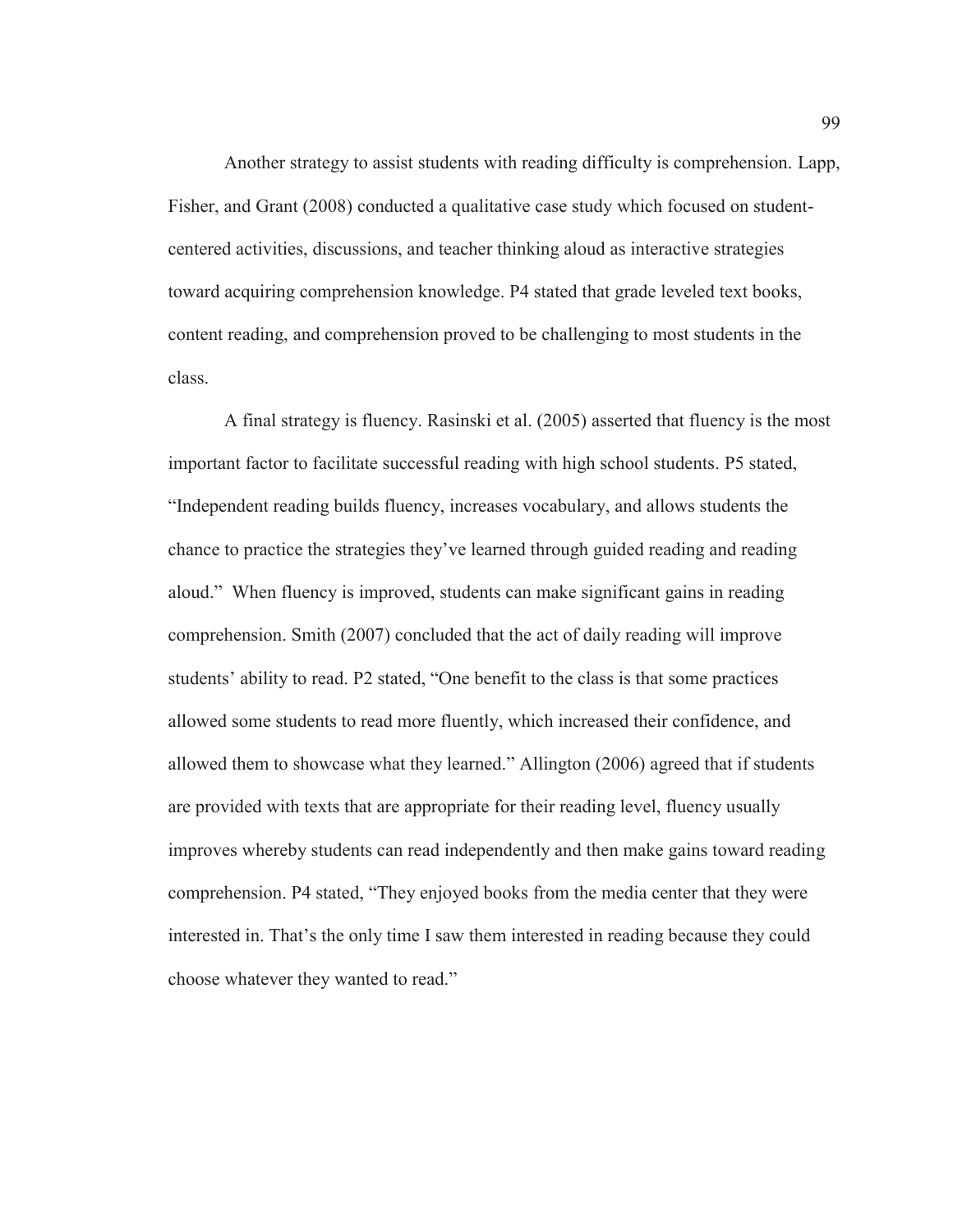Another strategy to assist students with reading difficulty is comprehension. Lapp, Fisher, and Grant (2008) conducted a qualitative case study which focused on student-centered activities, discussions, and teacher thinking aloud as interactive strategies toward acquiring comprehension knowledge. P4 stated that grade leveled text books, content reading, and comprehension proved to be challenging to most students in the class.

A final strategy is fluency. Rasinski et al. (2005) asserted that fluency is the most important factor to facilitate successful reading with high school students. P5 stated, "Independent reading builds fluency, increases vocabulary, and allows students the chance to practice the strategies they've learned through guided reading and reading aloud." When fluency is improved, students can make significant gains in reading comprehension. Smith (2007) concluded that the act of daily reading will improve students' ability to read. P2 stated, "One benefit to the class is that some practices allowed some students to read more fluently, which increased their confidence, and allowed them to showcase what they learned." Allington (2006) agreed that if students are provided with texts that are appropriate for their reading level, fluency usually improves whereby students can read independently and then make gains toward reading comprehension. P4 stated, "They enjoyed books from the media center that they were interested in. That's the only time I saw them interested in reading because they could choose whatever they wanted to read."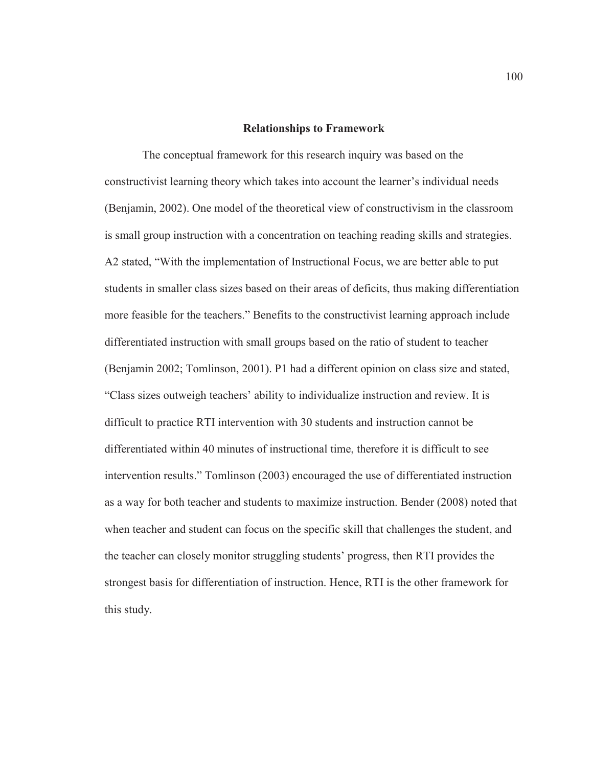## Relationships to Framework

The conceptual framework for this research inquiry was based on the constructivist learning theory which takes into account the learner's individual needs (Benjamin, 2002). One model of the theoretical view of constructivism in the classroom is small group instruction with a concentration on teaching reading skills and strategies. A2 stated, "With the implementation of Instructional Focus, we are better able to put students in smaller class sizes based on their areas of deficits, thus making differentiation more feasible for the teachers." Benefits to the constructivist learning approach include differentiated instruction with small groups based on the ratio of student to teacher (Benjamin 2002; Tomlinson, 2001). P1 had a different opinion on class size and stated, "Class sizes outweigh teachers' ability to individualize instruction and review. It is difficult to practice RTI intervention with 30 students and instruction cannot be differentiated within 40 minutes of instructional time, therefore it is difficult to see intervention results." Tomlinson (2003) encouraged the use of differentiated instruction as a way for both teacher and students to maximize instruction. Bender (2008) noted that when teacher and student can focus on the specific skill that challenges the student, and the teacher can closely monitor struggling students' progress, then RTI provides the strongest basis for differentiation of instruction. Hence, RTI is the other framework for this study.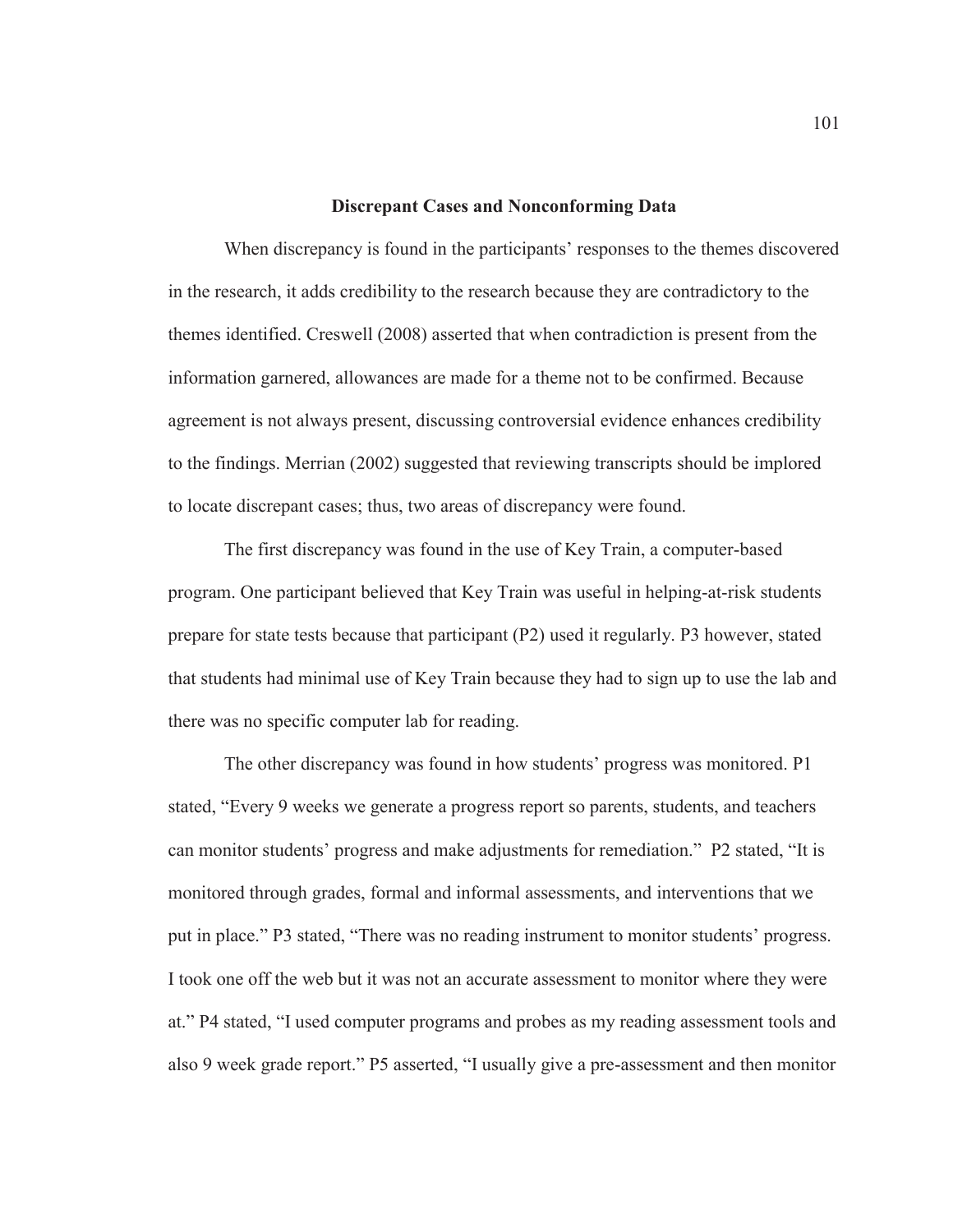## Discrepant Cases and Nonconforming Data

When discrepancy is found in the participants' responses to the themes discovered in the research, it adds credibility to the research because they are contradictory to the themes identified. Creswell (2008) asserted that when contradiction is present from the information garnered, allowances are made for a theme not to be confirmed. Because agreement is not always present, discussing controversial evidence enhances credibility to the findings. Merrian (2002) suggested that reviewing transcripts should be implored to locate discrepant cases; thus, two areas of discrepancy were found.

The first discrepancy was found in the use of Key Train, a computer-based program. One participant believed that Key Train was useful in helping-at-risk students prepare for state tests because that participant (P2) used it regularly. P3 however, stated that students had minimal use of Key Train because they had to sign up to use the lab and there was no specific computer lab for reading.

The other discrepancy was found in how students' progress was monitored. P1 stated, "Every 9 weeks we generate a progress report so parents, students, and teachers can monitor students' progress and make adjustments for remediation." P2 stated, "It is monitored through grades, formal and informal assessments, and interventions that we put in place." P3 stated, "There was no reading instrument to monitor students' progress. I took one off the web but it was not an accurate assessment to monitor where they were at." P4 stated, "I used computer programs and probes as my reading assessment tools and also 9 week grade report." P5 asserted, "I usually give a pre-assessment and then monitor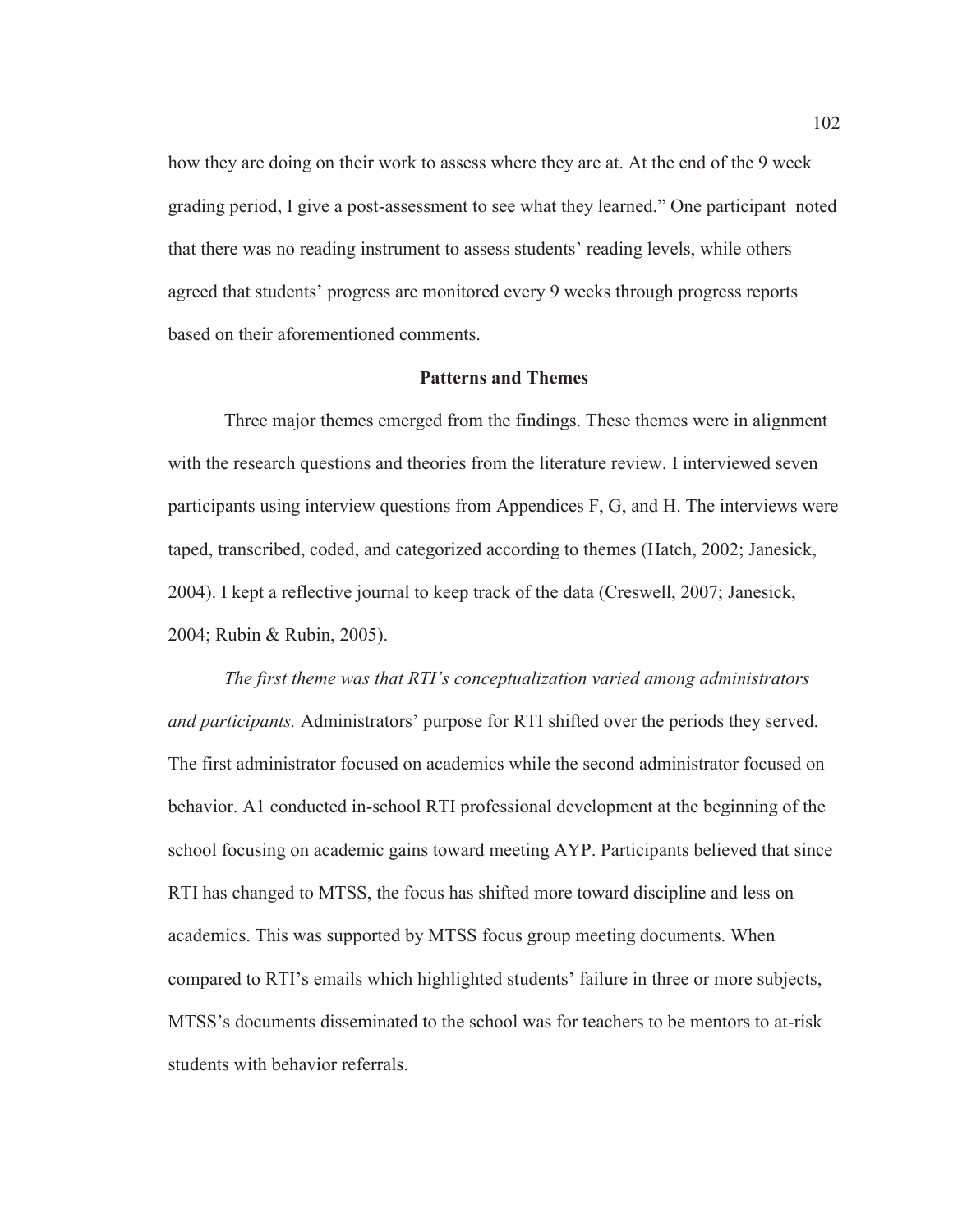how they are doing on their work to assess where they are at. At the end of the 9 week grading period, I give a post-assessment to see what they learned." One participant noted that there was no reading instrument to assess students' reading levels, while others agreed that students' progress are monitored every 9 weeks through progress reports based on their aforementioned comments.

## Patterns and Themes

Three major themes emerged from the findings. These themes were in alignment with the research questions and theories from the literature review. I interviewed seven participants using interview questions from Appendices F, G, and H. The interviews were taped, transcribed, coded, and categorized according to themes (Hatch, 2002; Janesick, 2004). I kept a reflective journal to keep track of the data (Creswell, 2007; Janesick, 2004; Rubin & Rubin, 2005).

*The first theme was that RTI's conceptualization varied among administrators and participants.* Administrators' purpose for RTI shifted over the periods they served. The first administrator focused on academics while the second administrator focused on behavior. A1 conducted in-school RTI professional development at the beginning of the school focusing on academic gains toward meeting AYP. Participants believed that since RTI has changed to MTSS, the focus has shifted more toward discipline and less on academics. This was supported by MTSS focus group meeting documents. When compared to RTI's emails which highlighted students' failure in three or more subjects, MTSS's documents disseminated to the school was for teachers to be mentors to at-risk students with behavior referrals.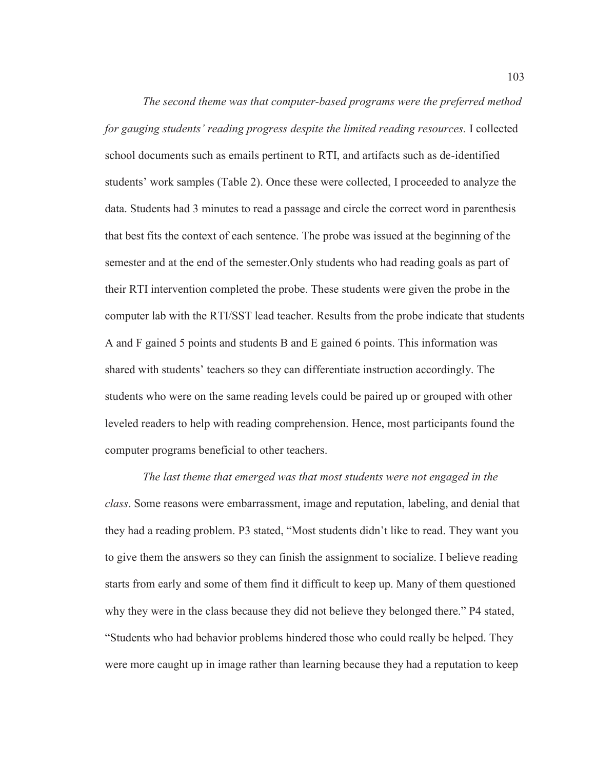*The second theme was that computer-based programs were the preferred method for gauging students' reading progress despite the limited reading resources.* I collected school documents such as emails pertinent to RTI, and artifacts such as de-identified students' work samples (Table 2). Once these were collected, I proceeded to analyze the data. Students had 3 minutes to read a passage and circle the correct word in parenthesis that best fits the context of each sentence. The probe was issued at the beginning of the semester and at the end of the semester.Only students who had reading goals as part of their RTI intervention completed the probe. These students were given the probe in the computer lab with the RTI/SST lead teacher. Results from the probe indicate that students A and F gained 5 points and students B and E gained 6 points. This information was shared with students' teachers so they can differentiate instruction accordingly. The students who were on the same reading levels could be paired up or grouped with other leveled readers to help with reading comprehension. Hence, most participants found the computer programs beneficial to other teachers.

*The last theme that emerged was that most students were not engaged in the class*. Some reasons were embarrassment, image and reputation, labeling, and denial that they had a reading problem. P3 stated, "Most students didn't like to read. They want you to give them the answers so they can finish the assignment to socialize. I believe reading starts from early and some of them find it difficult to keep up. Many of them questioned why they were in the class because they did not believe they belonged there." P4 stated, "Students who had behavior problems hindered those who could really be helped. They were more caught up in image rather than learning because they had a reputation to keep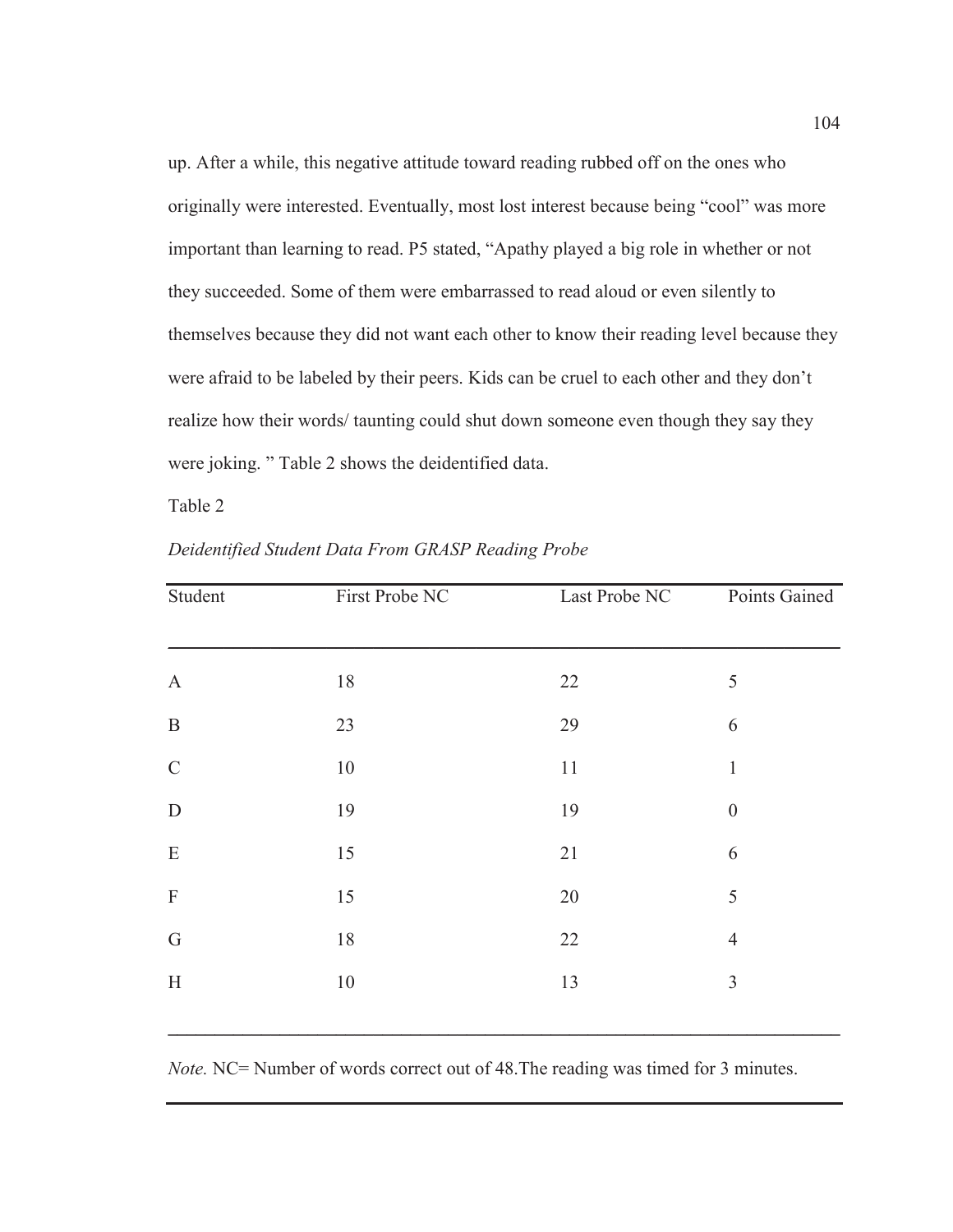up. After a while, this negative attitude toward reading rubbed off on the ones who originally were interested. Eventually, most lost interest because being "cool" was more important than learning to read. P5 stated, "Apathy played a big role in whether or not they succeeded. Some of them were embarrassed to read aloud or even silently to themselves because they did not want each other to know their reading level because they were afraid to be labeled by their peers. Kids can be cruel to each other and they don't realize how their words/ taunting could shut down someone even though they say they were joking. " Table 2 shows the deidentified data.

Table 2

*Deidentified Student Data From GRASP Reading Probe*

| Student | First Probe NC | Last Probe NC | Points Gained |
|---|---|---|---|
| A | 18 | 22 | 5 |
| B | 23 | 29 | 6 |
| C | 10 | 11 | 1 |
| D | 19 | 19 | 0 |
| E | 15 | 21 | 6 |
| F | 15 | 20 | 5 |
| G | 18 | 22 | 4 |
| H | 10 | 13 | 3 |

*Note.* NC= Number of words correct out of 48.The reading was timed for 3 minutes.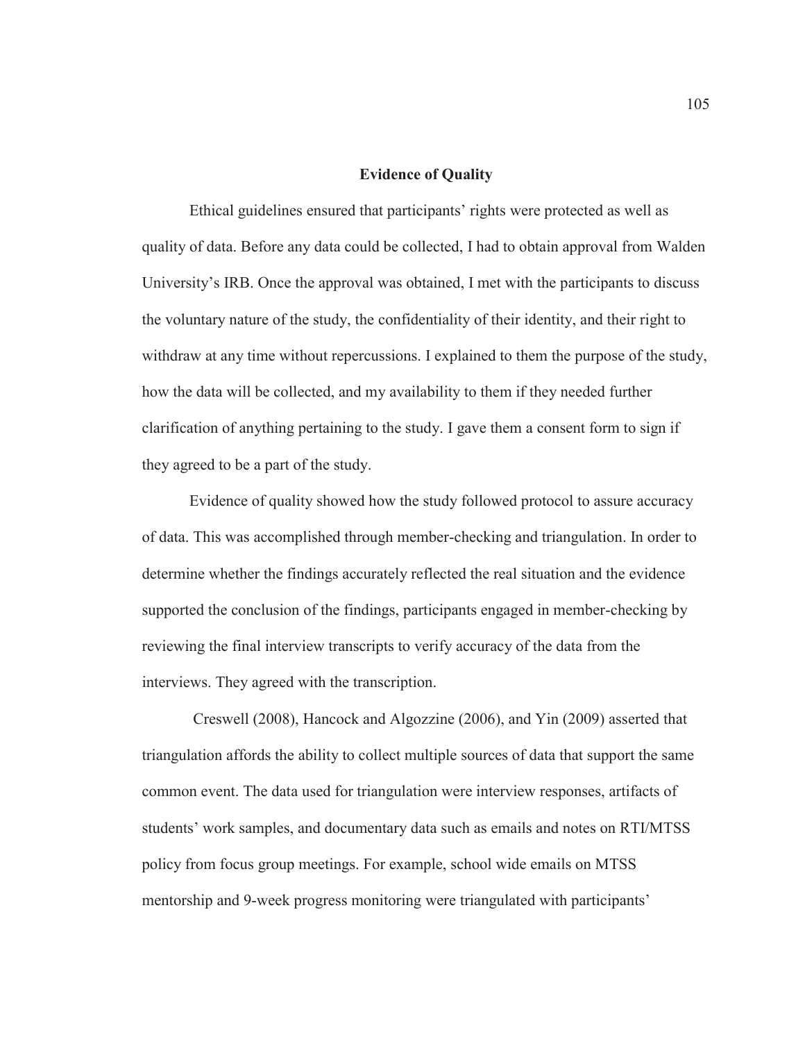## Evidence of Quality

Ethical guidelines ensured that participants' rights were protected as well as quality of data. Before any data could be collected, I had to obtain approval from Walden University's IRB. Once the approval was obtained, I met with the participants to discuss the voluntary nature of the study, the confidentiality of their identity, and their right to withdraw at any time without repercussions. I explained to them the purpose of the study, how the data will be collected, and my availability to them if they needed further clarification of anything pertaining to the study. I gave them a consent form to sign if they agreed to be a part of the study.

Evidence of quality showed how the study followed protocol to assure accuracy of data. This was accomplished through member-checking and triangulation. In order to determine whether the findings accurately reflected the real situation and the evidence supported the conclusion of the findings, participants engaged in member-checking by reviewing the final interview transcripts to verify accuracy of the data from the interviews. They agreed with the transcription.

Creswell (2008), Hancock and Algozzine (2006), and Yin (2009) asserted that triangulation affords the ability to collect multiple sources of data that support the same common event. The data used for triangulation were interview responses, artifacts of students' work samples, and documentary data such as emails and notes on RTI/MTSS policy from focus group meetings. For example, school wide emails on MTSS mentorship and 9-week progress monitoring were triangulated with participants'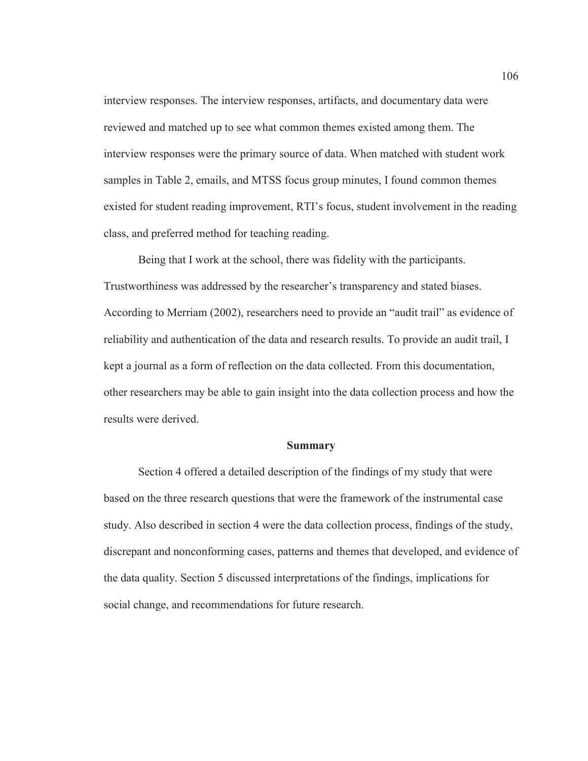interview responses. The interview responses, artifacts, and documentary data were reviewed and matched up to see what common themes existed among them. The interview responses were the primary source of data. When matched with student work samples in Table 2, emails, and MTSS focus group minutes, I found common themes existed for student reading improvement, RTI's focus, student involvement in the reading class, and preferred method for teaching reading.

Being that I work at the school, there was fidelity with the participants. Trustworthiness was addressed by the researcher's transparency and stated biases. According to Merriam (2002), researchers need to provide an "audit trail" as evidence of reliability and authentication of the data and research results. To provide an audit trail, I kept a journal as a form of reflection on the data collected. From this documentation, other researchers may be able to gain insight into the data collection process and how the results were derived.

## Summary

Section 4 offered a detailed description of the findings of my study that were based on the three research questions that were the framework of the instrumental case study. Also described in section 4 were the data collection process, findings of the study, discrepant and nonconforming cases, patterns and themes that developed, and evidence of the data quality. Section 5 discussed interpretations of the findings, implications for social change, and recommendations for future research.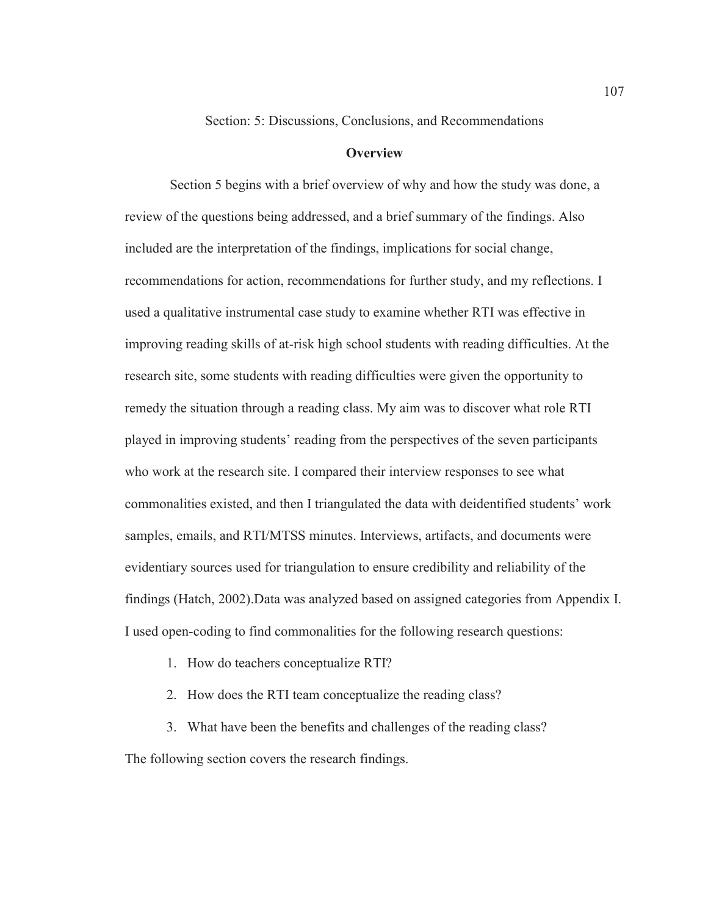# Section: 5: Discussions, Conclusions, and Recommendations

## Overview

Section 5 begins with a brief overview of why and how the study was done, a review of the questions being addressed, and a brief summary of the findings. Also included are the interpretation of the findings, implications for social change, recommendations for action, recommendations for further study, and my reflections. I used a qualitative instrumental case study to examine whether RTI was effective in improving reading skills of at-risk high school students with reading difficulties. At the research site, some students with reading difficulties were given the opportunity to remedy the situation through a reading class. My aim was to discover what role RTI played in improving students' reading from the perspectives of the seven participants who work at the research site. I compared their interview responses to see what commonalities existed, and then I triangulated the data with deidentified students' work samples, emails, and RTI/MTSS minutes. Interviews, artifacts, and documents were evidentiary sources used for triangulation to ensure credibility and reliability of the findings (Hatch, 2002).Data was analyzed based on assigned categories from Appendix I. I used open-coding to find commonalities for the following research questions:

1. How do teachers conceptualize RTI?
2. How does the RTI team conceptualize the reading class?
3. What have been the benefits and challenges of the reading class?

The following section covers the research findings.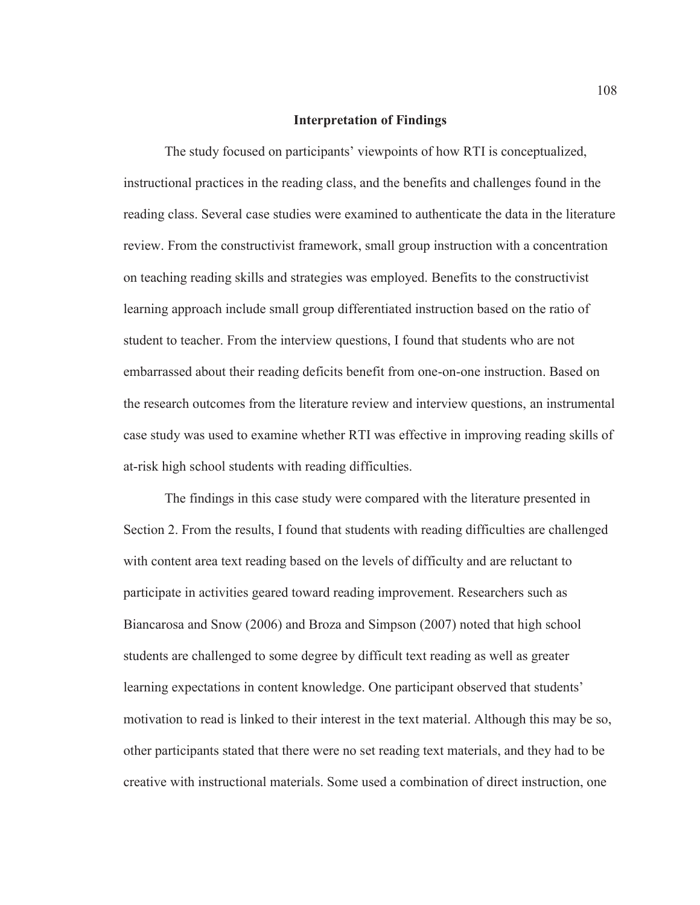## Interpretation of Findings

The study focused on participants' viewpoints of how RTI is conceptualized, instructional practices in the reading class, and the benefits and challenges found in the reading class. Several case studies were examined to authenticate the data in the literature review. From the constructivist framework, small group instruction with a concentration on teaching reading skills and strategies was employed. Benefits to the constructivist learning approach include small group differentiated instruction based on the ratio of student to teacher. From the interview questions, I found that students who are not embarrassed about their reading deficits benefit from one-on-one instruction. Based on the research outcomes from the literature review and interview questions, an instrumental case study was used to examine whether RTI was effective in improving reading skills of at-risk high school students with reading difficulties.

The findings in this case study were compared with the literature presented in Section 2. From the results, I found that students with reading difficulties are challenged with content area text reading based on the levels of difficulty and are reluctant to participate in activities geared toward reading improvement. Researchers such as Biancarosa and Snow (2006) and Broza and Simpson (2007) noted that high school students are challenged to some degree by difficult text reading as well as greater learning expectations in content knowledge. One participant observed that students' motivation to read is linked to their interest in the text material. Although this may be so, other participants stated that there were no set reading text materials, and they had to be creative with instructional materials. Some used a combination of direct instruction, one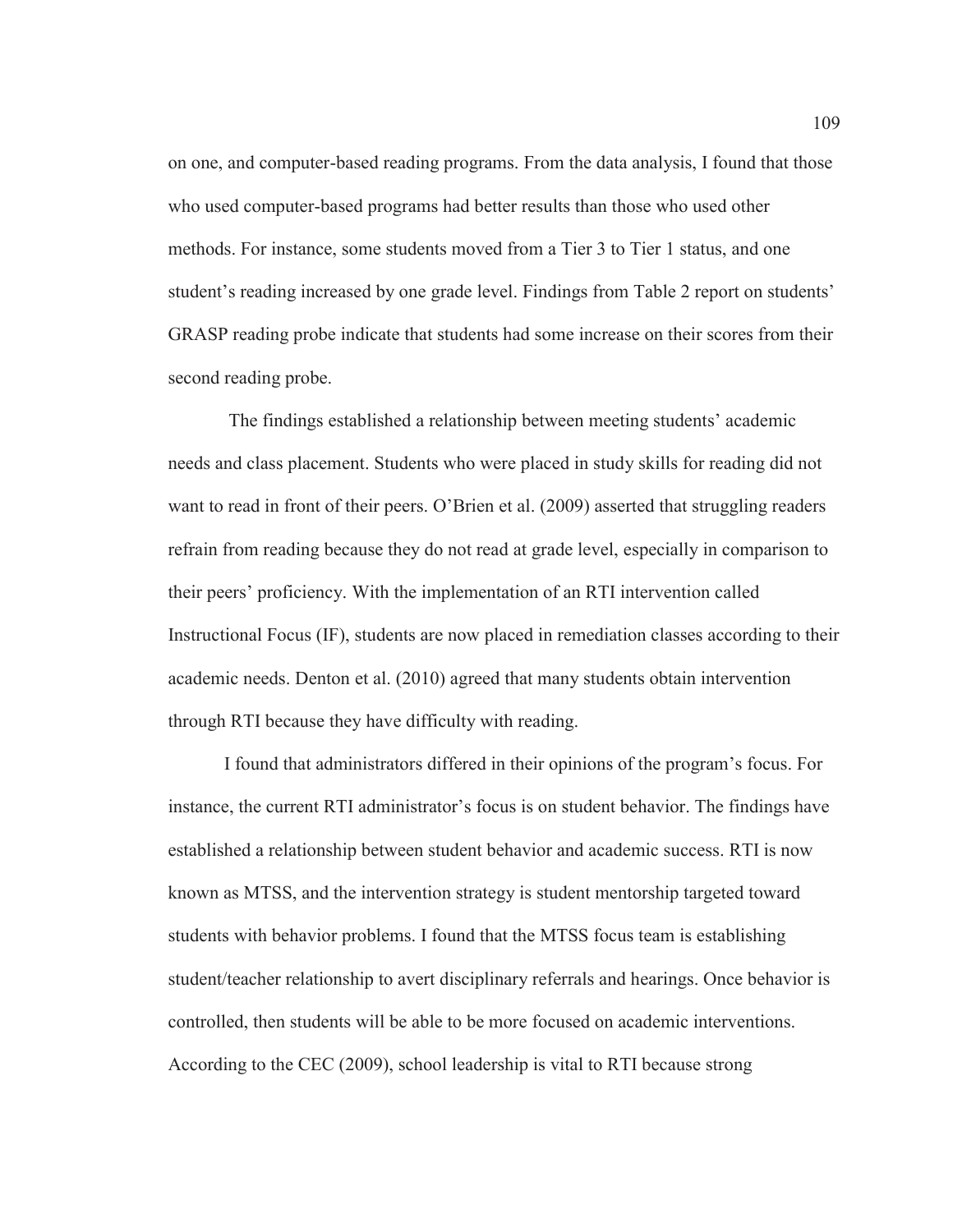on one, and computer-based reading programs. From the data analysis, I found that those who used computer-based programs had better results than those who used other methods. For instance, some students moved from a Tier 3 to Tier 1 status, and one student's reading increased by one grade level. Findings from Table 2 report on students' GRASP reading probe indicate that students had some increase on their scores from their second reading probe.

The findings established a relationship between meeting students' academic needs and class placement. Students who were placed in study skills for reading did not want to read in front of their peers. O'Brien et al. (2009) asserted that struggling readers refrain from reading because they do not read at grade level, especially in comparison to their peers' proficiency. With the implementation of an RTI intervention called Instructional Focus (IF), students are now placed in remediation classes according to their academic needs. Denton et al. (2010) agreed that many students obtain intervention through RTI because they have difficulty with reading.

I found that administrators differed in their opinions of the program's focus. For instance, the current RTI administrator's focus is on student behavior. The findings have established a relationship between student behavior and academic success. RTI is now known as MTSS, and the intervention strategy is student mentorship targeted toward students with behavior problems. I found that the MTSS focus team is establishing student/teacher relationship to avert disciplinary referrals and hearings. Once behavior is controlled, then students will be able to be more focused on academic interventions. According to the CEC (2009), school leadership is vital to RTI because strong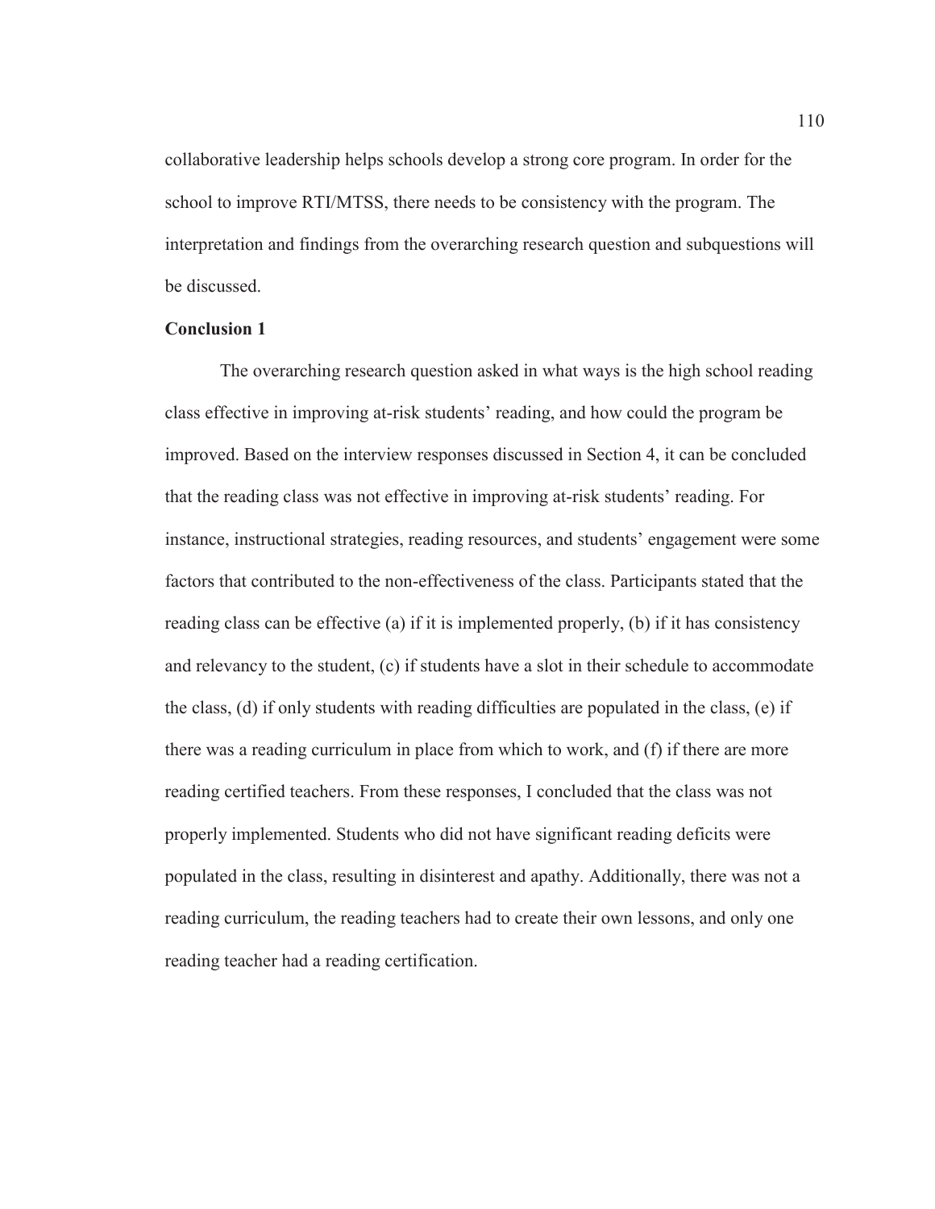collaborative leadership helps schools develop a strong core program. In order for the school to improve RTI/MTSS, there needs to be consistency with the program. The interpretation and findings from the overarching research question and subquestions will be discussed.

**Conclusion 1**

The overarching research question asked in what ways is the high school reading class effective in improving at-risk students' reading, and how could the program be improved. Based on the interview responses discussed in Section 4, it can be concluded that the reading class was not effective in improving at-risk students' reading. For instance, instructional strategies, reading resources, and students' engagement were some factors that contributed to the non-effectiveness of the class. Participants stated that the reading class can be effective (a) if it is implemented properly, (b) if it has consistency and relevancy to the student, (c) if students have a slot in their schedule to accommodate the class, (d) if only students with reading difficulties are populated in the class, (e) if there was a reading curriculum in place from which to work, and (f) if there are more reading certified teachers. From these responses, I concluded that the class was not properly implemented. Students who did not have significant reading deficits were populated in the class, resulting in disinterest and apathy. Additionally, there was not a reading curriculum, the reading teachers had to create their own lessons, and only one reading teacher had a reading certification.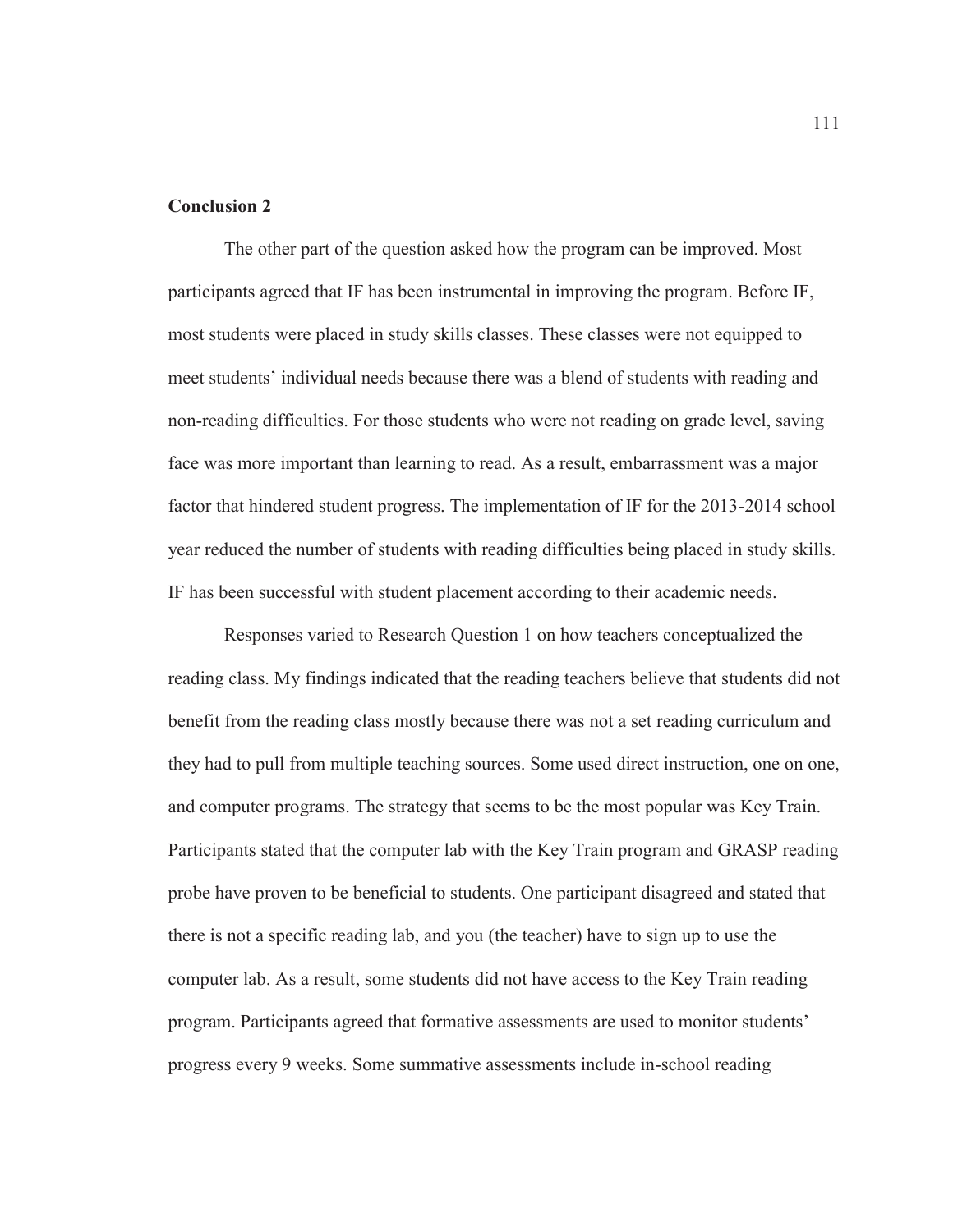**Conclusion 2**

The other part of the question asked how the program can be improved. Most participants agreed that IF has been instrumental in improving the program. Before IF, most students were placed in study skills classes. These classes were not equipped to meet students' individual needs because there was a blend of students with reading and non-reading difficulties. For those students who were not reading on grade level, saving face was more important than learning to read. As a result, embarrassment was a major factor that hindered student progress. The implementation of IF for the 2013-2014 school year reduced the number of students with reading difficulties being placed in study skills. IF has been successful with student placement according to their academic needs.

Responses varied to Research Question 1 on how teachers conceptualized the reading class. My findings indicated that the reading teachers believe that students did not benefit from the reading class mostly because there was not a set reading curriculum and they had to pull from multiple teaching sources. Some used direct instruction, one on one, and computer programs. The strategy that seems to be the most popular was Key Train. Participants stated that the computer lab with the Key Train program and GRASP reading probe have proven to be beneficial to students. One participant disagreed and stated that there is not a specific reading lab, and you (the teacher) have to sign up to use the computer lab. As a result, some students did not have access to the Key Train reading program. Participants agreed that formative assessments are used to monitor students' progress every 9 weeks. Some summative assessments include in-school reading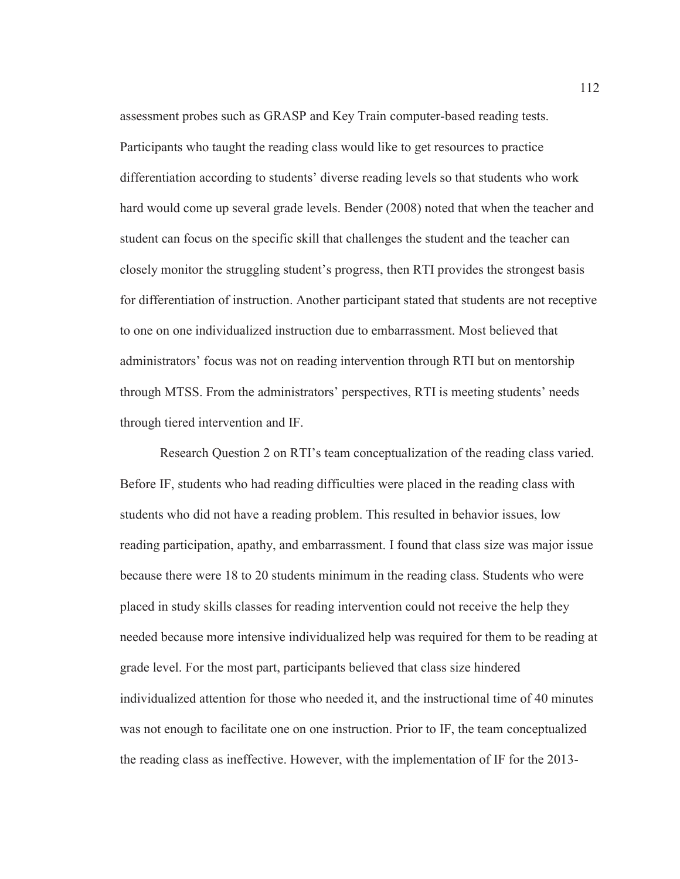assessment probes such as GRASP and Key Train computer-based reading tests. Participants who taught the reading class would like to get resources to practice differentiation according to students' diverse reading levels so that students who work hard would come up several grade levels. Bender (2008) noted that when the teacher and student can focus on the specific skill that challenges the student and the teacher can closely monitor the struggling student's progress, then RTI provides the strongest basis for differentiation of instruction. Another participant stated that students are not receptive to one on one individualized instruction due to embarrassment. Most believed that administrators' focus was not on reading intervention through RTI but on mentorship through MTSS. From the administrators' perspectives, RTI is meeting students' needs through tiered intervention and IF.

Research Question 2 on RTI's team conceptualization of the reading class varied. Before IF, students who had reading difficulties were placed in the reading class with students who did not have a reading problem. This resulted in behavior issues, low reading participation, apathy, and embarrassment. I found that class size was major issue because there were 18 to 20 students minimum in the reading class. Students who were placed in study skills classes for reading intervention could not receive the help they needed because more intensive individualized help was required for them to be reading at grade level. For the most part, participants believed that class size hindered individualized attention for those who needed it, and the instructional time of 40 minutes was not enough to facilitate one on one instruction. Prior to IF, the team conceptualized the reading class as ineffective. However, with the implementation of IF for the 2013-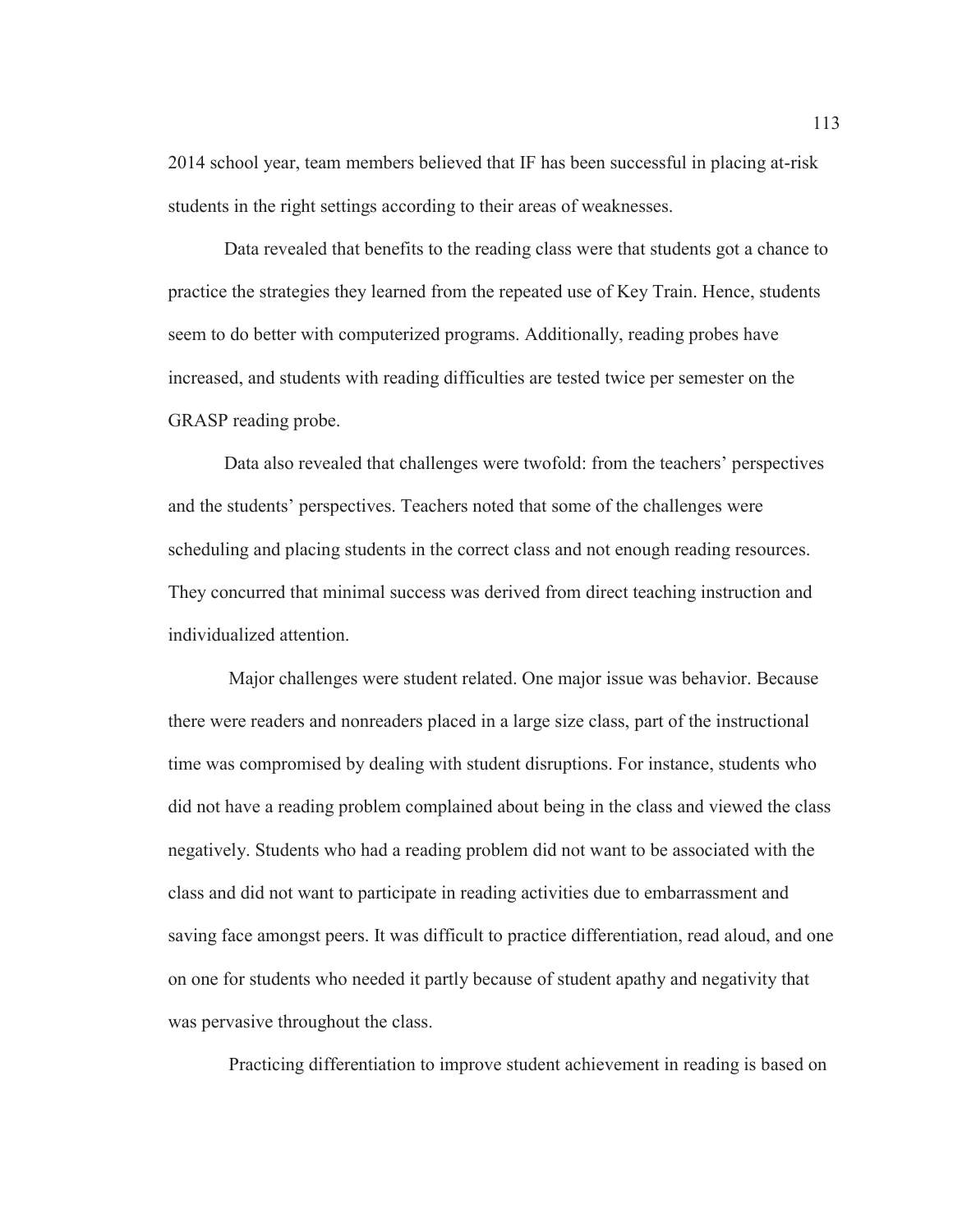2014 school year, team members believed that IF has been successful in placing at-risk students in the right settings according to their areas of weaknesses.

Data revealed that benefits to the reading class were that students got a chance to practice the strategies they learned from the repeated use of Key Train. Hence, students seem to do better with computerized programs. Additionally, reading probes have increased, and students with reading difficulties are tested twice per semester on the GRASP reading probe.

Data also revealed that challenges were twofold: from the teachers' perspectives and the students' perspectives. Teachers noted that some of the challenges were scheduling and placing students in the correct class and not enough reading resources. They concurred that minimal success was derived from direct teaching instruction and individualized attention.

Major challenges were student related. One major issue was behavior. Because there were readers and nonreaders placed in a large size class, part of the instructional time was compromised by dealing with student disruptions. For instance, students who did not have a reading problem complained about being in the class and viewed the class negatively. Students who had a reading problem did not want to be associated with the class and did not want to participate in reading activities due to embarrassment and saving face amongst peers. It was difficult to practice differentiation, read aloud, and one on one for students who needed it partly because of student apathy and negativity that was pervasive throughout the class.

Practicing differentiation to improve student achievement in reading is based on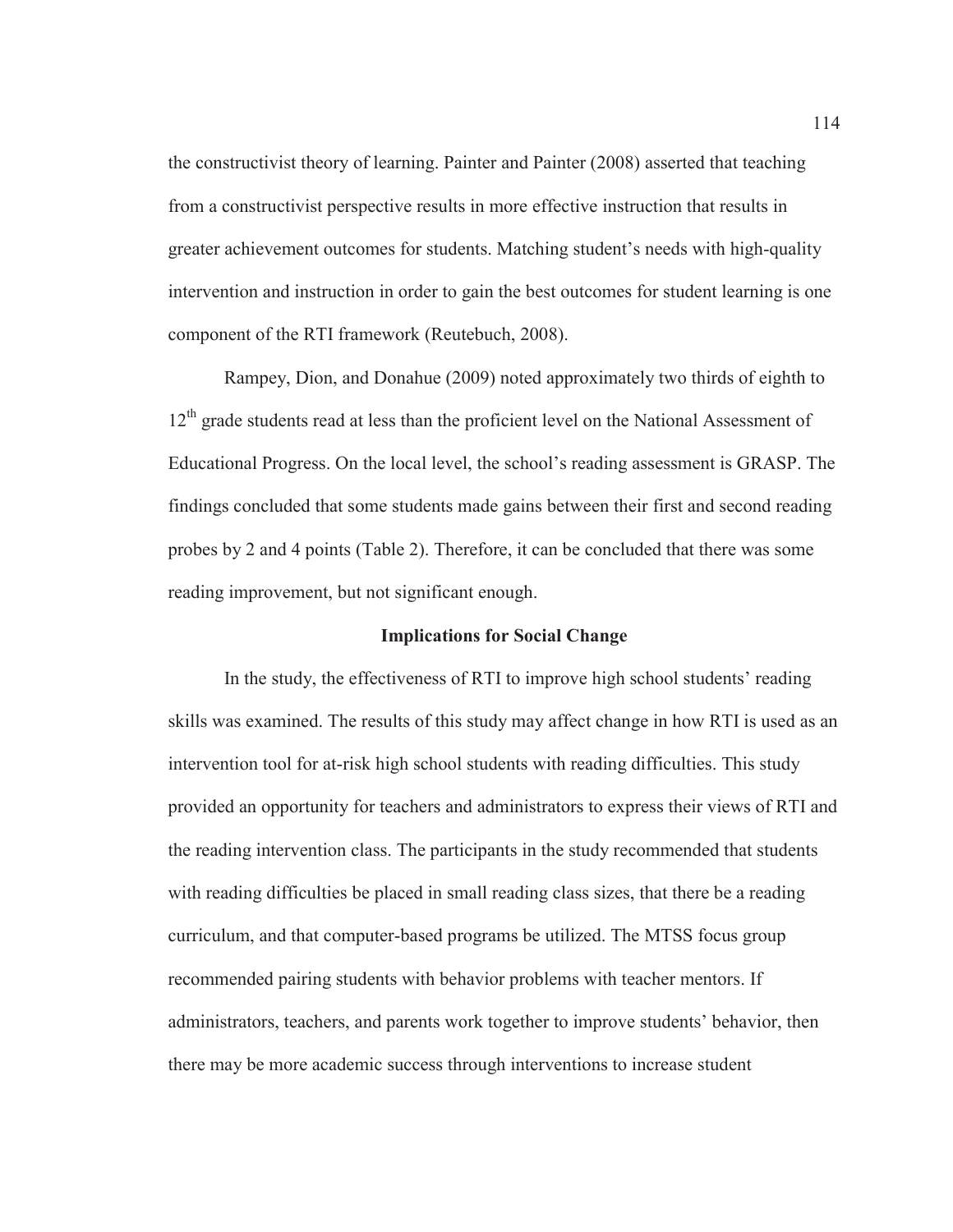the constructivist theory of learning. Painter and Painter (2008) asserted that teaching from a constructivist perspective results in more effective instruction that results in greater achievement outcomes for students. Matching student's needs with high-quality intervention and instruction in order to gain the best outcomes for student learning is one component of the RTI framework (Reutebuch, 2008).

Rampey, Dion, and Donahue (2009) noted approximately two thirds of eighth to $12^{th}$ grade students read at less than the proficient level on the National Assessment of Educational Progress. On the local level, the school's reading assessment is GRASP. The findings concluded that some students made gains between their first and second reading probes by 2 and 4 points (Table 2). Therefore, it can be concluded that there was some reading improvement, but not significant enough.

## Implications for Social Change

In the study, the effectiveness of RTI to improve high school students' reading skills was examined. The results of this study may affect change in how RTI is used as an intervention tool for at-risk high school students with reading difficulties. This study provided an opportunity for teachers and administrators to express their views of RTI and the reading intervention class. The participants in the study recommended that students with reading difficulties be placed in small reading class sizes, that there be a reading curriculum, and that computer-based programs be utilized. The MTSS focus group recommended pairing students with behavior problems with teacher mentors. If administrators, teachers, and parents work together to improve students' behavior, then there may be more academic success through interventions to increase student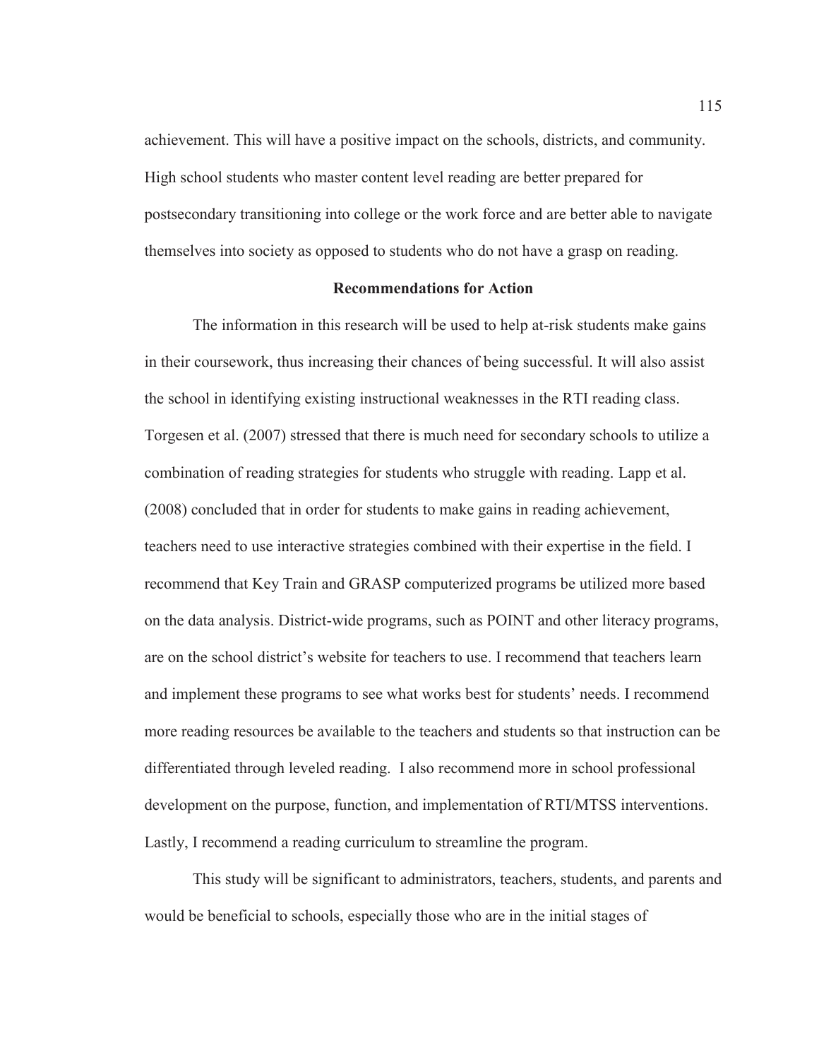achievement. This will have a positive impact on the schools, districts, and community. High school students who master content level reading are better prepared for postsecondary transitioning into college or the work force and are better able to navigate themselves into society as opposed to students who do not have a grasp on reading.

## Recommendations for Action

The information in this research will be used to help at-risk students make gains in their coursework, thus increasing their chances of being successful. It will also assist the school in identifying existing instructional weaknesses in the RTI reading class. Torgesen et al. (2007) stressed that there is much need for secondary schools to utilize a combination of reading strategies for students who struggle with reading. Lapp et al. (2008) concluded that in order for students to make gains in reading achievement, teachers need to use interactive strategies combined with their expertise in the field. I recommend that Key Train and GRASP computerized programs be utilized more based on the data analysis. District-wide programs, such as POINT and other literacy programs, are on the school district's website for teachers to use. I recommend that teachers learn and implement these programs to see what works best for students' needs. I recommend more reading resources be available to the teachers and students so that instruction can be differentiated through leveled reading. I also recommend more in school professional development on the purpose, function, and implementation of RTI/MTSS interventions. Lastly, I recommend a reading curriculum to streamline the program.

This study will be significant to administrators, teachers, students, and parents and would be beneficial to schools, especially those who are in the initial stages of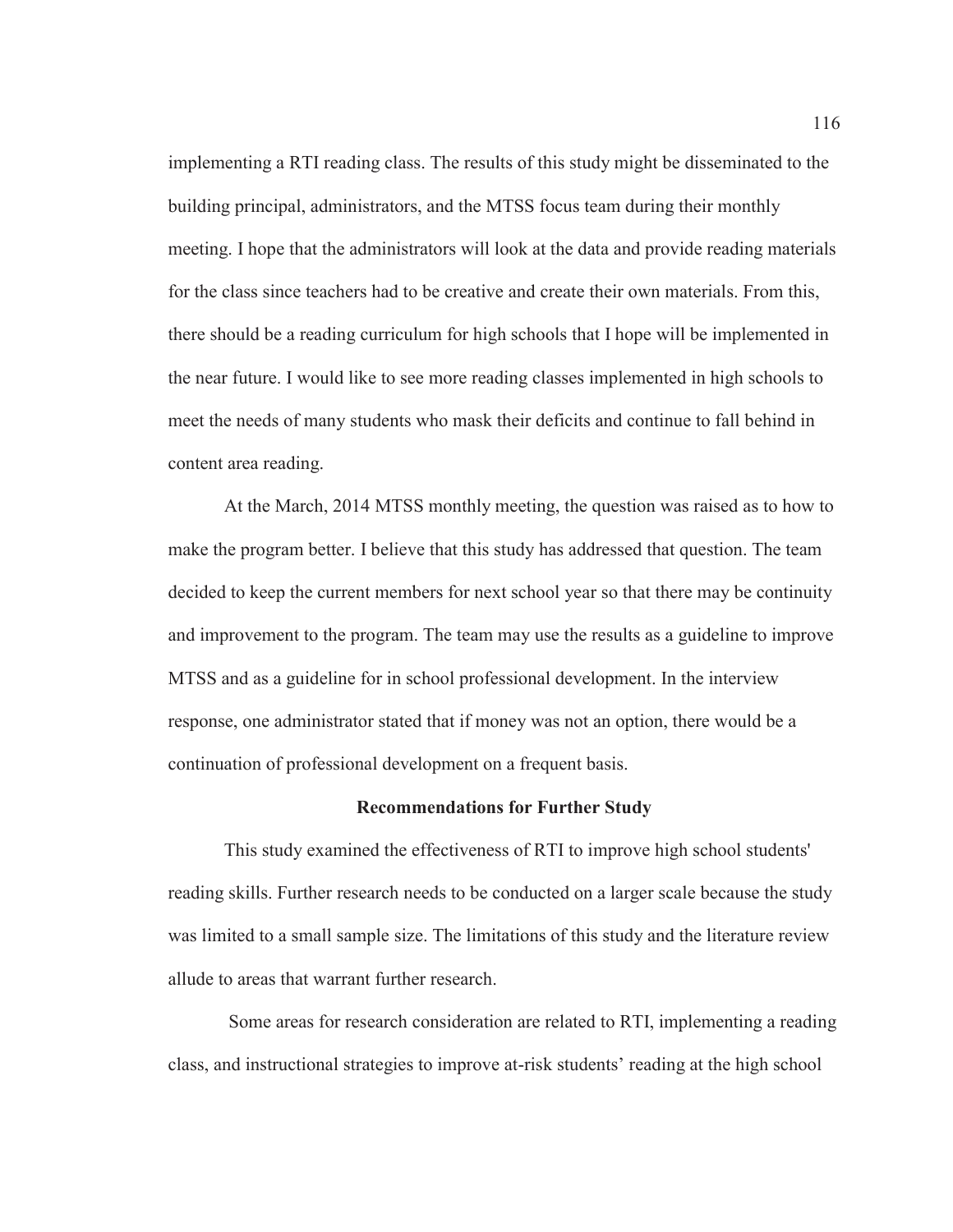implementing a RTI reading class. The results of this study might be disseminated to the building principal, administrators, and the MTSS focus team during their monthly meeting. I hope that the administrators will look at the data and provide reading materials for the class since teachers had to be creative and create their own materials. From this, there should be a reading curriculum for high schools that I hope will be implemented in the near future. I would like to see more reading classes implemented in high schools to meet the needs of many students who mask their deficits and continue to fall behind in content area reading.

At the March, 2014 MTSS monthly meeting, the question was raised as to how to make the program better. I believe that this study has addressed that question. The team decided to keep the current members for next school year so that there may be continuity and improvement to the program. The team may use the results as a guideline to improve MTSS and as a guideline for in school professional development. In the interview response, one administrator stated that if money was not an option, there would be a continuation of professional development on a frequent basis.

## Recommendations for Further Study

This study examined the effectiveness of RTI to improve high school students' reading skills. Further research needs to be conducted on a larger scale because the study was limited to a small sample size. The limitations of this study and the literature review allude to areas that warrant further research.

Some areas for research consideration are related to RTI, implementing a reading class, and instructional strategies to improve at-risk students' reading at the high school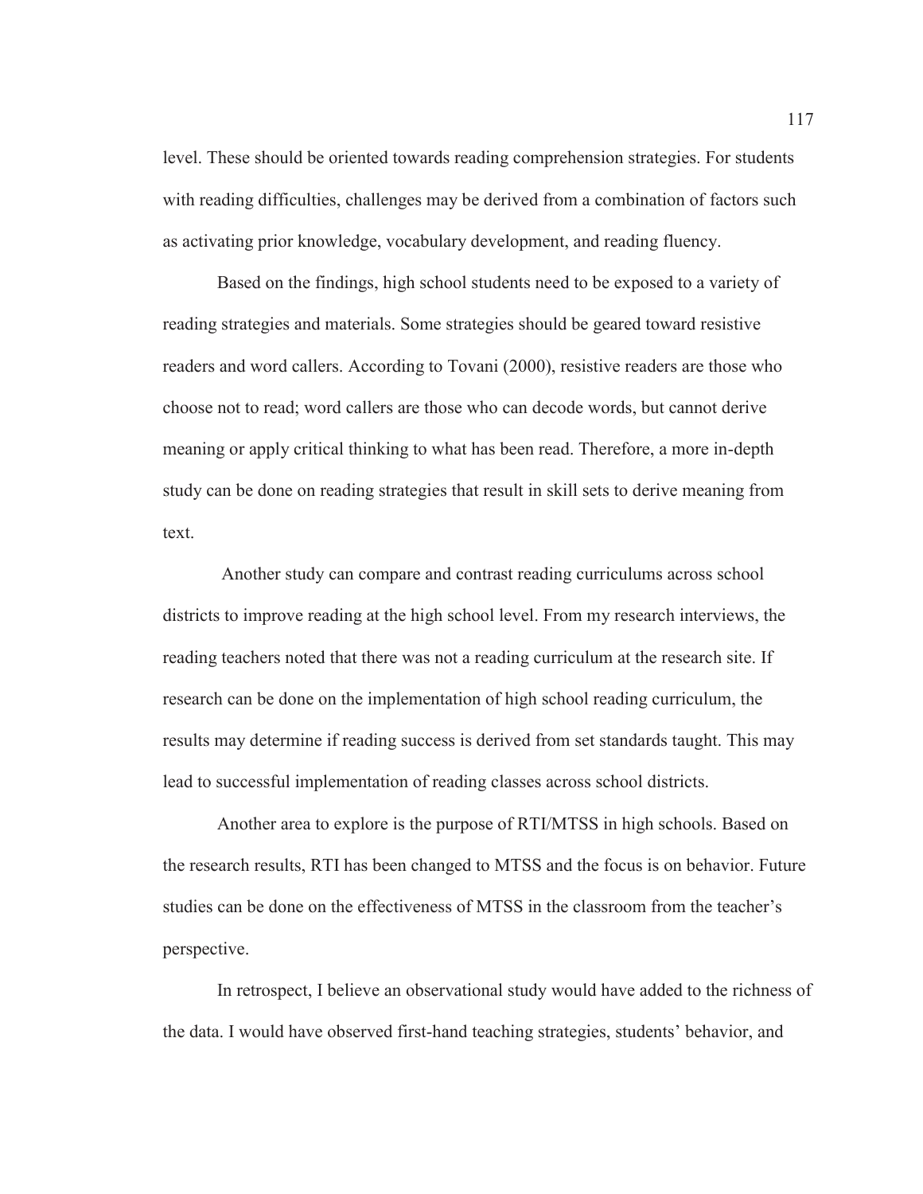level. These should be oriented towards reading comprehension strategies. For students with reading difficulties, challenges may be derived from a combination of factors such as activating prior knowledge, vocabulary development, and reading fluency.

Based on the findings, high school students need to be exposed to a variety of reading strategies and materials. Some strategies should be geared toward resistive readers and word callers. According to Tovani (2000), resistive readers are those who choose not to read; word callers are those who can decode words, but cannot derive meaning or apply critical thinking to what has been read. Therefore, a more in-depth study can be done on reading strategies that result in skill sets to derive meaning from text.

Another study can compare and contrast reading curriculums across school districts to improve reading at the high school level. From my research interviews, the reading teachers noted that there was not a reading curriculum at the research site. If research can be done on the implementation of high school reading curriculum, the results may determine if reading success is derived from set standards taught. This may lead to successful implementation of reading classes across school districts.

Another area to explore is the purpose of RTI/MTSS in high schools. Based on the research results, RTI has been changed to MTSS and the focus is on behavior. Future studies can be done on the effectiveness of MTSS in the classroom from the teacher's perspective.

In retrospect, I believe an observational study would have added to the richness of the data. I would have observed first-hand teaching strategies, students' behavior, and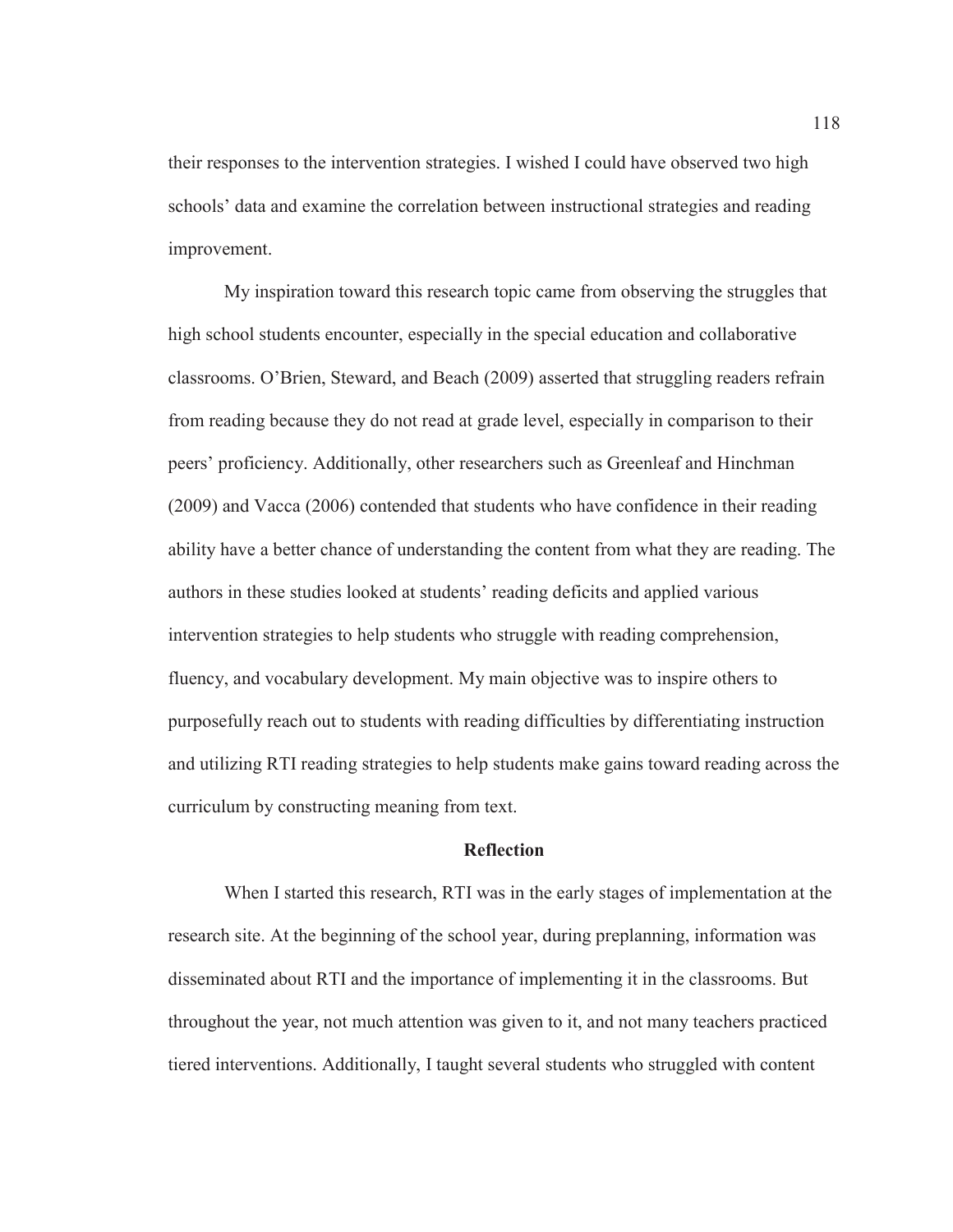their responses to the intervention strategies. I wished I could have observed two high schools' data and examine the correlation between instructional strategies and reading improvement.

My inspiration toward this research topic came from observing the struggles that high school students encounter, especially in the special education and collaborative classrooms. O'Brien, Steward, and Beach (2009) asserted that struggling readers refrain from reading because they do not read at grade level, especially in comparison to their peers' proficiency. Additionally, other researchers such as Greenleaf and Hinchman (2009) and Vacca (2006) contended that students who have confidence in their reading ability have a better chance of understanding the content from what they are reading. The authors in these studies looked at students' reading deficits and applied various intervention strategies to help students who struggle with reading comprehension, fluency, and vocabulary development. My main objective was to inspire others to purposefully reach out to students with reading difficulties by differentiating instruction and utilizing RTI reading strategies to help students make gains toward reading across the curriculum by constructing meaning from text.

## Reflection

When I started this research, RTI was in the early stages of implementation at the research site. At the beginning of the school year, during preplanning, information was disseminated about RTI and the importance of implementing it in the classrooms. But throughout the year, not much attention was given to it, and not many teachers practiced tiered interventions. Additionally, I taught several students who struggled with content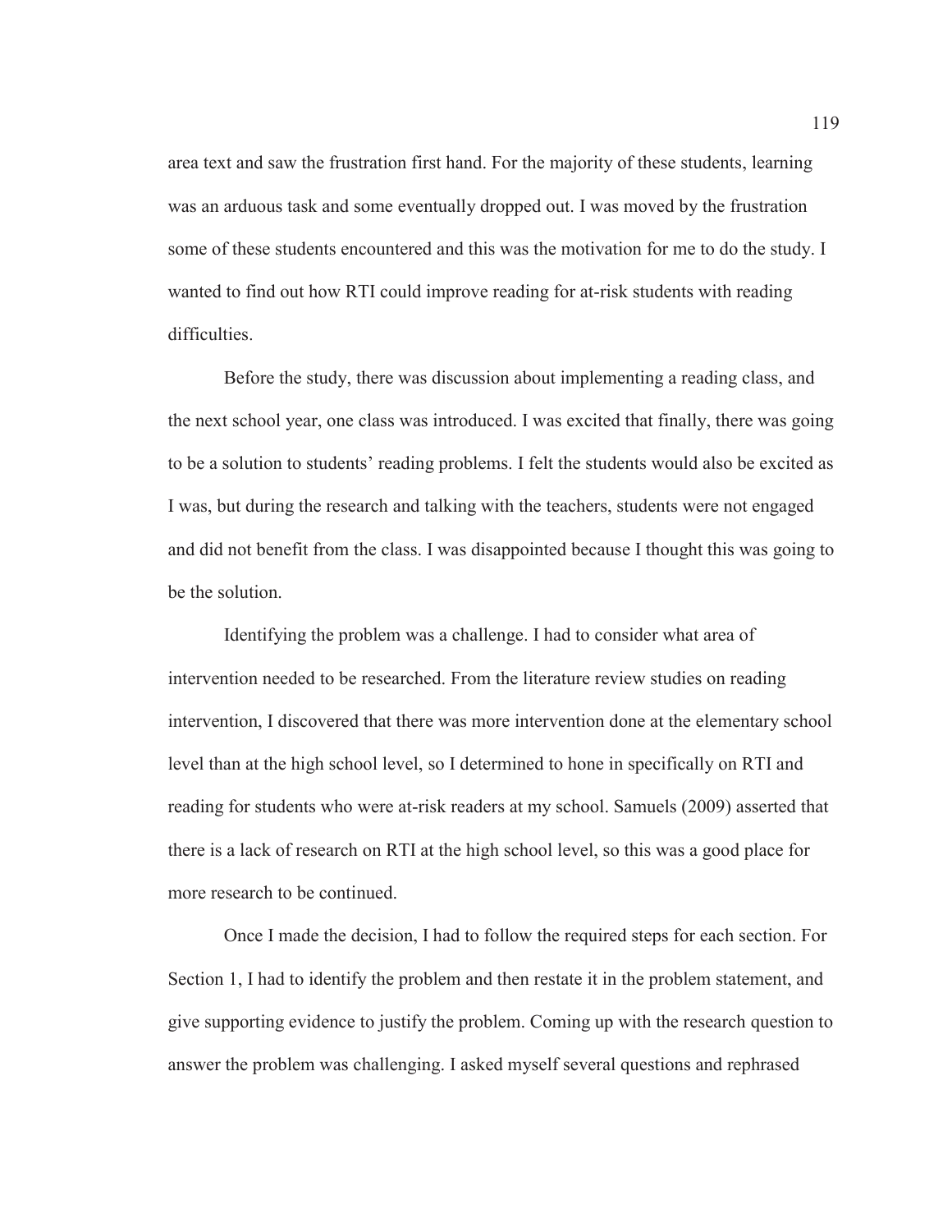area text and saw the frustration first hand. For the majority of these students, learning was an arduous task and some eventually dropped out. I was moved by the frustration some of these students encountered and this was the motivation for me to do the study. I wanted to find out how RTI could improve reading for at-risk students with reading difficulties.

Before the study, there was discussion about implementing a reading class, and the next school year, one class was introduced. I was excited that finally, there was going to be a solution to students' reading problems. I felt the students would also be excited as I was, but during the research and talking with the teachers, students were not engaged and did not benefit from the class. I was disappointed because I thought this was going to be the solution.

Identifying the problem was a challenge. I had to consider what area of intervention needed to be researched. From the literature review studies on reading intervention, I discovered that there was more intervention done at the elementary school level than at the high school level, so I determined to hone in specifically on RTI and reading for students who were at-risk readers at my school. Samuels (2009) asserted that there is a lack of research on RTI at the high school level, so this was a good place for more research to be continued.

Once I made the decision, I had to follow the required steps for each section. For Section 1, I had to identify the problem and then restate it in the problem statement, and give supporting evidence to justify the problem. Coming up with the research question to answer the problem was challenging. I asked myself several questions and rephrased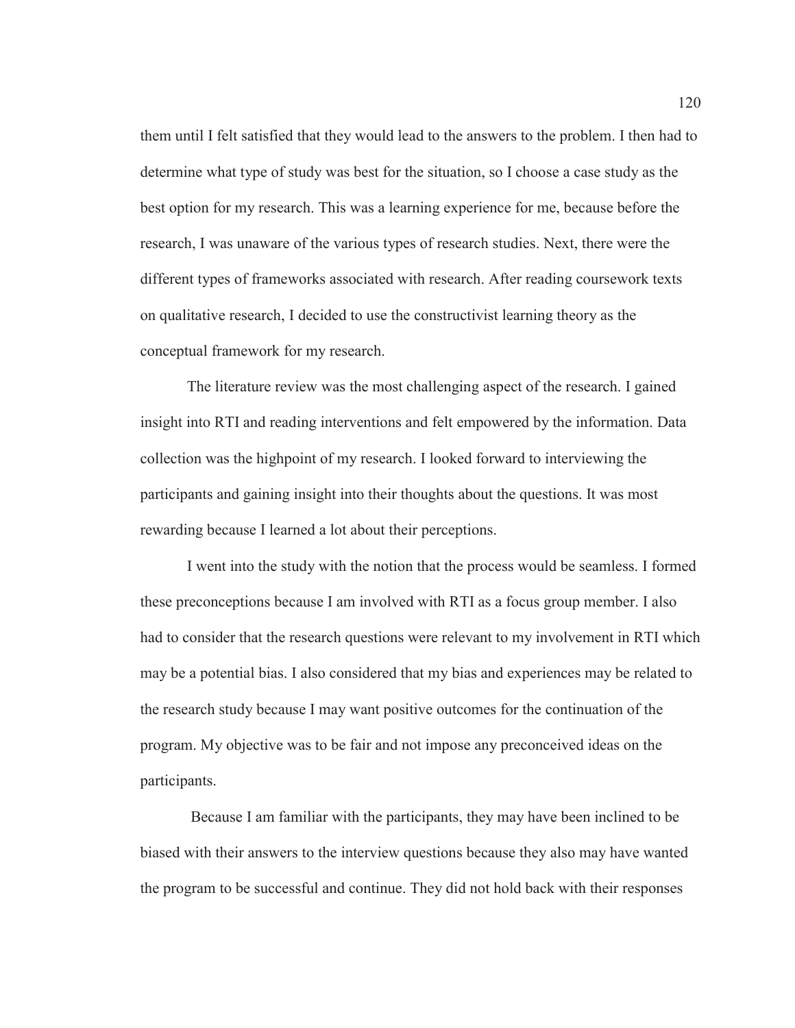them until I felt satisfied that they would lead to the answers to the problem. I then had to determine what type of study was best for the situation, so I choose a case study as the best option for my research. This was a learning experience for me, because before the research, I was unaware of the various types of research studies. Next, there were the different types of frameworks associated with research. After reading coursework texts on qualitative research, I decided to use the constructivist learning theory as the conceptual framework for my research.

The literature review was the most challenging aspect of the research. I gained insight into RTI and reading interventions and felt empowered by the information. Data collection was the highpoint of my research. I looked forward to interviewing the participants and gaining insight into their thoughts about the questions. It was most rewarding because I learned a lot about their perceptions.

I went into the study with the notion that the process would be seamless. I formed these preconceptions because I am involved with RTI as a focus group member. I also had to consider that the research questions were relevant to my involvement in RTI which may be a potential bias. I also considered that my bias and experiences may be related to the research study because I may want positive outcomes for the continuation of the program. My objective was to be fair and not impose any preconceived ideas on the participants.

Because I am familiar with the participants, they may have been inclined to be biased with their answers to the interview questions because they also may have wanted the program to be successful and continue. They did not hold back with their responses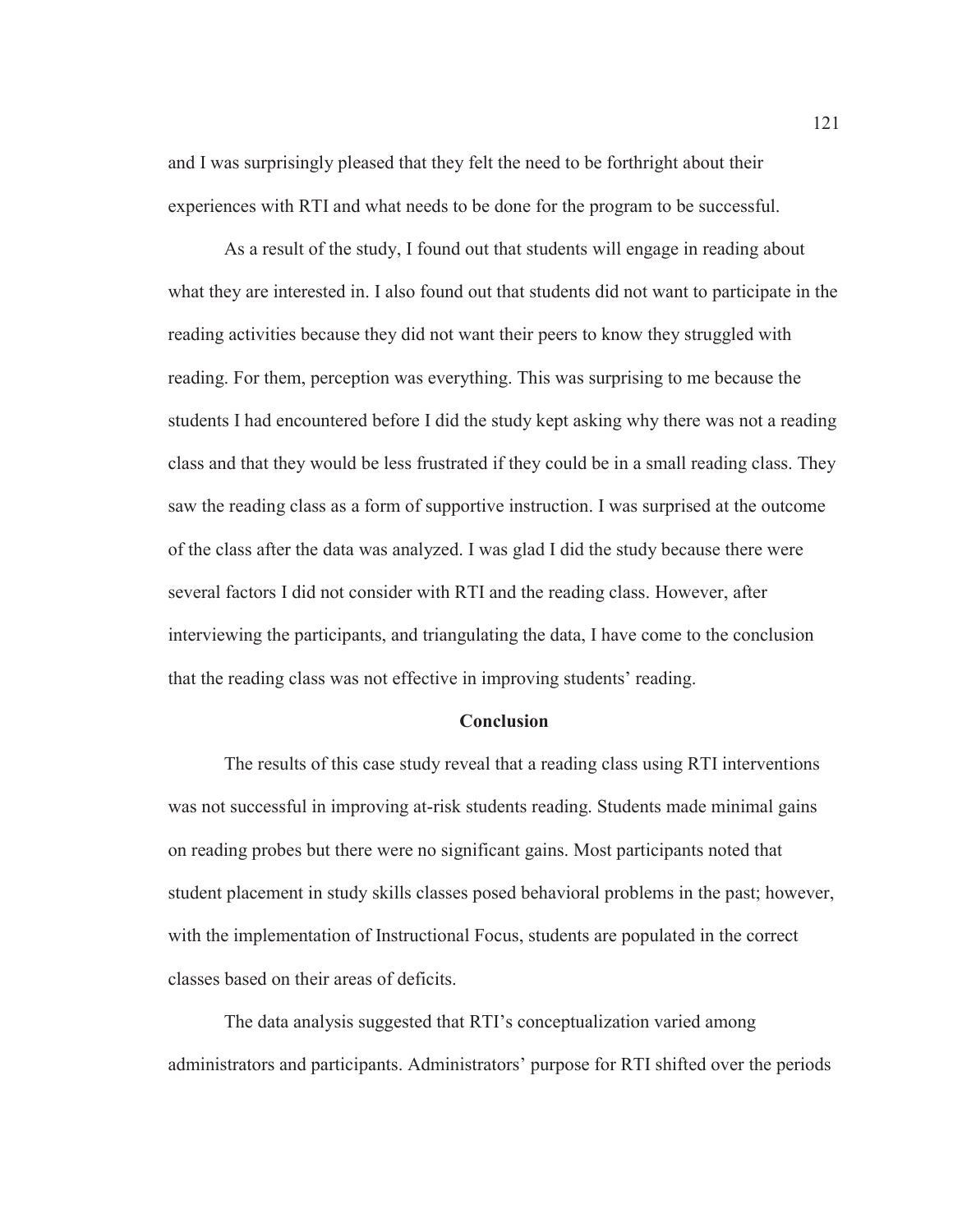and I was surprisingly pleased that they felt the need to be forthright about their experiences with RTI and what needs to be done for the program to be successful.

As a result of the study, I found out that students will engage in reading about what they are interested in. I also found out that students did not want to participate in the reading activities because they did not want their peers to know they struggled with reading. For them, perception was everything. This was surprising to me because the students I had encountered before I did the study kept asking why there was not a reading class and that they would be less frustrated if they could be in a small reading class. They saw the reading class as a form of supportive instruction. I was surprised at the outcome of the class after the data was analyzed. I was glad I did the study because there were several factors I did not consider with RTI and the reading class. However, after interviewing the participants, and triangulating the data, I have come to the conclusion that the reading class was not effective in improving students' reading.

## Conclusion

The results of this case study reveal that a reading class using RTI interventions was not successful in improving at-risk students reading. Students made minimal gains on reading probes but there were no significant gains. Most participants noted that student placement in study skills classes posed behavioral problems in the past; however, with the implementation of Instructional Focus, students are populated in the correct classes based on their areas of deficits.

The data analysis suggested that RTI's conceptualization varied among administrators and participants. Administrators' purpose for RTI shifted over the periods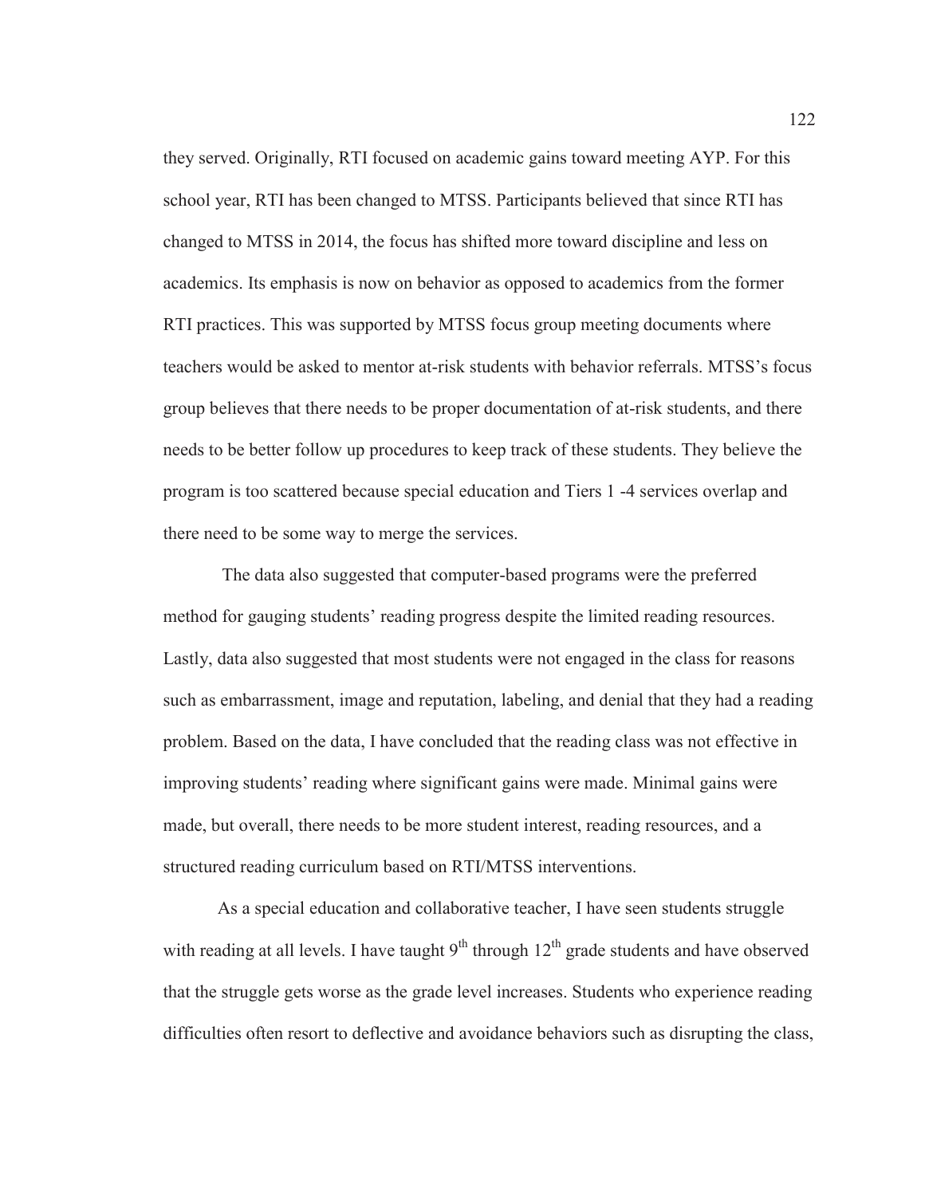they served. Originally, RTI focused on academic gains toward meeting AYP. For this school year, RTI has been changed to MTSS. Participants believed that since RTI has changed to MTSS in 2014, the focus has shifted more toward discipline and less on academics. Its emphasis is now on behavior as opposed to academics from the former RTI practices. This was supported by MTSS focus group meeting documents where teachers would be asked to mentor at-risk students with behavior referrals. MTSS's focus group believes that there needs to be proper documentation of at-risk students, and there needs to be better follow up procedures to keep track of these students. They believe the program is too scattered because special education and Tiers 1 -4 services overlap and there need to be some way to merge the services.

The data also suggested that computer-based programs were the preferred method for gauging students' reading progress despite the limited reading resources. Lastly, data also suggested that most students were not engaged in the class for reasons such as embarrassment, image and reputation, labeling, and denial that they had a reading problem. Based on the data, I have concluded that the reading class was not effective in improving students' reading where significant gains were made. Minimal gains were made, but overall, there needs to be more student interest, reading resources, and a structured reading curriculum based on RTI/MTSS interventions.

As a special education and collaborative teacher, I have seen students struggle with reading at all levels. I have taught 9th through 12th grade students and have observed that the struggle gets worse as the grade level increases. Students who experience reading difficulties often resort to deflective and avoidance behaviors such as disrupting the class,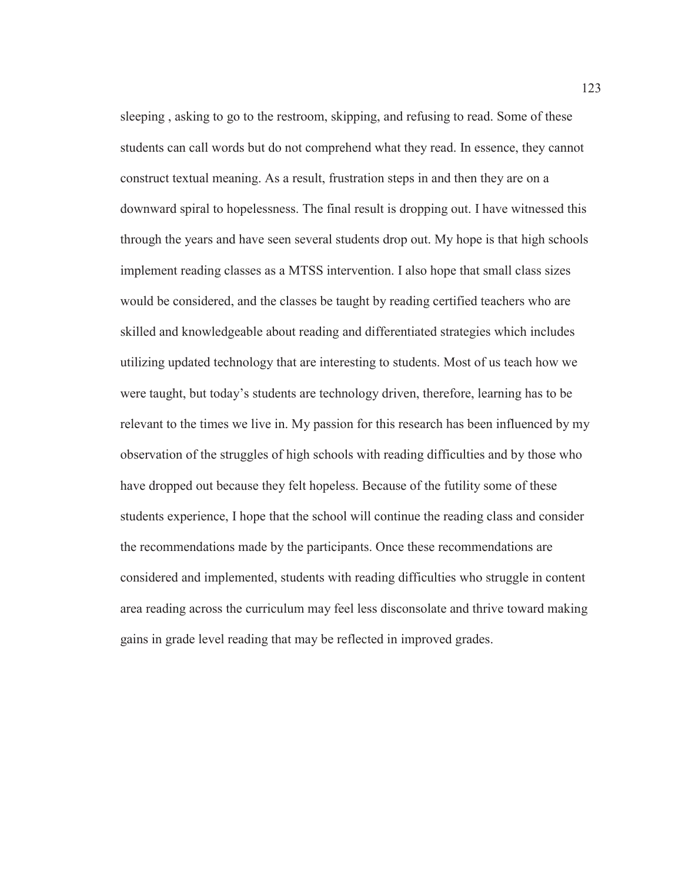sleeping , asking to go to the restroom, skipping, and refusing to read. Some of these students can call words but do not comprehend what they read. In essence, they cannot construct textual meaning. As a result, frustration steps in and then they are on a downward spiral to hopelessness. The final result is dropping out. I have witnessed this through the years and have seen several students drop out. My hope is that high schools implement reading classes as a MTSS intervention. I also hope that small class sizes would be considered, and the classes be taught by reading certified teachers who are skilled and knowledgeable about reading and differentiated strategies which includes utilizing updated technology that are interesting to students. Most of us teach how we were taught, but today's students are technology driven, therefore, learning has to be relevant to the times we live in. My passion for this research has been influenced by my observation of the struggles of high schools with reading difficulties and by those who have dropped out because they felt hopeless. Because of the futility some of these students experience, I hope that the school will continue the reading class and consider the recommendations made by the participants. Once these recommendations are considered and implemented, students with reading difficulties who struggle in content area reading across the curriculum may feel less disconsolate and thrive toward making gains in grade level reading that may be reflected in improved grades.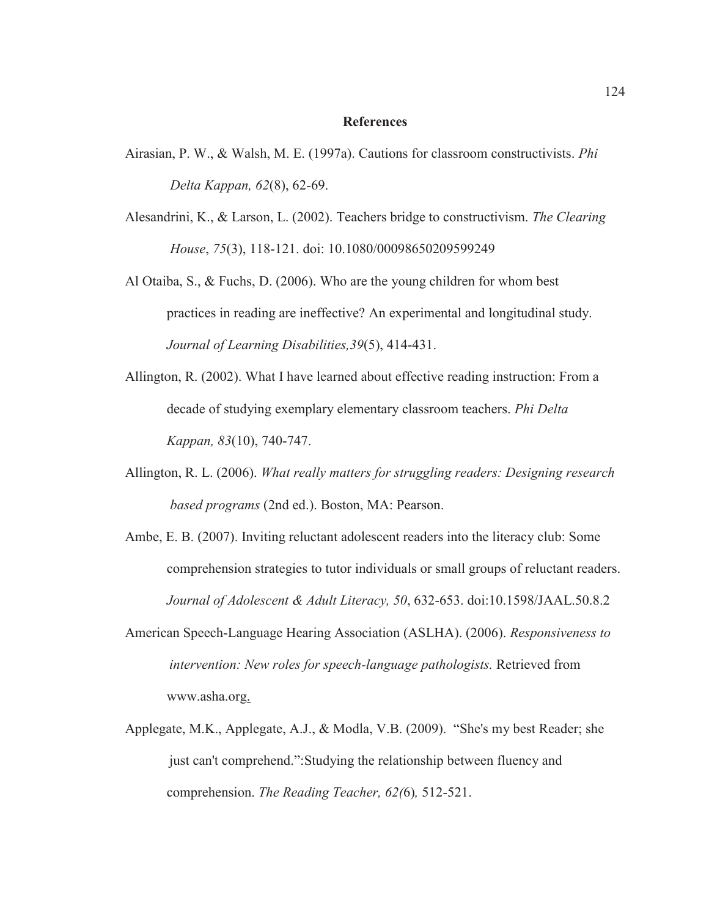# References

Airasian, P. W., & Walsh, M. E. (1997a). Cautions for classroom constructivists. *Phi Delta Kappan, 62*(8), 62-69.

Alesandrini, K., & Larson, L. (2002). Teachers bridge to constructivism. *The Clearing House*, *75*(3), 118-121. doi: 10.1080/00098650209599249

Al Otaiba, S., & Fuchs, D. (2006). Who are the young children for whom best practices in reading are ineffective? An experimental and longitudinal study. *Journal of Learning Disabilities,39*(5), 414-431.

Allington, R. (2002). What I have learned about effective reading instruction: From a decade of studying exemplary elementary classroom teachers. *Phi Delta Kappan, 83*(10), 740-747.

Allington, R. L. (2006). *What really matters for struggling readers: Designing research based programs* (2nd ed.). Boston, MA: Pearson.

Ambe, E. B. (2007). Inviting reluctant adolescent readers into the literacy club: Some comprehension strategies to tutor individuals or small groups of reluctant readers. *Journal of Adolescent & Adult Literacy, 50*, 632-653. doi:10.1598/JAAL.50.8.2

American Speech-Language Hearing Association (ASLHA). (2006). *Responsiveness to intervention: New roles for speech-language pathologists.* Retrieved from www.asha.org.

Applegate, M.K., Applegate, A.J., & Modla, V.B. (2009). "She's my best Reader; she just can't comprehend.":Studying the relationship between fluency and comprehension. *The Reading Teacher, 62(*6)*,* 512-521.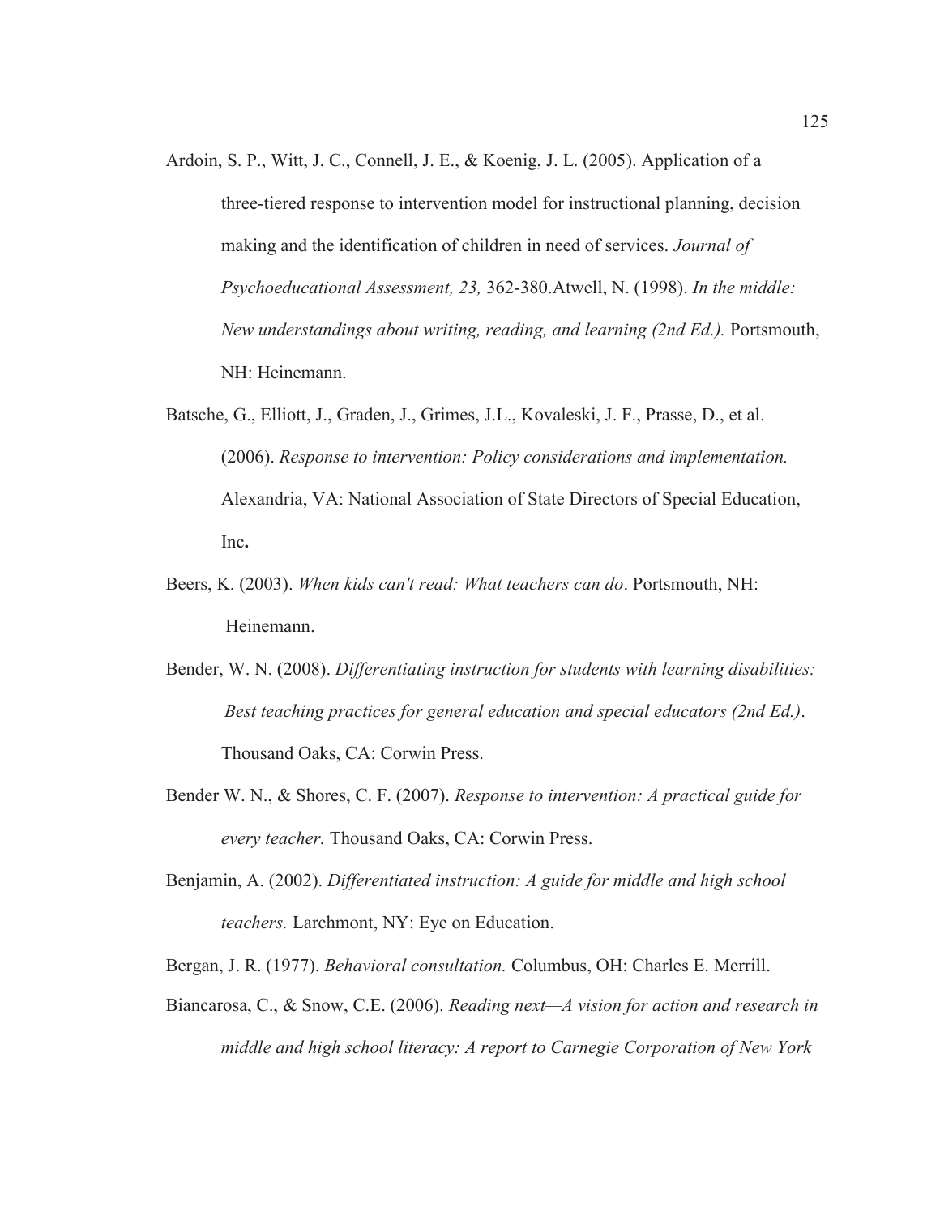Ardoin, S. P., Witt, J. C., Connell, J. E., & Koenig, J. L. (2005). Application of a three-tiered response to intervention model for instructional planning, decision making and the identification of children in need of services. *Journal of Psychoeducational Assessment, 23,* 362-380.Atwell, N. (1998). *In the middle: New understandings about writing, reading, and learning (2nd Ed.).* Portsmouth, NH: Heinemann.

Batsche, G., Elliott, J., Graden, J., Grimes, J.L., Kovaleski, J. F., Prasse, D., et al. (2006). *Response to intervention: Policy considerations and implementation.* Alexandria, VA: National Association of State Directors of Special Education, Inc**.**

Beers, K. (2003). *When kids can't read: What teachers can do*. Portsmouth, NH: Heinemann.

Bender, W. N. (2008). *Differentiating instruction for students with learning disabilities: Best teaching practices for general education and special educators (2nd Ed.)*. Thousand Oaks, CA: Corwin Press.

Bender W. N., & Shores, C. F. (2007). *Response to intervention: A practical guide for every teacher.* Thousand Oaks, CA: Corwin Press.

Benjamin, A. (2002). *Differentiated instruction: A guide for middle and high school teachers.* Larchmont, NY: Eye on Education.

Bergan, J. R. (1977). *Behavioral consultation.* Columbus, OH: Charles E. Merrill.

Biancarosa, C., & Snow, C.E. (2006). *Reading next—A vision for action and research in middle and high school literacy: A report to Carnegie Corporation of New York*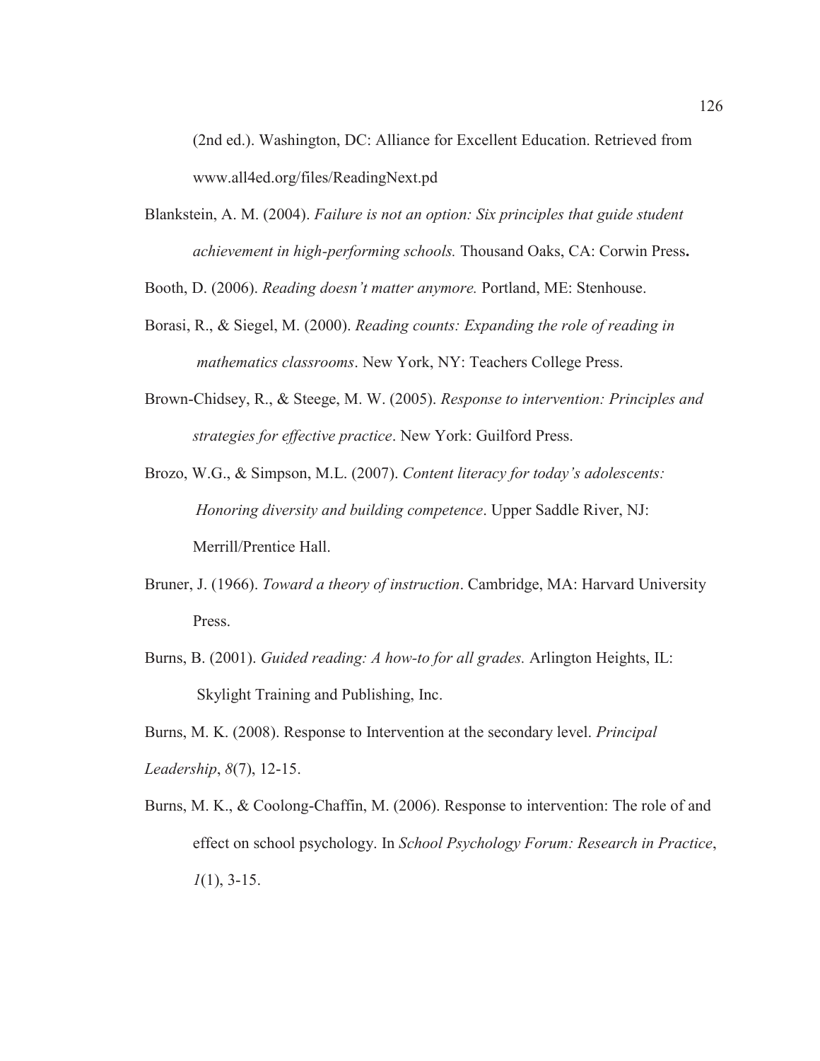(2nd ed.). Washington, DC: Alliance for Excellent Education. Retrieved from www.all4ed.org/files/ReadingNext.pd

Blankstein, A. M. (2004). *Failure is not an option: Six principles that guide student achievement in high-performing schools.* Thousand Oaks, CA: Corwin Press**.**

Booth, D. (2006). *Reading doesn't matter anymore.* Portland, ME: Stenhouse.

Borasi, R., & Siegel, M. (2000). *Reading counts: Expanding the role of reading in mathematics classrooms*. New York, NY: Teachers College Press.

Brown-Chidsey, R., & Steege, M. W. (2005). *Response to intervention: Principles and strategies for effective practice*. New York: Guilford Press.

Brozo, W.G., & Simpson, M.L. (2007). *Content literacy for today's adolescents: Honoring diversity and building competence*. Upper Saddle River, NJ: Merrill/Prentice Hall.

Bruner, J. (1966). *Toward a theory of instruction*. Cambridge, MA: Harvard University Press.

Burns, B. (2001). *Guided reading: A how-to for all grades.* Arlington Heights, IL: Skylight Training and Publishing, Inc.

Burns, M. K. (2008). Response to Intervention at the secondary level. *Principal Leadership*, *8*(7), 12-15.

Burns, M. K., & Coolong-Chaffin, M. (2006). Response to intervention: The role of and effect on school psychology. In *School Psychology Forum: Research in Practice*, *1*(1), 3-15.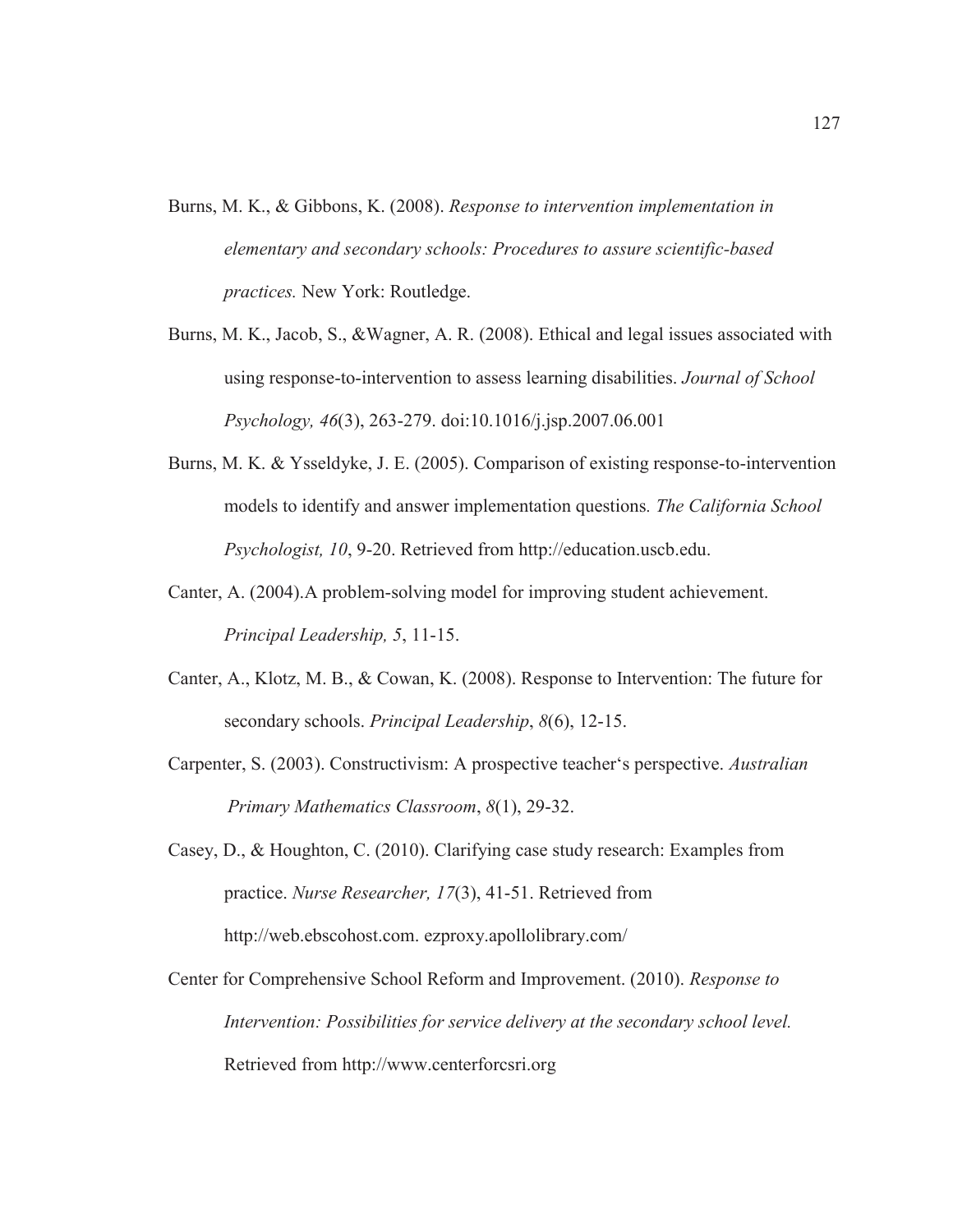Burns, M. K., & Gibbons, K. (2008). *Response to intervention implementation in elementary and secondary schools: Procedures to assure scientific-based practices.* New York: Routledge.

Burns, M. K., Jacob, S., &Wagner, A. R. (2008). Ethical and legal issues associated with using response-to-intervention to assess learning disabilities. *Journal of School Psychology, 46*(3), 263-279. doi:10.1016/j.jsp.2007.06.001

Burns, M. K. & Ysseldyke, J. E. (2005). Comparison of existing response-to-intervention models to identify and answer implementation questions*. The California School Psychologist, 10*, 9-20. Retrieved from http://education.uscb.edu.

Canter, A. (2004).A problem-solving model for improving student achievement. *Principal Leadership, 5*, 11-15.

Canter, A., Klotz, M. B., & Cowan, K. (2008). Response to Intervention: The future for secondary schools. *Principal Leadership*, *8*(6), 12-15.

Carpenter, S. (2003). Constructivism: A prospective teacher's perspective. *Australian Primary Mathematics Classroom*, *8*(1), 29-32.

Casey, D., & Houghton, C. (2010). Clarifying case study research: Examples from practice. *Nurse Researcher, 17*(3), 41-51. Retrieved from http://web.ebscohost.com. ezproxy.apollolibrary.com/

Center for Comprehensive School Reform and Improvement. (2010). *Response to Intervention: Possibilities for service delivery at the secondary school level.* Retrieved from http://www.centerforcsri.org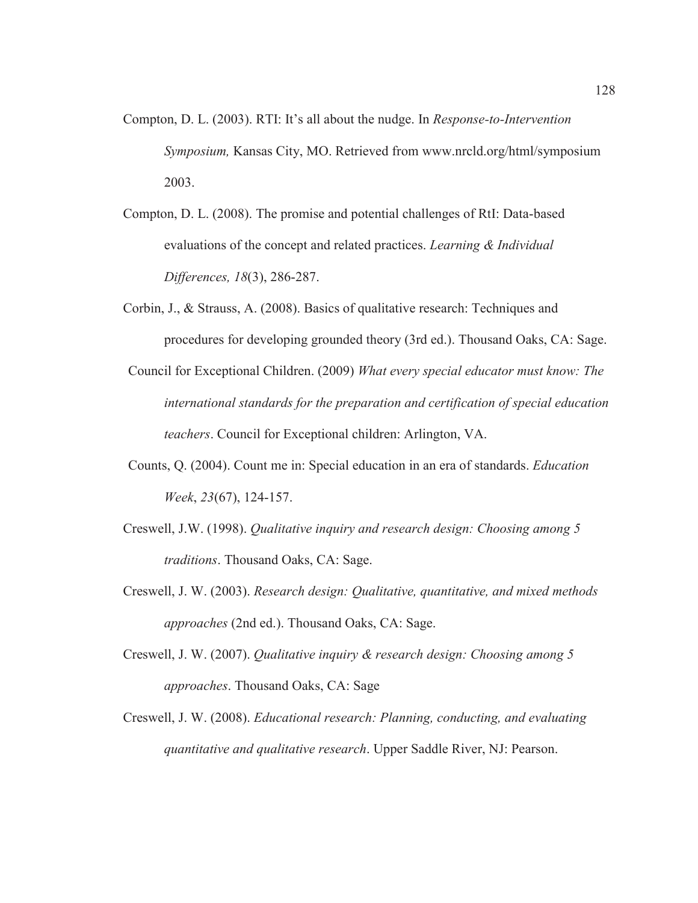Compton, D. L. (2003). RTI: It's all about the nudge. In *Response-to-Intervention Symposium,* Kansas City, MO. Retrieved from www.nrcld.org/html/symposium 2003.

Compton, D. L. (2008). The promise and potential challenges of RtI: Data-based evaluations of the concept and related practices. *Learning & Individual Differences, 18*(3), 286-287.

Corbin, J., & Strauss, A. (2008). Basics of qualitative research: Techniques and procedures for developing grounded theory (3rd ed.). Thousand Oaks, CA: Sage.

Council for Exceptional Children. (2009) *What every special educator must know: The international standards for the preparation and certification of special education teachers*. Council for Exceptional children: Arlington, VA.

Counts, Q. (2004). Count me in: Special education in an era of standards. *Education Week*, *23*(67), 124-157.

Creswell, J.W. (1998). *Qualitative inquiry and research design: Choosing among 5 traditions*. Thousand Oaks, CA: Sage.

Creswell, J. W. (2003). *Research design: Qualitative, quantitative, and mixed methods approaches* (2nd ed.). Thousand Oaks, CA: Sage.

Creswell, J. W. (2007). *Qualitative inquiry & research design: Choosing among 5 approaches*. Thousand Oaks, CA: Sage

Creswell, J. W. (2008). *Educational research: Planning, conducting, and evaluating quantitative and qualitative research*. Upper Saddle River, NJ: Pearson.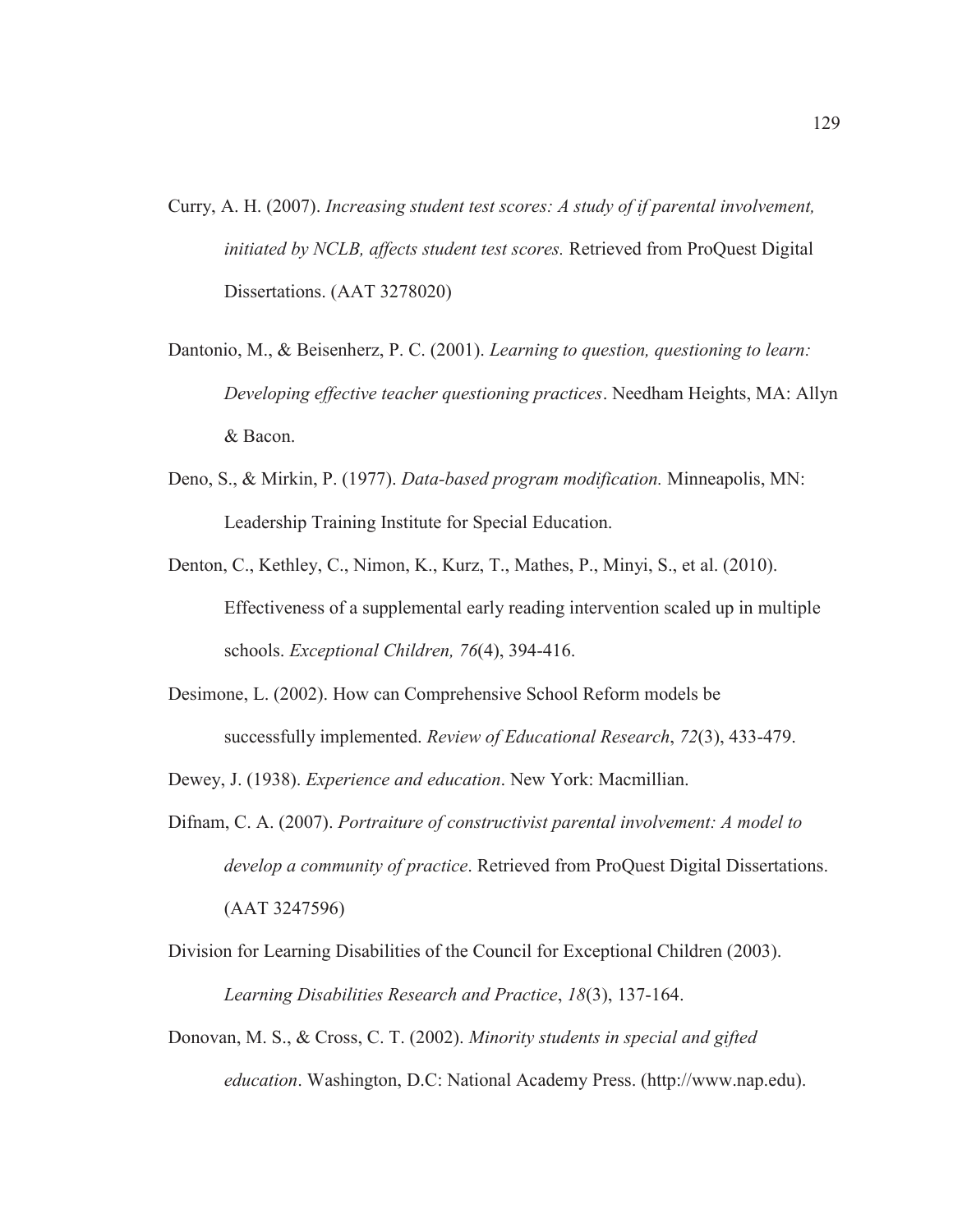Curry, A. H. (2007). *Increasing student test scores: A study of if parental involvement, initiated by NCLB, affects student test scores.* Retrieved from ProQuest Digital Dissertations. (AAT 3278020)

Dantonio, M., & Beisenherz, P. C. (2001). *Learning to question, questioning to learn: Developing effective teacher questioning practices*. Needham Heights, MA: Allyn & Bacon.

Deno, S., & Mirkin, P. (1977). *Data-based program modification.* Minneapolis, MN: Leadership Training Institute for Special Education.

Denton, C., Kethley, C., Nimon, K., Kurz, T., Mathes, P., Minyi, S., et al. (2010). Effectiveness of a supplemental early reading intervention scaled up in multiple schools. *Exceptional Children, 76*(4), 394-416.

Desimone, L. (2002). How can Comprehensive School Reform models be successfully implemented. *Review of Educational Research*, *72*(3), 433-479.

Dewey, J. (1938). *Experience and education*. New York: Macmillian.

Difnam, C. A. (2007). *Portraiture of constructivist parental involvement: A model to develop a community of practice*. Retrieved from ProQuest Digital Dissertations. (AAT 3247596)

Division for Learning Disabilities of the Council for Exceptional Children (2003). *Learning Disabilities Research and Practice*, *18*(3), 137-164.

Donovan, M. S., & Cross, C. T. (2002). *Minority students in special and gifted education*. Washington, D.C: National Academy Press. (http://www.nap.edu).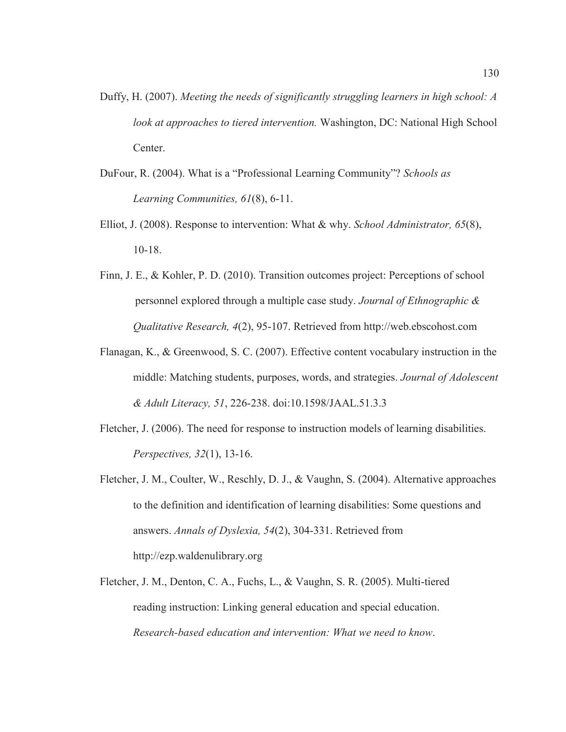Duffy, H. (2007). *Meeting the needs of significantly struggling learners in high school: A look at approaches to tiered intervention.* Washington, DC: National High School Center.

DuFour, R. (2004). What is a “Professional Learning Community”? *Schools as Learning Communities, 61*(8), 6-11.

Elliot, J. (2008). Response to intervention: What & why. *School Administrator, 65*(8), 10-18.

Finn, J. E., & Kohler, P. D. (2010). Transition outcomes project: Perceptions of school personnel explored through a multiple case study. *Journal of Ethnographic & Qualitative Research, 4*(2), 95-107. Retrieved from http://web.ebscohost.com

Flanagan, K., & Greenwood, S. C. (2007). Effective content vocabulary instruction in the middle: Matching students, purposes, words, and strategies. *Journal of Adolescent & Adult Literacy, 51*, 226-238. doi:10.1598/JAAL.51.3.3

Fletcher, J. (2006). The need for response to instruction models of learning disabilities. *Perspectives, 32*(1), 13-16.

Fletcher, J. M., Coulter, W., Reschly, D. J., & Vaughn, S. (2004). Alternative approaches to the definition and identification of learning disabilities: Some questions and answers. *Annals of Dyslexia, 54*(2), 304-331. Retrieved from http://ezp.waldenulibrary.org

Fletcher, J. M., Denton, C. A., Fuchs, L., & Vaughn, S. R. (2005). Multi-tiered reading instruction: Linking general education and special education. *Research-based education and intervention: What we need to know*.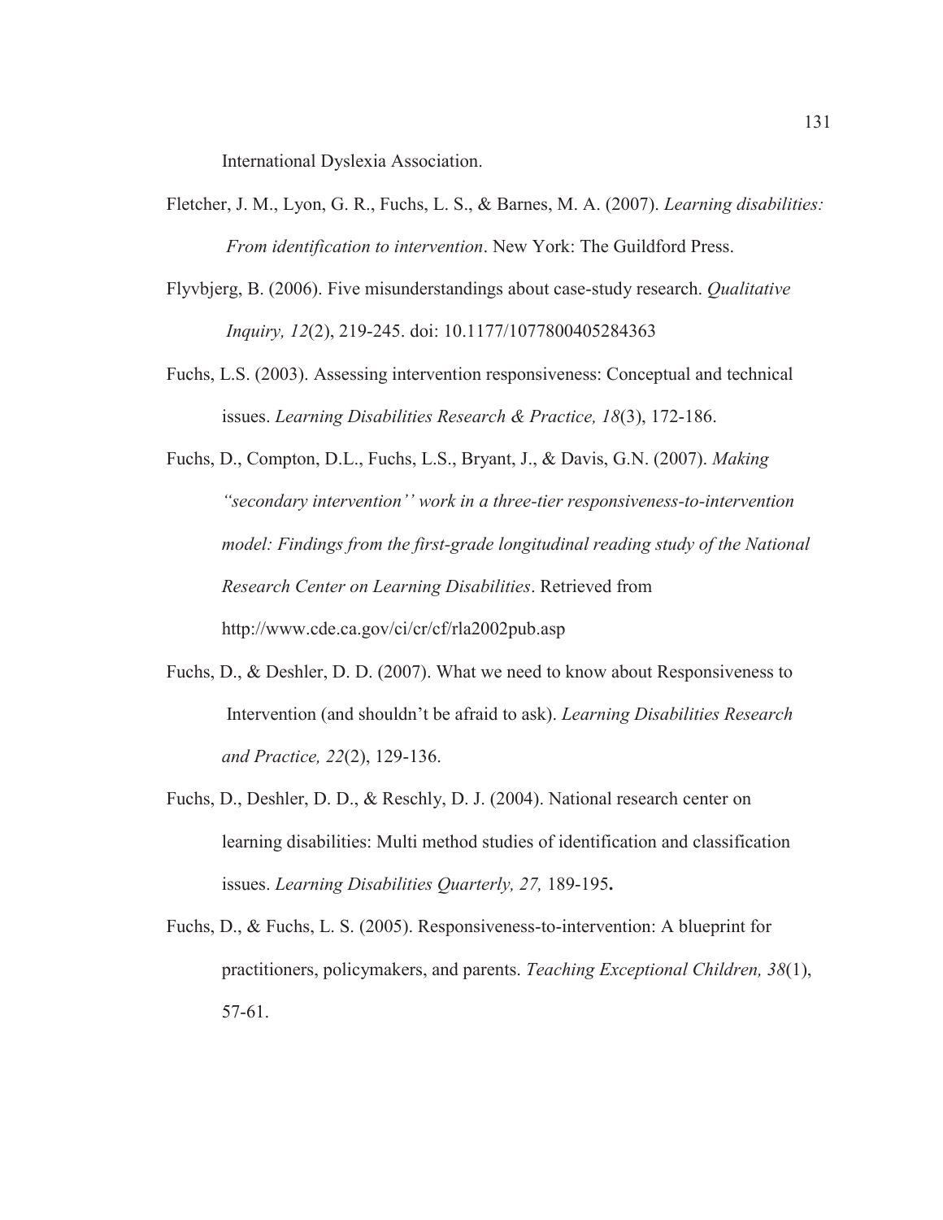International Dyslexia Association.

Fletcher, J. M., Lyon, G. R., Fuchs, L. S., & Barnes, M. A. (2007). *Learning disabilities: From identification to intervention*. New York: The Guildford Press.

Flyvbjerg, B. (2006). Five misunderstandings about case-study research. *Qualitative Inquiry, 12*(2), 219-245. doi: 10.1177/1077800405284363

Fuchs, L.S. (2003). Assessing intervention responsiveness: Conceptual and technical issues. *Learning Disabilities Research & Practice, 18*(3), 172-186.

Fuchs, D., Compton, D.L., Fuchs, L.S., Bryant, J., & Davis, G.N. (2007). *Making "secondary intervention'' work in a three-tier responsiveness-to-intervention model: Findings from the first-grade longitudinal reading study of the National Research Center on Learning Disabilities*. Retrieved from http://www.cde.ca.gov/ci/cr/cf/rla2002pub.asp

Fuchs, D., & Deshler, D. D. (2007). What we need to know about Responsiveness to Intervention (and shouldn't be afraid to ask). *Learning Disabilities Research and Practice, 22*(2), 129-136.

Fuchs, D., Deshler, D. D., & Reschly, D. J. (2004). National research center on learning disabilities: Multi method studies of identification and classification issues. *Learning Disabilities Quarterly, 27,* 189-195**.**

Fuchs, D., & Fuchs, L. S. (2005). Responsiveness-to-intervention: A blueprint for practitioners, policymakers, and parents. *Teaching Exceptional Children, 38*(1), 57-61.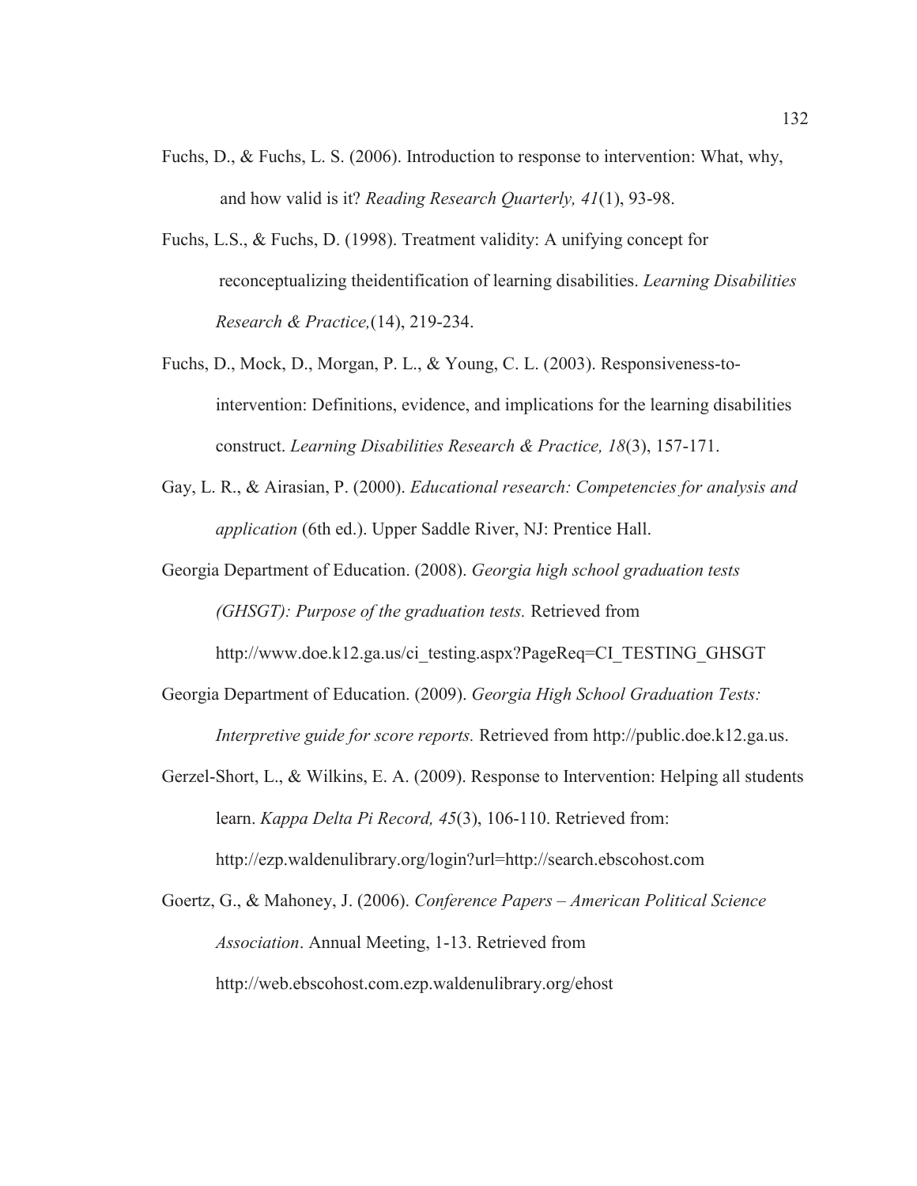Fuchs, D., & Fuchs, L. S. (2006). Introduction to response to intervention: What, why, and how valid is it? *Reading Research Quarterly, 41*(1), 93-98.

Fuchs, L.S., & Fuchs, D. (1998). Treatment validity: A unifying concept for reconceptualizing theidentification of learning disabilities. *Learning Disabilities Research & Practice,*(14), 219-234.

Fuchs, D., Mock, D., Morgan, P. L., & Young, C. L. (2003). Responsiveness-to-intervention: Definitions, evidence, and implications for the learning disabilities construct. *Learning Disabilities Research & Practice, 18*(3), 157-171.

Gay, L. R., & Airasian, P. (2000). *Educational research: Competencies for analysis and application* (6th ed.). Upper Saddle River, NJ: Prentice Hall.

Georgia Department of Education. (2008). *Georgia high school graduation tests (GHSGT): Purpose of the graduation tests.* Retrieved from http://www.doe.k12.ga.us/ci_testing.aspx?PageReq=CI_TESTING_GHSGT

Georgia Department of Education. (2009). *Georgia High School Graduation Tests: Interpretive guide for score reports.* Retrieved from http://public.doe.k12.ga.us.

Gerzel-Short, L., & Wilkins, E. A. (2009). Response to Intervention: Helping all students learn. *Kappa Delta Pi Record, 45*(3), 106-110. Retrieved from: http://ezp.waldenulibrary.org/login?url=http://search.ebscohost.com

Goertz, G., & Mahoney, J. (2006). *Conference Papers – American Political Science Association*. Annual Meeting, 1-13. Retrieved from http://web.ebscohost.com.ezp.waldenulibrary.org/ehost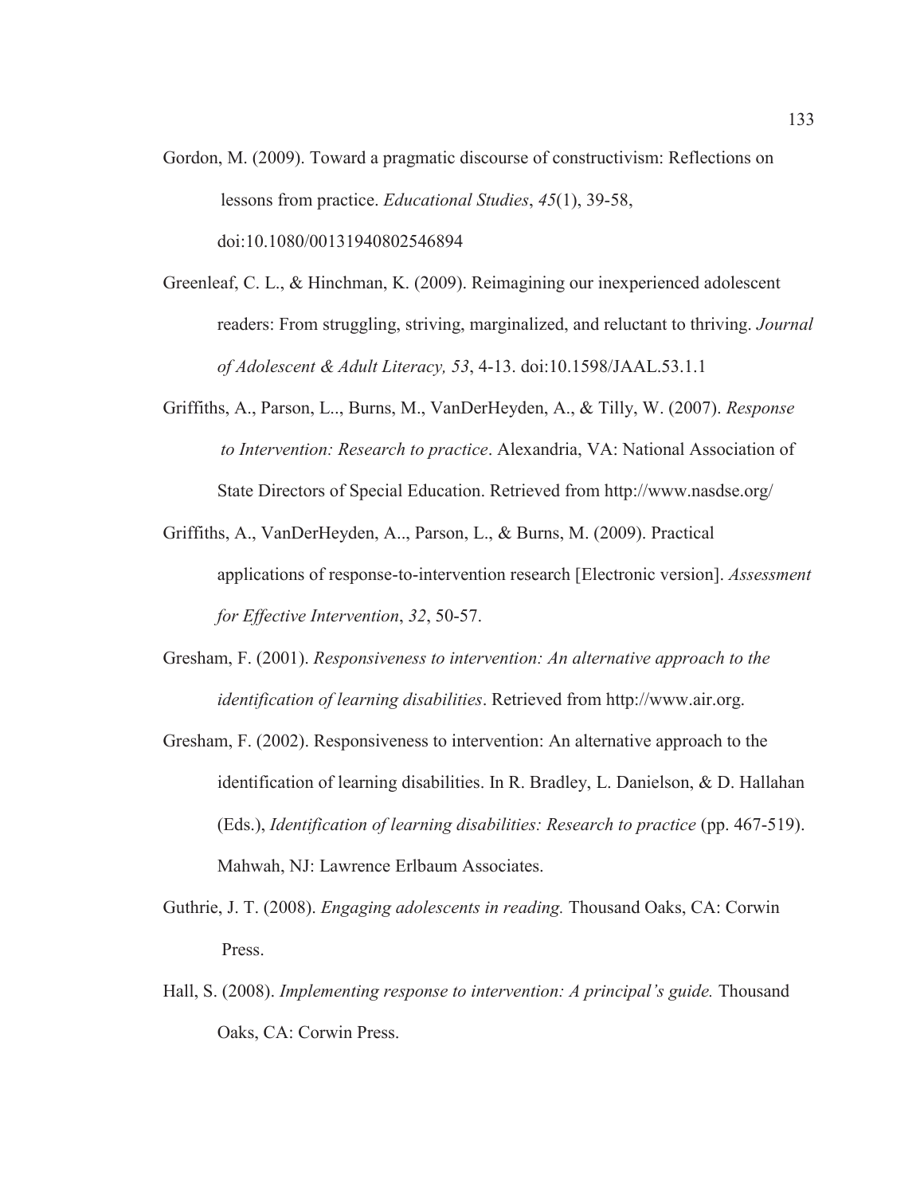Gordon, M. (2009). Toward a pragmatic discourse of constructivism: Reflections on lessons from practice. *Educational Studies*, *45*(1), 39-58, doi:10.1080/00131940802546894

Greenleaf, C. L., & Hinchman, K. (2009). Reimagining our inexperienced adolescent readers: From struggling, striving, marginalized, and reluctant to thriving. *Journal of Adolescent & Adult Literacy, 53*, 4-13. doi:10.1598/JAAL.53.1.1

Griffiths, A., Parson, L.., Burns, M., VanDerHeyden, A., & Tilly, W. (2007). *Response to Intervention: Research to practice*. Alexandria, VA: National Association of State Directors of Special Education. Retrieved from http://www.nasdse.org/

Griffiths, A., VanDerHeyden, A.., Parson, L., & Burns, M. (2009). Practical applications of response-to-intervention research [Electronic version]. *Assessment for Effective Intervention*, *32*, 50-57.

Gresham, F. (2001). *Responsiveness to intervention: An alternative approach to the identification of learning disabilities*. Retrieved from http://www.air.org.

Gresham, F. (2002). Responsiveness to intervention: An alternative approach to the identification of learning disabilities. In R. Bradley, L. Danielson, & D. Hallahan (Eds.), *Identification of learning disabilities: Research to practice* (pp. 467-519). Mahwah, NJ: Lawrence Erlbaum Associates.

Guthrie, J. T. (2008). *Engaging adolescents in reading.* Thousand Oaks, CA: Corwin Press.

Hall, S. (2008). *Implementing response to intervention: A principal's guide.* Thousand Oaks, CA: Corwin Press.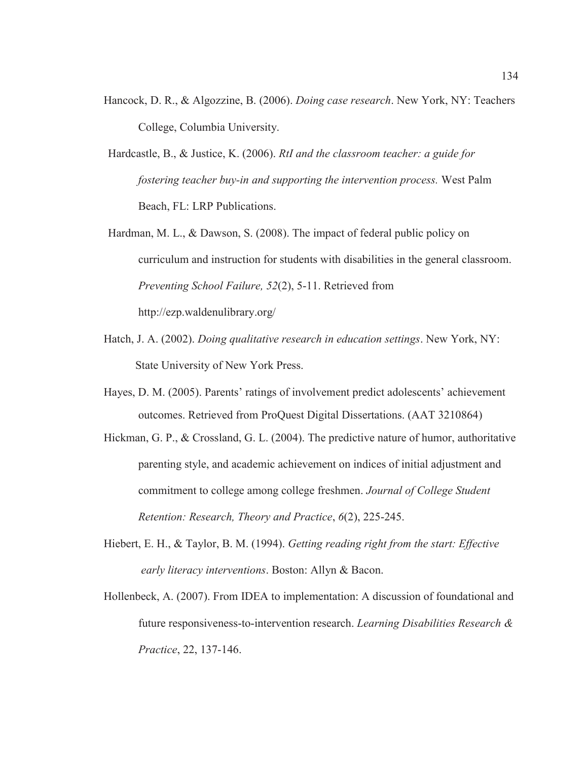Hancock, D. R., & Algozzine, B. (2006). *Doing case research*. New York, NY: Teachers College, Columbia University.

Hardcastle, B., & Justice, K. (2006). *RtI and the classroom teacher: a guide for fostering teacher buy-in and supporting the intervention process.* West Palm Beach, FL: LRP Publications.

Hardman, M. L., & Dawson, S. (2008). The impact of federal public policy on curriculum and instruction for students with disabilities in the general classroom. *Preventing School Failure, 52*(2), 5-11. Retrieved from http://ezp.waldenulibrary.org/

Hatch, J. A. (2002). *Doing qualitative research in education settings*. New York, NY: State University of New York Press.

Hayes, D. M. (2005). Parents' ratings of involvement predict adolescents' achievement outcomes. Retrieved from ProQuest Digital Dissertations. (AAT 3210864)

Hickman, G. P., & Crossland, G. L. (2004). The predictive nature of humor, authoritative parenting style, and academic achievement on indices of initial adjustment and commitment to college among college freshmen. *Journal of College Student Retention: Research, Theory and Practice*, *6*(2), 225-245.

Hiebert, E. H., & Taylor, B. M. (1994). *Getting reading right from the start: Effective early literacy interventions*. Boston: Allyn & Bacon.

Hollenbeck, A. (2007). From IDEA to implementation: A discussion of foundational and future responsiveness-to-intervention research. *Learning Disabilities Research & Practice*, 22, 137-146.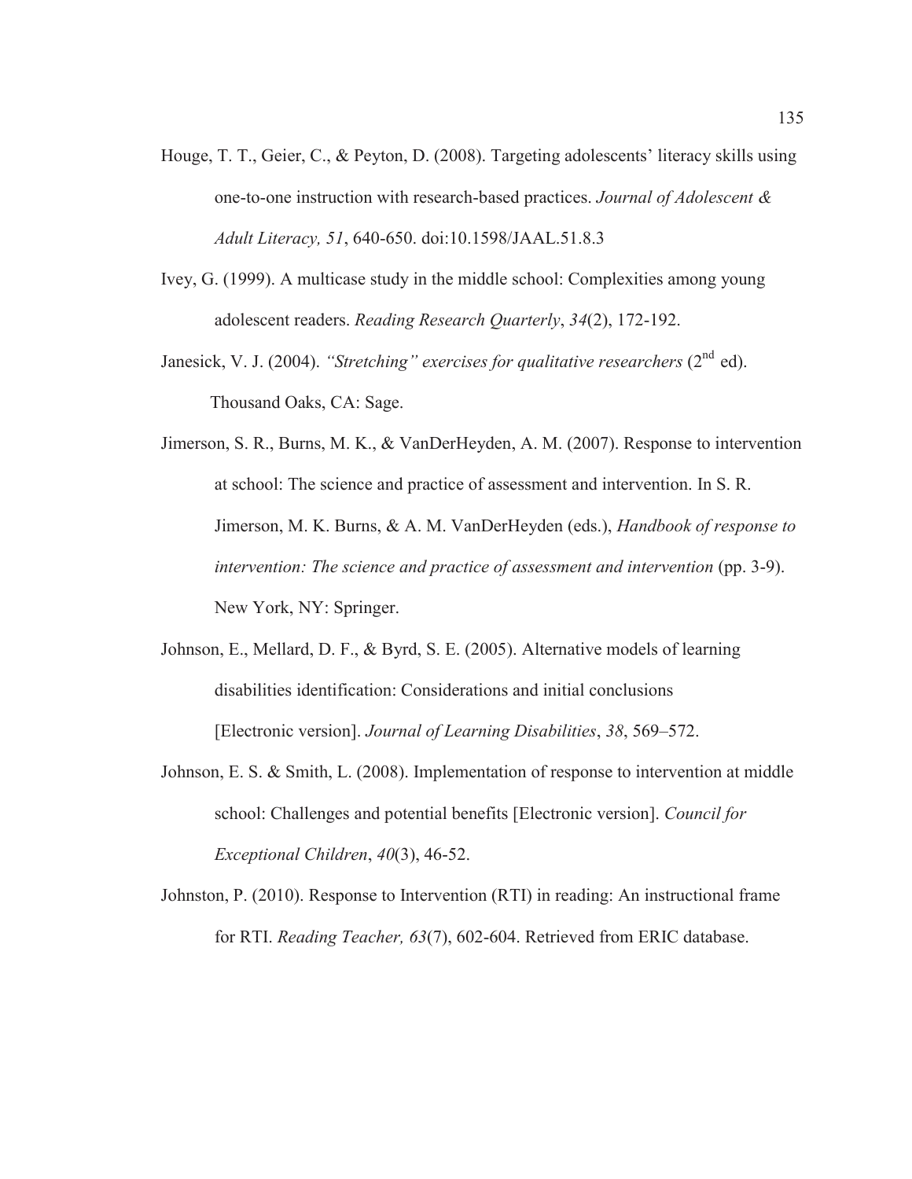Houge, T. T., Geier, C., & Peyton, D. (2008). Targeting adolescents' literacy skills using one-to-one instruction with research-based practices. *Journal of Adolescent & Adult Literacy, 51*, 640-650. doi:10.1598/JAAL.51.8.3

Ivey, G. (1999). A multicase study in the middle school: Complexities among young adolescent readers. *Reading Research Quarterly*, *34*(2), 172-192.

Janesick, V. J. (2004). *"Stretching" exercises for qualitative researchers* (2nd ed). Thousand Oaks, CA: Sage.

Jimerson, S. R., Burns, M. K., & VanDerHeyden, A. M. (2007). Response to intervention at school: The science and practice of assessment and intervention. In S. R. Jimerson, M. K. Burns, & A. M. VanDerHeyden (eds.), *Handbook of response to intervention: The science and practice of assessment and intervention* (pp. 3-9). New York, NY: Springer.

Johnson, E., Mellard, D. F., & Byrd, S. E. (2005). Alternative models of learning disabilities identification: Considerations and initial conclusions [Electronic version]. *Journal of Learning Disabilities*, *38*, 569–572.

Johnson, E. S. & Smith, L. (2008). Implementation of response to intervention at middle school: Challenges and potential benefits [Electronic version]. *Council for Exceptional Children*, *40*(3), 46-52.

Johnston, P. (2010). Response to Intervention (RTI) in reading: An instructional frame for RTI. *Reading Teacher, 63*(7), 602-604. Retrieved from ERIC database.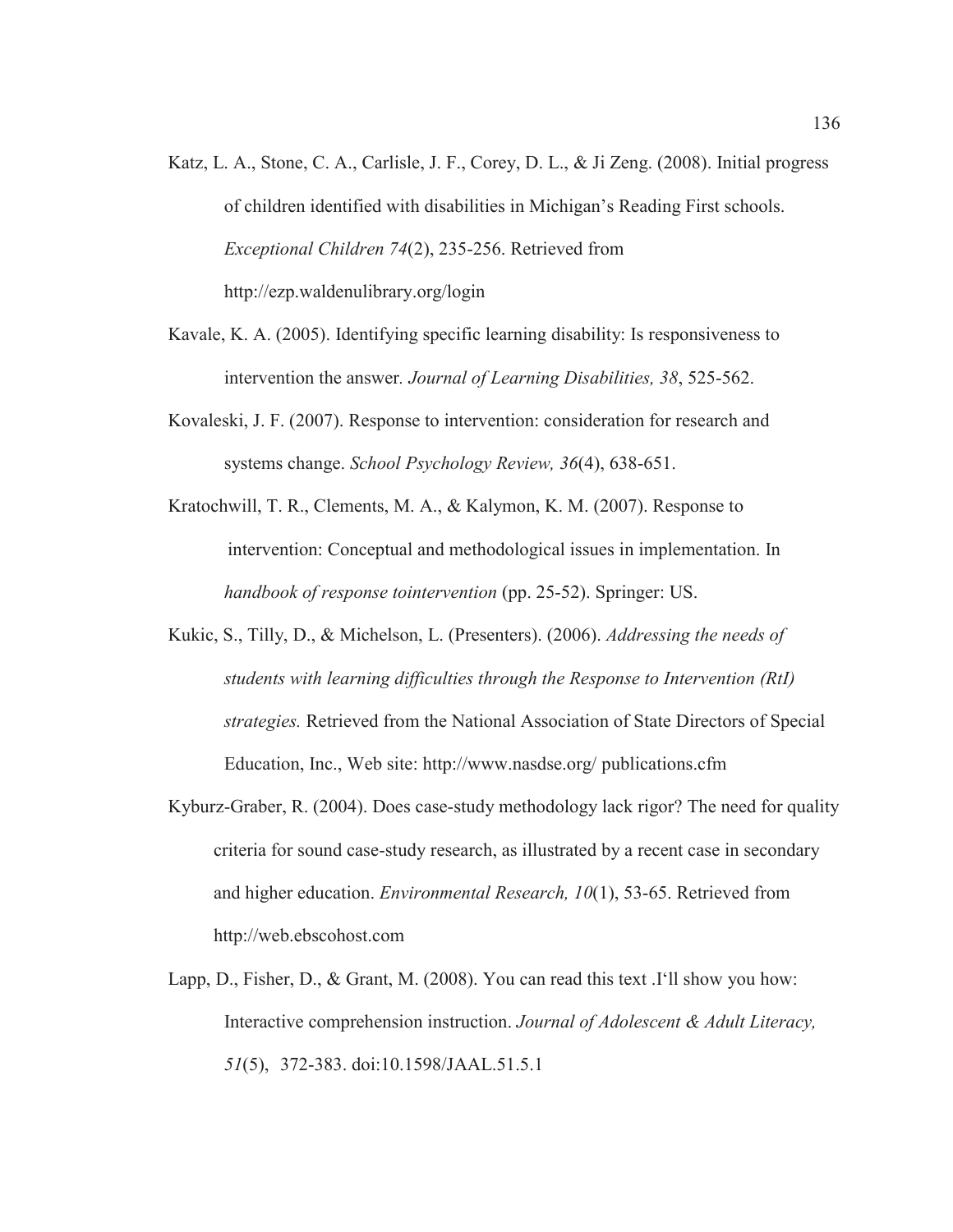Katz, L. A., Stone, C. A., Carlisle, J. F., Corey, D. L., & Ji Zeng. (2008). Initial progress of children identified with disabilities in Michigan's Reading First schools. *Exceptional Children 74*(2), 235-256. Retrieved from http://ezp.waldenulibrary.org/login

Kavale, K. A. (2005). Identifying specific learning disability: Is responsiveness to intervention the answer. *Journal of Learning Disabilities, 38*, 525-562.

Kovaleski, J. F. (2007). Response to intervention: consideration for research and systems change. *School Psychology Review, 36*(4), 638-651.

Kratochwill, T. R., Clements, M. A., & Kalymon, K. M. (2007). Response to intervention: Conceptual and methodological issues in implementation. In *handbook of response tointervention* (pp. 25-52). Springer: US.

Kukic, S., Tilly, D., & Michelson, L. (Presenters). (2006). *Addressing the needs of students with learning difficulties through the Response to Intervention (RtI) strategies.* Retrieved from the National Association of State Directors of Special Education, Inc., Web site: http://www.nasdse.org/ publications.cfm

Kyburz-Graber, R. (2004). Does case-study methodology lack rigor? The need for quality criteria for sound case-study research, as illustrated by a recent case in secondary and higher education. *Environmental Research, 10*(1), 53-65. Retrieved from http://web.ebscohost.com

Lapp, D., Fisher, D., & Grant, M. (2008). You can read this text .I'll show you how: Interactive comprehension instruction. *Journal of Adolescent & Adult Literacy, 51*(5), 372-383. doi:10.1598/JAAL.51.5.1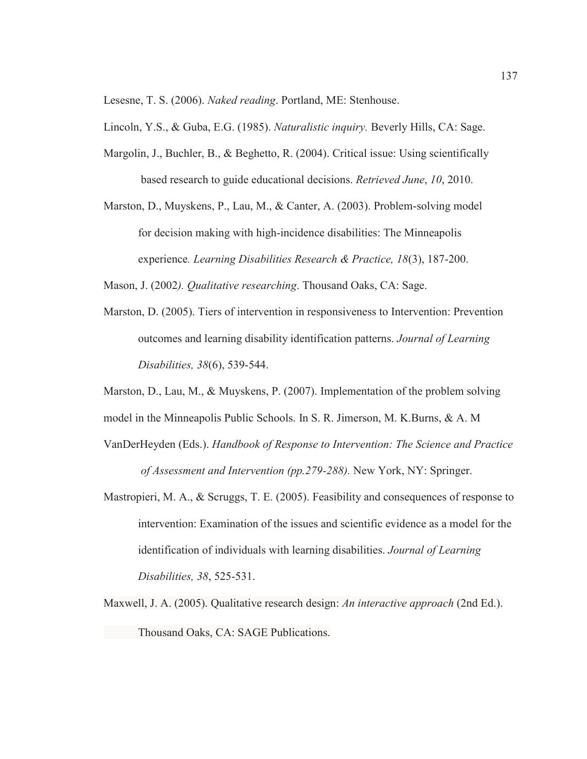Lesesne, T. S. (2006). *Naked reading*. Portland, ME: Stenhouse.

Lincoln, Y.S., & Guba, E.G. (1985). *Naturalistic inquiry.* Beverly Hills, CA: Sage.

Margolin, J., Buchler, B., & Beghetto, R. (2004). Critical issue: Using scientifically based research to guide educational decisions. *Retrieved June*, *10*, 2010.

Marston, D., Muyskens, P., Lau, M., & Canter, A. (2003). Problem-solving model for decision making with high-incidence disabilities: The Minneapolis experience*. Learning Disabilities Research & Practice, 18*(3), 187-200.

Mason, J. (2002*). Qualitative researching*. Thousand Oaks, CA: Sage.

Marston, D. (2005). Tiers of intervention in responsiveness to Intervention: Prevention outcomes and learning disability identification patterns. *Journal of Learning Disabilities, 38*(6), 539-544.

Marston, D., Lau, M., & Muyskens, P. (2007). Implementation of the problem solving model in the Minneapolis Public Schools. In S. R. Jimerson, M. K.Burns, & A. M VanDerHeyden (Eds.). *Handbook of Response to Intervention: The Science and Practice of Assessment and Intervention (pp.279-288).* New York, NY: Springer.

Mastropieri, M. A., & Scruggs, T. E. (2005). Feasibility and consequences of response to intervention: Examination of the issues and scientific evidence as a model for the identification of individuals with learning disabilities. *Journal of Learning Disabilities, 38*, 525-531.

Maxwell, J. A. (2005). Qualitative research design: *An interactive approach* (2nd Ed.). Thousand Oaks, CA: SAGE Publications.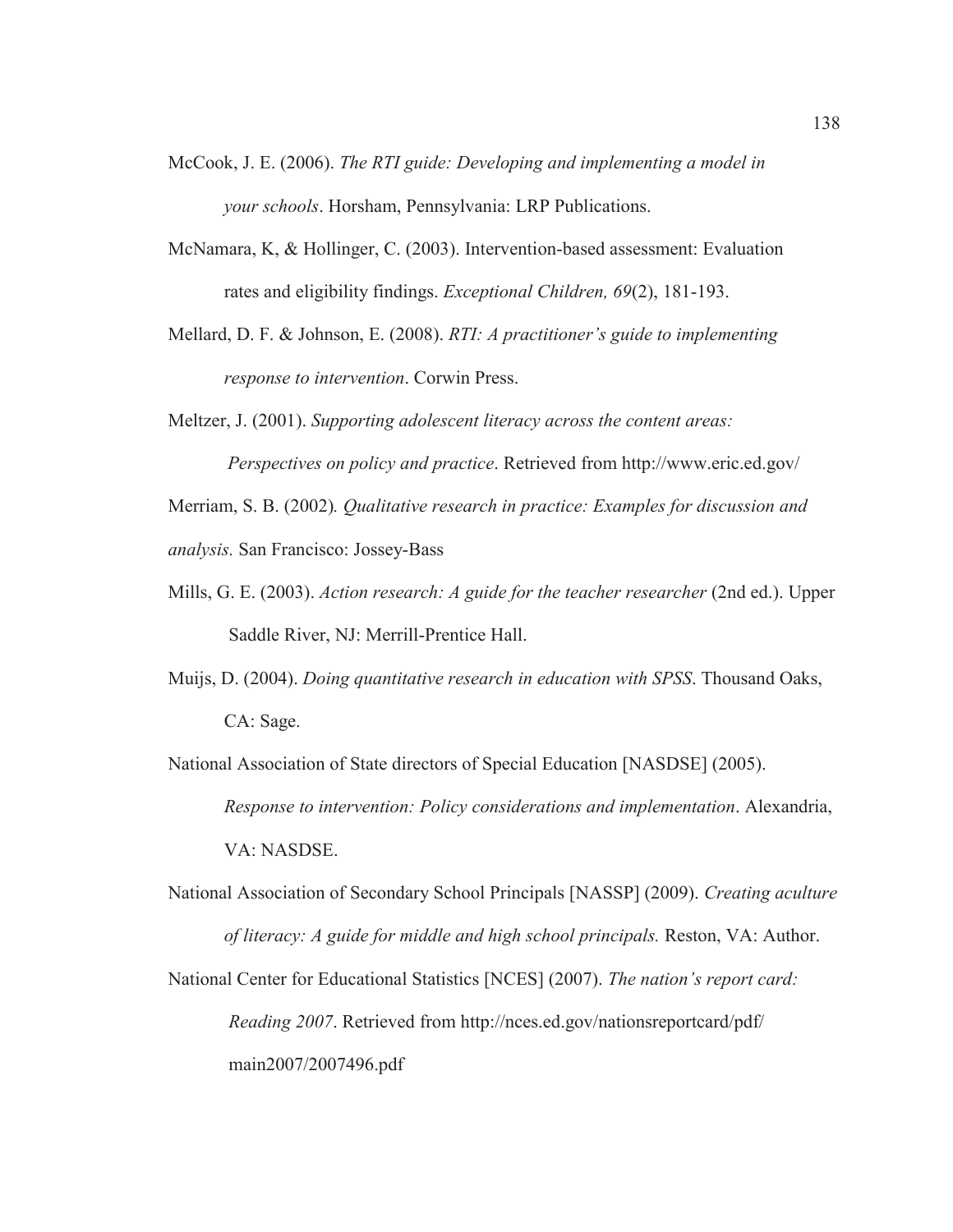McCook, J. E. (2006). *The RTI guide: Developing and implementing a model in your schools*. Horsham, Pennsylvania: LRP Publications.

McNamara, K, & Hollinger, C. (2003). Intervention-based assessment: Evaluation rates and eligibility findings. *Exceptional Children, 69*(2), 181-193.

Mellard, D. F. & Johnson, E. (2008). *RTI: A practitioner's guide to implementing response to intervention*. Corwin Press.

Meltzer, J. (2001). *Supporting adolescent literacy across the content areas: Perspectives on policy and practice*. Retrieved from http://www.eric.ed.gov/

Merriam, S. B. (2002)*. Qualitative research in practice: Examples for discussion and analysis.* San Francisco: Jossey-Bass

Mills, G. E. (2003). *Action research: A guide for the teacher researcher* (2nd ed.). Upper Saddle River, NJ: Merrill-Prentice Hall.

Muijs, D. (2004). *Doing quantitative research in education with SPSS*. Thousand Oaks, CA: Sage.

National Association of State directors of Special Education [NASDSE] (2005). *Response to intervention: Policy considerations and implementation*. Alexandria, VA: NASDSE.

National Association of Secondary School Principals [NASSP] (2009). *Creating aculture of literacy: A guide for middle and high school principals.* Reston, VA: Author.

National Center for Educational Statistics [NCES] (2007). *The nation's report card: Reading 2007*. Retrieved from http://nces.ed.gov/nationsreportcard/pdf/main2007/2007496.pdf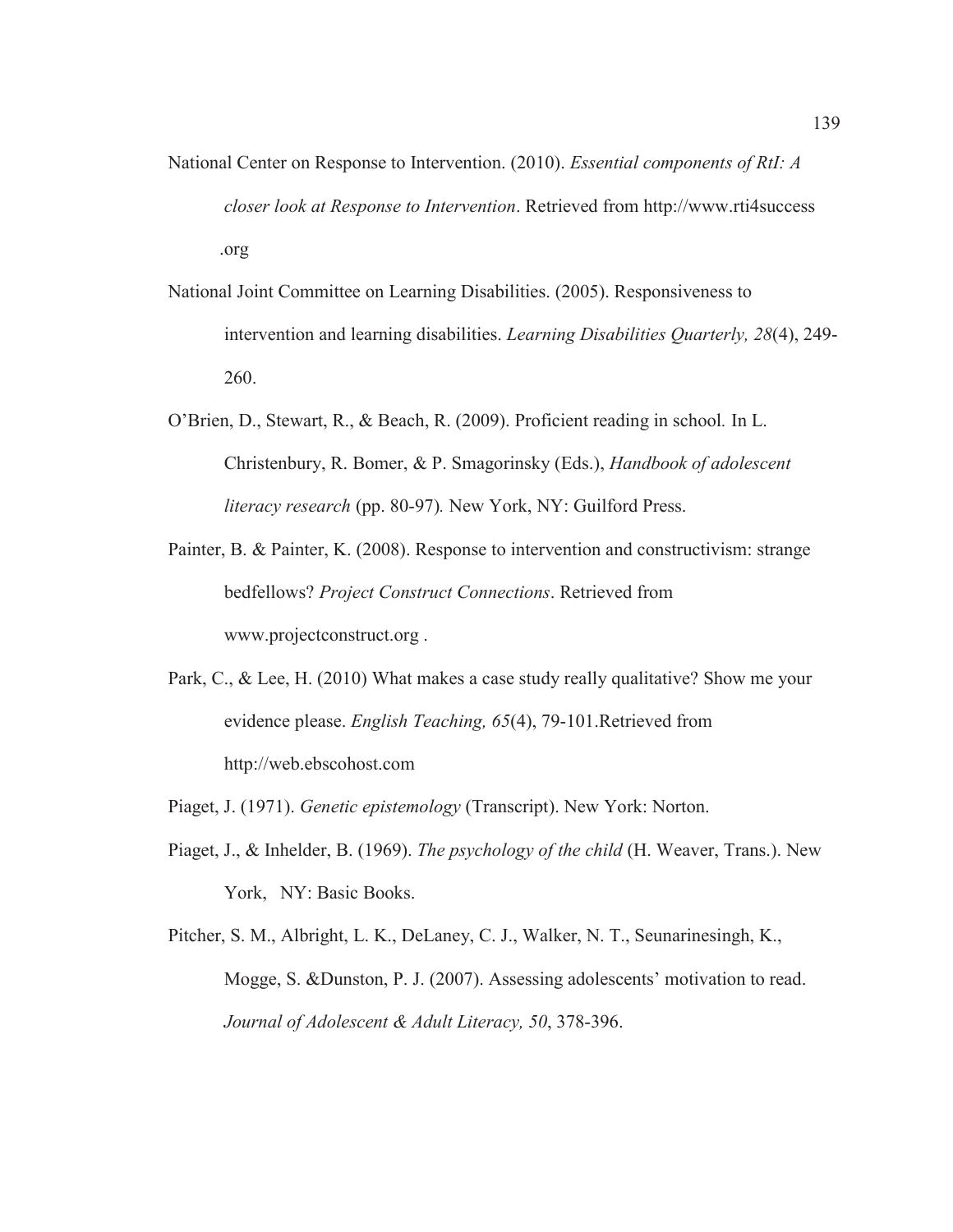National Center on Response to Intervention. (2010). *Essential components of RtI: A closer look at Response to Intervention*. Retrieved from http://www.rti4success .org

National Joint Committee on Learning Disabilities. (2005). Responsiveness to intervention and learning disabilities. *Learning Disabilities Quarterly, 28*(4), 249-260.

O'Brien, D., Stewart, R., & Beach, R. (2009). Proficient reading in school. In L. Christenbury, R. Bomer, & P. Smagorinsky (Eds.), *Handbook of adolescent literacy research* (pp. 80-97). New York, NY: Guilford Press.

Painter, B. & Painter, K. (2008). Response to intervention and constructivism: strange bedfellows? *Project Construct Connections*. Retrieved from www.projectconstruct.org .

Park, C., & Lee, H. (2010) What makes a case study really qualitative? Show me your evidence please. *English Teaching, 65*(4), 79-101.Retrieved from http://web.ebscohost.com

Piaget, J. (1971). *Genetic epistemology* (Transcript). New York: Norton.

Piaget, J., & Inhelder, B. (1969). *The psychology of the child* (H. Weaver, Trans.). New York, NY: Basic Books.

Pitcher, S. M., Albright, L. K., DeLaney, C. J., Walker, N. T., Seunarinesingh, K., Mogge, S. &Dunston, P. J. (2007). Assessing adolescents' motivation to read. *Journal of Adolescent & Adult Literacy, 50*, 378-396.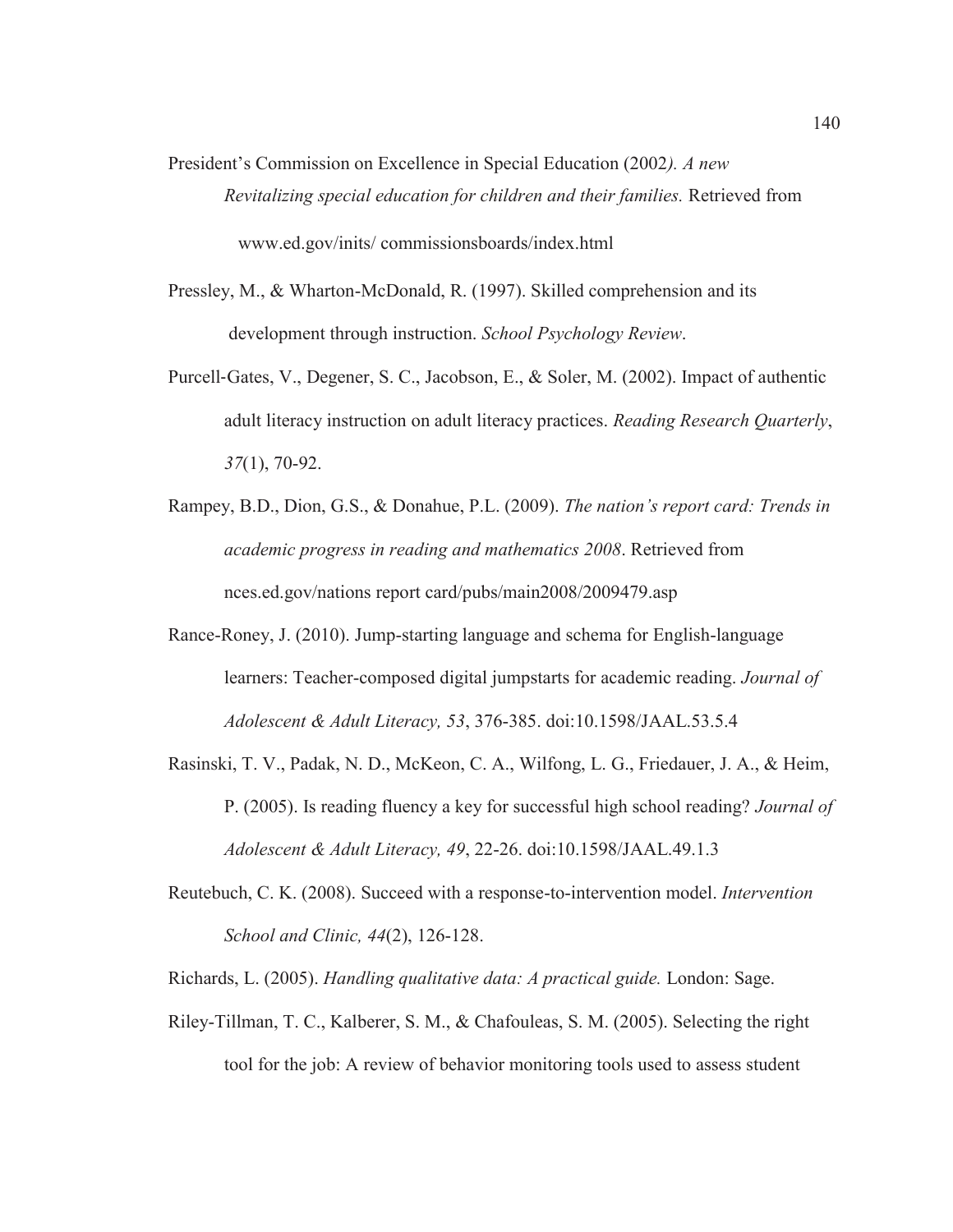President's Commission on Excellence in Special Education (2002*). A new Revitalizing special education for children and their families.* Retrieved from www.ed.gov/inits/ commissionsboards/index.html

Pressley, M., & Wharton-McDonald, R. (1997). Skilled comprehension and its development through instruction. *School Psychology Review*.

Purcell-Gates, V., Degener, S. C., Jacobson, E., & Soler, M. (2002). Impact of authentic adult literacy instruction on adult literacy practices. *Reading Research Quarterly*, *37*(1), 70-92.

Rampey, B.D., Dion, G.S., & Donahue, P.L. (2009). *The nation's report card: Trends in academic progress in reading and mathematics 2008*. Retrieved from nces.ed.gov/nations report card/pubs/main2008/2009479.asp

Rance-Roney, J. (2010). Jump-starting language and schema for English-language learners: Teacher-composed digital jumpstarts for academic reading. *Journal of Adolescent & Adult Literacy, 53*, 376-385. doi:10.1598/JAAL.53.5.4

Rasinski, T. V., Padak, N. D., McKeon, C. A., Wilfong, L. G., Friedauer, J. A., & Heim, P. (2005). Is reading fluency a key for successful high school reading? *Journal of Adolescent & Adult Literacy, 49*, 22-26. doi:10.1598/JAAL.49.1.3

Reutebuch, C. K. (2008). Succeed with a response-to-intervention model. *Intervention School and Clinic, 44*(2), 126-128.

Richards, L. (2005). *Handling qualitative data: A practical guide.* London: Sage.

Riley-Tillman, T. C., Kalberer, S. M., & Chafouleas, S. M. (2005). Selecting the right tool for the job: A review of behavior monitoring tools used to assess student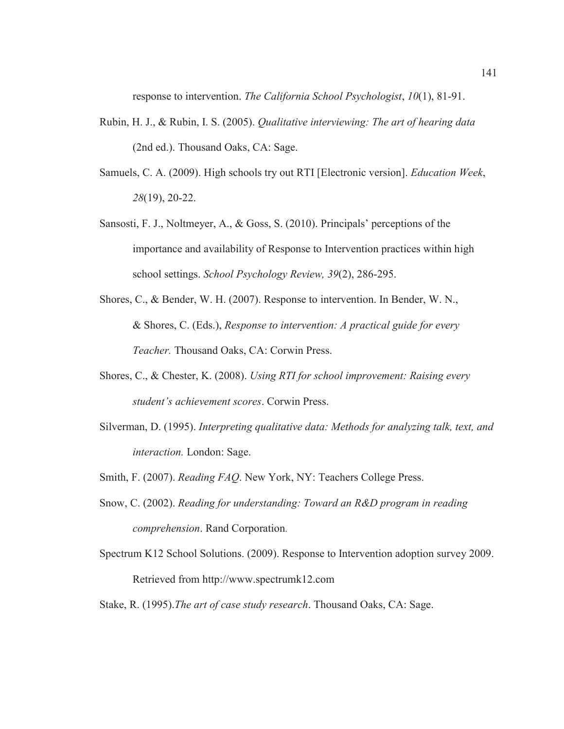response to intervention. *The California School Psychologist*, *10*(1), 81-91.

Rubin, H. J., & Rubin, I. S. (2005). *Qualitative interviewing: The art of hearing data* (2nd ed.). Thousand Oaks, CA: Sage.

Samuels, C. A. (2009). High schools try out RTI [Electronic version]. *Education Week*, *28*(19), 20-22.

Sansosti, F. J., Noltmeyer, A., & Goss, S. (2010). Principals' perceptions of the importance and availability of Response to Intervention practices within high school settings. *School Psychology Review, 39*(2), 286-295.

Shores, C., & Bender, W. H. (2007). Response to intervention. In Bender, W. N., & Shores, C. (Eds.), *Response to intervention: A practical guide for every Teacher.* Thousand Oaks, CA: Corwin Press.

Shores, C., & Chester, K. (2008). *Using RTI for school improvement: Raising every student's achievement scores*. Corwin Press.

Silverman, D. (1995). *Interpreting qualitative data: Methods for analyzing talk, text, and interaction.* London: Sage.

Smith, F. (2007). *Reading FAQ*. New York, NY: Teachers College Press.

Snow, C. (2002). *Reading for understanding: Toward an R&D program in reading comprehension*. Rand Corporation.

Spectrum K12 School Solutions. (2009). Response to Intervention adoption survey 2009. Retrieved from http://www.spectrumk12.com

Stake, R. (1995).*The art of case study research*. Thousand Oaks, CA: Sage.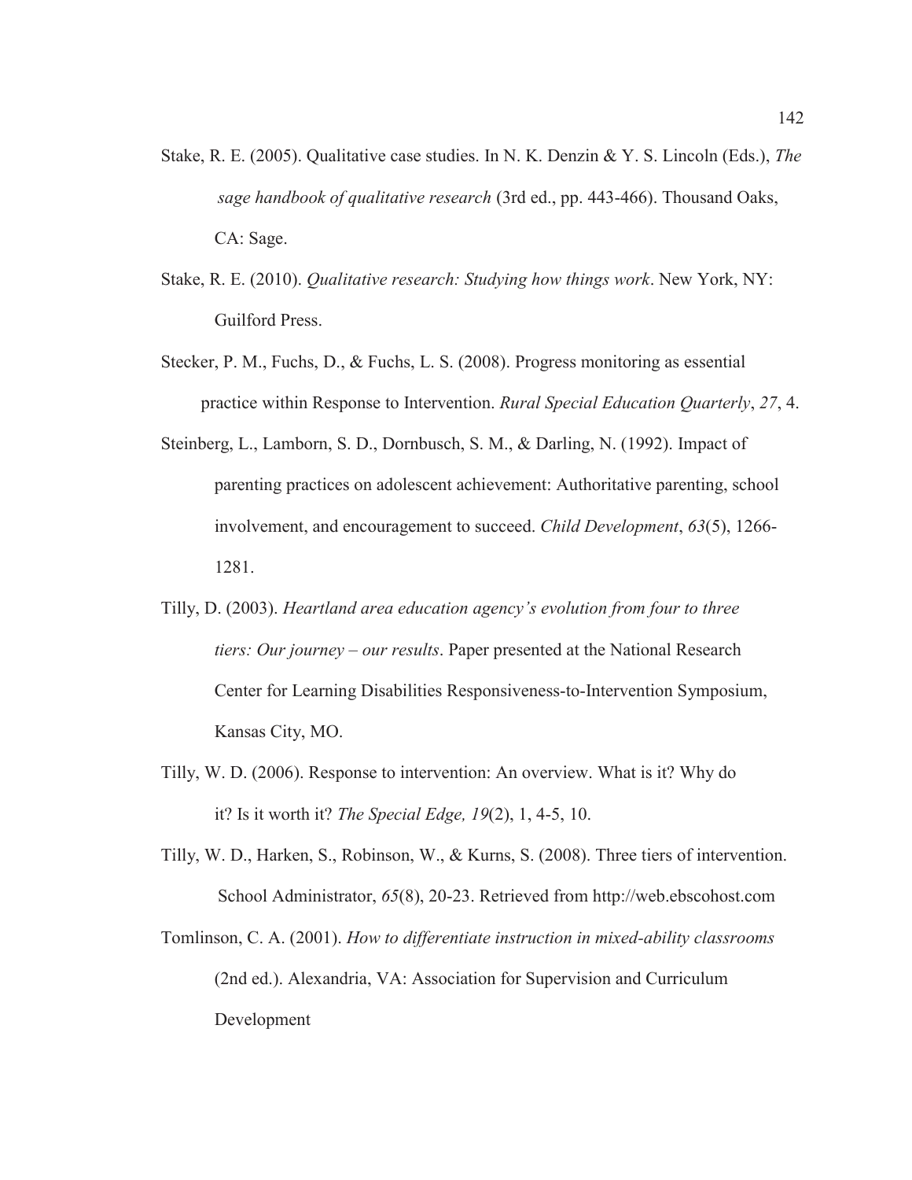Stake, R. E. (2005). Qualitative case studies. In N. K. Denzin & Y. S. Lincoln (Eds.), *The sage handbook of qualitative research* (3rd ed., pp. 443-466). Thousand Oaks, CA: Sage.

Stake, R. E. (2010). *Qualitative research: Studying how things work*. New York, NY: Guilford Press.

Stecker, P. M., Fuchs, D., & Fuchs, L. S. (2008). Progress monitoring as essential practice within Response to Intervention. *Rural Special Education Quarterly*, *27*, 4.

Steinberg, L., Lamborn, S. D., Dornbusch, S. M., & Darling, N. (1992). Impact of parenting practices on adolescent achievement: Authoritative parenting, school involvement, and encouragement to succeed. *Child Development*, *63*(5), 1266-1281.

Tilly, D. (2003). *Heartland area education agency's evolution from four to three tiers: Our journey – our results*. Paper presented at the National Research Center for Learning Disabilities Responsiveness-to-Intervention Symposium, Kansas City, MO.

Tilly, W. D. (2006). Response to intervention: An overview. What is it? Why do it? Is it worth it? *The Special Edge, 19*(2), 1, 4-5, 10.

Tilly, W. D., Harken, S., Robinson, W., & Kurns, S. (2008). Three tiers of intervention. School Administrator, *65*(8), 20-23. Retrieved from http://web.ebscohost.com

Tomlinson, C. A. (2001). *How to differentiate instruction in mixed-ability classrooms* (2nd ed.). Alexandria, VA: Association for Supervision and Curriculum Development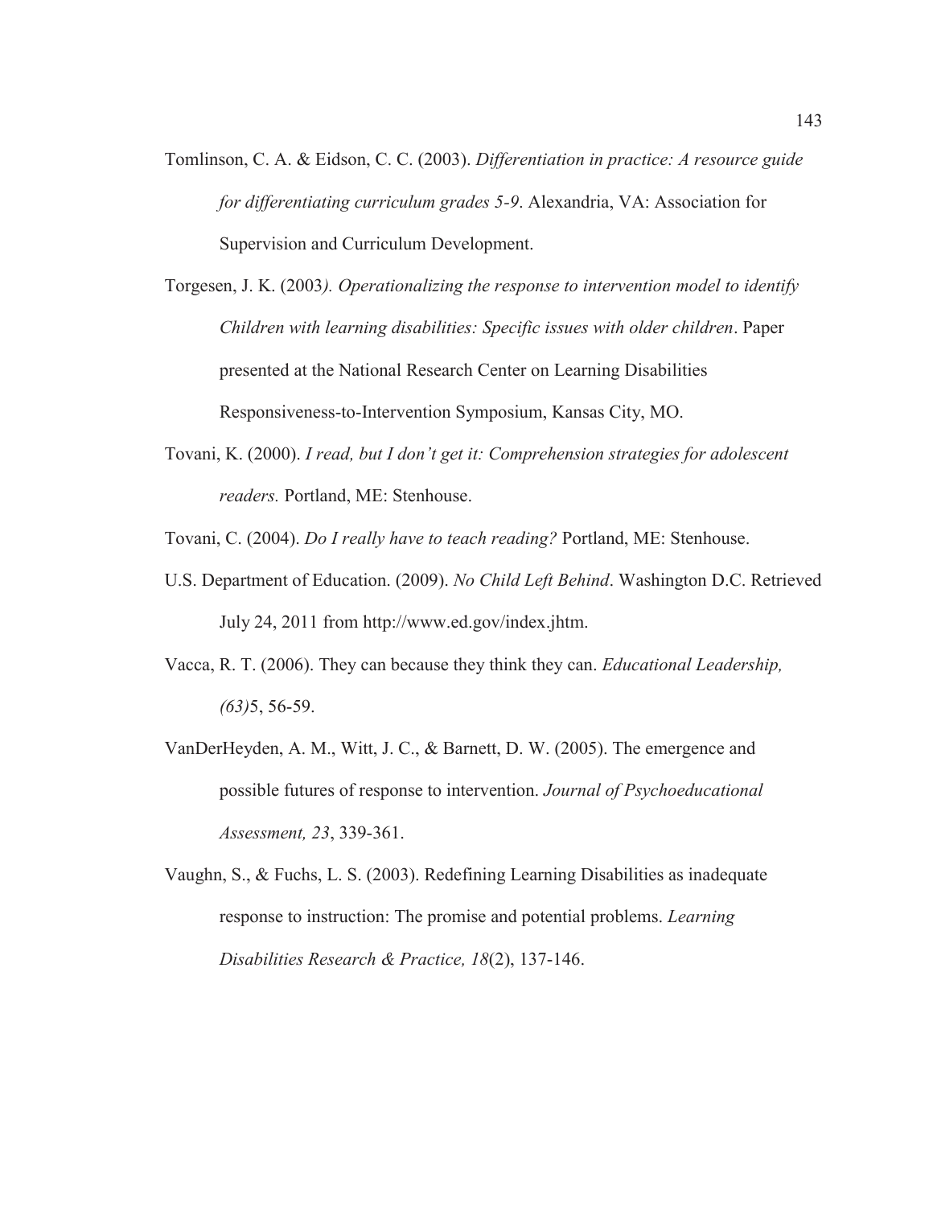Tomlinson, C. A. & Eidson, C. C. (2003). *Differentiation in practice: A resource guide for differentiating curriculum grades 5-9*. Alexandria, VA: Association for Supervision and Curriculum Development.

Torgesen, J. K. (2003*). Operationalizing the response to intervention model to identify Children with learning disabilities: Specific issues with older children*. Paper presented at the National Research Center on Learning Disabilities Responsiveness-to-Intervention Symposium, Kansas City, MO.

Tovani, K. (2000). *I read, but I don't get it: Comprehension strategies for adolescent readers.* Portland, ME: Stenhouse.

Tovani, C. (2004). *Do I really have to teach reading?* Portland, ME: Stenhouse.

U.S. Department of Education. (2009). *No Child Left Behind*. Washington D.C. Retrieved July 24, 2011 from http://www.ed.gov/index.jhtm.

Vacca, R. T. (2006). They can because they think they can. *Educational Leadership, (63)*5, 56-59.

VanDerHeyden, A. M., Witt, J. C., & Barnett, D. W. (2005). The emergence and possible futures of response to intervention. *Journal of Psychoeducational Assessment, 23*, 339-361.

Vaughn, S., & Fuchs, L. S. (2003). Redefining Learning Disabilities as inadequate response to instruction: The promise and potential problems. *Learning Disabilities Research & Practice, 18*(2), 137-146.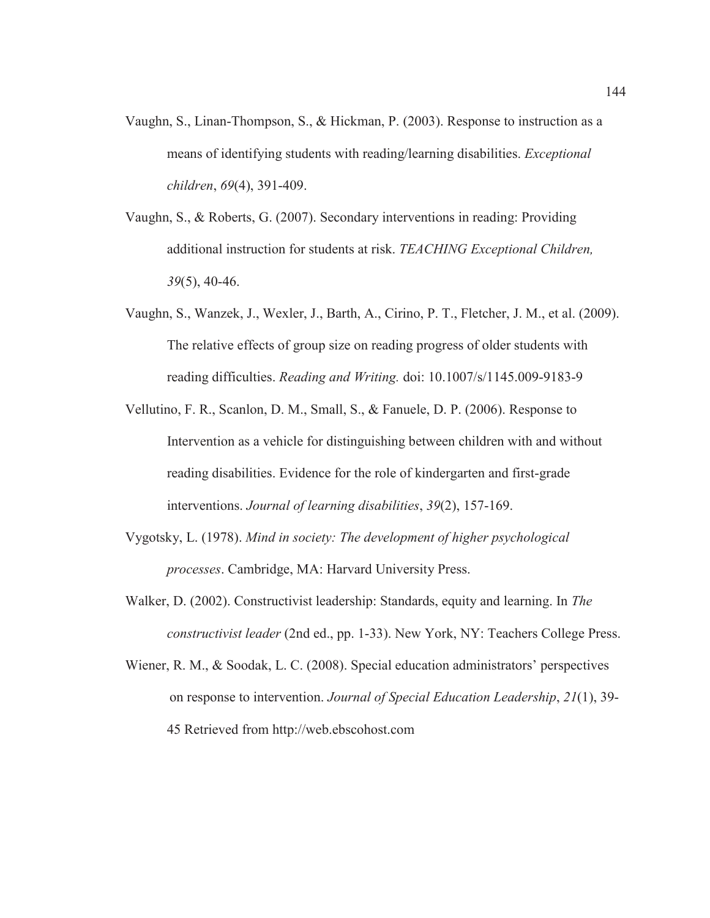Vaughn, S., Linan-Thompson, S., & Hickman, P. (2003). Response to instruction as a means of identifying students with reading/learning disabilities. *Exceptional children*, *69*(4), 391-409.

Vaughn, S., & Roberts, G. (2007). Secondary interventions in reading: Providing additional instruction for students at risk. *TEACHING Exceptional Children, 39*(5), 40-46.

Vaughn, S., Wanzek, J., Wexler, J., Barth, A., Cirino, P. T., Fletcher, J. M., et al. (2009). The relative effects of group size on reading progress of older students with reading difficulties. *Reading and Writing.* doi: 10.1007/s/1145.009-9183-9

Vellutino, F. R., Scanlon, D. M., Small, S., & Fanuele, D. P. (2006). Response to Intervention as a vehicle for distinguishing between children with and without reading disabilities. Evidence for the role of kindergarten and first-grade interventions. *Journal of learning disabilities*, *39*(2), 157-169.

Vygotsky, L. (1978). *Mind in society: The development of higher psychological processes*. Cambridge, MA: Harvard University Press.

Walker, D. (2002). Constructivist leadership: Standards, equity and learning. In *The constructivist leader* (2nd ed., pp. 1-33). New York, NY: Teachers College Press.

Wiener, R. M., & Soodak, L. C. (2008). Special education administrators' perspectives on response to intervention. *Journal of Special Education Leadership*, *21*(1), 39-45 Retrieved from http://web.ebscohost.com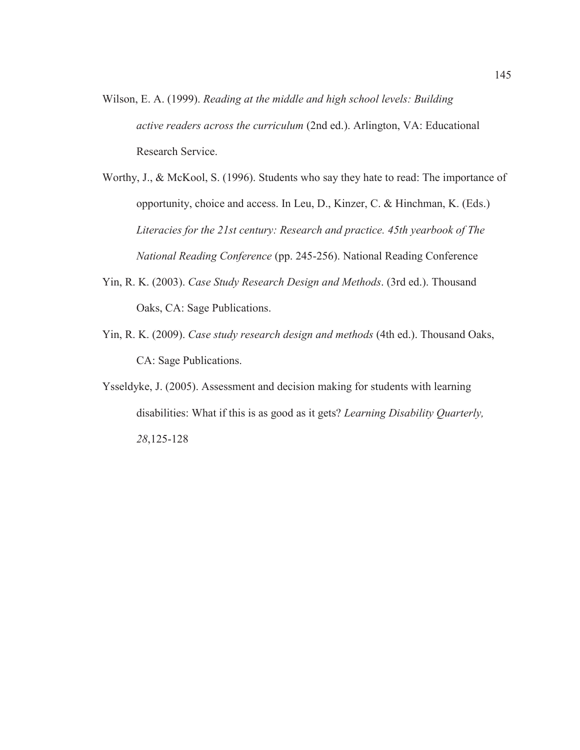Wilson, E. A. (1999). *Reading at the middle and high school levels: Building active readers across the curriculum* (2nd ed.). Arlington, VA: Educational Research Service.

Worthy, J., & McKool, S. (1996). Students who say they hate to read: The importance of opportunity, choice and access. In Leu, D., Kinzer, C. & Hinchman, K. (Eds.) *Literacies for the 21st century: Research and practice. 45th yearbook of The National Reading Conference* (pp. 245-256). National Reading Conference

Yin, R. K. (2003). *Case Study Research Design and Methods*. (3rd ed.). Thousand Oaks, CA: Sage Publications.

Yin, R. K. (2009). *Case study research design and methods* (4th ed.). Thousand Oaks, CA: Sage Publications.

Ysseldyke, J. (2005). Assessment and decision making for students with learning disabilities: What if this is as good as it gets? *Learning Disability Quarterly, 28*,125-128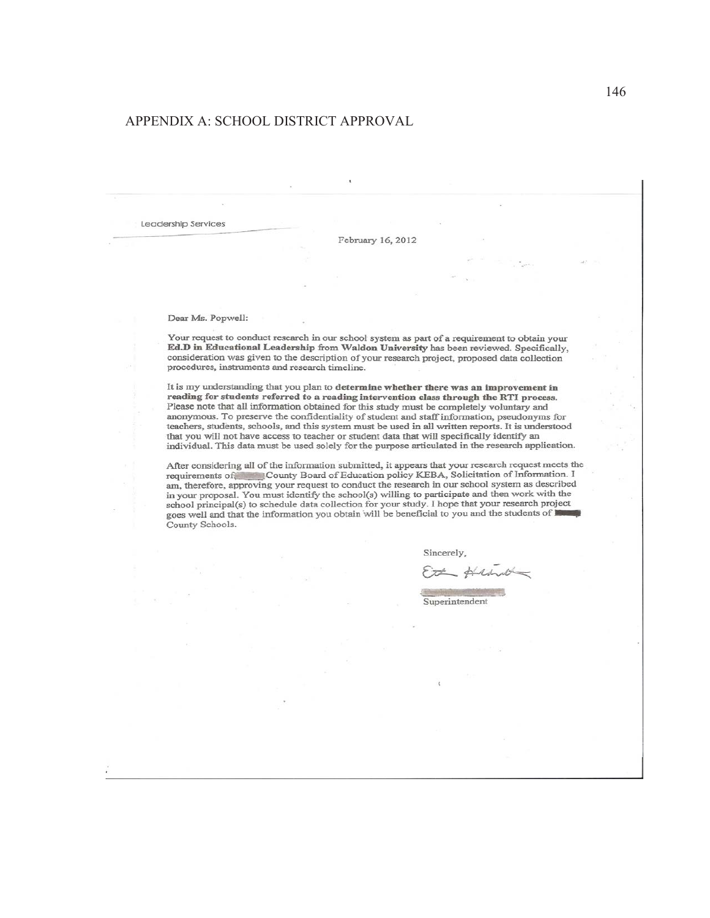## APPENDIX A: SCHOOL DISTRICT APPROVAL

Leadership Services

February 16, 2012

Dear Ms. Popwell:

Your request to conduct research in our school system as part of a requirement to obtain your **Ed.D in Educational Leadership** from **Waldon University** has been reviewed. Specifically, consideration was given to the description of your research project, proposed data collection procedures, instruments and research timeline.

It is my understanding that you plan to **determine whether there was an improvement in reading for students referred to a reading intervention class through the RTI process.** Please note that all information obtained for this study must be completely voluntary and anonymous. To preserve the confidentiality of student and staff information, pseudonyms for teachers, students, schools, and this system must be used in all written reports. It is understood that you will not have access to teacher or student data that will specifically identify an individual. This data must be used solely for the purpose articulated in the research application.

After considering all of the information submitted, it appears that your research request meets the requirements of County Board of Education policy KEBA, Solicitation of Information. I am, therefore, approving your request to conduct the research in our school system as described in your proposal. You must identify the school(s) willing to participate and then work with the school principal(s) to schedule data collection for your study. I hope that your research project goes well and that the information you obtain will be beneficial to you and the students of County Schools.

Sincerely,

Superintendent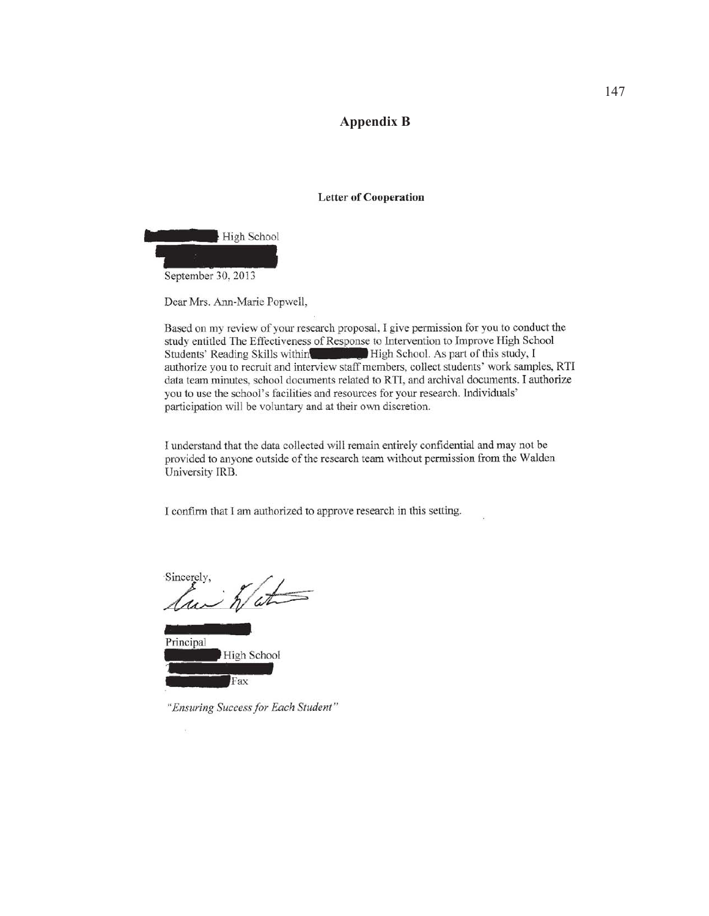# Appendix B

**Letter of Cooperation**

High School

September 30, 2013

Dear Mrs. Ann-Marie Popwell,

Based on my review of your research proposal, I give permission for you to conduct the study entitled The Effectiveness of Response to Intervention to Improve High School Students' Reading Skills within High School. As part of this study, I authorize you to recruit and interview staff members, collect students' work samples, RTI data team minutes, school documents related to RTI, and archival documents. I authorize you to use the school's facilities and resources for your research. Individuals' participation will be voluntary and at their own discretion.

I understand that the data collected will remain entirely confidential and may not be provided to anyone outside of the research team without permission from the Walden University IRB.

I confirm that I am authorized to approve research in this setting.

Sincerely,

Principal
High School

Fax

*"Ensuring Success for Each Student"*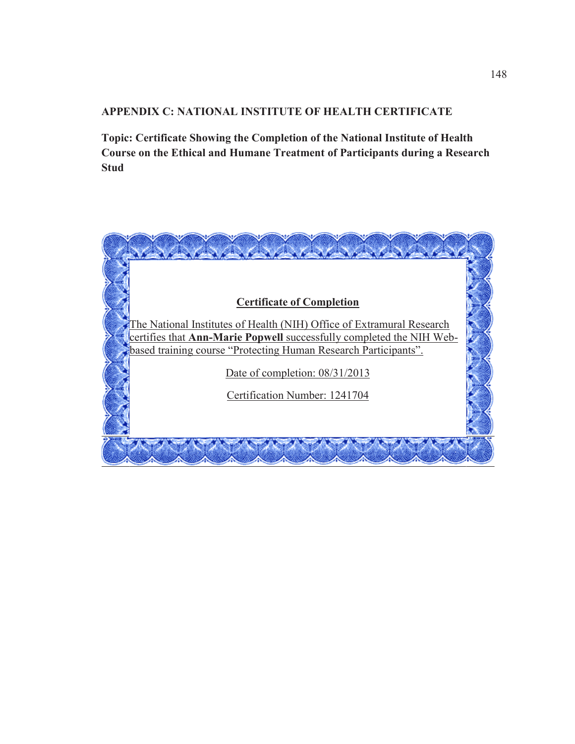## APPENDIX C: NATIONAL INSTITUTE OF HEALTH CERTIFICATE

**Topic: Certificate Showing the Completion of the National Institute of Health Course on the Ethical and Humane Treatment of Participants during a Research Stud**

**Certificate of Completion**

The National Institutes of Health (NIH) Office of Extramural Research certifies that **Ann-Marie Popwell** successfully completed the NIH Web-based training course "Protecting Human Research Participants".

Date of completion: 08/31/2013

Certification Number: 1241704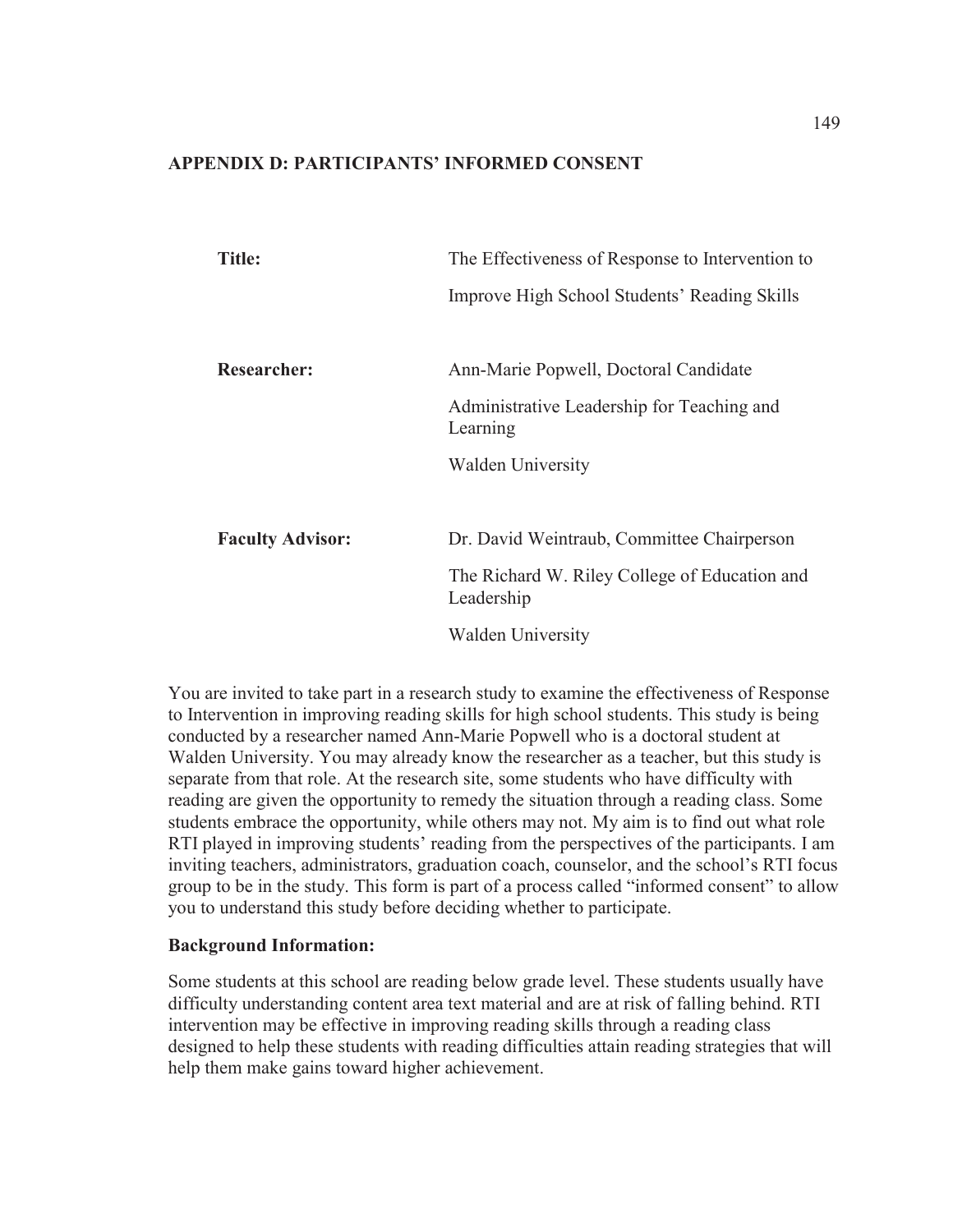## APPENDIX D: PARTICIPANTS' INFORMED CONSENT

| | |
|---|---|
| **Title:** | The Effectiveness of Response to Intervention to Improve High School Students' Reading Skills |
| **Researcher:** | Ann-Marie Popwell, Doctoral Candidate<br>Administrative Leadership for Teaching and Learning<br>Walden University |
| **Faculty Advisor:** | Dr. David Weintraub, Committee Chairperson<br>The Richard W. Riley College of Education and Leadership<br>Walden University |

You are invited to take part in a research study to examine the effectiveness of Response to Intervention in improving reading skills for high school students. This study is being conducted by a researcher named Ann-Marie Popwell who is a doctoral student at Walden University. You may already know the researcher as a teacher, but this study is separate from that role. At the research site, some students who have difficulty with reading are given the opportunity to remedy the situation through a reading class. Some students embrace the opportunity, while others may not. My aim is to find out what role RTI played in improving students' reading from the perspectives of the participants. I am inviting teachers, administrators, graduation coach, counselor, and the school's RTI focus group to be in the study. This form is part of a process called "informed consent" to allow you to understand this study before deciding whether to participate.

**Background Information:**

Some students at this school are reading below grade level. These students usually have difficulty understanding content area text material and are at risk of falling behind. RTI intervention may be effective in improving reading skills through a reading class designed to help these students with reading difficulties attain reading strategies that will help them make gains toward higher achievement.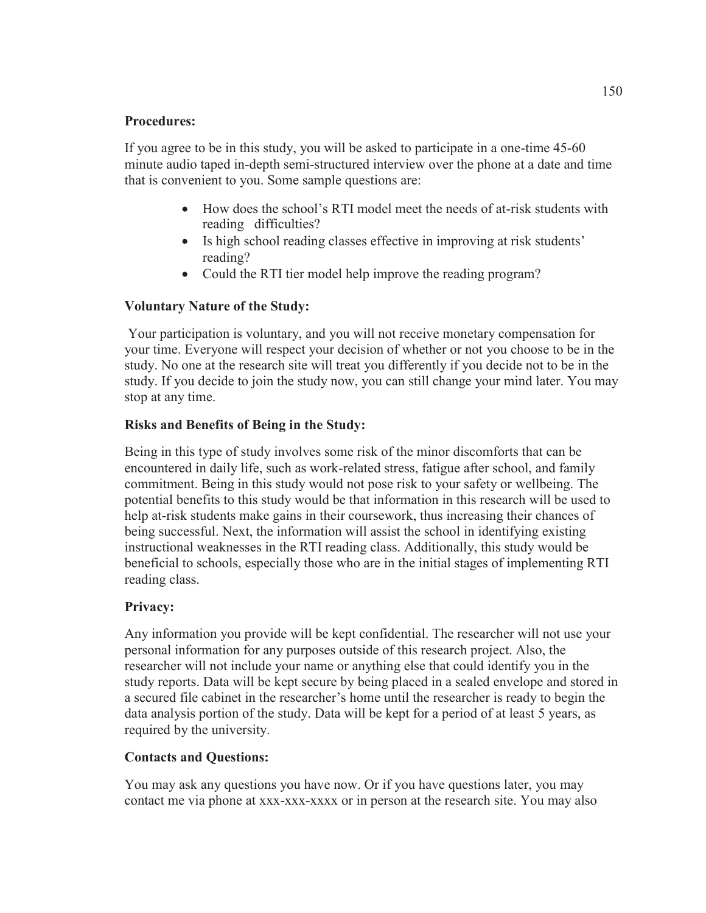**Procedures:**

If you agree to be in this study, you will be asked to participate in a one-time 45-60 minute audio taped in-depth semi-structured interview over the phone at a date and time that is convenient to you. Some sample questions are:

- How does the school's RTI model meet the needs of at-risk students with reading difficulties?
- Is high school reading classes effective in improving at risk students' reading?
- Could the RTI tier model help improve the reading program?

**Voluntary Nature of the Study:**

Your participation is voluntary, and you will not receive monetary compensation for your time. Everyone will respect your decision of whether or not you choose to be in the study. No one at the research site will treat you differently if you decide not to be in the study. If you decide to join the study now, you can still change your mind later. You may stop at any time.

**Risks and Benefits of Being in the Study:**

Being in this type of study involves some risk of the minor discomforts that can be encountered in daily life, such as work-related stress, fatigue after school, and family commitment. Being in this study would not pose risk to your safety or wellbeing. The potential benefits to this study would be that information in this research will be used to help at-risk students make gains in their coursework, thus increasing their chances of being successful. Next, the information will assist the school in identifying existing instructional weaknesses in the RTI reading class. Additionally, this study would be beneficial to schools, especially those who are in the initial stages of implementing RTI reading class.

**Privacy:**

Any information you provide will be kept confidential. The researcher will not use your personal information for any purposes outside of this research project. Also, the researcher will not include your name or anything else that could identify you in the study reports. Data will be kept secure by being placed in a sealed envelope and stored in a secured file cabinet in the researcher's home until the researcher is ready to begin the data analysis portion of the study. Data will be kept for a period of at least 5 years, as required by the university.

**Contacts and Questions:**

You may ask any questions you have now. Or if you have questions later, you may contact me via phone at xxx-xxx-xxxx or in person at the research site. You may also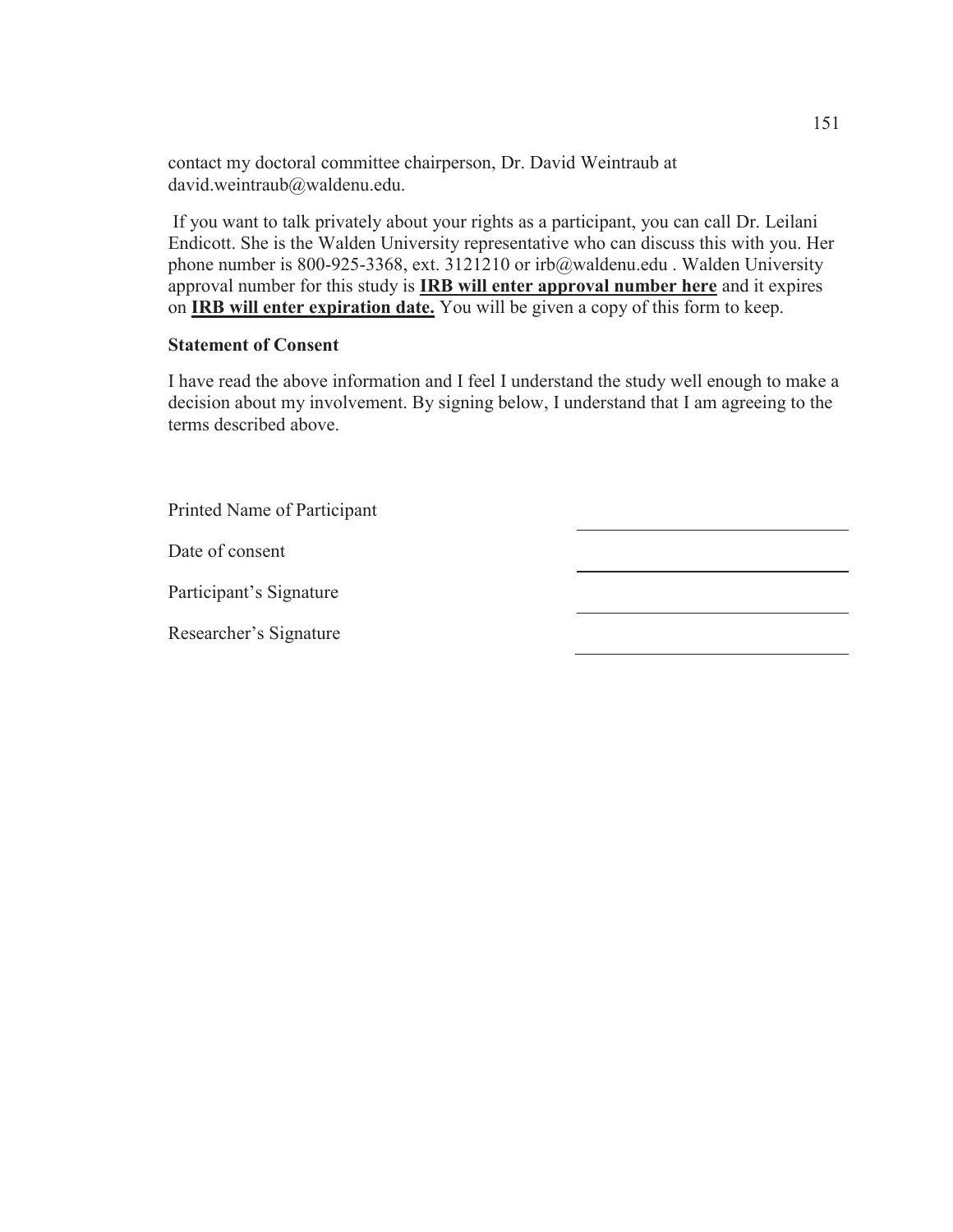contact my doctoral committee chairperson, Dr. David Weintraub at david.weintraub@waldenu.edu.

If you want to talk privately about your rights as a participant, you can call Dr. Leilani Endicott. She is the Walden University representative who can discuss this with you. Her phone number is 800-925-3368, ext. 3121210 or irb@waldenu.edu . Walden University approval number for this study is **IRB will enter approval number here** and it expires on **IRB will enter expiration date.** You will be given a copy of this form to keep.

**Statement of Consent**

I have read the above information and I feel I understand the study well enough to make a decision about my involvement. By signing below, I understand that I am agreeing to the terms described above.

Printed Name of Participant ______________________________

Date of consent ______________________________

Participant's Signature ______________________________

Researcher's Signature ______________________________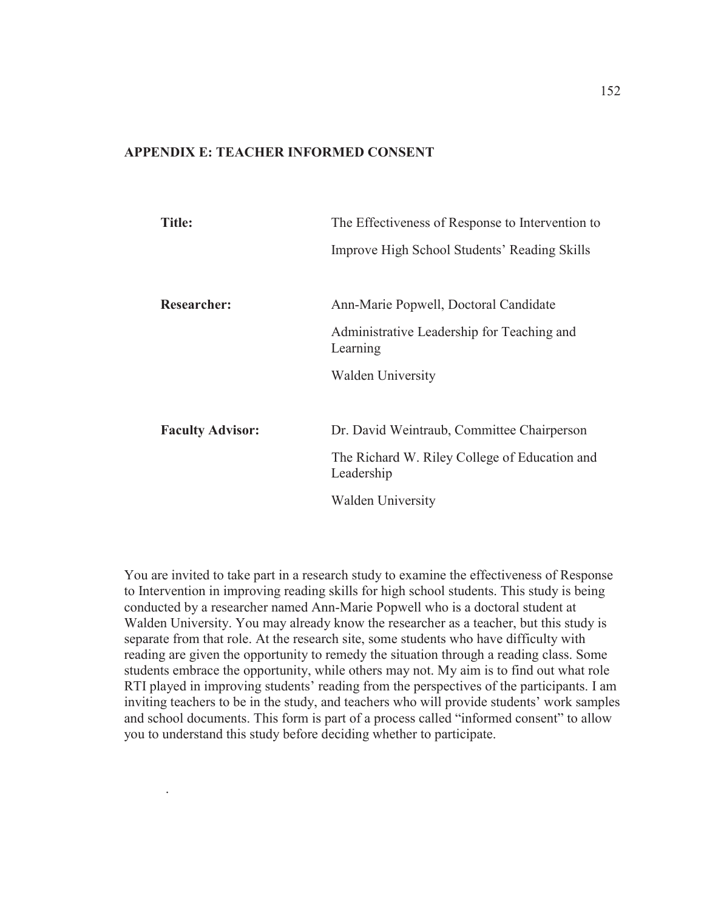## APPENDIX E: TEACHER INFORMED CONSENT

| | |
|---|---|
| **Title:** | The Effectiveness of Response to Intervention to Improve High School Students' Reading Skills |
| **Researcher:** | Ann-Marie Popwell, Doctoral Candidate<br>Administrative Leadership for Teaching and Learning<br>Walden University |
| **Faculty Advisor:** | Dr. David Weintraub, Committee Chairperson<br>The Richard W. Riley College of Education and Leadership<br>Walden University |

You are invited to take part in a research study to examine the effectiveness of Response to Intervention in improving reading skills for high school students. This study is being conducted by a researcher named Ann-Marie Popwell who is a doctoral student at Walden University. You may already know the researcher as a teacher, but this study is separate from that role. At the research site, some students who have difficulty with reading are given the opportunity to remedy the situation through a reading class. Some students embrace the opportunity, while others may not. My aim is to find out what role RTI played in improving students' reading from the perspectives of the participants. I am inviting teachers to be in the study, and teachers who will provide students' work samples and school documents. This form is part of a process called "informed consent" to allow you to understand this study before deciding whether to participate.

.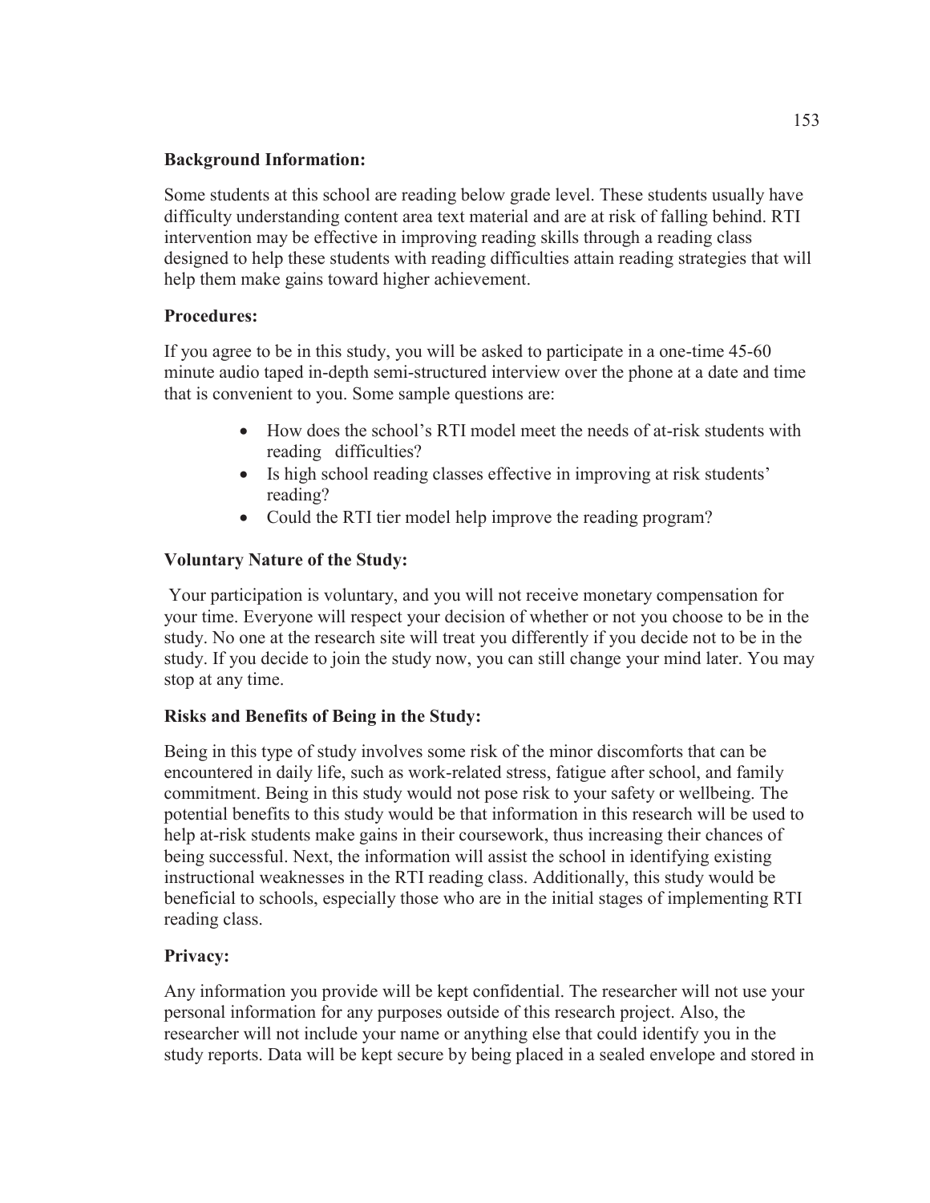**Background Information:**

Some students at this school are reading below grade level. These students usually have difficulty understanding content area text material and are at risk of falling behind. RTI intervention may be effective in improving reading skills through a reading class designed to help these students with reading difficulties attain reading strategies that will help them make gains toward higher achievement.

**Procedures:**

If you agree to be in this study, you will be asked to participate in a one-time 45-60 minute audio taped in-depth semi-structured interview over the phone at a date and time that is convenient to you. Some sample questions are:

- How does the school's RTI model meet the needs of at-risk students with reading difficulties?
- Is high school reading classes effective in improving at risk students' reading?
- Could the RTI tier model help improve the reading program?

**Voluntary Nature of the Study:**

Your participation is voluntary, and you will not receive monetary compensation for your time. Everyone will respect your decision of whether or not you choose to be in the study. No one at the research site will treat you differently if you decide not to be in the study. If you decide to join the study now, you can still change your mind later. You may stop at any time.

**Risks and Benefits of Being in the Study:**

Being in this type of study involves some risk of the minor discomforts that can be encountered in daily life, such as work-related stress, fatigue after school, and family commitment. Being in this study would not pose risk to your safety or wellbeing. The potential benefits to this study would be that information in this research will be used to help at-risk students make gains in their coursework, thus increasing their chances of being successful. Next, the information will assist the school in identifying existing instructional weaknesses in the RTI reading class. Additionally, this study would be beneficial to schools, especially those who are in the initial stages of implementing RTI reading class.

**Privacy:**

Any information you provide will be kept confidential. The researcher will not use your personal information for any purposes outside of this research project. Also, the researcher will not include your name or anything else that could identify you in the study reports. Data will be kept secure by being placed in a sealed envelope and stored in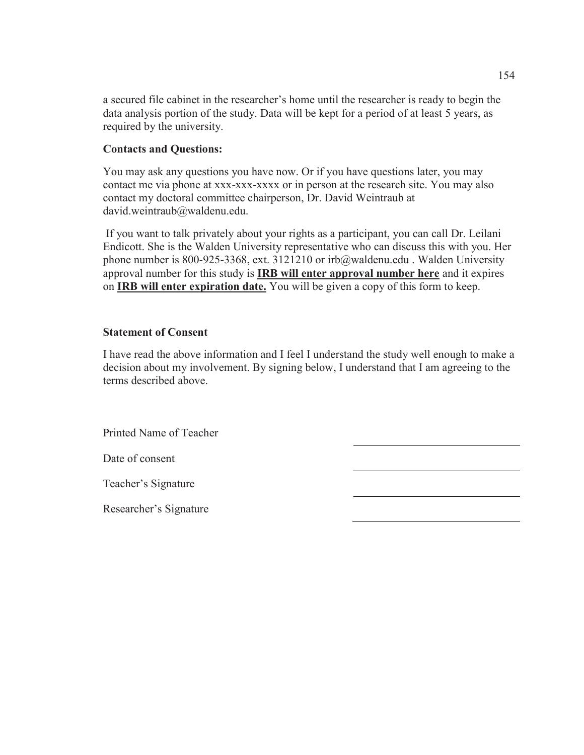a secured file cabinet in the researcher's home until the researcher is ready to begin the data analysis portion of the study. Data will be kept for a period of at least 5 years, as required by the university.

**Contacts and Questions:**

You may ask any questions you have now. Or if you have questions later, you may contact me via phone at xxx-xxx-xxxx or in person at the research site. You may also contact my doctoral committee chairperson, Dr. David Weintraub at david.weintraub@waldenu.edu.

If you want to talk privately about your rights as a participant, you can call Dr. Leilani Endicott. She is the Walden University representative who can discuss this with you. Her phone number is 800-925-3368, ext. 3121210 or irb@waldenu.edu . Walden University approval number for this study is **IRB will enter approval number here** and it expires on **IRB will enter expiration date.** You will be given a copy of this form to keep.

**Statement of Consent**

I have read the above information and I feel I understand the study well enough to make a decision about my involvement. By signing below, I understand that I am agreeing to the terms described above.

Printed Name of Teacher \_\_\_\_\_\_\_\_\_\_\_\_\_\_\_\_\_\_\_\_\_\_\_\_\_\_\_\_

Date of consent \_\_\_\_\_\_\_\_\_\_\_\_\_\_\_\_\_\_\_\_\_\_\_\_\_\_\_\_

Teacher's Signature \_\_\_\_\_\_\_\_\_\_\_\_\_\_\_\_\_\_\_\_\_\_\_\_\_\_\_\_

Researcher's Signature \_\_\_\_\_\_\_\_\_\_\_\_\_\_\_\_\_\_\_\_\_\_\_\_\_\_\_\_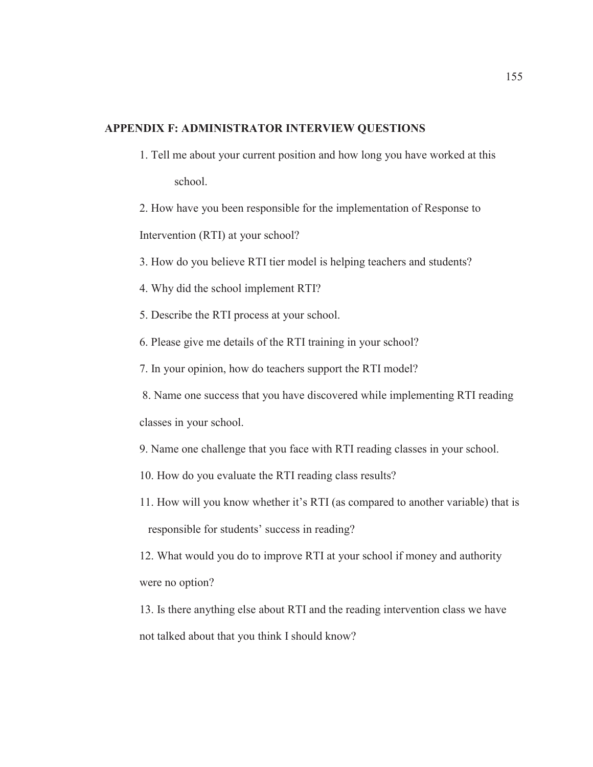## APPENDIX F: ADMINISTRATOR INTERVIEW QUESTIONS

1. Tell me about your current position and how long you have worked at this school.
2. How have you been responsible for the implementation of Response to Intervention (RTI) at your school?
3. How do you believe RTI tier model is helping teachers and students?
4. Why did the school implement RTI?
5. Describe the RTI process at your school.
6. Please give me details of the RTI training in your school?
7. In your opinion, how do teachers support the RTI model?
8. Name one success that you have discovered while implementing RTI reading classes in your school.
9. Name one challenge that you face with RTI reading classes in your school.
10. How do you evaluate the RTI reading class results?
11. How will you know whether it's RTI (as compared to another variable) that is responsible for students' success in reading?
12. What would you do to improve RTI at your school if money and authority were no option?
13. Is there anything else about RTI and the reading intervention class we have not talked about that you think I should know?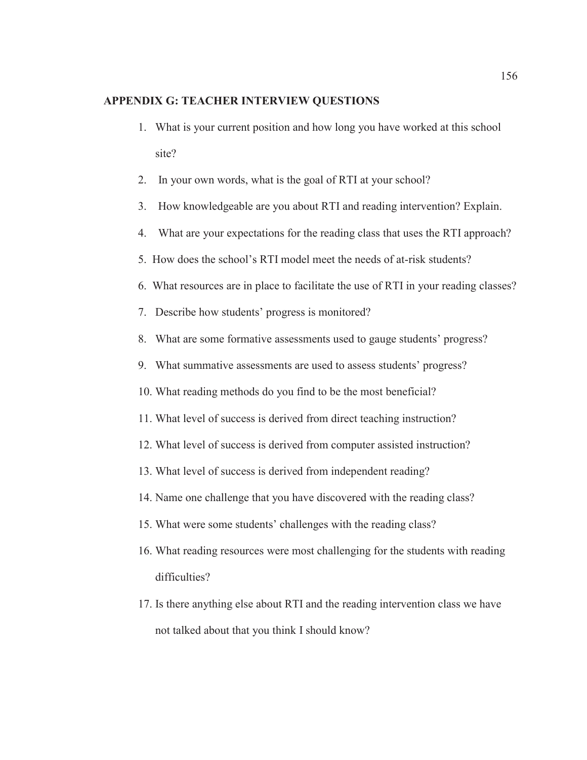## APPENDIX G: TEACHER INTERVIEW QUESTIONS

1. What is your current position and how long you have worked at this school site?
2. In your own words, what is the goal of RTI at your school?
3. How knowledgeable are you about RTI and reading intervention? Explain.
4. What are your expectations for the reading class that uses the RTI approach?
5. How does the school's RTI model meet the needs of at-risk students?
6. What resources are in place to facilitate the use of RTI in your reading classes?
7. Describe how students' progress is monitored?
8. What are some formative assessments used to gauge students' progress?
9. What summative assessments are used to assess students' progress?
10. What reading methods do you find to be the most beneficial?
11. What level of success is derived from direct teaching instruction?
12. What level of success is derived from computer assisted instruction?
13. What level of success is derived from independent reading?
14. Name one challenge that you have discovered with the reading class?
15. What were some students' challenges with the reading class?
16. What reading resources were most challenging for the students with reading difficulties?
17. Is there anything else about RTI and the reading intervention class we have not talked about that you think I should know?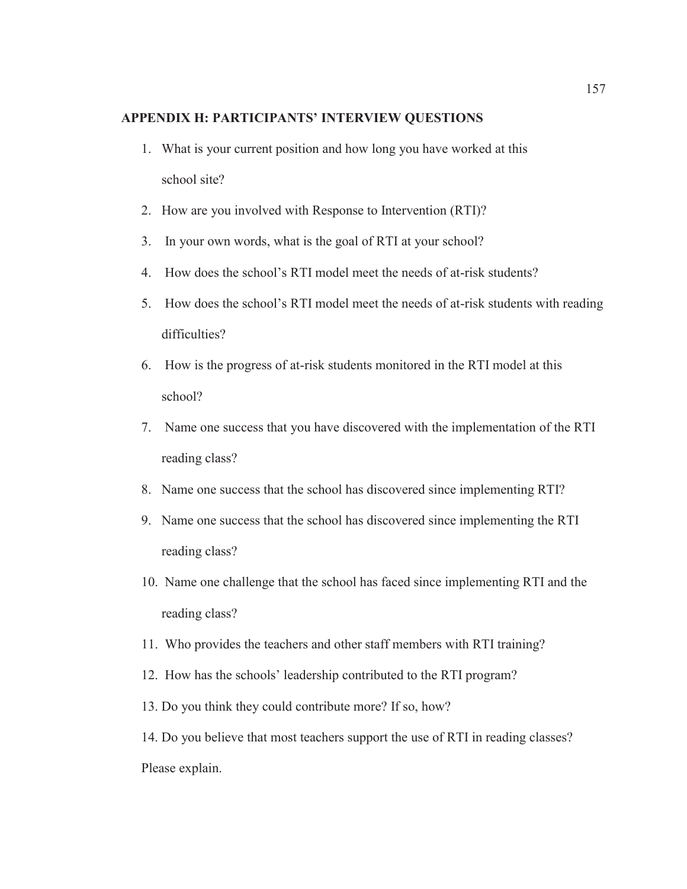## APPENDIX H: PARTICIPANTS' INTERVIEW QUESTIONS

1. What is your current position and how long you have worked at this school site?
2. How are you involved with Response to Intervention (RTI)?
3. In your own words, what is the goal of RTI at your school?
4. How does the school's RTI model meet the needs of at-risk students?
5. How does the school's RTI model meet the needs of at-risk students with reading difficulties?
6. How is the progress of at-risk students monitored in the RTI model at this school?
7. Name one success that you have discovered with the implementation of the RTI reading class?
8. Name one success that the school has discovered since implementing RTI?
9. Name one success that the school has discovered since implementing the RTI reading class?
10. Name one challenge that the school has faced since implementing RTI and the reading class?
11. Who provides the teachers and other staff members with RTI training?
12. How has the schools' leadership contributed to the RTI program?
13. Do you think they could contribute more? If so, how?
14. Do you believe that most teachers support the use of RTI in reading classes? Please explain.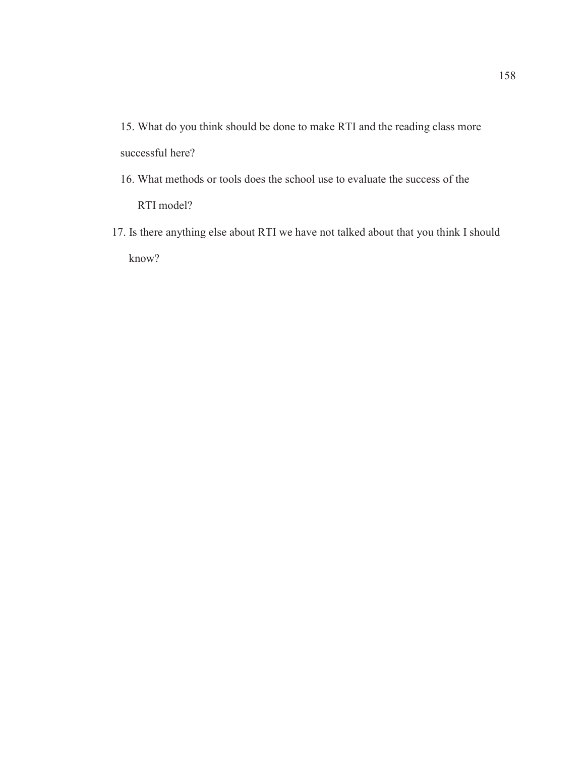15. What do you think should be done to make RTI and the reading class more successful here?
16. What methods or tools does the school use to evaluate the success of the RTI model?
17. Is there anything else about RTI we have not talked about that you think I should know?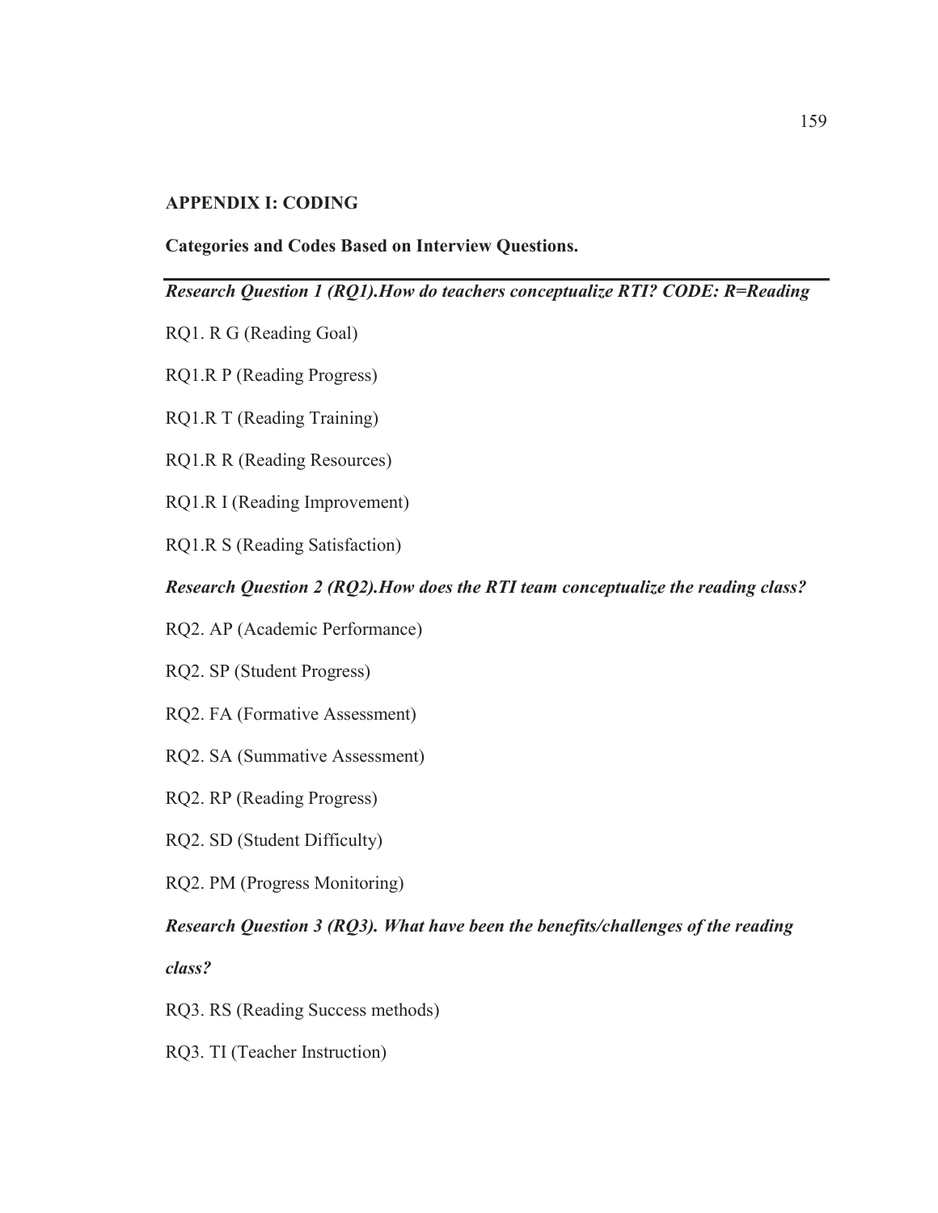## APPENDIX I: CODING

**Categories and Codes Based on Interview Questions.**

***Research Question 1 (RQ1).How do teachers conceptualize RTI? CODE: R=Reading***

RQ1. R G (Reading Goal)

RQ1.R P (Reading Progress)

RQ1.R T (Reading Training)

RQ1.R R (Reading Resources)

RQ1.R I (Reading Improvement)

RQ1.R S (Reading Satisfaction)

***Research Question 2 (RQ2).How does the RTI team conceptualize the reading class?***

RQ2. AP (Academic Performance)

RQ2. SP (Student Progress)

RQ2. FA (Formative Assessment)

RQ2. SA (Summative Assessment)

RQ2. RP (Reading Progress)

RQ2. SD (Student Difficulty)

RQ2. PM (Progress Monitoring)

***Research Question 3 (RQ3). What have been the benefits/challenges of the reading class?***

RQ3. RS (Reading Success methods)

RQ3. TI (Teacher Instruction)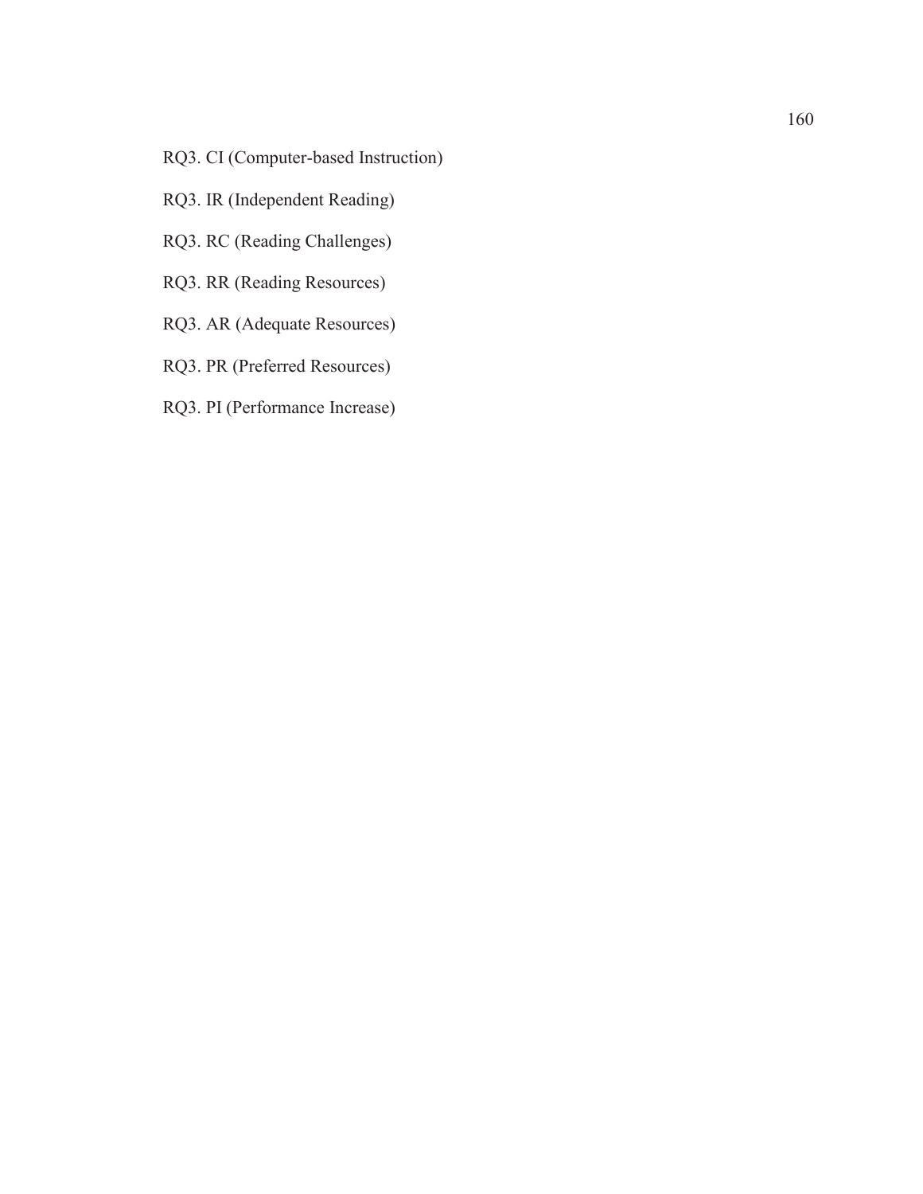RQ3. CI (Computer-based Instruction)

RQ3. IR (Independent Reading)

RQ3. RC (Reading Challenges)

RQ3. RR (Reading Resources)

RQ3. AR (Adequate Resources)

RQ3. PR (Preferred Resources)

RQ3. PI (Performance Increase)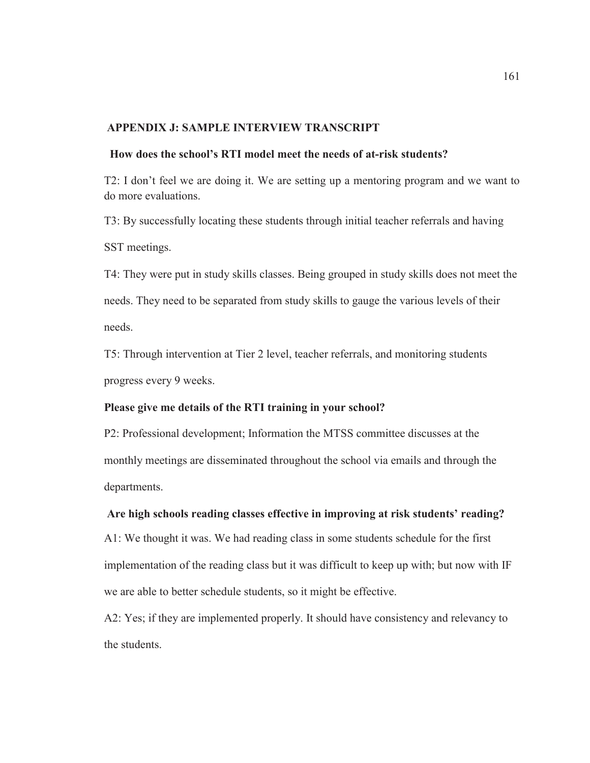## APPENDIX J: SAMPLE INTERVIEW TRANSCRIPT

**How does the school's RTI model meet the needs of at-risk students?**

T2: I don't feel we are doing it. We are setting up a mentoring program and we want to do more evaluations.

T3: By successfully locating these students through initial teacher referrals and having SST meetings.

T4: They were put in study skills classes. Being grouped in study skills does not meet the needs. They need to be separated from study skills to gauge the various levels of their needs.

T5: Through intervention at Tier 2 level, teacher referrals, and monitoring students progress every 9 weeks.

**Please give me details of the RTI training in your school?**

P2: Professional development; Information the MTSS committee discusses at the monthly meetings are disseminated throughout the school via emails and through the departments.

**Are high schools reading classes effective in improving at risk students' reading?**

A1: We thought it was. We had reading class in some students schedule for the first implementation of the reading class but it was difficult to keep up with; but now with IF we are able to better schedule students, so it might be effective.

A2: Yes; if they are implemented properly. It should have consistency and relevancy to the students.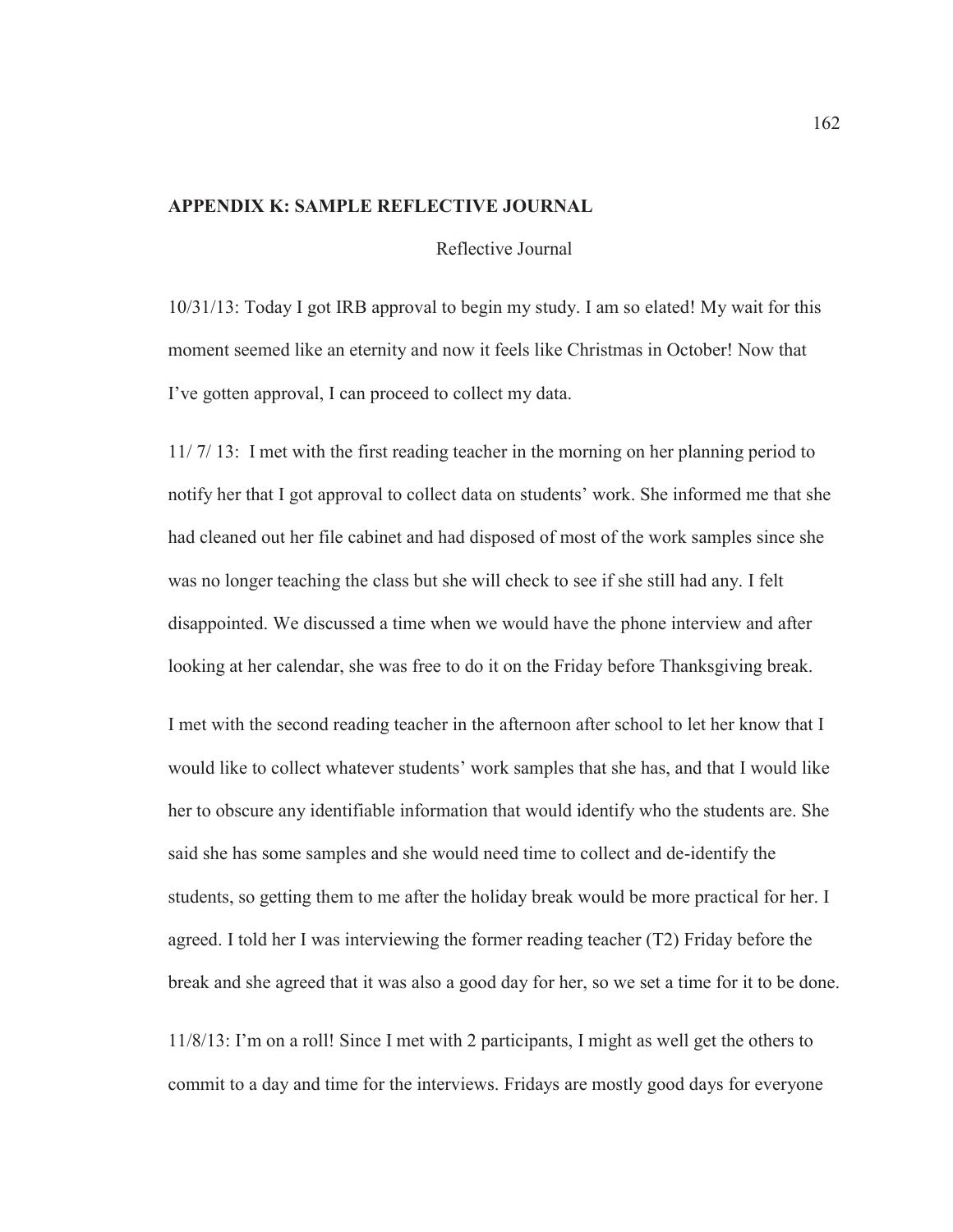## APPENDIX K: SAMPLE REFLECTIVE JOURNAL

Reflective Journal

10/31/13: Today I got IRB approval to begin my study. I am so elated! My wait for this moment seemed like an eternity and now it feels like Christmas in October! Now that I've gotten approval, I can proceed to collect my data.

11/ 7/ 13: I met with the first reading teacher in the morning on her planning period to notify her that I got approval to collect data on students' work. She informed me that she had cleaned out her file cabinet and had disposed of most of the work samples since she was no longer teaching the class but she will check to see if she still had any. I felt disappointed. We discussed a time when we would have the phone interview and after looking at her calendar, she was free to do it on the Friday before Thanksgiving break.

I met with the second reading teacher in the afternoon after school to let her know that I would like to collect whatever students' work samples that she has, and that I would like her to obscure any identifiable information that would identify who the students are. She said she has some samples and she would need time to collect and de-identify the students, so getting them to me after the holiday break would be more practical for her. I agreed. I told her I was interviewing the former reading teacher (T2) Friday before the break and she agreed that it was also a good day for her, so we set a time for it to be done.

11/8/13: I'm on a roll! Since I met with 2 participants, I might as well get the others to commit to a day and time for the interviews. Fridays are mostly good days for everyone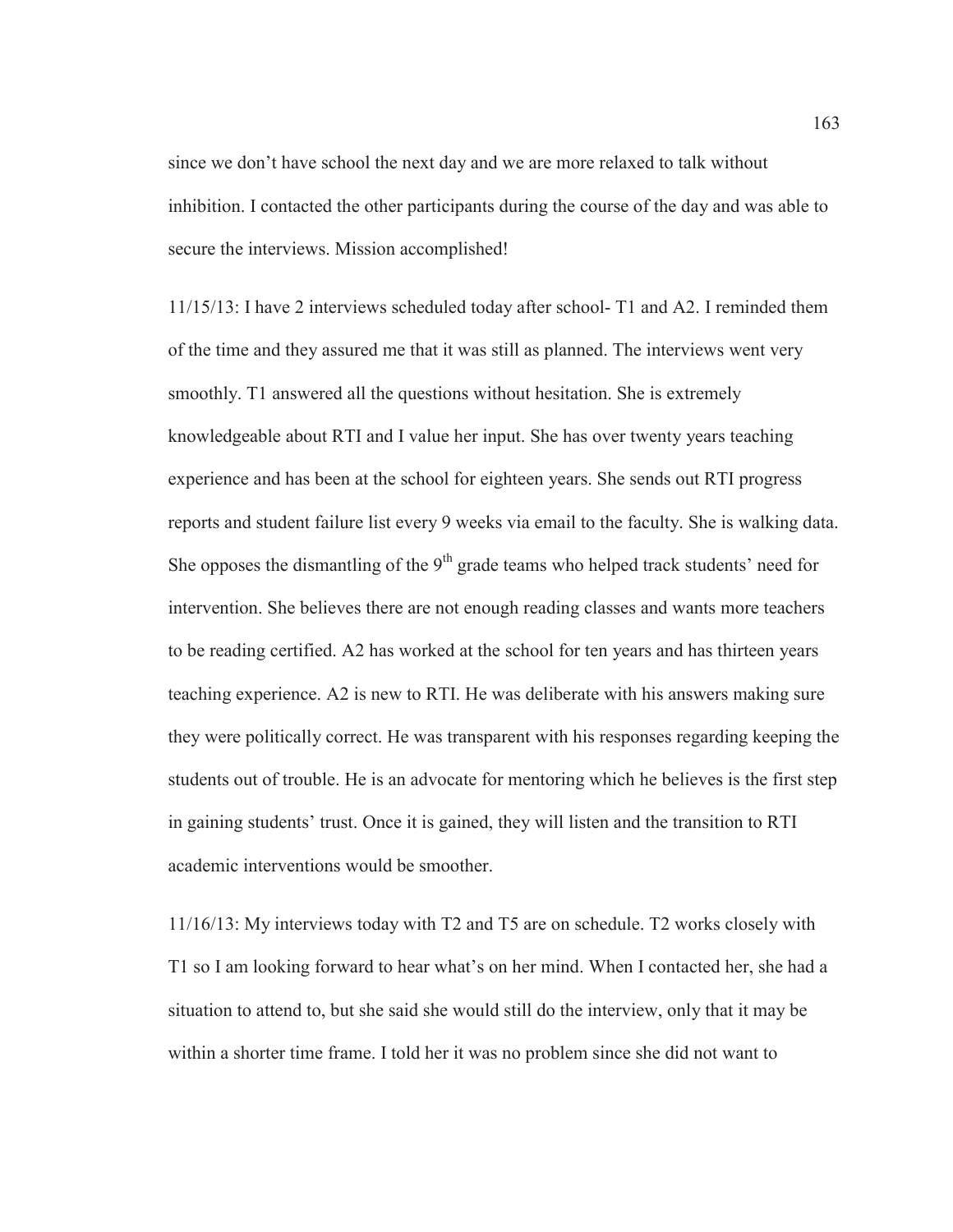since we don't have school the next day and we are more relaxed to talk without inhibition. I contacted the other participants during the course of the day and was able to secure the interviews. Mission accomplished!

11/15/13: I have 2 interviews scheduled today after school- T1 and A2. I reminded them of the time and they assured me that it was still as planned. The interviews went very smoothly. T1 answered all the questions without hesitation. She is extremely knowledgeable about RTI and I value her input. She has over twenty years teaching experience and has been at the school for eighteen years. She sends out RTI progress reports and student failure list every 9 weeks via email to the faculty. She is walking data. She opposes the dismantling of the 9th grade teams who helped track students' need for intervention. She believes there are not enough reading classes and wants more teachers to be reading certified. A2 has worked at the school for ten years and has thirteen years teaching experience. A2 is new to RTI. He was deliberate with his answers making sure they were politically correct. He was transparent with his responses regarding keeping the students out of trouble. He is an advocate for mentoring which he believes is the first step in gaining students' trust. Once it is gained, they will listen and the transition to RTI academic interventions would be smoother.

11/16/13: My interviews today with T2 and T5 are on schedule. T2 works closely with T1 so I am looking forward to hear what's on her mind. When I contacted her, she had a situation to attend to, but she said she would still do the interview, only that it may be within a shorter time frame. I told her it was no problem since she did not want to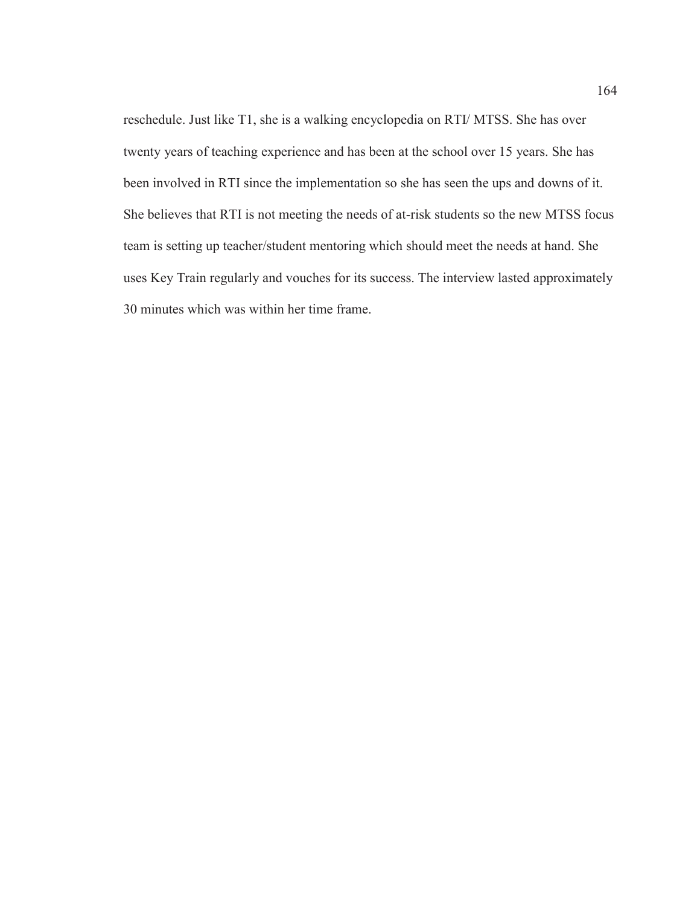reschedule. Just like T1, she is a walking encyclopedia on RTI/ MTSS. She has over twenty years of teaching experience and has been at the school over 15 years. She has been involved in RTI since the implementation so she has seen the ups and downs of it. She believes that RTI is not meeting the needs of at-risk students so the new MTSS focus team is setting up teacher/student mentoring which should meet the needs at hand. She uses Key Train regularly and vouches for its success. The interview lasted approximately 30 minutes which was within her time frame.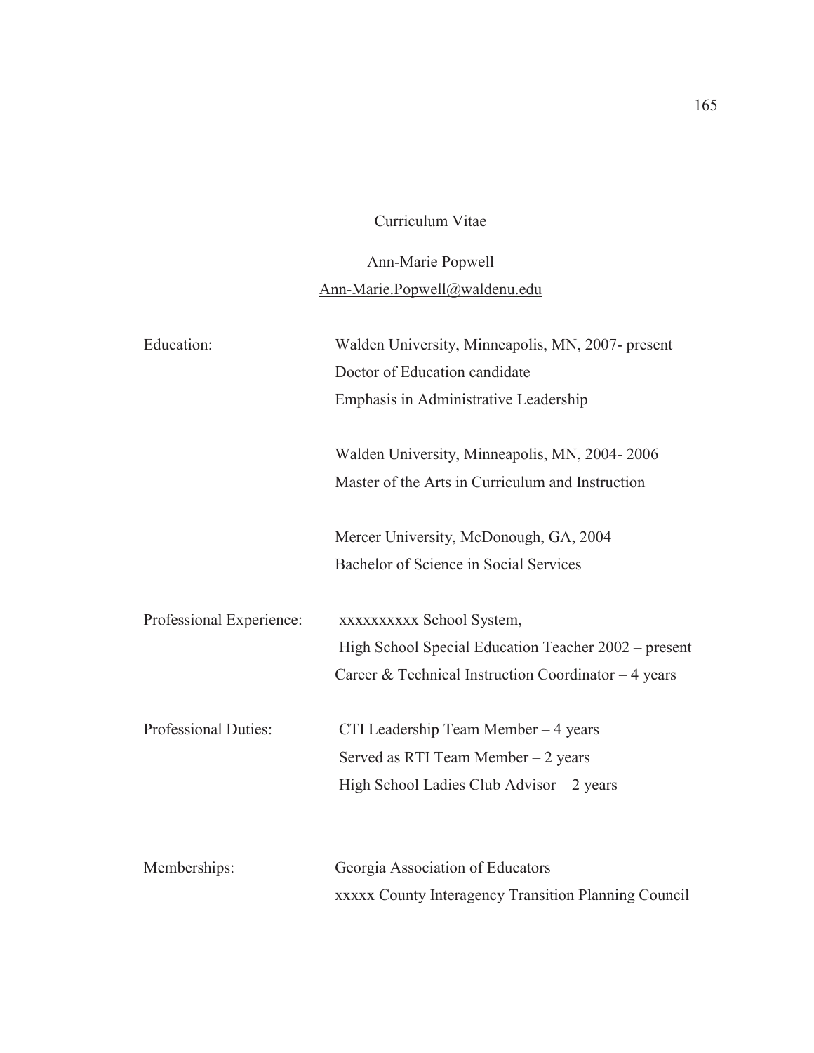# Curriculum Vitae

Ann-Marie Popwell

Ann-Marie.Popwell@waldenu.edu

| | |
|---|---|
| Education: | Walden University, Minneapolis, MN, 2007- present<br>Doctor of Education candidate<br>Emphasis in Administrative Leadership |
| | Walden University, Minneapolis, MN, 2004- 2006<br>Master of the Arts in Curriculum and Instruction |
| | Mercer University, McDonough, GA, 2004<br>Bachelor of Science in Social Services |
| Professional Experience: | xxxxxxxxxx School System,<br>High School Special Education Teacher 2002 – present<br>Career & Technical Instruction Coordinator – 4 years |
| Professional Duties: | CTI Leadership Team Member – 4 years<br>Served as RTI Team Member – 2 years<br>High School Ladies Club Advisor – 2 years |
| Memberships: | Georgia Association of Educators<br>xxxxx County Interagency Transition Planning Council |